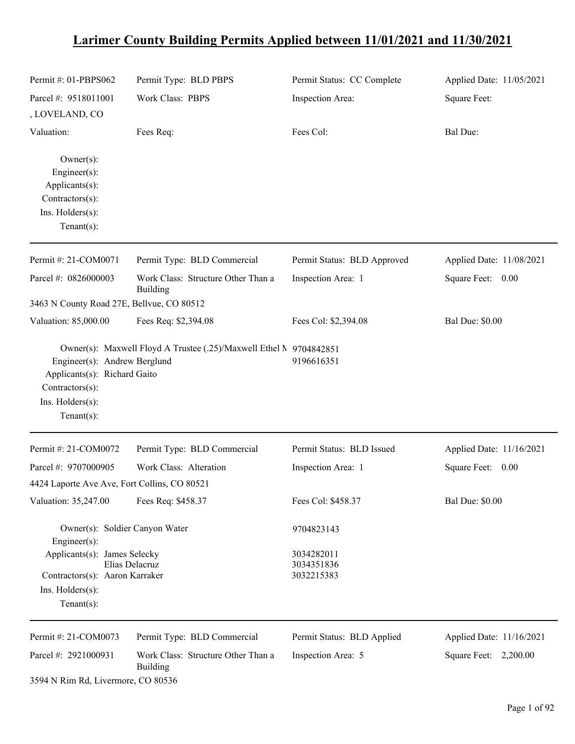# Larimer County Building Permits Applied between 11/01/2021 and 11/30/2021

| Permit #: 01-PBPS062 | Permit Type: BLD PBPS | Permit Status: CC Complete | Applied Date: 11/05/2021 |
|---|---|---|---|
| Parcel #: 9518011001 | Work Class: PBPS | Inspection Area: | Square Feet: |
| , LOVELAND, CO | | | |
| Valuation: | Fees Req: | Fees Col: | Bal Due: |

Owner(s):
Engineer(s):
Applicants(s):
Contractors(s):
Ins. Holders(s):
Tenant(s):

---

| Permit #: 21-COM0071 | Permit Type: BLD Commercial | Permit Status: BLD Approved | Applied Date: 11/08/2021 |
|---|---|---|---|
| Parcel #: 0826000003 | Work Class: Structure Other Than a Building | Inspection Area: 1 | Square Feet: 0.00 |
| 3463 N County Road 27E, Bellvue, CO 80512 | | | |
| Valuation: 85,000.00 | Fees Req: $2,394.08 | Fees Col: $2,394.08 | Bal Due: $0.00 |

Owner(s): Maxwell Floyd A Trustee (.25)/Maxwell Ethel M 9704842851
Engineer(s): Andrew Berglund 9196616351
Applicants(s): Richard Gaito
Contractors(s):
Ins. Holders(s):
Tenant(s):

---

| Permit #: 21-COM0072 | Permit Type: BLD Commercial | Permit Status: BLD Issued | Applied Date: 11/16/2021 |
|---|---|---|---|
| Parcel #: 9707000905 | Work Class: Alteration | Inspection Area: 1 | Square Feet: 0.00 |
| 4424 Laporte Ave Ave, Fort Collins, CO 80521 | | | |
| Valuation: 35,247.00 | Fees Req: $458.37 | Fees Col: $458.37 | Bal Due: $0.00 |

Owner(s): Soldier Canyon Water 9704823143
Engineer(s):
Applicants(s): James Selecky 3034282011
Elias Delacruz 3034351836
Contractors(s): Aaron Karraker 3032215383
Ins. Holders(s):
Tenant(s):

---

| Permit #: 21-COM0073 | Permit Type: BLD Commercial | Permit Status: BLD Applied | Applied Date: 11/16/2021 |
|---|---|---|---|
| Parcel #: 2921000931 | Work Class: Structure Other Than a Building | Inspection Area: 5 | Square Feet: 2,200.00 |
| 3594 N Rim Rd, Livermore, CO 80536 | | | |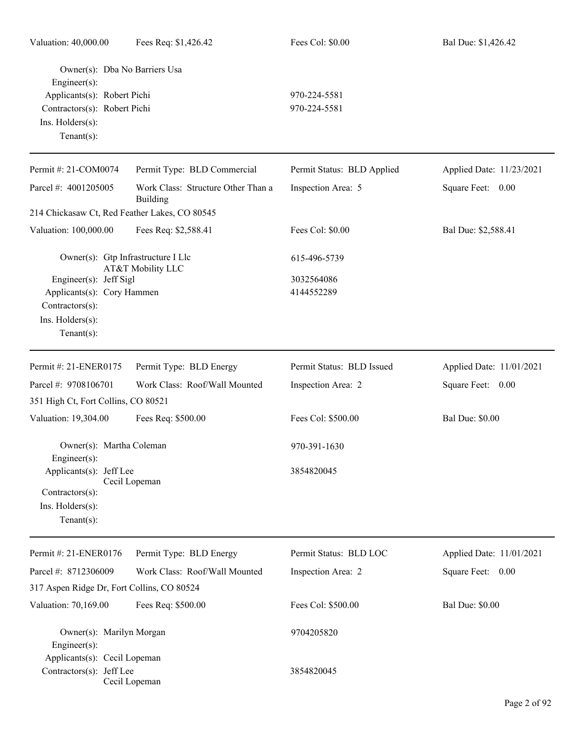Valuation: 40,000.00 | Fees Req: $1,426.42 | Fees Col: $0.00 | Bal Due: $1,426.42

Owner(s): Dba No Barriers Usa
Engineer(s):
Applicants(s): Robert Pichi — 970-224-5581
Contractors(s): Robert Pichi — 970-224-5581
Ins. Holders(s):
Tenant(s):

---

| Permit #: 21-COM0074 | Permit Type: BLD Commercial | Permit Status: BLD Applied | Applied Date: 11/23/2021 |
|---|---|---|---|
| Parcel #: 4001205005 | Work Class: Structure Other Than a Building | Inspection Area: 5 | Square Feet: 0.00 |

214 Chickasaw Ct, Red Feather Lakes, CO 80545

| Valuation: 100,000.00 | Fees Req: $2,588.41 | Fees Col: $0.00 | Bal Due: $2,588.41 |
|---|---|---|---|

Owner(s): Gtp Infrastructure I Llc, AT&T Mobility LLC — 615-496-5739
Engineer(s): Jeff Sigl — 3032564086
Applicants(s): Cory Hammen — 4144552289
Contractors(s):
Ins. Holders(s):
Tenant(s):

---

| Permit #: 21-ENER0175 | Permit Type: BLD Energy | Permit Status: BLD Issued | Applied Date: 11/01/2021 |
|---|---|---|---|
| Parcel #: 9708106701 | Work Class: Roof/Wall Mounted | Inspection Area: 2 | Square Feet: 0.00 |

351 High Ct, Fort Collins, CO 80521

| Valuation: 19,304.00 | Fees Req: $500.00 | Fees Col: $500.00 | Bal Due: $0.00 |
|---|---|---|---|

Owner(s): Martha Coleman — 970-391-1630
Engineer(s):
Applicants(s): Jeff Lee, Cecil Lopeman — 3854820045
Contractors(s):
Ins. Holders(s):
Tenant(s):

---

| Permit #: 21-ENER0176 | Permit Type: BLD Energy | Permit Status: BLD LOC | Applied Date: 11/01/2021 |
|---|---|---|---|
| Parcel #: 8712306009 | Work Class: Roof/Wall Mounted | Inspection Area: 2 | Square Feet: 0.00 |

317 Aspen Ridge Dr, Fort Collins, CO 80524

| Valuation: 70,169.00 | Fees Req: $500.00 | Fees Col: $500.00 | Bal Due: $0.00 |
|---|---|---|---|

Owner(s): Marilyn Morgan — 9704205820
Engineer(s):
Applicants(s): Cecil Lopeman
Contractors(s): Jeff Lee, Cecil Lopeman — 3854820045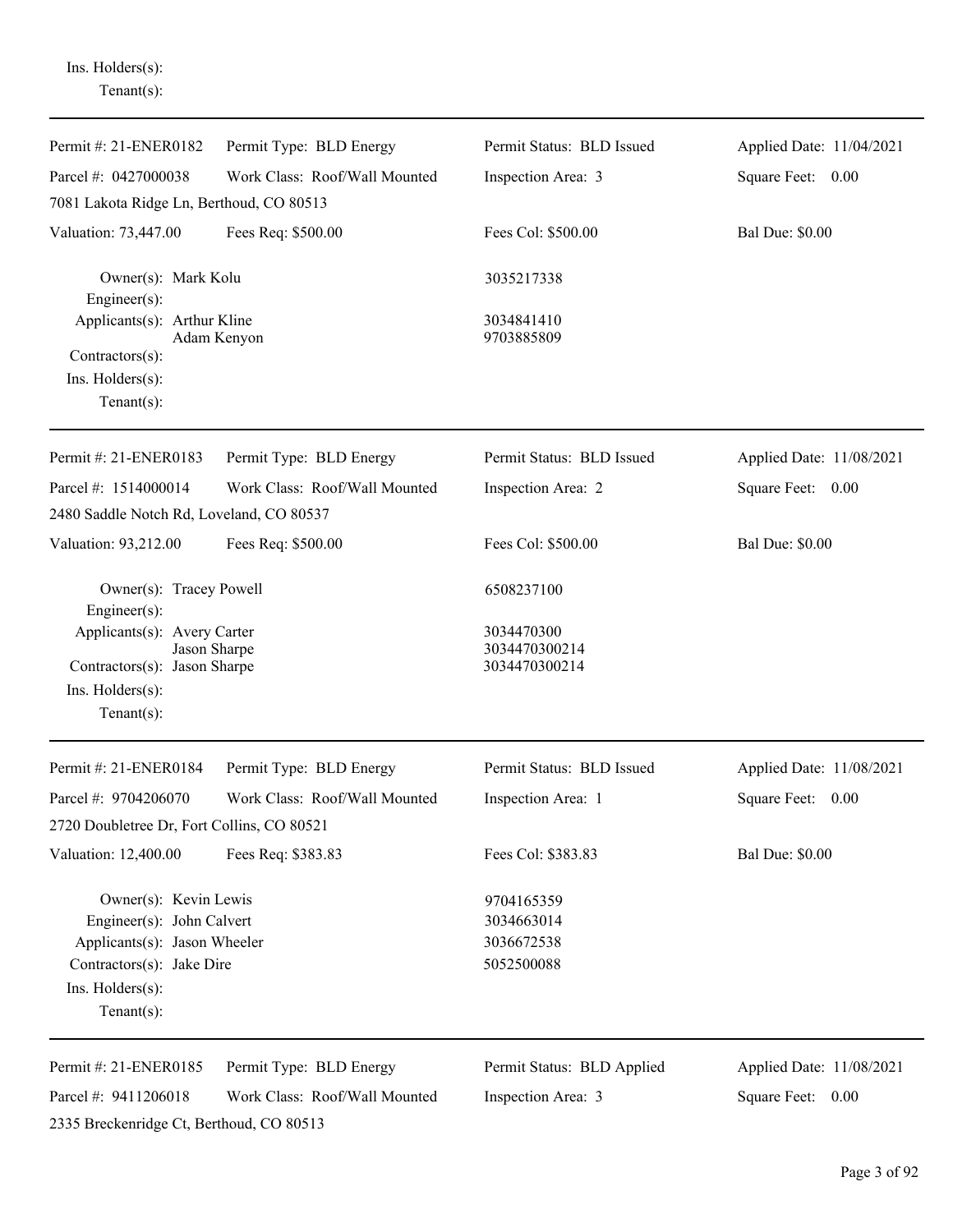Ins. Holders(s):
Tenant(s):

---

Permit #: 21-ENER0182 | Permit Type: BLD Energy | Permit Status: BLD Issued | Applied Date: 11/04/2021

Parcel #: 0427000038 | Work Class: Roof/Wall Mounted | Inspection Area: 3 | Square Feet: 0.00

7081 Lakota Ridge Ln, Berthoud, CO 80513

Valuation: 73,447.00 | Fees Req: $500.00 | Fees Col: $500.00 | Bal Due: $0.00

Owner(s): Mark Kolu — 3035217338
Engineer(s):
Applicants(s): Arthur Kline — 3034841410
Adam Kenyon — 9703885809
Contractors(s):
Ins. Holders(s):
Tenant(s):

---

Permit #: 21-ENER0183 | Permit Type: BLD Energy | Permit Status: BLD Issued | Applied Date: 11/08/2021

Parcel #: 1514000014 | Work Class: Roof/Wall Mounted | Inspection Area: 2 | Square Feet: 0.00

2480 Saddle Notch Rd, Loveland, CO 80537

Valuation: 93,212.00 | Fees Req: $500.00 | Fees Col: $500.00 | Bal Due: $0.00

Owner(s): Tracey Powell — 6508237100
Engineer(s):
Applicants(s): Avery Carter — 3034470300
Jason Sharpe — 3034470300214
Contractors(s): Jason Sharpe — 3034470300214
Ins. Holders(s):
Tenant(s):

---

Permit #: 21-ENER0184 | Permit Type: BLD Energy | Permit Status: BLD Issued | Applied Date: 11/08/2021

Parcel #: 9704206070 | Work Class: Roof/Wall Mounted | Inspection Area: 1 | Square Feet: 0.00

2720 Doubletree Dr, Fort Collins, CO 80521

Valuation: 12,400.00 | Fees Req: $383.83 | Fees Col: $383.83 | Bal Due: $0.00

Owner(s): Kevin Lewis — 9704165359
Engineer(s): John Calvert — 3034663014
Applicants(s): Jason Wheeler — 3036672538
Contractors(s): Jake Dire — 5052500088
Ins. Holders(s):
Tenant(s):

---

Permit #: 21-ENER0185 | Permit Type: BLD Energy | Permit Status: BLD Applied | Applied Date: 11/08/2021

Parcel #: 9411206018 | Work Class: Roof/Wall Mounted | Inspection Area: 3 | Square Feet: 0.00

2335 Breckenridge Ct, Berthoud, CO 80513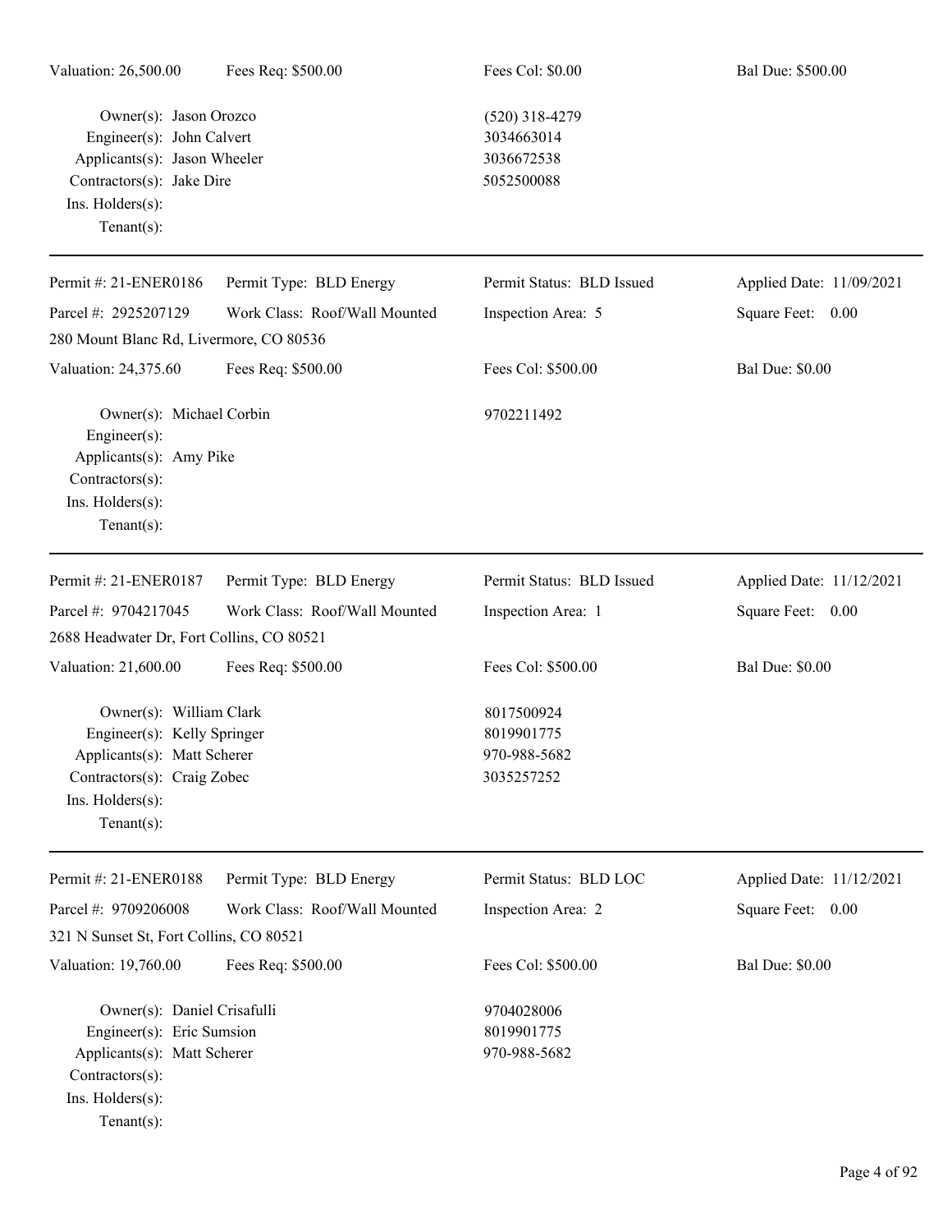Valuation: 26,500.00 Fees Req: $500.00 Fees Col: $0.00 Bal Due: $500.00

Owner(s): Jason Orozco (520) 318-4279
Engineer(s): John Calvert 3034663014
Applicants(s): Jason Wheeler 3036672538
Contractors(s): Jake Dire 5052500088
Ins. Holders(s):
Tenant(s):

---

Permit #: 21-ENER0186 Permit Type: BLD Energy Permit Status: BLD Issued Applied Date: 11/09/2021
Parcel #: 2925207129 Work Class: Roof/Wall Mounted Inspection Area: 5 Square Feet: 0.00
280 Mount Blanc Rd, Livermore, CO 80536
Valuation: 24,375.60 Fees Req: $500.00 Fees Col: $500.00 Bal Due: $0.00

Owner(s): Michael Corbin 9702211492
Engineer(s):
Applicants(s): Amy Pike
Contractors(s):
Ins. Holders(s):
Tenant(s):

---

Permit #: 21-ENER0187 Permit Type: BLD Energy Permit Status: BLD Issued Applied Date: 11/12/2021
Parcel #: 9704217045 Work Class: Roof/Wall Mounted Inspection Area: 1 Square Feet: 0.00
2688 Headwater Dr, Fort Collins, CO 80521
Valuation: 21,600.00 Fees Req: $500.00 Fees Col: $500.00 Bal Due: $0.00

Owner(s): William Clark 8017500924
Engineer(s): Kelly Springer 8019901775
Applicants(s): Matt Scherer 970-988-5682
Contractors(s): Craig Zobec 3035257252
Ins. Holders(s):
Tenant(s):

---

Permit #: 21-ENER0188 Permit Type: BLD Energy Permit Status: BLD LOC Applied Date: 11/12/2021
Parcel #: 9709206008 Work Class: Roof/Wall Mounted Inspection Area: 2 Square Feet: 0.00
321 N Sunset St, Fort Collins, CO 80521
Valuation: 19,760.00 Fees Req: $500.00 Fees Col: $500.00 Bal Due: $0.00

Owner(s): Daniel Crisafulli 9704028006
Engineer(s): Eric Sumsion 8019901775
Applicants(s): Matt Scherer 970-988-5682
Contractors(s):
Ins. Holders(s):
Tenant(s):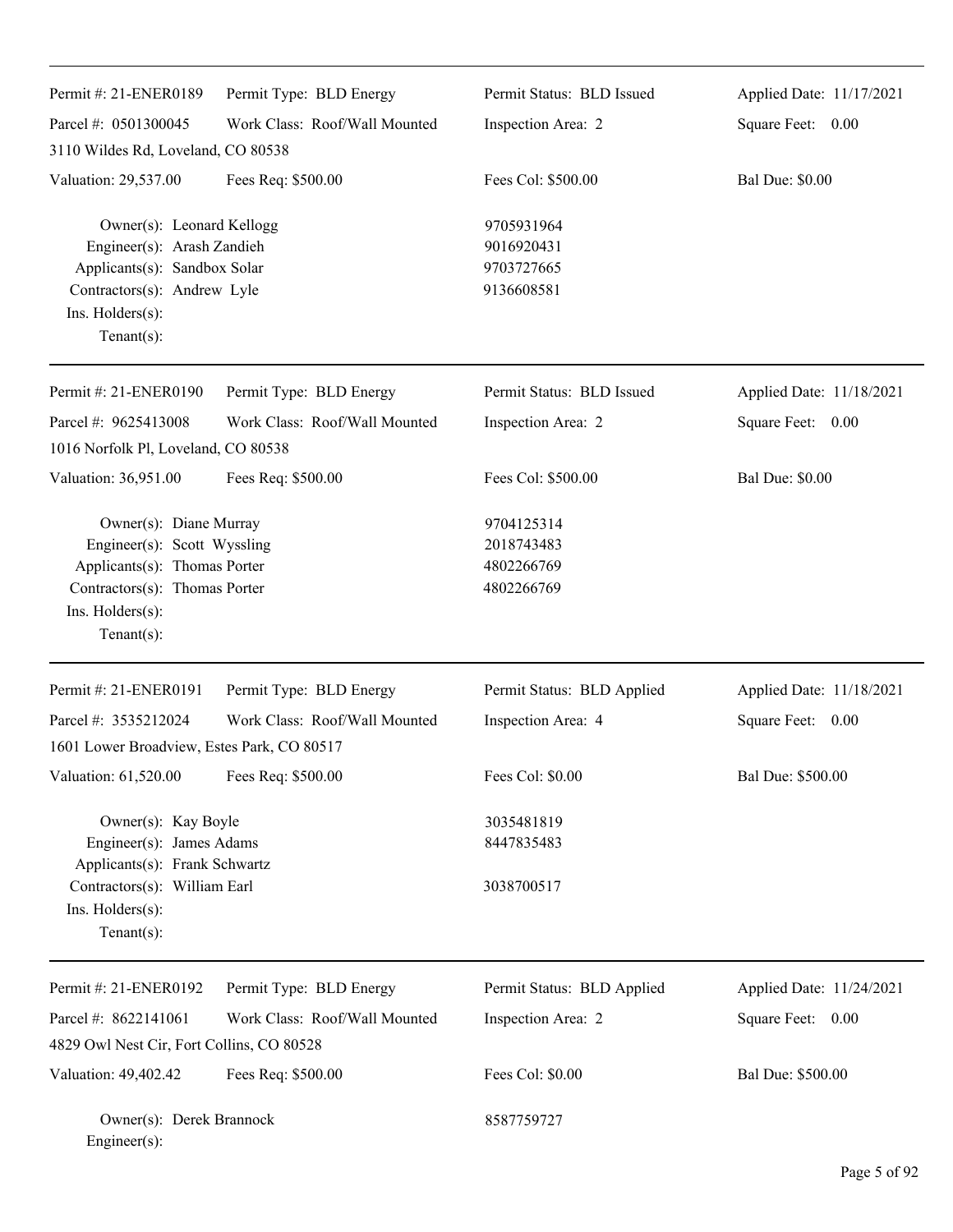Permit #: 21-ENER0189 Permit Type: BLD Energy Permit Status: BLD Issued Applied Date: 11/17/2021

Parcel #: 0501300045 Work Class: Roof/Wall Mounted Inspection Area: 2 Square Feet: 0.00

3110 Wildes Rd, Loveland, CO 80538

Valuation: 29,537.00 Fees Req: $500.00 Fees Col: $500.00 Bal Due: $0.00

Owner(s): Leonard Kellogg 9705931964
Engineer(s): Arash Zandieh 9016920431
Applicants(s): Sandbox Solar 9703727665
Contractors(s): Andrew Lyle 9136608581
Ins. Holders(s):
Tenant(s):

---

Permit #: 21-ENER0190 Permit Type: BLD Energy Permit Status: BLD Issued Applied Date: 11/18/2021

Parcel #: 9625413008 Work Class: Roof/Wall Mounted Inspection Area: 2 Square Feet: 0.00

1016 Norfolk Pl, Loveland, CO 80538

Valuation: 36,951.00 Fees Req: $500.00 Fees Col: $500.00 Bal Due: $0.00

Owner(s): Diane Murray 9704125314
Engineer(s): Scott Wyssling 2018743483
Applicants(s): Thomas Porter 4802266769
Contractors(s): Thomas Porter 4802266769
Ins. Holders(s):
Tenant(s):

---

Permit #: 21-ENER0191 Permit Type: BLD Energy Permit Status: BLD Applied Applied Date: 11/18/2021

Parcel #: 3535212024 Work Class: Roof/Wall Mounted Inspection Area: 4 Square Feet: 0.00

1601 Lower Broadview, Estes Park, CO 80517

Valuation: 61,520.00 Fees Req: $500.00 Fees Col: $0.00 Bal Due: $500.00

Owner(s): Kay Boyle 3035481819
Engineer(s): James Adams 8447835483
Applicants(s): Frank Schwartz
Contractors(s): William Earl 3038700517
Ins. Holders(s):
Tenant(s):

---

Permit #: 21-ENER0192 Permit Type: BLD Energy Permit Status: BLD Applied Applied Date: 11/24/2021

Parcel #: 8622141061 Work Class: Roof/Wall Mounted Inspection Area: 2 Square Feet: 0.00

4829 Owl Nest Cir, Fort Collins, CO 80528

Valuation: 49,402.42 Fees Req: $500.00 Fees Col: $0.00 Bal Due: $500.00

Owner(s): Derek Brannock 8587759727
Engineer(s):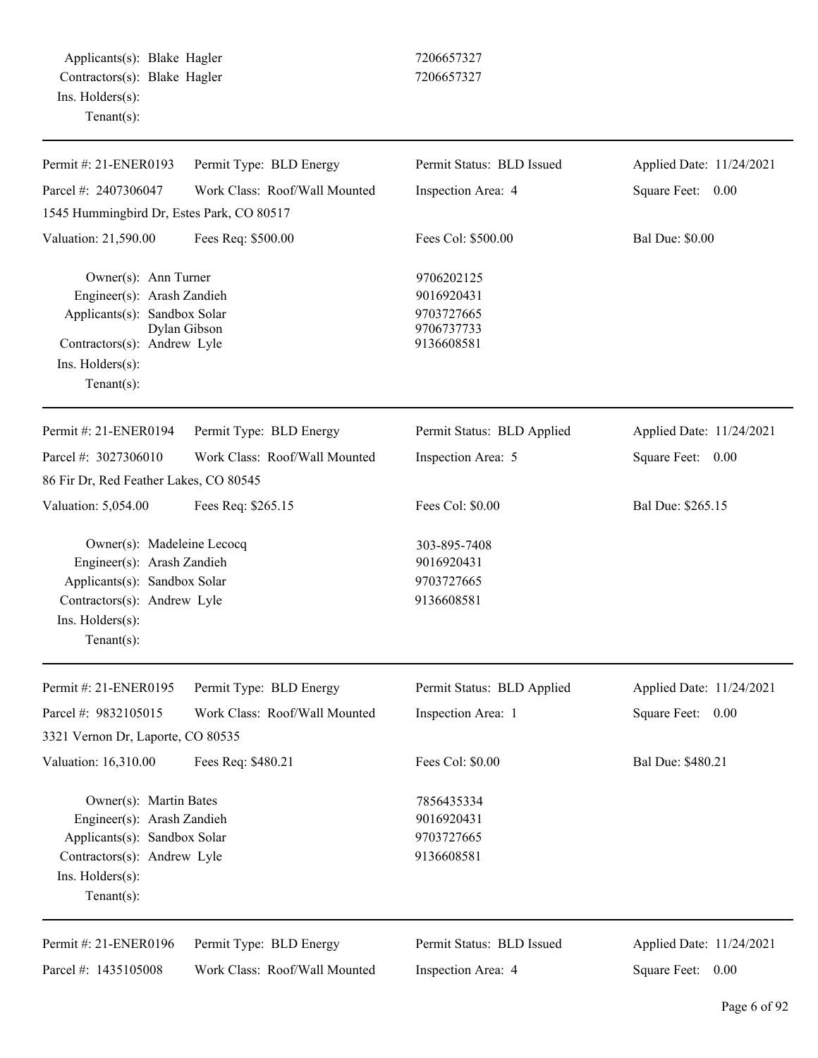Applicants(s): Blake Hagler 7206657327
Contractors(s): Blake Hagler 7206657327
Ins. Holders(s):
Tenant(s):

---

Permit #: 21-ENER0193 | Permit Type: BLD Energy | Permit Status: BLD Issued | Applied Date: 11/24/2021
Parcel #: 2407306047 | Work Class: Roof/Wall Mounted | Inspection Area: 4 | Square Feet: 0.00
1545 Hummingbird Dr, Estes Park, CO 80517
Valuation: 21,590.00 | Fees Req: $500.00 | Fees Col: $500.00 | Bal Due: $0.00

Owner(s): Ann Turner 9706202125
Engineer(s): Arash Zandieh 9016920431
Applicants(s): Sandbox Solar 9703727665
Dylan Gibson 9706737733
Contractors(s): Andrew Lyle 9136608581
Ins. Holders(s):
Tenant(s):

---

Permit #: 21-ENER0194 | Permit Type: BLD Energy | Permit Status: BLD Applied | Applied Date: 11/24/2021
Parcel #: 3027306010 | Work Class: Roof/Wall Mounted | Inspection Area: 5 | Square Feet: 0.00
86 Fir Dr, Red Feather Lakes, CO 80545
Valuation: 5,054.00 | Fees Req: $265.15 | Fees Col: $0.00 | Bal Due: $265.15

Owner(s): Madeleine Lecocq 303-895-7408
Engineer(s): Arash Zandieh 9016920431
Applicants(s): Sandbox Solar 9703727665
Contractors(s): Andrew Lyle 9136608581
Ins. Holders(s):
Tenant(s):

---

Permit #: 21-ENER0195 | Permit Type: BLD Energy | Permit Status: BLD Applied | Applied Date: 11/24/2021
Parcel #: 9832105015 | Work Class: Roof/Wall Mounted | Inspection Area: 1 | Square Feet: 0.00
3321 Vernon Dr, Laporte, CO 80535
Valuation: 16,310.00 | Fees Req: $480.21 | Fees Col: $0.00 | Bal Due: $480.21

Owner(s): Martin Bates 7856435334
Engineer(s): Arash Zandieh 9016920431
Applicants(s): Sandbox Solar 9703727665
Contractors(s): Andrew Lyle 9136608581
Ins. Holders(s):
Tenant(s):

---

Permit #: 21-ENER0196 | Permit Type: BLD Energy | Permit Status: BLD Issued | Applied Date: 11/24/2021
Parcel #: 1435105008 | Work Class: Roof/Wall Mounted | Inspection Area: 4 | Square Feet: 0.00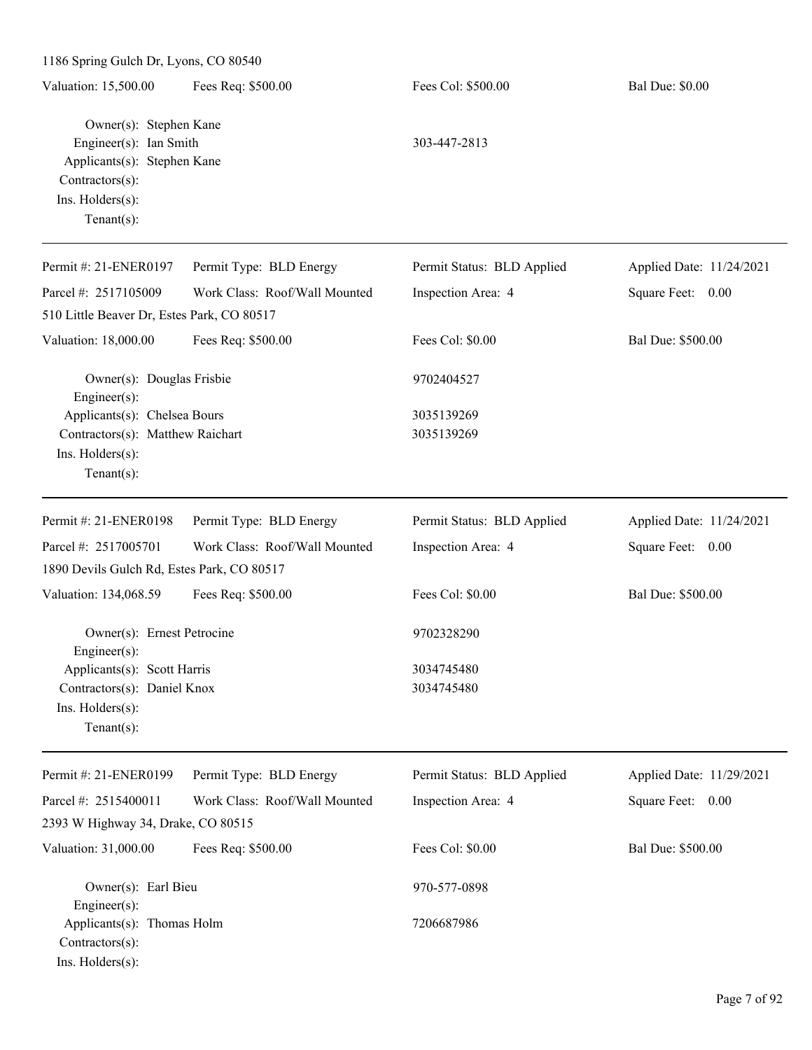1186 Spring Gulch Dr, Lyons, CO 80540

Valuation: 15,500.00 | Fees Req: $500.00 | Fees Col: $500.00 | Bal Due: $0.00

Owner(s): Stephen Kane
Engineer(s): Ian Smith — 303-447-2813
Applicants(s): Stephen Kane
Contractors(s):
Ins. Holders(s):
Tenant(s):

---

Permit #: 21-ENER0197 | Permit Type: BLD Energy | Permit Status: BLD Applied | Applied Date: 11/24/2021
Parcel #: 2517105009 | Work Class: Roof/Wall Mounted | Inspection Area: 4 | Square Feet: 0.00
510 Little Beaver Dr, Estes Park, CO 80517

Valuation: 18,000.00 | Fees Req: $500.00 | Fees Col: $0.00 | Bal Due: $500.00

Owner(s): Douglas Frisbie — 9702404527
Engineer(s):
Applicants(s): Chelsea Bours — 3035139269
Contractors(s): Matthew Raichart — 3035139269
Ins. Holders(s):
Tenant(s):

---

Permit #: 21-ENER0198 | Permit Type: BLD Energy | Permit Status: BLD Applied | Applied Date: 11/24/2021
Parcel #: 2517005701 | Work Class: Roof/Wall Mounted | Inspection Area: 4 | Square Feet: 0.00
1890 Devils Gulch Rd, Estes Park, CO 80517

Valuation: 134,068.59 | Fees Req: $500.00 | Fees Col: $0.00 | Bal Due: $500.00

Owner(s): Ernest Petrocine — 9702328290
Engineer(s):
Applicants(s): Scott Harris — 3034745480
Contractors(s): Daniel Knox — 3034745480
Ins. Holders(s):
Tenant(s):

---

Permit #: 21-ENER0199 | Permit Type: BLD Energy | Permit Status: BLD Applied | Applied Date: 11/29/2021
Parcel #: 2515400011 | Work Class: Roof/Wall Mounted | Inspection Area: 4 | Square Feet: 0.00
2393 W Highway 34, Drake, CO 80515

Valuation: 31,000.00 | Fees Req: $500.00 | Fees Col: $0.00 | Bal Due: $500.00

Owner(s): Earl Bieu — 970-577-0898
Engineer(s):
Applicants(s): Thomas Holm — 7206687986
Contractors(s):
Ins. Holders(s):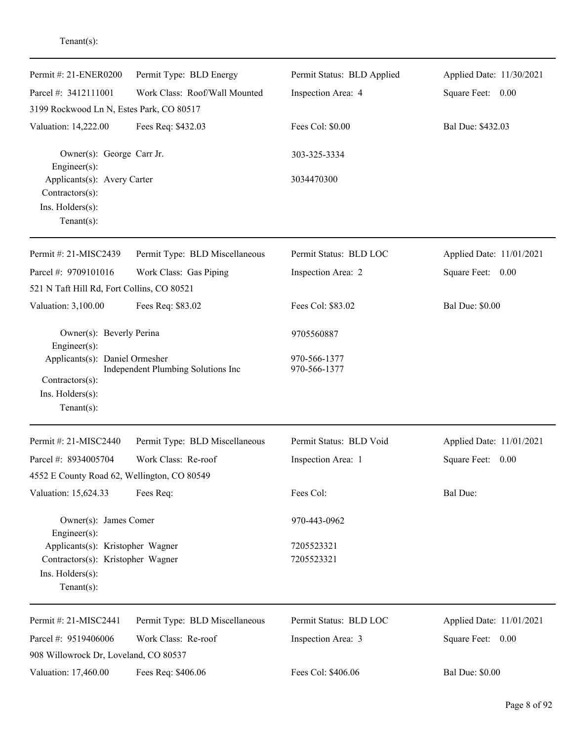Tenant(s):

---

| Permit #: 21-ENER0200 | Permit Type: BLD Energy | Permit Status: BLD Applied | Applied Date: 11/30/2021 |
|---|---|---|---|
| Parcel #: 3412111001 | Work Class: Roof/Wall Mounted | Inspection Area: 4 | Square Feet: 0.00 |
| 3199 Rockwood Ln N, Estes Park, CO 80517 | | | |
| Valuation: 14,222.00 | Fees Req: $432.03 | Fees Col: $0.00 | Bal Due: $432.03 |

Owner(s): George Carr Jr. — 303-325-3334
Engineer(s):
Applicants(s): Avery Carter — 3034470300
Contractors(s):
Ins. Holders(s):
Tenant(s):

---

| Permit #: 21-MISC2439 | Permit Type: BLD Miscellaneous | Permit Status: BLD LOC | Applied Date: 11/01/2021 |
|---|---|---|---|
| Parcel #: 9709101016 | Work Class: Gas Piping | Inspection Area: 2 | Square Feet: 0.00 |
| 521 N Taft Hill Rd, Fort Collins, CO 80521 | | | |
| Valuation: 3,100.00 | Fees Req: $83.02 | Fees Col: $83.02 | Bal Due: $0.00 |

Owner(s): Beverly Perina — 9705560887
Engineer(s):
Applicants(s): Daniel Ormesher — 970-566-1377
Independent Plumbing Solutions Inc — 970-566-1377
Contractors(s):
Ins. Holders(s):
Tenant(s):

---

| Permit #: 21-MISC2440 | Permit Type: BLD Miscellaneous | Permit Status: BLD Void | Applied Date: 11/01/2021 |
|---|---|---|---|
| Parcel #: 8934005704 | Work Class: Re-roof | Inspection Area: 1 | Square Feet: 0.00 |
| 4552 E County Road 62, Wellington, CO 80549 | | | |
| Valuation: 15,624.33 | Fees Req: | Fees Col: | Bal Due: |

Owner(s): James Comer — 970-443-0962
Engineer(s):
Applicants(s): Kristopher Wagner — 7205523321
Contractors(s): Kristopher Wagner — 7205523321
Ins. Holders(s):
Tenant(s):

---

| Permit #: 21-MISC2441 | Permit Type: BLD Miscellaneous | Permit Status: BLD LOC | Applied Date: 11/01/2021 |
|---|---|---|---|
| Parcel #: 9519406006 | Work Class: Re-roof | Inspection Area: 3 | Square Feet: 0.00 |
| 908 Willowrock Dr, Loveland, CO 80537 | | | |
| Valuation: 17,460.00 | Fees Req: $406.06 | Fees Col: $406.06 | Bal Due: $0.00 |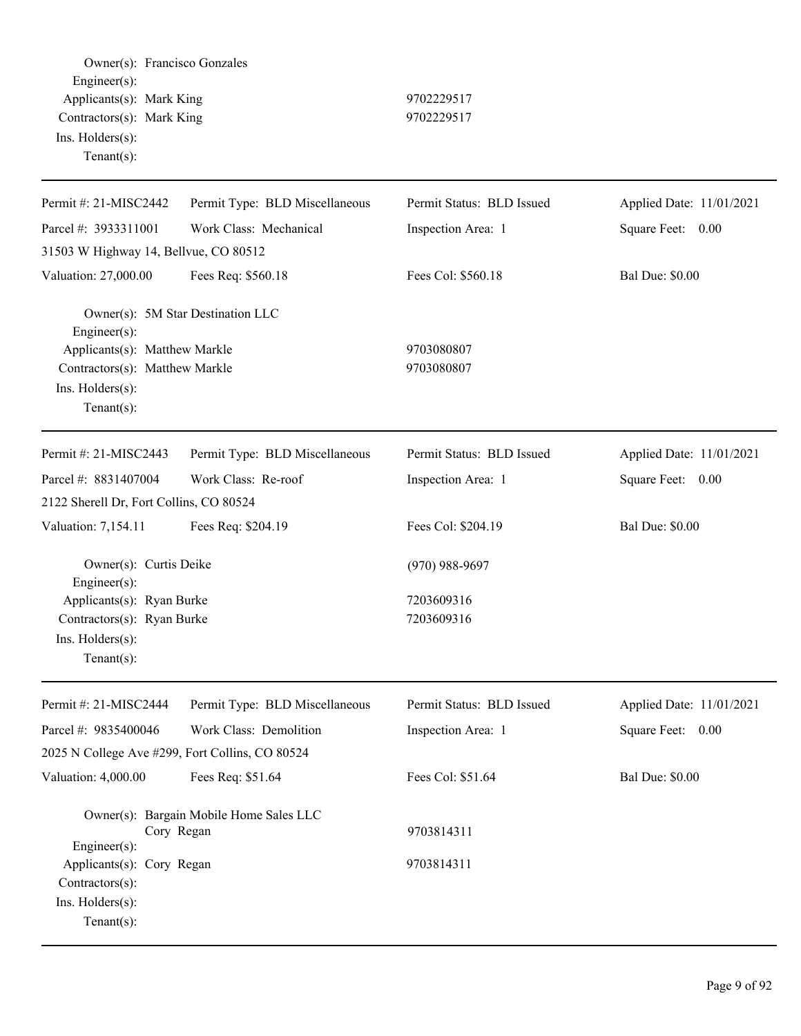Owner(s): Francisco Gonzales
Engineer(s):
Applicants(s): Mark King 9702229517
Contractors(s): Mark King 9702229517
Ins. Holders(s):
Tenant(s):

---

| Permit #: 21-MISC2442 | Permit Type: BLD Miscellaneous | Permit Status: BLD Issued | Applied Date: 11/01/2021 |
|---|---|---|---|
| Parcel #: 3933311001 | Work Class: Mechanical | Inspection Area: 1 | Square Feet: 0.00 |
| 31503 W Highway 14, Bellvue, CO 80512 | | | |
| Valuation: 27,000.00 | Fees Req: $560.18 | Fees Col: $560.18 | Bal Due: $0.00 |

Owner(s): 5M Star Destination LLC
Engineer(s):
Applicants(s): Matthew Markle 9703080807
Contractors(s): Matthew Markle 9703080807
Ins. Holders(s):
Tenant(s):

---

| Permit #: 21-MISC2443 | Permit Type: BLD Miscellaneous | Permit Status: BLD Issued | Applied Date: 11/01/2021 |
|---|---|---|---|
| Parcel #: 8831407004 | Work Class: Re-roof | Inspection Area: 1 | Square Feet: 0.00 |
| 2122 Sherell Dr, Fort Collins, CO 80524 | | | |
| Valuation: 7,154.11 | Fees Req: $204.19 | Fees Col: $204.19 | Bal Due: $0.00 |

Owner(s): Curtis Deike (970) 988-9697
Engineer(s):
Applicants(s): Ryan Burke 7203609316
Contractors(s): Ryan Burke 7203609316
Ins. Holders(s):
Tenant(s):

---

| Permit #: 21-MISC2444 | Permit Type: BLD Miscellaneous | Permit Status: BLD Issued | Applied Date: 11/01/2021 |
|---|---|---|---|
| Parcel #: 9835400046 | Work Class: Demolition | Inspection Area: 1 | Square Feet: 0.00 |
| 2025 N College Ave #299, Fort Collins, CO 80524 | | | |
| Valuation: 4,000.00 | Fees Req: $51.64 | Fees Col: $51.64 | Bal Due: $0.00 |

Owner(s): Bargain Mobile Home Sales LLC
Cory Regan 9703814311
Engineer(s):
Applicants(s): Cory Regan 9703814311
Contractors(s):
Ins. Holders(s):
Tenant(s):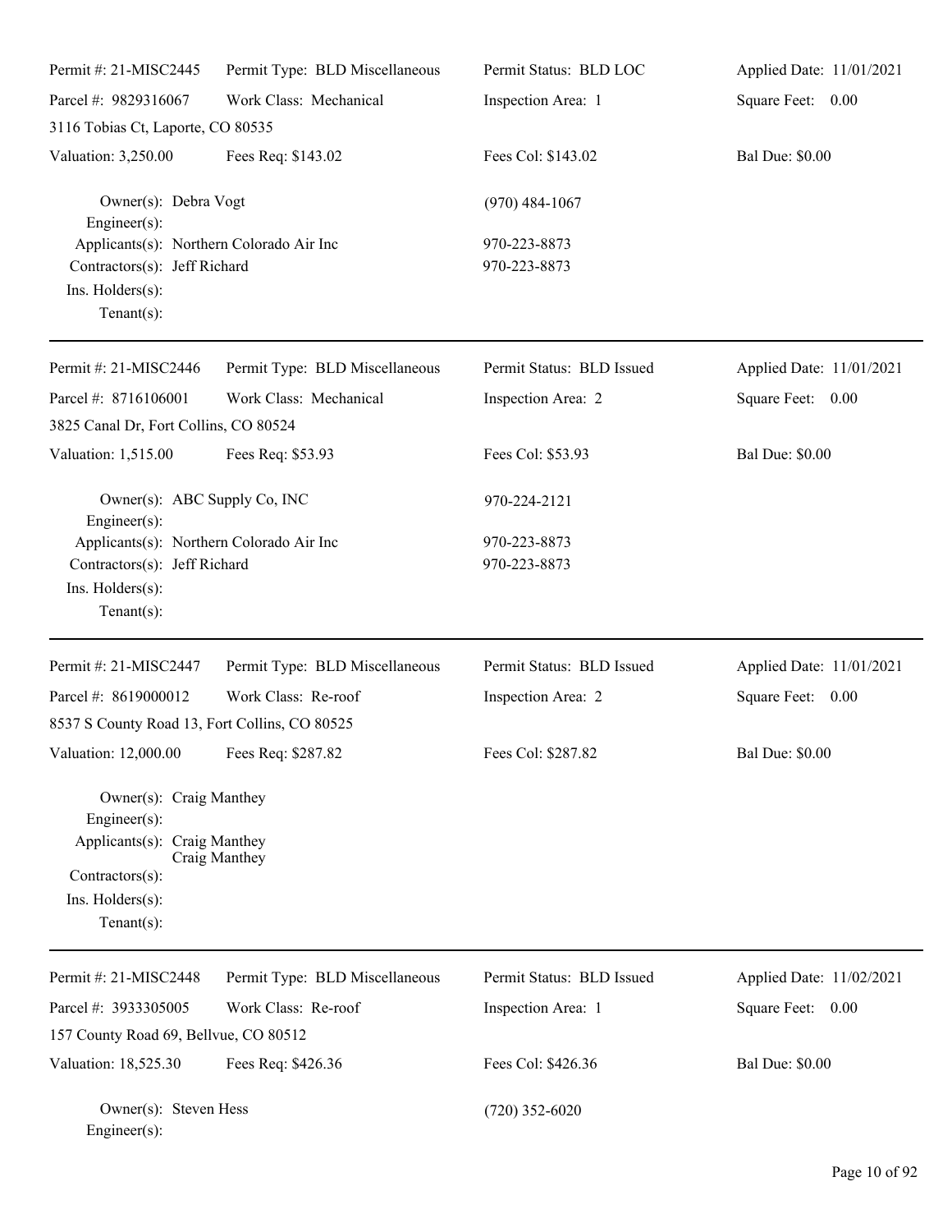Permit #: 21-MISC2445 | Permit Type: BLD Miscellaneous | Permit Status: BLD LOC | Applied Date: 11/01/2021

Parcel #: 9829316067 | Work Class: Mechanical | Inspection Area: 1 | Square Feet: 0.00

3116 Tobias Ct, Laporte, CO 80535

Valuation: 3,250.00 | Fees Req: $143.02 | Fees Col: $143.02 | Bal Due: $0.00

Owner(s): Debra Vogt (970) 484-1067
Engineer(s):
Applicants(s): Northern Colorado Air Inc 970-223-8873
Contractors(s): Jeff Richard 970-223-8873
Ins. Holders(s):
Tenant(s):

---

Permit #: 21-MISC2446 | Permit Type: BLD Miscellaneous | Permit Status: BLD Issued | Applied Date: 11/01/2021

Parcel #: 8716106001 | Work Class: Mechanical | Inspection Area: 2 | Square Feet: 0.00

3825 Canal Dr, Fort Collins, CO 80524

Valuation: 1,515.00 | Fees Req: $53.93 | Fees Col: $53.93 | Bal Due: $0.00

Owner(s): ABC Supply Co, INC 970-224-2121
Engineer(s):
Applicants(s): Northern Colorado Air Inc 970-223-8873
Contractors(s): Jeff Richard 970-223-8873
Ins. Holders(s):
Tenant(s):

---

Permit #: 21-MISC2447 | Permit Type: BLD Miscellaneous | Permit Status: BLD Issued | Applied Date: 11/01/2021

Parcel #: 8619000012 | Work Class: Re-roof | Inspection Area: 2 | Square Feet: 0.00

8537 S County Road 13, Fort Collins, CO 80525

Valuation: 12,000.00 | Fees Req: $287.82 | Fees Col: $287.82 | Bal Due: $0.00

Owner(s): Craig Manthey
Engineer(s):
Applicants(s): Craig Manthey
Craig Manthey
Contractors(s):
Ins. Holders(s):
Tenant(s):

---

Permit #: 21-MISC2448 | Permit Type: BLD Miscellaneous | Permit Status: BLD Issued | Applied Date: 11/02/2021

Parcel #: 3933305005 | Work Class: Re-roof | Inspection Area: 1 | Square Feet: 0.00

157 County Road 69, Bellvue, CO 80512

Valuation: 18,525.30 | Fees Req: $426.36 | Fees Col: $426.36 | Bal Due: $0.00

Owner(s): Steven Hess (720) 352-6020
Engineer(s):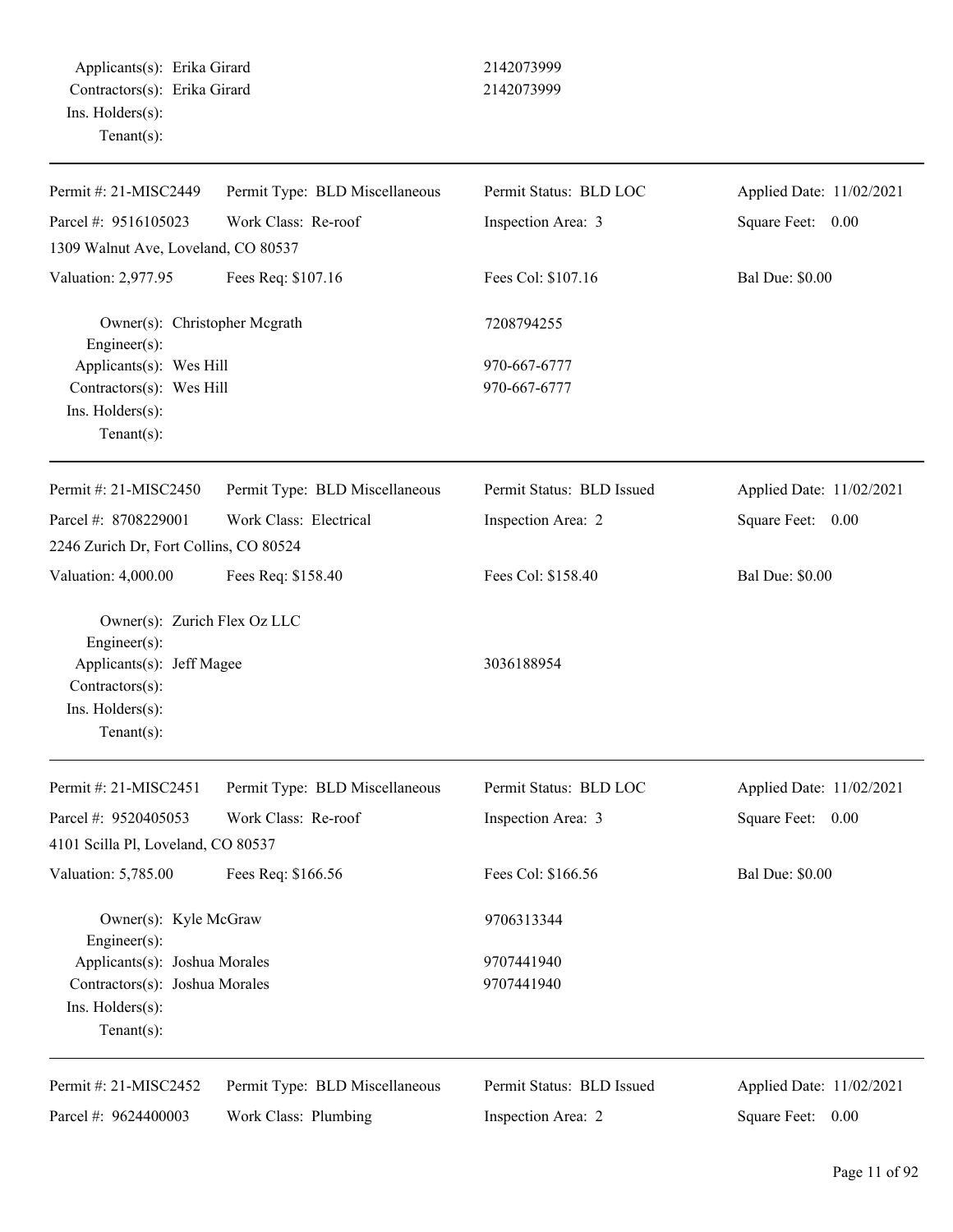Applicants(s): Erika Girard 2142073999
Contractors(s): Erika Girard 2142073999
Ins. Holders(s):
Tenant(s):

---

| | | | |
|---|---|---|---|
| Permit #: 21-MISC2449 | Permit Type: BLD Miscellaneous | Permit Status: BLD LOC | Applied Date: 11/02/2021 |
| Parcel #: 9516105023 | Work Class: Re-roof | Inspection Area: 3 | Square Feet: 0.00 |
| 1309 Walnut Ave, Loveland, CO 80537 | | | |
| Valuation: 2,977.95 | Fees Req: $107.16 | Fees Col: $107.16 | Bal Due: $0.00 |

Owner(s): Christopher Mcgrath 7208794255
Engineer(s):
Applicants(s): Wes Hill 970-667-6777
Contractors(s): Wes Hill 970-667-6777
Ins. Holders(s):
Tenant(s):

---

| | | | |
|---|---|---|---|
| Permit #: 21-MISC2450 | Permit Type: BLD Miscellaneous | Permit Status: BLD Issued | Applied Date: 11/02/2021 |
| Parcel #: 8708229001 | Work Class: Electrical | Inspection Area: 2 | Square Feet: 0.00 |
| 2246 Zurich Dr, Fort Collins, CO 80524 | | | |
| Valuation: 4,000.00 | Fees Req: $158.40 | Fees Col: $158.40 | Bal Due: $0.00 |

Owner(s): Zurich Flex Oz LLC
Engineer(s):
Applicants(s): Jeff Magee 3036188954
Contractors(s):
Ins. Holders(s):
Tenant(s):

---

| | | | |
|---|---|---|---|
| Permit #: 21-MISC2451 | Permit Type: BLD Miscellaneous | Permit Status: BLD LOC | Applied Date: 11/02/2021 |
| Parcel #: 9520405053 | Work Class: Re-roof | Inspection Area: 3 | Square Feet: 0.00 |
| 4101 Scilla Pl, Loveland, CO 80537 | | | |
| Valuation: 5,785.00 | Fees Req: $166.56 | Fees Col: $166.56 | Bal Due: $0.00 |

Owner(s): Kyle McGraw 9706313344
Engineer(s):
Applicants(s): Joshua Morales 9707441940
Contractors(s): Joshua Morales 9707441940
Ins. Holders(s):
Tenant(s):

---

| | | | |
|---|---|---|---|
| Permit #: 21-MISC2452 | Permit Type: BLD Miscellaneous | Permit Status: BLD Issued | Applied Date: 11/02/2021 |
| Parcel #: 9624400003 | Work Class: Plumbing | Inspection Area: 2 | Square Feet: 0.00 |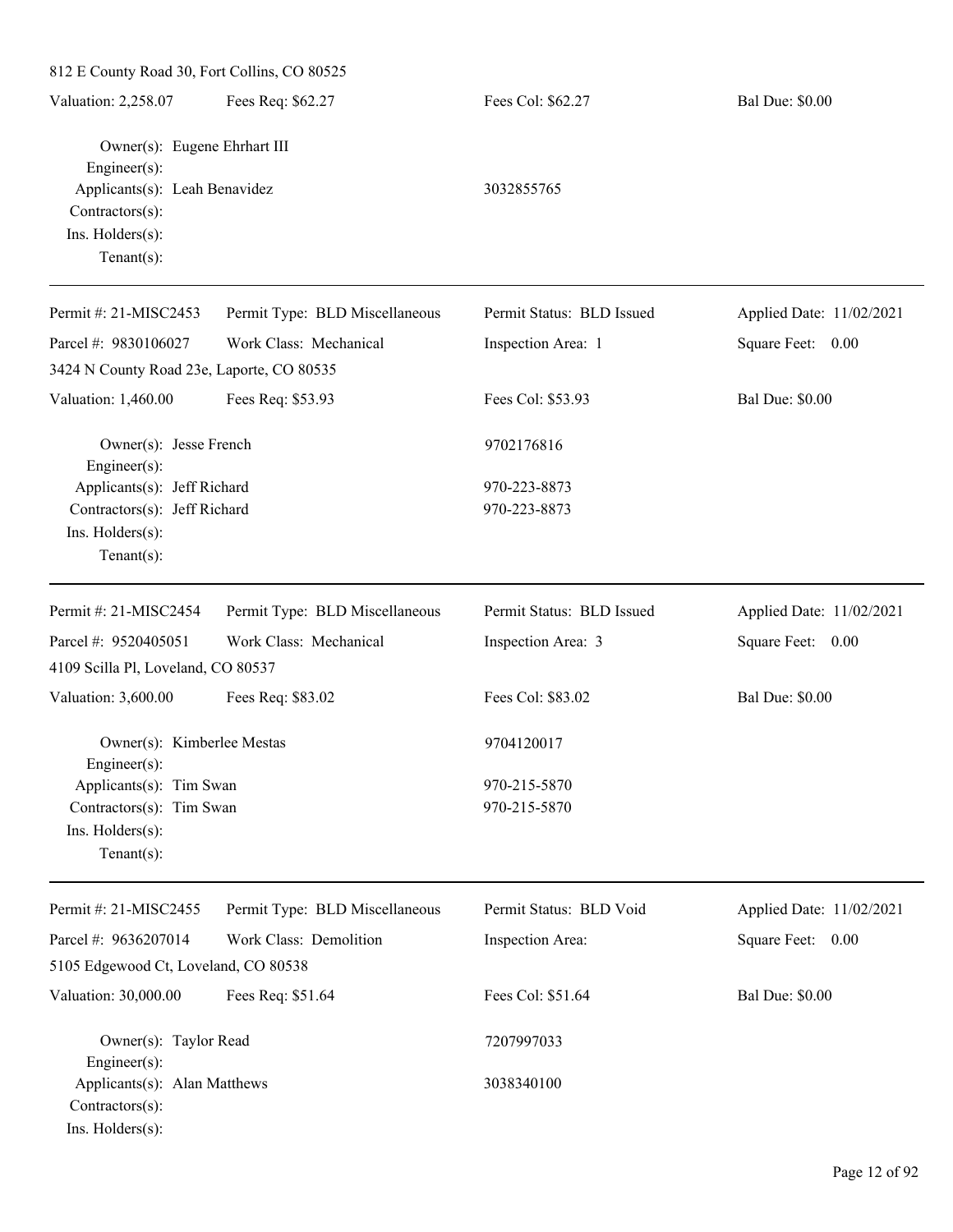812 E County Road 30, Fort Collins, CO 80525

Valuation: 2,258.07 | Fees Req: $62.27 | Fees Col: $62.27 | Bal Due: $0.00

Owner(s): Eugene Ehrhart III
Engineer(s):
Applicants(s): Leah Benavidez 3032855765
Contractors(s):
Ins. Holders(s):
Tenant(s):

---

Permit #: 21-MISC2453 | Permit Type: BLD Miscellaneous | Permit Status: BLD Issued | Applied Date: 11/02/2021
Parcel #: 9830106027 | Work Class: Mechanical | Inspection Area: 1 | Square Feet: 0.00
3424 N County Road 23e, Laporte, CO 80535
Valuation: 1,460.00 | Fees Req: $53.93 | Fees Col: $53.93 | Bal Due: $0.00

Owner(s): Jesse French 9702176816
Engineer(s):
Applicants(s): Jeff Richard 970-223-8873
Contractors(s): Jeff Richard 970-223-8873
Ins. Holders(s):
Tenant(s):

---

Permit #: 21-MISC2454 | Permit Type: BLD Miscellaneous | Permit Status: BLD Issued | Applied Date: 11/02/2021
Parcel #: 9520405051 | Work Class: Mechanical | Inspection Area: 3 | Square Feet: 0.00
4109 Scilla Pl, Loveland, CO 80537
Valuation: 3,600.00 | Fees Req: $83.02 | Fees Col: $83.02 | Bal Due: $0.00

Owner(s): Kimberlee Mestas 9704120017
Engineer(s):
Applicants(s): Tim Swan 970-215-5870
Contractors(s): Tim Swan 970-215-5870
Ins. Holders(s):
Tenant(s):

---

Permit #: 21-MISC2455 | Permit Type: BLD Miscellaneous | Permit Status: BLD Void | Applied Date: 11/02/2021
Parcel #: 9636207014 | Work Class: Demolition | Inspection Area: | Square Feet: 0.00
5105 Edgewood Ct, Loveland, CO 80538
Valuation: 30,000.00 | Fees Req: $51.64 | Fees Col: $51.64 | Bal Due: $0.00

Owner(s): Taylor Read 7207997033
Engineer(s):
Applicants(s): Alan Matthews 3038340100
Contractors(s):
Ins. Holders(s):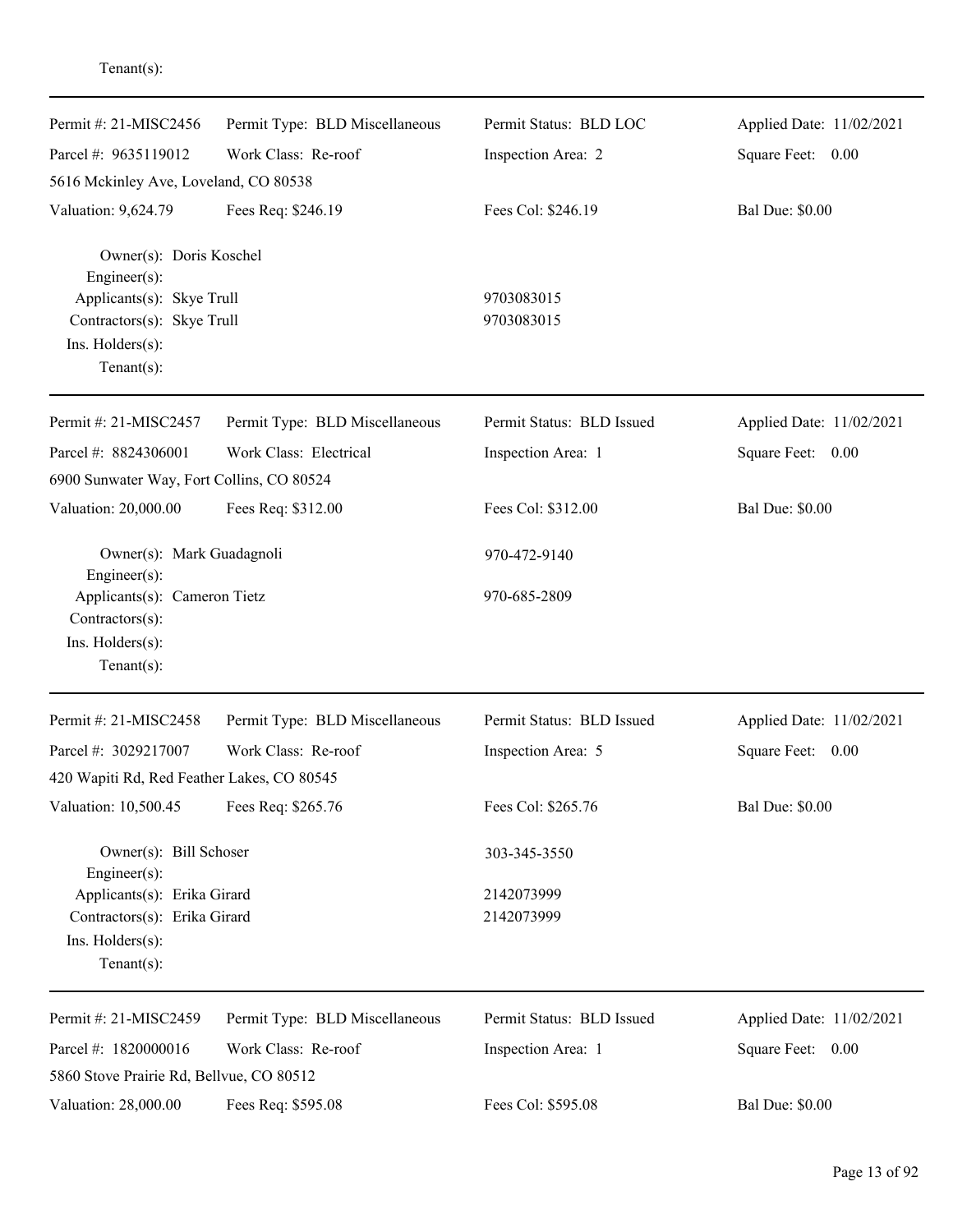Tenant(s):

---

| Permit #: 21-MISC2456 | Permit Type: BLD Miscellaneous | Permit Status: BLD LOC | Applied Date: 11/02/2021 |
|---|---|---|---|
| Parcel #: 9635119012 | Work Class: Re-roof | Inspection Area: 2 | Square Feet: 0.00 |
| 5616 Mckinley Ave, Loveland, CO 80538 | | | |
| Valuation: 9,624.79 | Fees Req: $246.19 | Fees Col: $246.19 | Bal Due: $0.00 |

Owner(s): Doris Koschel
Engineer(s):
Applicants(s): Skye Trull — 9703083015
Contractors(s): Skye Trull — 9703083015
Ins. Holders(s):
Tenant(s):

---

| Permit #: 21-MISC2457 | Permit Type: BLD Miscellaneous | Permit Status: BLD Issued | Applied Date: 11/02/2021 |
|---|---|---|---|
| Parcel #: 8824306001 | Work Class: Electrical | Inspection Area: 1 | Square Feet: 0.00 |
| 6900 Sunwater Way, Fort Collins, CO 80524 | | | |
| Valuation: 20,000.00 | Fees Req: $312.00 | Fees Col: $312.00 | Bal Due: $0.00 |

Owner(s): Mark Guadagnoli — 970-472-9140
Engineer(s):
Applicants(s): Cameron Tietz — 970-685-2809
Contractors(s):
Ins. Holders(s):
Tenant(s):

---

| Permit #: 21-MISC2458 | Permit Type: BLD Miscellaneous | Permit Status: BLD Issued | Applied Date: 11/02/2021 |
|---|---|---|---|
| Parcel #: 3029217007 | Work Class: Re-roof | Inspection Area: 5 | Square Feet: 0.00 |
| 420 Wapiti Rd, Red Feather Lakes, CO 80545 | | | |
| Valuation: 10,500.45 | Fees Req: $265.76 | Fees Col: $265.76 | Bal Due: $0.00 |

Owner(s): Bill Schoser — 303-345-3550
Engineer(s):
Applicants(s): Erika Girard — 2142073999
Contractors(s): Erika Girard — 2142073999
Ins. Holders(s):
Tenant(s):

---

| Permit #: 21-MISC2459 | Permit Type: BLD Miscellaneous | Permit Status: BLD Issued | Applied Date: 11/02/2021 |
|---|---|---|---|
| Parcel #: 1820000016 | Work Class: Re-roof | Inspection Area: 1 | Square Feet: 0.00 |
| 5860 Stove Prairie Rd, Bellvue, CO 80512 | | | |
| Valuation: 28,000.00 | Fees Req: $595.08 | Fees Col: $595.08 | Bal Due: $0.00 |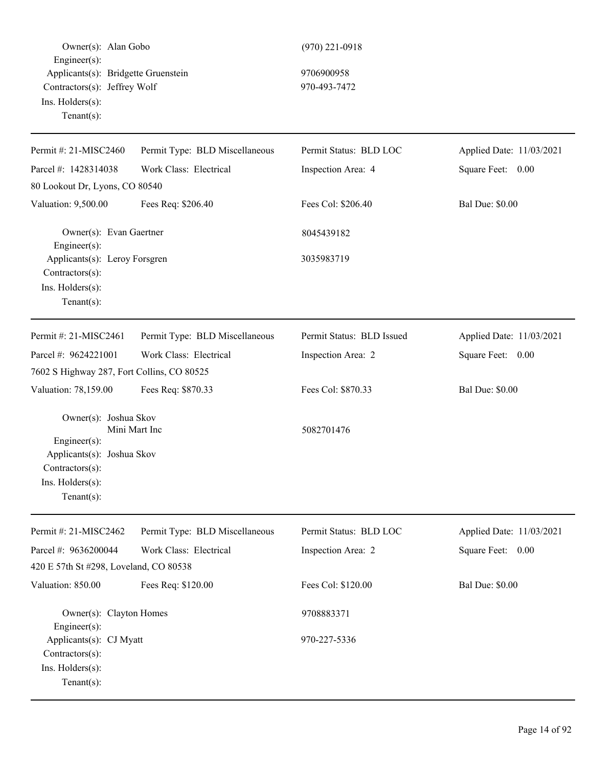Owner(s): Alan Gobo (970) 221-0918
Engineer(s):
Applicants(s): Bridgette Gruenstein 9706900958
Contractors(s): Jeffrey Wolf 970-493-7472
Ins. Holders(s):
Tenant(s):

---

| Permit #: 21-MISC2460 | Permit Type: BLD Miscellaneous | Permit Status: BLD LOC | Applied Date: 11/03/2021 |
|---|---|---|---|
| Parcel #: 1428314038 | Work Class: Electrical | Inspection Area: 4 | Square Feet: 0.00 |
| 80 Lookout Dr, Lyons, CO 80540 | | | |
| Valuation: 9,500.00 | Fees Req: $206.40 | Fees Col: $206.40 | Bal Due: $0.00 |

Owner(s): Evan Gaertner 8045439182
Engineer(s):
Applicants(s): Leroy Forsgren 3035983719
Contractors(s):
Ins. Holders(s):
Tenant(s):

---

| Permit #: 21-MISC2461 | Permit Type: BLD Miscellaneous | Permit Status: BLD Issued | Applied Date: 11/03/2021 |
|---|---|---|---|
| Parcel #: 9624221001 | Work Class: Electrical | Inspection Area: 2 | Square Feet: 0.00 |
| 7602 S Highway 287, Fort Collins, CO 80525 | | | |
| Valuation: 78,159.00 | Fees Req: $870.33 | Fees Col: $870.33 | Bal Due: $0.00 |

Owner(s): Joshua Skov
Mini Mart Inc 5082701476
Engineer(s):
Applicants(s): Joshua Skov
Contractors(s):
Ins. Holders(s):
Tenant(s):

---

| Permit #: 21-MISC2462 | Permit Type: BLD Miscellaneous | Permit Status: BLD LOC | Applied Date: 11/03/2021 |
|---|---|---|---|
| Parcel #: 9636200044 | Work Class: Electrical | Inspection Area: 2 | Square Feet: 0.00 |
| 420 E 57th St #298, Loveland, CO 80538 | | | |
| Valuation: 850.00 | Fees Req: $120.00 | Fees Col: $120.00 | Bal Due: $0.00 |

Owner(s): Clayton Homes 9708883371
Engineer(s):
Applicants(s): CJ Myatt 970-227-5336
Contractors(s):
Ins. Holders(s):
Tenant(s):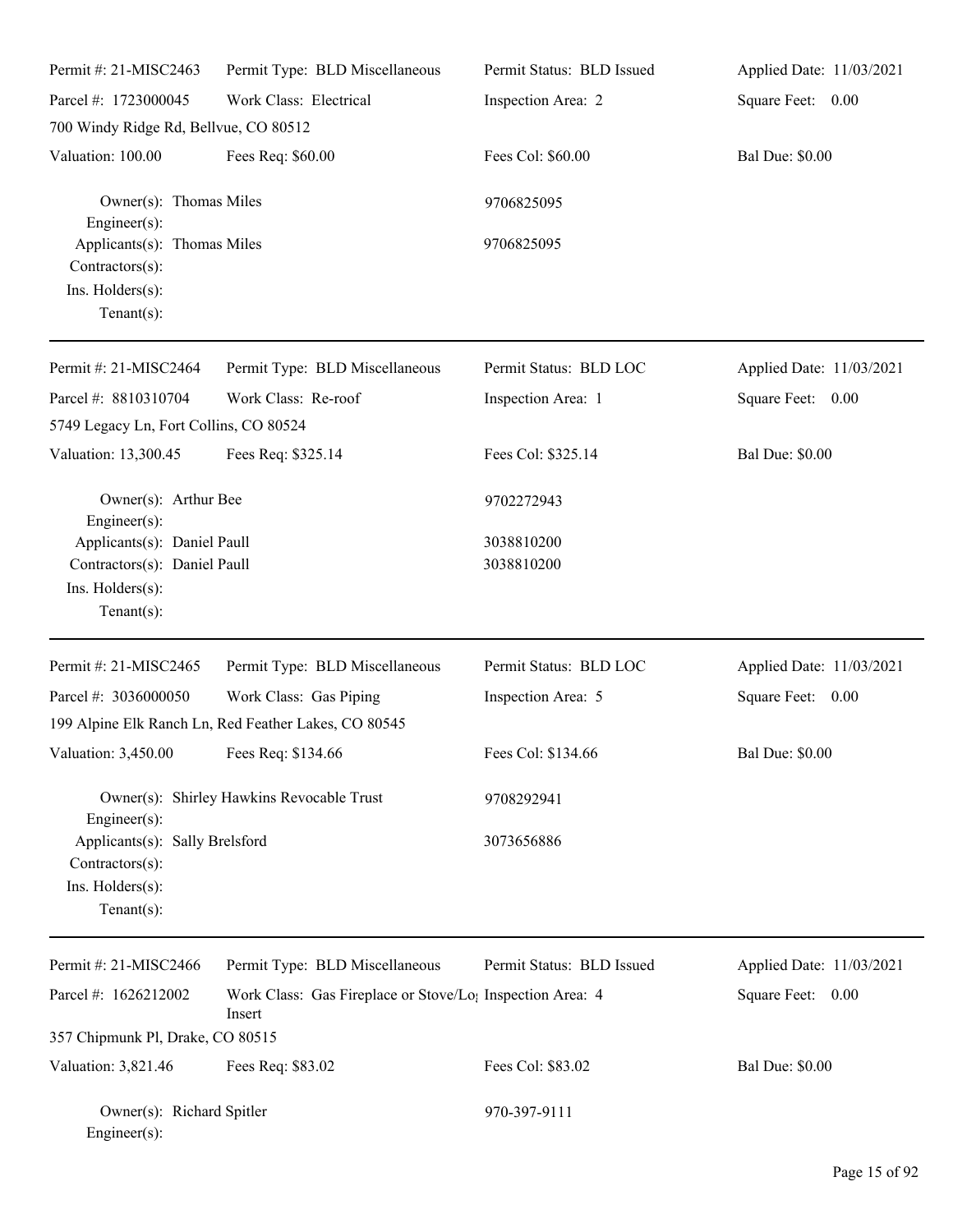Permit #: 21-MISC2463 | Permit Type: BLD Miscellaneous | Permit Status: BLD Issued | Applied Date: 11/03/2021

Parcel #: 1723000045 | Work Class: Electrical | Inspection Area: 2 | Square Feet: 0.00

700 Windy Ridge Rd, Bellvue, CO 80512

Valuation: 100.00 | Fees Req: $60.00 | Fees Col: $60.00 | Bal Due: $0.00

Owner(s): Thomas Miles 9706825095
Engineer(s):
Applicants(s): Thomas Miles 9706825095
Contractors(s):
Ins. Holders(s):
Tenant(s):

---

Permit #: 21-MISC2464 | Permit Type: BLD Miscellaneous | Permit Status: BLD LOC | Applied Date: 11/03/2021

Parcel #: 8810310704 | Work Class: Re-roof | Inspection Area: 1 | Square Feet: 0.00

5749 Legacy Ln, Fort Collins, CO 80524

Valuation: 13,300.45 | Fees Req: $325.14 | Fees Col: $325.14 | Bal Due: $0.00

Owner(s): Arthur Bee 9702272943
Engineer(s):
Applicants(s): Daniel Paull 3038810200
Contractors(s): Daniel Paull 3038810200
Ins. Holders(s):
Tenant(s):

---

Permit #: 21-MISC2465 | Permit Type: BLD Miscellaneous | Permit Status: BLD LOC | Applied Date: 11/03/2021

Parcel #: 3036000050 | Work Class: Gas Piping | Inspection Area: 5 | Square Feet: 0.00

199 Alpine Elk Ranch Ln, Red Feather Lakes, CO 80545

Valuation: 3,450.00 | Fees Req: $134.66 | Fees Col: $134.66 | Bal Due: $0.00

Owner(s): Shirley Hawkins Revocable Trust 9708292941
Engineer(s):
Applicants(s): Sally Brelsford 3073656886
Contractors(s):
Ins. Holders(s):
Tenant(s):

---

Permit #: 21-MISC2466 | Permit Type: BLD Miscellaneous | Permit Status: BLD Issued | Applied Date: 11/03/2021

Parcel #: 1626212002 | Work Class: Gas Fireplace or Stove/Log Insert | Inspection Area: 4 | Square Feet: 0.00

357 Chipmunk Pl, Drake, CO 80515

Valuation: 3,821.46 | Fees Req: $83.02 | Fees Col: $83.02 | Bal Due: $0.00

Owner(s): Richard Spitler 970-397-9111
Engineer(s):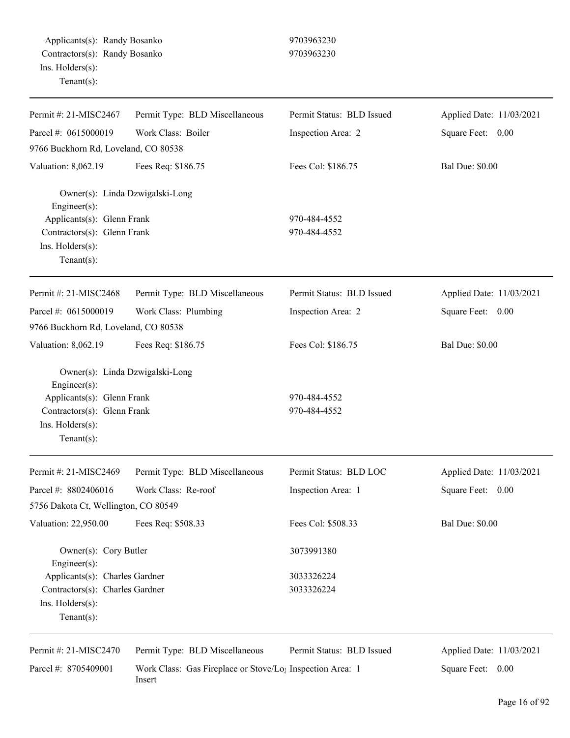Applicants(s): Randy Bosanko 9703963230
Contractors(s): Randy Bosanko 9703963230
Ins. Holders(s):
Tenant(s):

---

| Permit #: 21-MISC2467 | Permit Type: BLD Miscellaneous | Permit Status: BLD Issued | Applied Date: 11/03/2021 |
|---|---|---|---|
| Parcel #: 0615000019 | Work Class: Boiler | Inspection Area: 2 | Square Feet: 0.00 |
| 9766 Buckhorn Rd, Loveland, CO 80538 | | | |
| Valuation: 8,062.19 | Fees Req: $186.75 | Fees Col: $186.75 | Bal Due: $0.00 |

Owner(s): Linda Dzwigalski-Long
Engineer(s):
Applicants(s): Glenn Frank 970-484-4552
Contractors(s): Glenn Frank 970-484-4552
Ins. Holders(s):
Tenant(s):

---

| Permit #: 21-MISC2468 | Permit Type: BLD Miscellaneous | Permit Status: BLD Issued | Applied Date: 11/03/2021 |
|---|---|---|---|
| Parcel #: 0615000019 | Work Class: Plumbing | Inspection Area: 2 | Square Feet: 0.00 |
| 9766 Buckhorn Rd, Loveland, CO 80538 | | | |
| Valuation: 8,062.19 | Fees Req: $186.75 | Fees Col: $186.75 | Bal Due: $0.00 |

Owner(s): Linda Dzwigalski-Long
Engineer(s):
Applicants(s): Glenn Frank 970-484-4552
Contractors(s): Glenn Frank 970-484-4552
Ins. Holders(s):
Tenant(s):

---

| Permit #: 21-MISC2469 | Permit Type: BLD Miscellaneous | Permit Status: BLD LOC | Applied Date: 11/03/2021 |
|---|---|---|---|
| Parcel #: 8802406016 | Work Class: Re-roof | Inspection Area: 1 | Square Feet: 0.00 |
| 5756 Dakota Ct, Wellington, CO 80549 | | | |
| Valuation: 22,950.00 | Fees Req: $508.33 | Fees Col: $508.33 | Bal Due: $0.00 |

Owner(s): Cory Butler 3073991380
Engineer(s):
Applicants(s): Charles Gardner 3033326224
Contractors(s): Charles Gardner 3033326224
Ins. Holders(s):
Tenant(s):

---

| Permit #: 21-MISC2470 | Permit Type: BLD Miscellaneous | Permit Status: BLD Issued | Applied Date: 11/03/2021 |
|---|---|---|---|
| Parcel #: 8705409001 | Work Class: Gas Fireplace or Stove/Log Insert | Inspection Area: 1 | Square Feet: 0.00 |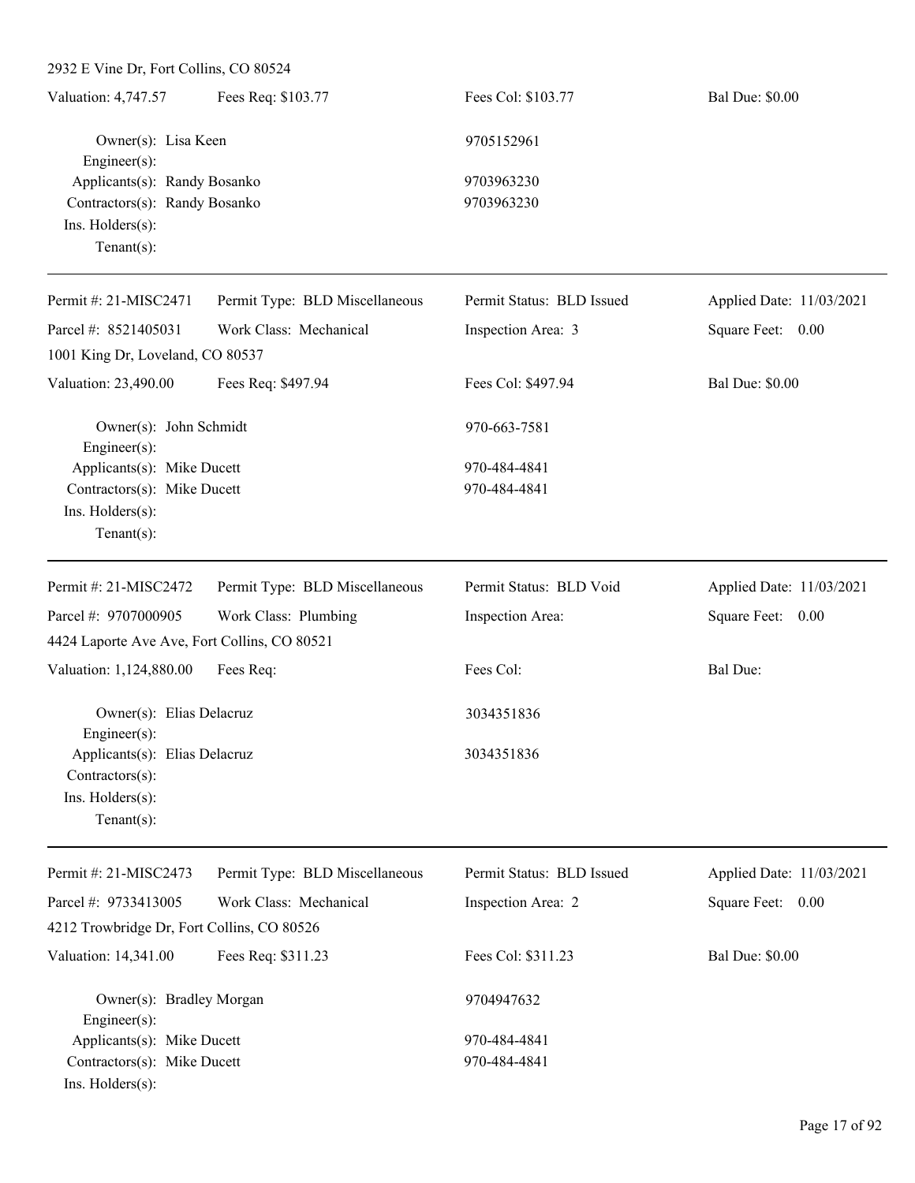2932 E Vine Dr, Fort Collins, CO 80524

| Valuation: 4,747.57 | Fees Req: $103.77 | Fees Col: $103.77 | Bal Due: $0.00 |
|---|---|---|---|

Owner(s): Lisa Keen — 9705152961
Engineer(s):
Applicants(s): Randy Bosanko — 9703963230
Contractors(s): Randy Bosanko — 9703963230
Ins. Holders(s):
Tenant(s):

---

| Permit #: 21-MISC2471 | Permit Type: BLD Miscellaneous | Permit Status: BLD Issued | Applied Date: 11/03/2021 |
|---|---|---|---|
| Parcel #: 8521405031 | Work Class: Mechanical | Inspection Area: 3 | Square Feet: 0.00 |

1001 King Dr, Loveland, CO 80537

| Valuation: 23,490.00 | Fees Req: $497.94 | Fees Col: $497.94 | Bal Due: $0.00 |
|---|---|---|---|

Owner(s): John Schmidt — 970-663-7581
Engineer(s):
Applicants(s): Mike Ducett — 970-484-4841
Contractors(s): Mike Ducett — 970-484-4841
Ins. Holders(s):
Tenant(s):

---

| Permit #: 21-MISC2472 | Permit Type: BLD Miscellaneous | Permit Status: BLD Void | Applied Date: 11/03/2021 |
|---|---|---|---|
| Parcel #: 9707000905 | Work Class: Plumbing | Inspection Area: | Square Feet: 0.00 |

4424 Laporte Ave Ave, Fort Collins, CO 80521

| Valuation: 1,124,880.00 | Fees Req: | Fees Col: | Bal Due: |
|---|---|---|---|

Owner(s): Elias Delacruz — 3034351836
Engineer(s):
Applicants(s): Elias Delacruz — 3034351836
Contractors(s):
Ins. Holders(s):
Tenant(s):

---

| Permit #: 21-MISC2473 | Permit Type: BLD Miscellaneous | Permit Status: BLD Issued | Applied Date: 11/03/2021 |
|---|---|---|---|
| Parcel #: 9733413005 | Work Class: Mechanical | Inspection Area: 2 | Square Feet: 0.00 |

4212 Trowbridge Dr, Fort Collins, CO 80526

| Valuation: 14,341.00 | Fees Req: $311.23 | Fees Col: $311.23 | Bal Due: $0.00 |
|---|---|---|---|

Owner(s): Bradley Morgan — 9704947632
Engineer(s):
Applicants(s): Mike Ducett — 970-484-4841
Contractors(s): Mike Ducett — 970-484-4841
Ins. Holders(s):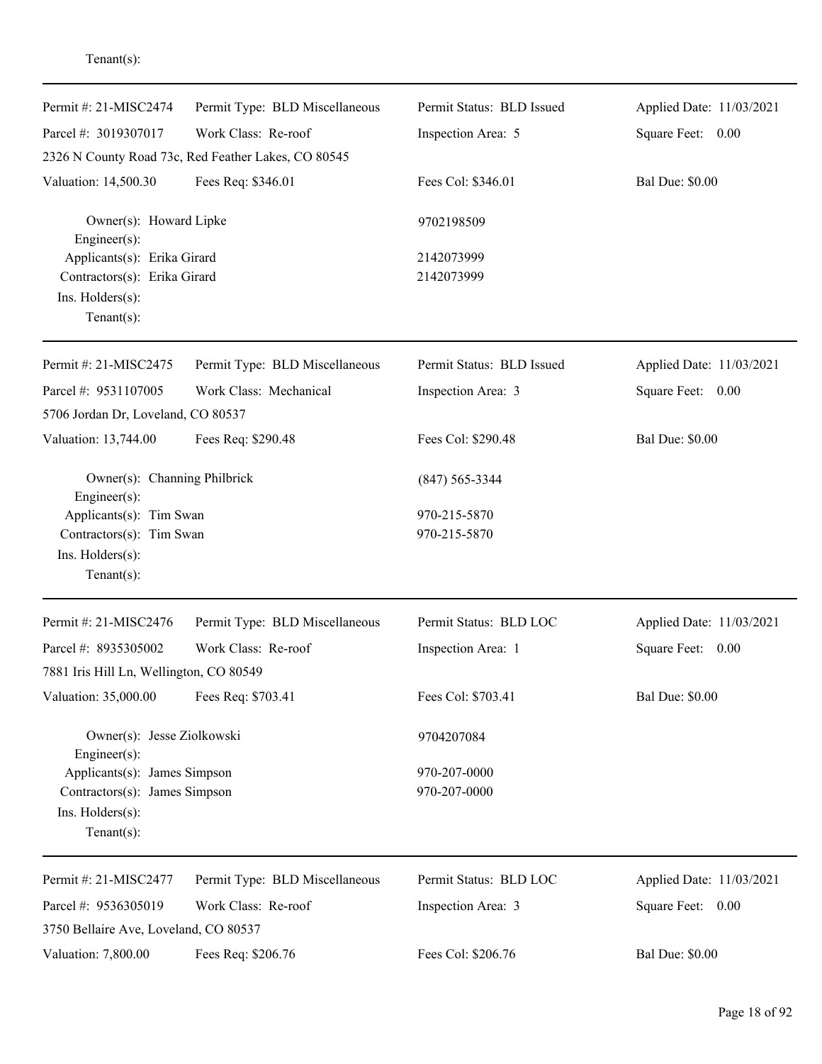Tenant(s):

---

| Permit #: 21-MISC2474 | Permit Type: BLD Miscellaneous | Permit Status: BLD Issued | Applied Date: 11/03/2021 |
|---|---|---|---|
| Parcel #: 3019307017 | Work Class: Re-roof | Inspection Area: 5 | Square Feet: 0.00 |
| 2326 N County Road 73c, Red Feather Lakes, CO 80545 | | | |
| Valuation: 14,500.30 | Fees Req: $346.01 | Fees Col: $346.01 | Bal Due: $0.00 |

Owner(s): Howard Lipke — 9702198509
Engineer(s):
Applicants(s): Erika Girard — 2142073999
Contractors(s): Erika Girard — 2142073999
Ins. Holders(s):
Tenant(s):

---

| Permit #: 21-MISC2475 | Permit Type: BLD Miscellaneous | Permit Status: BLD Issued | Applied Date: 11/03/2021 |
|---|---|---|---|
| Parcel #: 9531107005 | Work Class: Mechanical | Inspection Area: 3 | Square Feet: 0.00 |
| 5706 Jordan Dr, Loveland, CO 80537 | | | |
| Valuation: 13,744.00 | Fees Req: $290.48 | Fees Col: $290.48 | Bal Due: $0.00 |

Owner(s): Channing Philbrick — (847) 565-3344
Engineer(s):
Applicants(s): Tim Swan — 970-215-5870
Contractors(s): Tim Swan — 970-215-5870
Ins. Holders(s):
Tenant(s):

---

| Permit #: 21-MISC2476 | Permit Type: BLD Miscellaneous | Permit Status: BLD LOC | Applied Date: 11/03/2021 |
|---|---|---|---|
| Parcel #: 8935305002 | Work Class: Re-roof | Inspection Area: 1 | Square Feet: 0.00 |
| 7881 Iris Hill Ln, Wellington, CO 80549 | | | |
| Valuation: 35,000.00 | Fees Req: $703.41 | Fees Col: $703.41 | Bal Due: $0.00 |

Owner(s): Jesse Ziolkowski — 9704207084
Engineer(s):
Applicants(s): James Simpson — 970-207-0000
Contractors(s): James Simpson — 970-207-0000
Ins. Holders(s):
Tenant(s):

---

| Permit #: 21-MISC2477 | Permit Type: BLD Miscellaneous | Permit Status: BLD LOC | Applied Date: 11/03/2021 |
|---|---|---|---|
| Parcel #: 9536305019 | Work Class: Re-roof | Inspection Area: 3 | Square Feet: 0.00 |
| 3750 Bellaire Ave, Loveland, CO 80537 | | | |
| Valuation: 7,800.00 | Fees Req: $206.76 | Fees Col: $206.76 | Bal Due: $0.00 |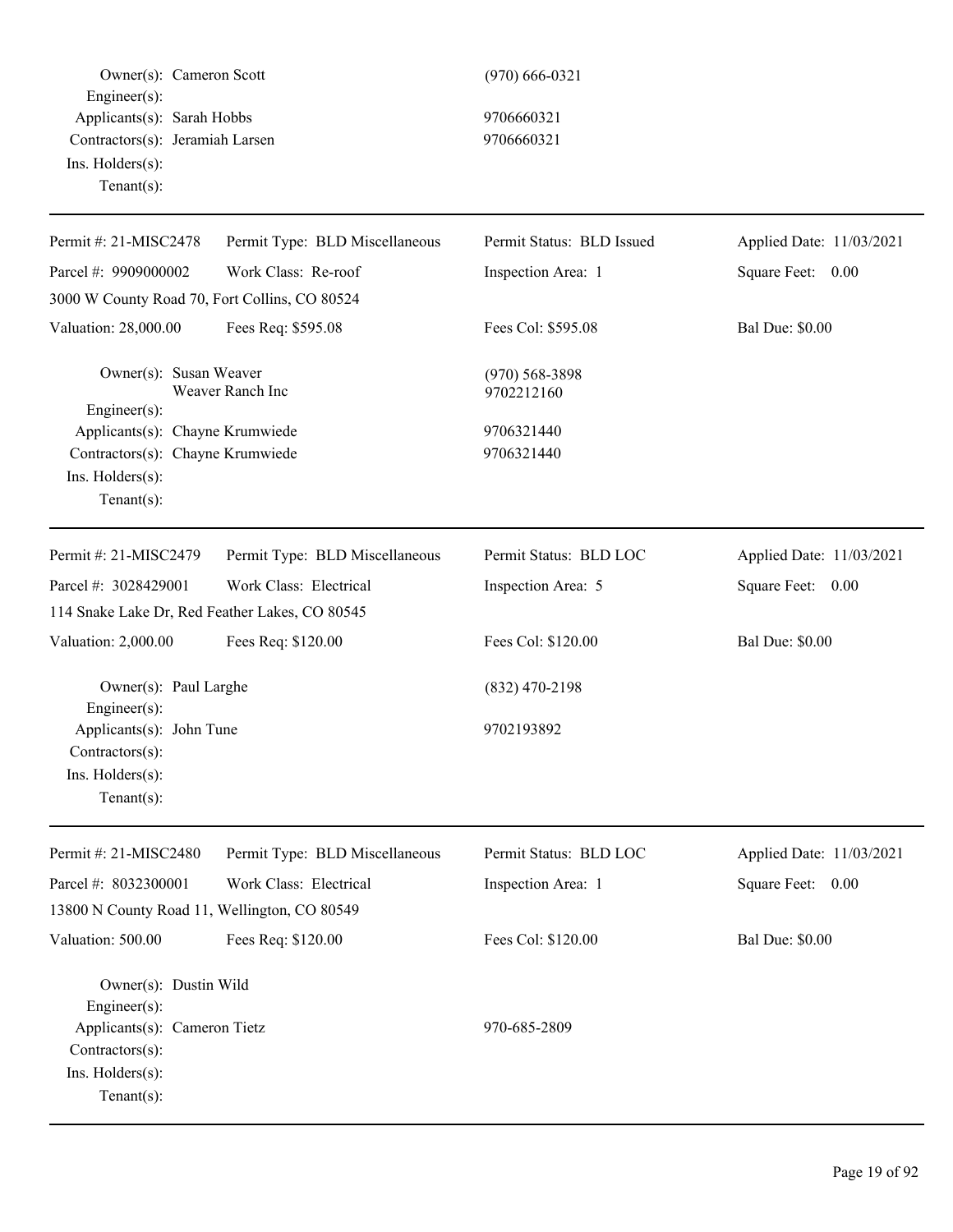Owner(s): Cameron Scott (970) 666-0321
Engineer(s):
Applicants(s): Sarah Hobbs 9706660321
Contractors(s): Jeramiah Larsen 9706660321
Ins. Holders(s):
Tenant(s):

---

| Permit #: 21-MISC2478 | Permit Type: BLD Miscellaneous | Permit Status: BLD Issued | Applied Date: 11/03/2021 |
|---|---|---|---|
| Parcel #: 9909000002 | Work Class: Re-roof | Inspection Area: 1 | Square Feet: 0.00 |
| 3000 W County Road 70, Fort Collins, CO 80524 | | | |
| Valuation: 28,000.00 | Fees Req: $595.08 | Fees Col: $595.08 | Bal Due: $0.00 |

Owner(s): Susan Weaver (970) 568-3898
Weaver Ranch Inc 9702212160
Engineer(s):
Applicants(s): Chayne Krumwiede 9706321440
Contractors(s): Chayne Krumwiede 9706321440
Ins. Holders(s):
Tenant(s):

---

| Permit #: 21-MISC2479 | Permit Type: BLD Miscellaneous | Permit Status: BLD LOC | Applied Date: 11/03/2021 |
|---|---|---|---|
| Parcel #: 3028429001 | Work Class: Electrical | Inspection Area: 5 | Square Feet: 0.00 |
| 114 Snake Lake Dr, Red Feather Lakes, CO 80545 | | | |
| Valuation: 2,000.00 | Fees Req: $120.00 | Fees Col: $120.00 | Bal Due: $0.00 |

Owner(s): Paul Larghe (832) 470-2198
Engineer(s):
Applicants(s): John Tune 9702193892
Contractors(s):
Ins. Holders(s):
Tenant(s):

---

| Permit #: 21-MISC2480 | Permit Type: BLD Miscellaneous | Permit Status: BLD LOC | Applied Date: 11/03/2021 |
|---|---|---|---|
| Parcel #: 8032300001 | Work Class: Electrical | Inspection Area: 1 | Square Feet: 0.00 |
| 13800 N County Road 11, Wellington, CO 80549 | | | |
| Valuation: 500.00 | Fees Req: $120.00 | Fees Col: $120.00 | Bal Due: $0.00 |

Owner(s): Dustin Wild
Engineer(s):
Applicants(s): Cameron Tietz 970-685-2809
Contractors(s):
Ins. Holders(s):
Tenant(s):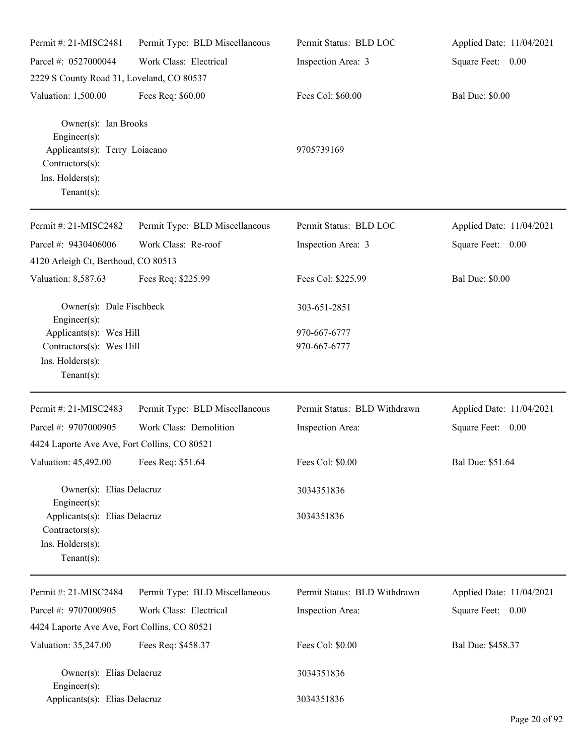Permit #: 21-MISC2481 | Permit Type: BLD Miscellaneous | Permit Status: BLD LOC | Applied Date: 11/04/2021
Parcel #: 0527000044 | Work Class: Electrical | Inspection Area: 3 | Square Feet: 0.00
2229 S County Road 31, Loveland, CO 80537
Valuation: 1,500.00 | Fees Req: $60.00 | Fees Col: $60.00 | Bal Due: $0.00

Owner(s): Ian Brooks
Engineer(s):
Applicants(s): Terry Loiacano 9705739169
Contractors(s):
Ins. Holders(s):
Tenant(s):

---

Permit #: 21-MISC2482 | Permit Type: BLD Miscellaneous | Permit Status: BLD LOC | Applied Date: 11/04/2021
Parcel #: 9430406006 | Work Class: Re-roof | Inspection Area: 3 | Square Feet: 0.00
4120 Arleigh Ct, Berthoud, CO 80513
Valuation: 8,587.63 | Fees Req: $225.99 | Fees Col: $225.99 | Bal Due: $0.00

Owner(s): Dale Fischbeck 303-651-2851
Engineer(s):
Applicants(s): Wes Hill 970-667-6777
Contractors(s): Wes Hill 970-667-6777
Ins. Holders(s):
Tenant(s):

---

Permit #: 21-MISC2483 | Permit Type: BLD Miscellaneous | Permit Status: BLD Withdrawn | Applied Date: 11/04/2021
Parcel #: 9707000905 | Work Class: Demolition | Inspection Area: | Square Feet: 0.00
4424 Laporte Ave Ave, Fort Collins, CO 80521
Valuation: 45,492.00 | Fees Req: $51.64 | Fees Col: $0.00 | Bal Due: $51.64

Owner(s): Elias Delacruz 3034351836
Engineer(s):
Applicants(s): Elias Delacruz 3034351836
Contractors(s):
Ins. Holders(s):
Tenant(s):

---

Permit #: 21-MISC2484 | Permit Type: BLD Miscellaneous | Permit Status: BLD Withdrawn | Applied Date: 11/04/2021
Parcel #: 9707000905 | Work Class: Electrical | Inspection Area: | Square Feet: 0.00
4424 Laporte Ave Ave, Fort Collins, CO 80521
Valuation: 35,247.00 | Fees Req: $458.37 | Fees Col: $0.00 | Bal Due: $458.37

Owner(s): Elias Delacruz 3034351836
Engineer(s):
Applicants(s): Elias Delacruz 3034351836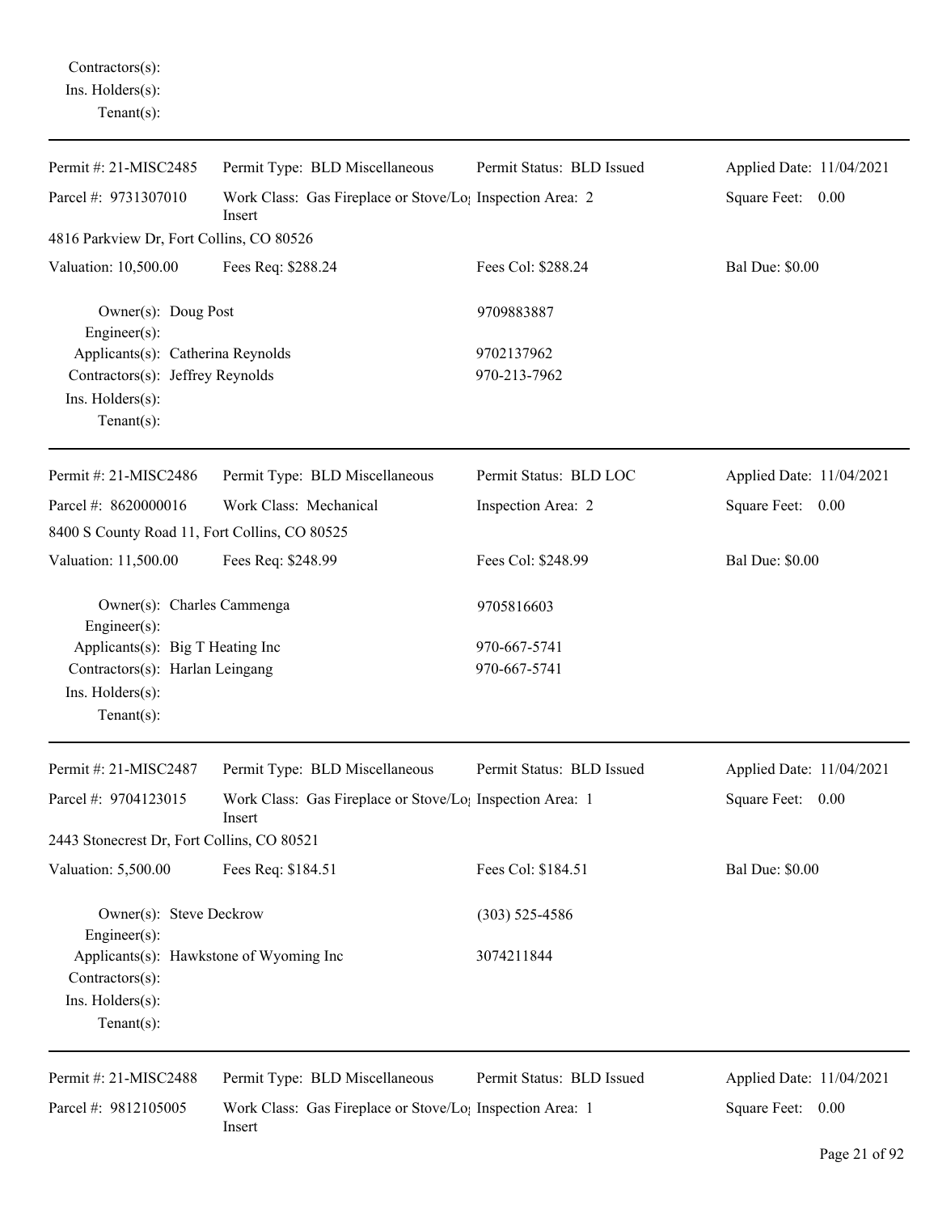Contractors(s):
Ins. Holders(s):
Tenant(s):

---

Permit #: 21-MISC2485 | Permit Type: BLD Miscellaneous | Permit Status: BLD Issued | Applied Date: 11/04/2021
Parcel #: 9731307010 | Work Class: Gas Fireplace or Stove/Log Insert | Inspection Area: 2 | Square Feet: 0.00
4816 Parkview Dr, Fort Collins, CO 80526
Valuation: 10,500.00 | Fees Req: $288.24 | Fees Col: $288.24 | Bal Due: $0.00

Owner(s): Doug Post 9709883887
Engineer(s):
Applicants(s): Catherina Reynolds 9702137962
Contractors(s): Jeffrey Reynolds 970-213-7962
Ins. Holders(s):
Tenant(s):

---

Permit #: 21-MISC2486 | Permit Type: BLD Miscellaneous | Permit Status: BLD LOC | Applied Date: 11/04/2021
Parcel #: 8620000016 | Work Class: Mechanical | Inspection Area: 2 | Square Feet: 0.00
8400 S County Road 11, Fort Collins, CO 80525
Valuation: 11,500.00 | Fees Req: $248.99 | Fees Col: $248.99 | Bal Due: $0.00

Owner(s): Charles Cammenga 9705816603
Engineer(s):
Applicants(s): Big T Heating Inc 970-667-5741
Contractors(s): Harlan Leingang 970-667-5741
Ins. Holders(s):
Tenant(s):

---

Permit #: 21-MISC2487 | Permit Type: BLD Miscellaneous | Permit Status: BLD Issued | Applied Date: 11/04/2021
Parcel #: 9704123015 | Work Class: Gas Fireplace or Stove/Log Insert | Inspection Area: 1 | Square Feet: 0.00
2443 Stonecrest Dr, Fort Collins, CO 80521
Valuation: 5,500.00 | Fees Req: $184.51 | Fees Col: $184.51 | Bal Due: $0.00

Owner(s): Steve Deckrow (303) 525-4586
Engineer(s):
Applicants(s): Hawkstone of Wyoming Inc 3074211844
Contractors(s):
Ins. Holders(s):
Tenant(s):

---

Permit #: 21-MISC2488 | Permit Type: BLD Miscellaneous | Permit Status: BLD Issued | Applied Date: 11/04/2021
Parcel #: 9812105005 | Work Class: Gas Fireplace or Stove/Log Insert | Inspection Area: 1 | Square Feet: 0.00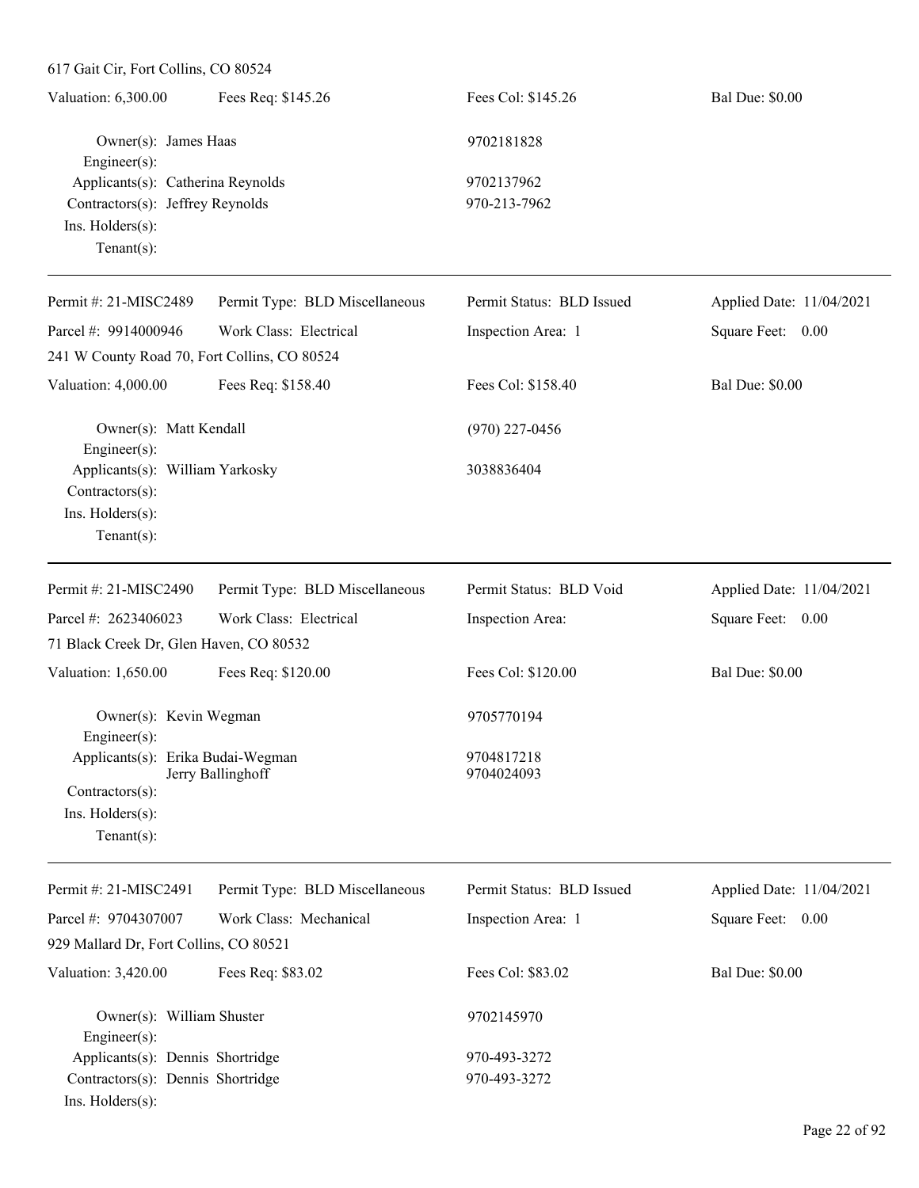617 Gait Cir, Fort Collins, CO 80524

| Valuation: 6,300.00 | Fees Req: $145.26 | Fees Col: $145.26 | Bal Due: $0.00 |
|---|---|---|---|

Owner(s): James Haas — 9702181828
Engineer(s):
Applicants(s): Catherina Reynolds — 9702137962
Contractors(s): Jeffrey Reynolds — 970-213-7962
Ins. Holders(s):
Tenant(s):

---

| Permit #: 21-MISC2489 | Permit Type: BLD Miscellaneous | Permit Status: BLD Issued | Applied Date: 11/04/2021 |
|---|---|---|---|
| Parcel #: 9914000946 | Work Class: Electrical | Inspection Area: 1 | Square Feet: 0.00 |

241 W County Road 70, Fort Collins, CO 80524

| Valuation: 4,000.00 | Fees Req: $158.40 | Fees Col: $158.40 | Bal Due: $0.00 |
|---|---|---|---|

Owner(s): Matt Kendall — (970) 227-0456
Engineer(s):
Applicants(s): William Yarkosky — 3038836404
Contractors(s):
Ins. Holders(s):
Tenant(s):

---

| Permit #: 21-MISC2490 | Permit Type: BLD Miscellaneous | Permit Status: BLD Void | Applied Date: 11/04/2021 |
|---|---|---|---|
| Parcel #: 2623406023 | Work Class: Electrical | Inspection Area: | Square Feet: 0.00 |

71 Black Creek Dr, Glen Haven, CO 80532

| Valuation: 1,650.00 | Fees Req: $120.00 | Fees Col: $120.00 | Bal Due: $0.00 |
|---|---|---|---|

Owner(s): Kevin Wegman — 9705770194
Engineer(s):
Applicants(s): Erika Budai-Wegman — 9704817218
Jerry Ballinghoff — 9704024093
Contractors(s):
Ins. Holders(s):
Tenant(s):

---

| Permit #: 21-MISC2491 | Permit Type: BLD Miscellaneous | Permit Status: BLD Issued | Applied Date: 11/04/2021 |
|---|---|---|---|
| Parcel #: 9704307007 | Work Class: Mechanical | Inspection Area: 1 | Square Feet: 0.00 |

929 Mallard Dr, Fort Collins, CO 80521

| Valuation: 3,420.00 | Fees Req: $83.02 | Fees Col: $83.02 | Bal Due: $0.00 |
|---|---|---|---|

Owner(s): William Shuster — 9702145970
Engineer(s):
Applicants(s): Dennis Shortridge — 970-493-3272
Contractors(s): Dennis Shortridge — 970-493-3272
Ins. Holders(s):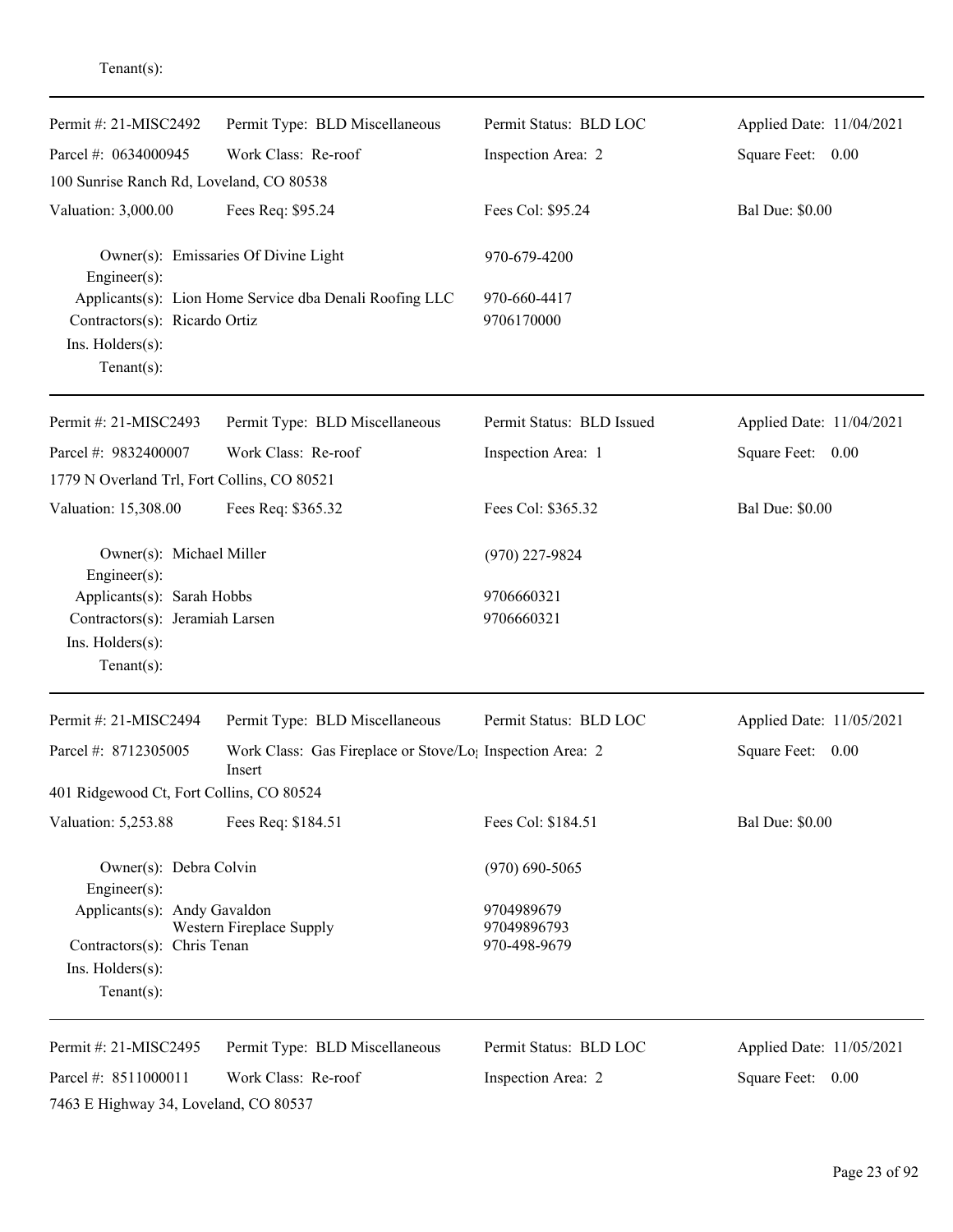Tenant(s):

---

Permit #: 21-MISC2492 | Permit Type: BLD Miscellaneous | Permit Status: BLD LOC | Applied Date: 11/04/2021

Parcel #: 0634000945 | Work Class: Re-roof | Inspection Area: 2 | Square Feet: 0.00

100 Sunrise Ranch Rd, Loveland, CO 80538

Valuation: 3,000.00 | Fees Req: $95.24 | Fees Col: $95.24 | Bal Due: $0.00

Owner(s): Emissaries Of Divine Light — 970-679-4200
Engineer(s):
Applicants(s): Lion Home Service dba Denali Roofing LLC — 970-660-4417
Contractors(s): Ricardo Ortiz — 9706170000
Ins. Holders(s):
Tenant(s):

---

Permit #: 21-MISC2493 | Permit Type: BLD Miscellaneous | Permit Status: BLD Issued | Applied Date: 11/04/2021

Parcel #: 9832400007 | Work Class: Re-roof | Inspection Area: 1 | Square Feet: 0.00

1779 N Overland Trl, Fort Collins, CO 80521

Valuation: 15,308.00 | Fees Req: $365.32 | Fees Col: $365.32 | Bal Due: $0.00

Owner(s): Michael Miller — (970) 227-9824
Engineer(s):
Applicants(s): Sarah Hobbs — 9706660321
Contractors(s): Jeramiah Larsen — 9706660321
Ins. Holders(s):
Tenant(s):

---

Permit #: 21-MISC2494 | Permit Type: BLD Miscellaneous | Permit Status: BLD LOC | Applied Date: 11/05/2021

Parcel #: 8712305005 | Work Class: Gas Fireplace or Stove/Log Insert | Inspection Area: 2 | Square Feet: 0.00

401 Ridgewood Ct, Fort Collins, CO 80524

Valuation: 5,253.88 | Fees Req: $184.51 | Fees Col: $184.51 | Bal Due: $0.00

Owner(s): Debra Colvin — (970) 690-5065
Engineer(s):
Applicants(s): Andy Gavaldon — 9704989679
Western Fireplace Supply — 97049896793
Contractors(s): Chris Tenan — 970-498-9679
Ins. Holders(s):
Tenant(s):

---

Permit #: 21-MISC2495 | Permit Type: BLD Miscellaneous | Permit Status: BLD LOC | Applied Date: 11/05/2021

Parcel #: 8511000011 | Work Class: Re-roof | Inspection Area: 2 | Square Feet: 0.00

7463 E Highway 34, Loveland, CO 80537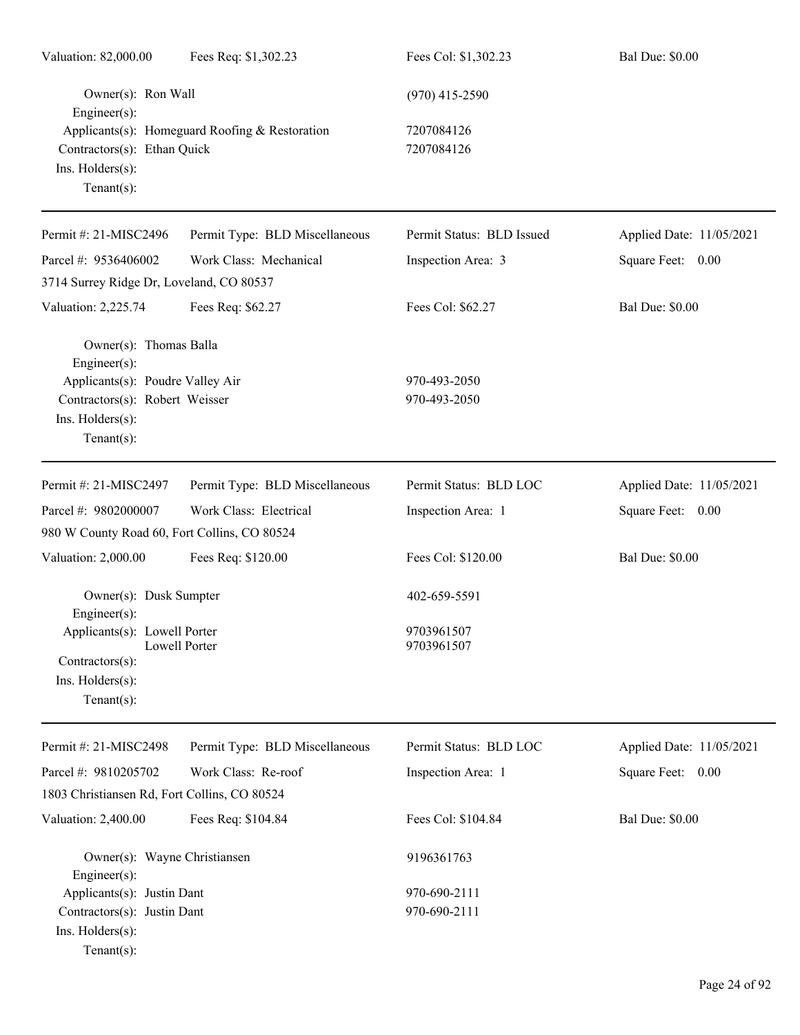Valuation: 82,000.00 | Fees Req: $1,302.23 | Fees Col: $1,302.23 | Bal Due: $0.00

Owner(s): Ron Wall (970) 415-2590
Engineer(s):
Applicants(s): Homeguard Roofing & Restoration 7207084126
Contractors(s): Ethan Quick 7207084126
Ins. Holders(s):
Tenant(s):

---

| Permit #: 21-MISC2496 | Permit Type: BLD Miscellaneous | Permit Status: BLD Issued | Applied Date: 11/05/2021 |
|---|---|---|---|
| Parcel #: 9536406002 | Work Class: Mechanical | Inspection Area: 3 | Square Feet: 0.00 |
| 3714 Surrey Ridge Dr, Loveland, CO 80537 | | | |
| Valuation: 2,225.74 | Fees Req: $62.27 | Fees Col: $62.27 | Bal Due: $0.00 |

Owner(s): Thomas Balla
Engineer(s):
Applicants(s): Poudre Valley Air 970-493-2050
Contractors(s): Robert Weisser 970-493-2050
Ins. Holders(s):
Tenant(s):

---

| Permit #: 21-MISC2497 | Permit Type: BLD Miscellaneous | Permit Status: BLD LOC | Applied Date: 11/05/2021 |
|---|---|---|---|
| Parcel #: 9802000007 | Work Class: Electrical | Inspection Area: 1 | Square Feet: 0.00 |
| 980 W County Road 60, Fort Collins, CO 80524 | | | |
| Valuation: 2,000.00 | Fees Req: $120.00 | Fees Col: $120.00 | Bal Due: $0.00 |

Owner(s): Dusk Sumpter 402-659-5591
Engineer(s):
Applicants(s): Lowell Porter 9703961507
Lowell Porter 9703961507
Contractors(s):
Ins. Holders(s):
Tenant(s):

---

| Permit #: 21-MISC2498 | Permit Type: BLD Miscellaneous | Permit Status: BLD LOC | Applied Date: 11/05/2021 |
|---|---|---|---|
| Parcel #: 9810205702 | Work Class: Re-roof | Inspection Area: 1 | Square Feet: 0.00 |
| 1803 Christiansen Rd, Fort Collins, CO 80524 | | | |
| Valuation: 2,400.00 | Fees Req: $104.84 | Fees Col: $104.84 | Bal Due: $0.00 |

Owner(s): Wayne Christiansen 9196361763
Engineer(s):
Applicants(s): Justin Dant 970-690-2111
Contractors(s): Justin Dant 970-690-2111
Ins. Holders(s):
Tenant(s):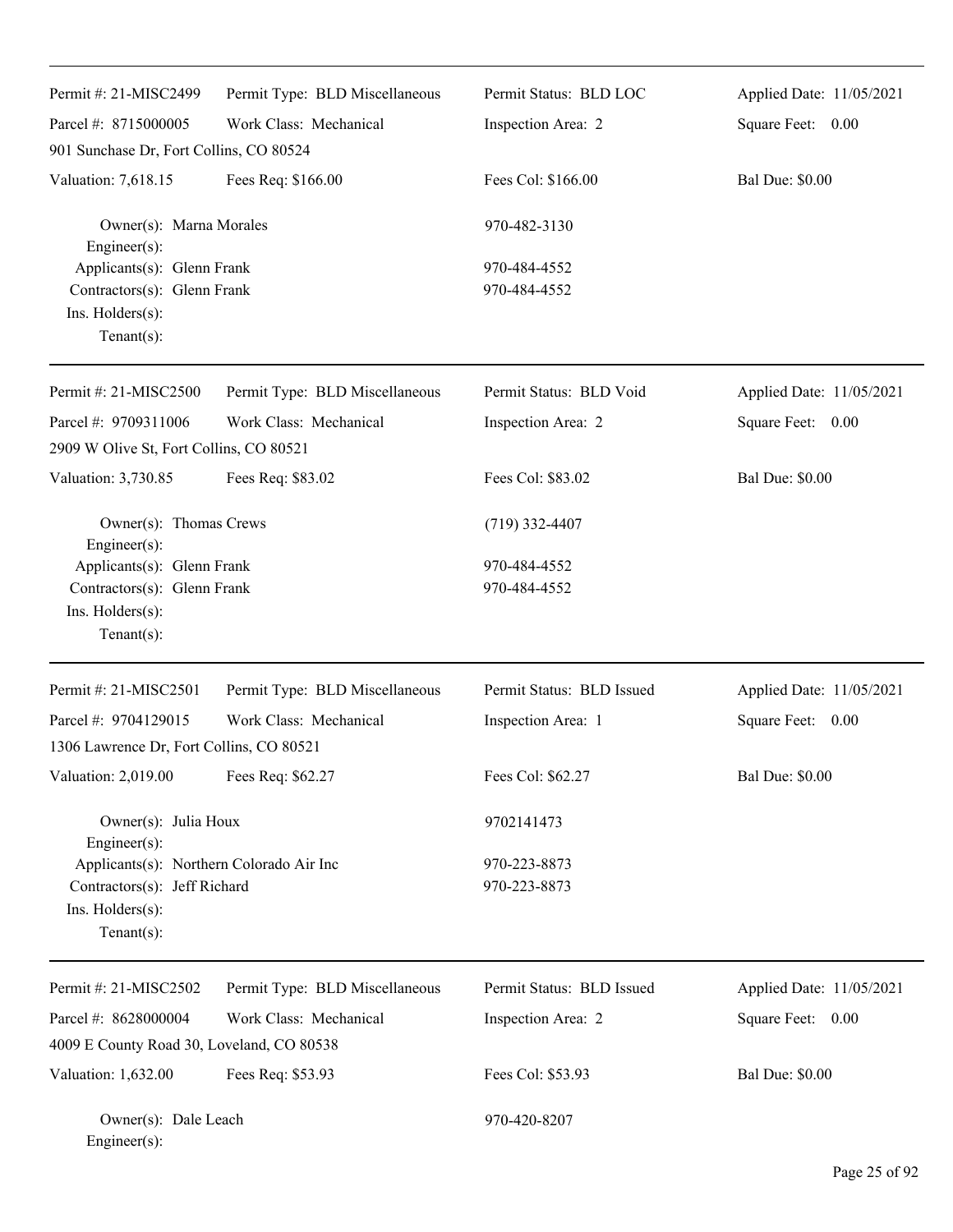Permit #: 21-MISC2499 | Permit Type: BLD Miscellaneous | Permit Status: BLD LOC | Applied Date: 11/05/2021

Parcel #: 8715000005 | Work Class: Mechanical | Inspection Area: 2 | Square Feet: 0.00

901 Sunchase Dr, Fort Collins, CO 80524

Valuation: 7,618.15 | Fees Req: $166.00 | Fees Col: $166.00 | Bal Due: $0.00

Owner(s): Marna Morales 970-482-3130
Engineer(s):
Applicants(s): Glenn Frank 970-484-4552
Contractors(s): Glenn Frank 970-484-4552
Ins. Holders(s):
Tenant(s):

---

Permit #: 21-MISC2500 | Permit Type: BLD Miscellaneous | Permit Status: BLD Void | Applied Date: 11/05/2021

Parcel #: 9709311006 | Work Class: Mechanical | Inspection Area: 2 | Square Feet: 0.00

2909 W Olive St, Fort Collins, CO 80521

Valuation: 3,730.85 | Fees Req: $83.02 | Fees Col: $83.02 | Bal Due: $0.00

Owner(s): Thomas Crews (719) 332-4407
Engineer(s):
Applicants(s): Glenn Frank 970-484-4552
Contractors(s): Glenn Frank 970-484-4552
Ins. Holders(s):
Tenant(s):

---

Permit #: 21-MISC2501 | Permit Type: BLD Miscellaneous | Permit Status: BLD Issued | Applied Date: 11/05/2021

Parcel #: 9704129015 | Work Class: Mechanical | Inspection Area: 1 | Square Feet: 0.00

1306 Lawrence Dr, Fort Collins, CO 80521

Valuation: 2,019.00 | Fees Req: $62.27 | Fees Col: $62.27 | Bal Due: $0.00

Owner(s): Julia Houx 9702141473
Engineer(s):
Applicants(s): Northern Colorado Air Inc 970-223-8873
Contractors(s): Jeff Richard 970-223-8873
Ins. Holders(s):
Tenant(s):

---

Permit #: 21-MISC2502 | Permit Type: BLD Miscellaneous | Permit Status: BLD Issued | Applied Date: 11/05/2021

Parcel #: 8628000004 | Work Class: Mechanical | Inspection Area: 2 | Square Feet: 0.00

4009 E County Road 30, Loveland, CO 80538

Valuation: 1,632.00 | Fees Req: $53.93 | Fees Col: $53.93 | Bal Due: $0.00

Owner(s): Dale Leach 970-420-8207
Engineer(s):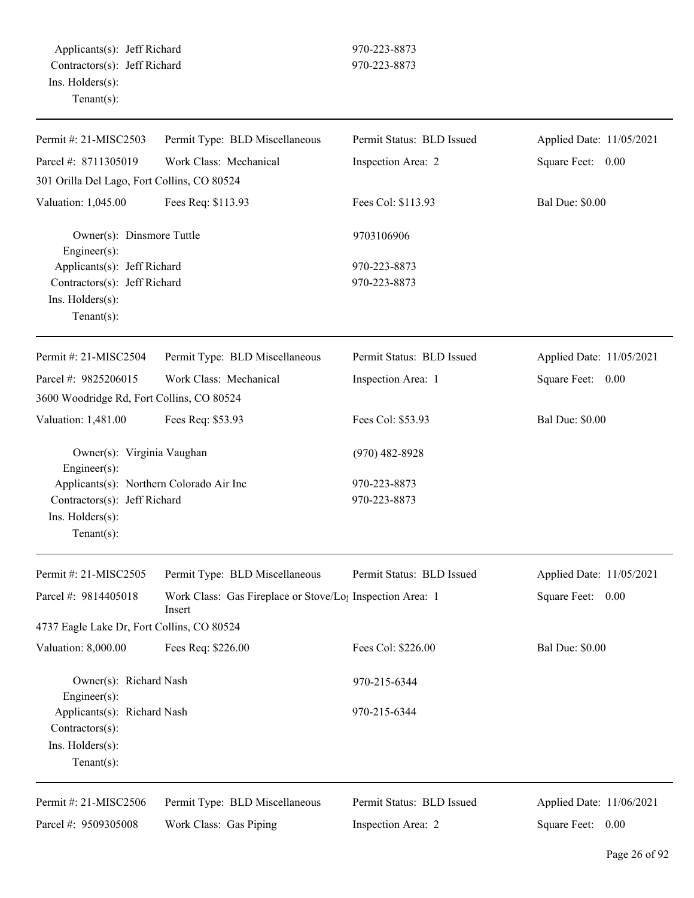Applicants(s): Jeff Richard 970-223-8873
Contractors(s): Jeff Richard 970-223-8873
Ins. Holders(s):
Tenant(s):

---

| Permit #: 21-MISC2503 | Permit Type: BLD Miscellaneous | Permit Status: BLD Issued | Applied Date: 11/05/2021 |
|---|---|---|---|
| Parcel #: 8711305019 | Work Class: Mechanical | Inspection Area: 2 | Square Feet: 0.00 |
| 301 Orilla Del Lago, Fort Collins, CO 80524 | | | |
| Valuation: 1,045.00 | Fees Req: $113.93 | Fees Col: $113.93 | Bal Due: $0.00 |

Owner(s): Dinsmore Tuttle 9703106906
Engineer(s):
Applicants(s): Jeff Richard 970-223-8873
Contractors(s): Jeff Richard 970-223-8873
Ins. Holders(s):
Tenant(s):

---

| Permit #: 21-MISC2504 | Permit Type: BLD Miscellaneous | Permit Status: BLD Issued | Applied Date: 11/05/2021 |
|---|---|---|---|
| Parcel #: 9825206015 | Work Class: Mechanical | Inspection Area: 1 | Square Feet: 0.00 |
| 3600 Woodridge Rd, Fort Collins, CO 80524 | | | |
| Valuation: 1,481.00 | Fees Req: $53.93 | Fees Col: $53.93 | Bal Due: $0.00 |

Owner(s): Virginia Vaughan (970) 482-8928
Engineer(s):
Applicants(s): Northern Colorado Air Inc 970-223-8873
Contractors(s): Jeff Richard 970-223-8873
Ins. Holders(s):
Tenant(s):

---

| Permit #: 21-MISC2505 | Permit Type: BLD Miscellaneous | Permit Status: BLD Issued | Applied Date: 11/05/2021 |
|---|---|---|---|
| Parcel #: 9814405018 | Work Class: Gas Fireplace or Stove/Log Insert | Inspection Area: 1 | Square Feet: 0.00 |
| 4737 Eagle Lake Dr, Fort Collins, CO 80524 | | | |
| Valuation: 8,000.00 | Fees Req: $226.00 | Fees Col: $226.00 | Bal Due: $0.00 |

Owner(s): Richard Nash 970-215-6344
Engineer(s):
Applicants(s): Richard Nash 970-215-6344
Contractors(s):
Ins. Holders(s):
Tenant(s):

---

| Permit #: 21-MISC2506 | Permit Type: BLD Miscellaneous | Permit Status: BLD Issued | Applied Date: 11/06/2021 |
|---|---|---|---|
| Parcel #: 9509305008 | Work Class: Gas Piping | Inspection Area: 2 | Square Feet: 0.00 |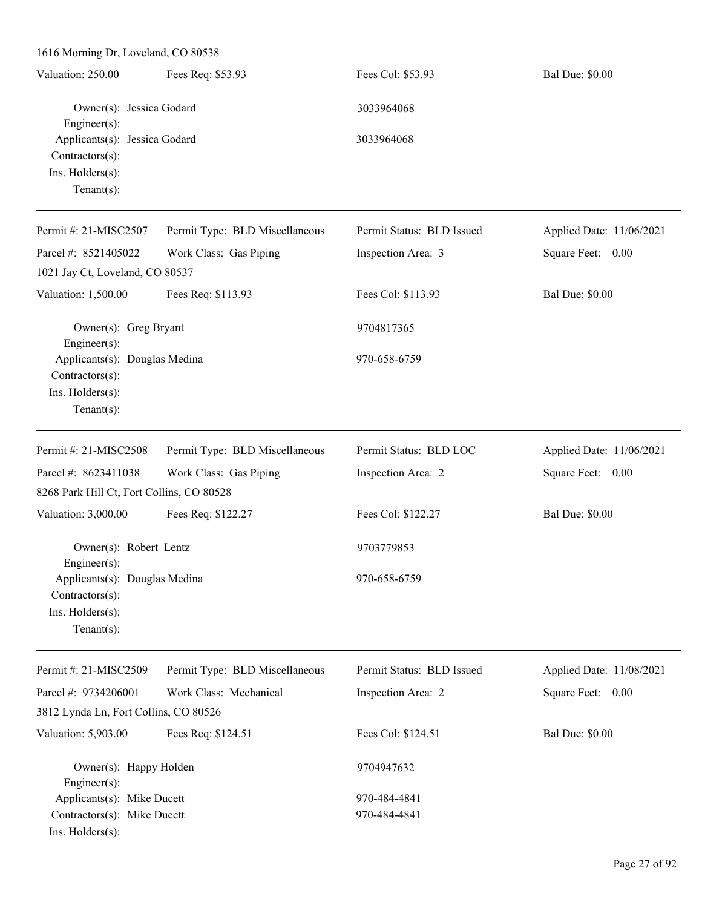1616 Morning Dr, Loveland, CO 80538

| Valuation: 250.00 | Fees Req: $53.93 | Fees Col: $53.93 | Bal Due: $0.00 |
|---|---|---|---|

Owner(s): Jessica Godard — 3033964068
Engineer(s):
Applicants(s): Jessica Godard — 3033964068
Contractors(s):
Ins. Holders(s):
Tenant(s):

---

| Permit #: 21-MISC2507 | Permit Type: BLD Miscellaneous | Permit Status: BLD Issued | Applied Date: 11/06/2021 |
|---|---|---|---|
| Parcel #: 8521405022 | Work Class: Gas Piping | Inspection Area: 3 | Square Feet: 0.00 |

1021 Jay Ct, Loveland, CO 80537

| Valuation: 1,500.00 | Fees Req: $113.93 | Fees Col: $113.93 | Bal Due: $0.00 |
|---|---|---|---|

Owner(s): Greg Bryant — 9704817365
Engineer(s):
Applicants(s): Douglas Medina — 970-658-6759
Contractors(s):
Ins. Holders(s):
Tenant(s):

---

| Permit #: 21-MISC2508 | Permit Type: BLD Miscellaneous | Permit Status: BLD LOC | Applied Date: 11/06/2021 |
|---|---|---|---|
| Parcel #: 8623411038 | Work Class: Gas Piping | Inspection Area: 2 | Square Feet: 0.00 |

8268 Park Hill Ct, Fort Collins, CO 80528

| Valuation: 3,000.00 | Fees Req: $122.27 | Fees Col: $122.27 | Bal Due: $0.00 |
|---|---|---|---|

Owner(s): Robert Lentz — 9703779853
Engineer(s):
Applicants(s): Douglas Medina — 970-658-6759
Contractors(s):
Ins. Holders(s):
Tenant(s):

---

| Permit #: 21-MISC2509 | Permit Type: BLD Miscellaneous | Permit Status: BLD Issued | Applied Date: 11/08/2021 |
|---|---|---|---|
| Parcel #: 9734206001 | Work Class: Mechanical | Inspection Area: 2 | Square Feet: 0.00 |

3812 Lynda Ln, Fort Collins, CO 80526

| Valuation: 5,903.00 | Fees Req: $124.51 | Fees Col: $124.51 | Bal Due: $0.00 |
|---|---|---|---|

Owner(s): Happy Holden — 9704947632
Engineer(s):
Applicants(s): Mike Ducett — 970-484-4841
Contractors(s): Mike Ducett — 970-484-4841
Ins. Holders(s):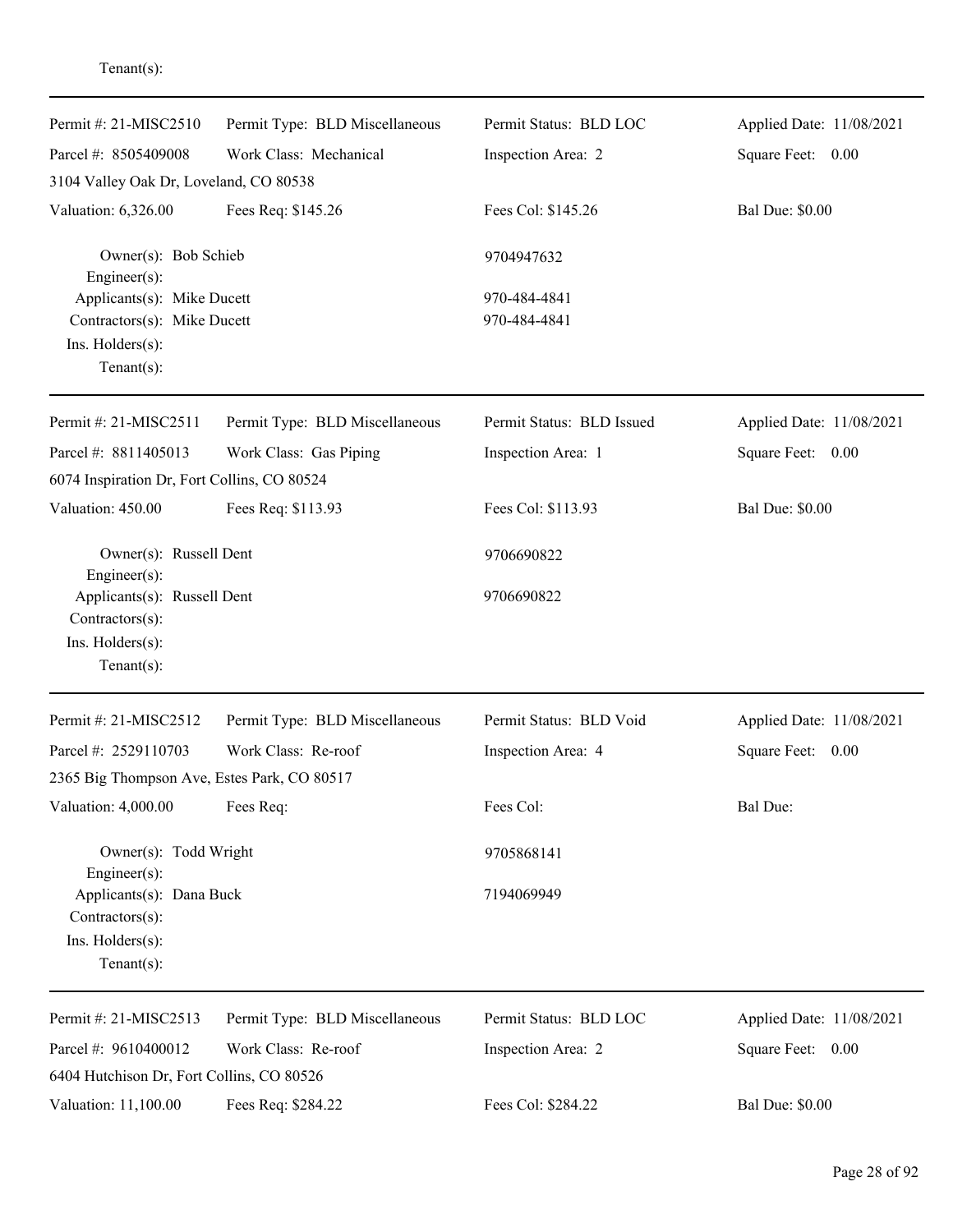Tenant(s):

---

| Permit #: 21-MISC2510 | Permit Type: BLD Miscellaneous | Permit Status: BLD LOC | Applied Date: 11/08/2021 |
|---|---|---|---|
| Parcel #: 8505409008 | Work Class: Mechanical | Inspection Area: 2 | Square Feet: 0.00 |
| 3104 Valley Oak Dr, Loveland, CO 80538 | | | |
| Valuation: 6,326.00 | Fees Req: $145.26 | Fees Col: $145.26 | Bal Due: $0.00 |

Owner(s): Bob Schieb — 9704947632
Engineer(s):
Applicants(s): Mike Ducett — 970-484-4841
Contractors(s): Mike Ducett — 970-484-4841
Ins. Holders(s):
Tenant(s):

---

| Permit #: 21-MISC2511 | Permit Type: BLD Miscellaneous | Permit Status: BLD Issued | Applied Date: 11/08/2021 |
|---|---|---|---|
| Parcel #: 8811405013 | Work Class: Gas Piping | Inspection Area: 1 | Square Feet: 0.00 |
| 6074 Inspiration Dr, Fort Collins, CO 80524 | | | |
| Valuation: 450.00 | Fees Req: $113.93 | Fees Col: $113.93 | Bal Due: $0.00 |

Owner(s): Russell Dent — 9706690822
Engineer(s):
Applicants(s): Russell Dent — 9706690822
Contractors(s):
Ins. Holders(s):
Tenant(s):

---

| Permit #: 21-MISC2512 | Permit Type: BLD Miscellaneous | Permit Status: BLD Void | Applied Date: 11/08/2021 |
|---|---|---|---|
| Parcel #: 2529110703 | Work Class: Re-roof | Inspection Area: 4 | Square Feet: 0.00 |
| 2365 Big Thompson Ave, Estes Park, CO 80517 | | | |
| Valuation: 4,000.00 | Fees Req: | Fees Col: | Bal Due: |

Owner(s): Todd Wright — 9705868141
Engineer(s):
Applicants(s): Dana Buck — 7194069949
Contractors(s):
Ins. Holders(s):
Tenant(s):

---

| Permit #: 21-MISC2513 | Permit Type: BLD Miscellaneous | Permit Status: BLD LOC | Applied Date: 11/08/2021 |
|---|---|---|---|
| Parcel #: 9610400012 | Work Class: Re-roof | Inspection Area: 2 | Square Feet: 0.00 |
| 6404 Hutchison Dr, Fort Collins, CO 80526 | | | |
| Valuation: 11,100.00 | Fees Req: $284.22 | Fees Col: $284.22 | Bal Due: $0.00 |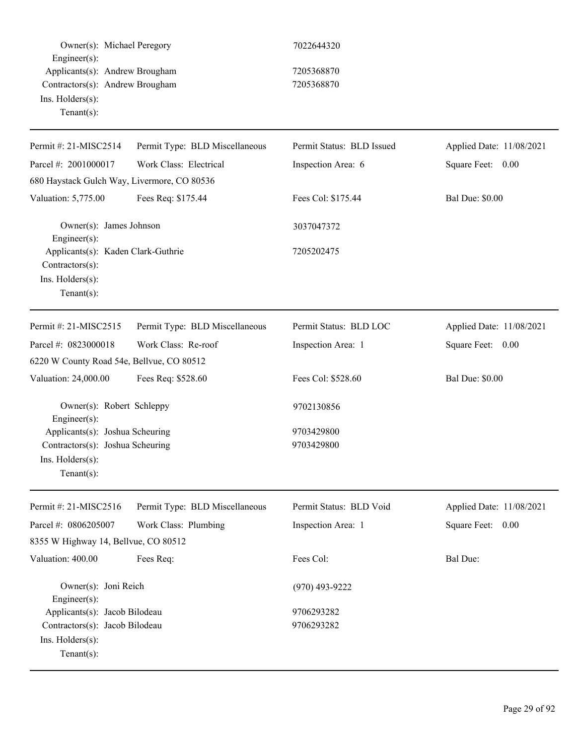Owner(s): Michael Peregory 7022644320
Engineer(s):
Applicants(s): Andrew Brougham 7205368870
Contractors(s): Andrew Brougham 7205368870
Ins. Holders(s):
Tenant(s):

---

| Permit #: 21-MISC2514 | Permit Type: BLD Miscellaneous | Permit Status: BLD Issued | Applied Date: 11/08/2021 |
|---|---|---|---|
| Parcel #: 2001000017 | Work Class: Electrical | Inspection Area: 6 | Square Feet: 0.00 |
| 680 Haystack Gulch Way, Livermore, CO 80536 | | | |
| Valuation: 5,775.00 | Fees Req: $175.44 | Fees Col: $175.44 | Bal Due: $0.00 |

Owner(s): James Johnson 3037047372
Engineer(s):
Applicants(s): Kaden Clark-Guthrie 7205202475
Contractors(s):
Ins. Holders(s):
Tenant(s):

---

| Permit #: 21-MISC2515 | Permit Type: BLD Miscellaneous | Permit Status: BLD LOC | Applied Date: 11/08/2021 |
|---|---|---|---|
| Parcel #: 0823000018 | Work Class: Re-roof | Inspection Area: 1 | Square Feet: 0.00 |
| 6220 W County Road 54e, Bellvue, CO 80512 | | | |
| Valuation: 24,000.00 | Fees Req: $528.60 | Fees Col: $528.60 | Bal Due: $0.00 |

Owner(s): Robert Schleppy 9702130856
Engineer(s):
Applicants(s): Joshua Scheuring 9703429800
Contractors(s): Joshua Scheuring 9703429800
Ins. Holders(s):
Tenant(s):

---

| Permit #: 21-MISC2516 | Permit Type: BLD Miscellaneous | Permit Status: BLD Void | Applied Date: 11/08/2021 |
|---|---|---|---|
| Parcel #: 0806205007 | Work Class: Plumbing | Inspection Area: 1 | Square Feet: 0.00 |
| 8355 W Highway 14, Bellvue, CO 80512 | | | |
| Valuation: 400.00 | Fees Req: | Fees Col: | Bal Due: |

Owner(s): Joni Reich (970) 493-9222
Engineer(s):
Applicants(s): Jacob Bilodeau 9706293282
Contractors(s): Jacob Bilodeau 9706293282
Ins. Holders(s):
Tenant(s):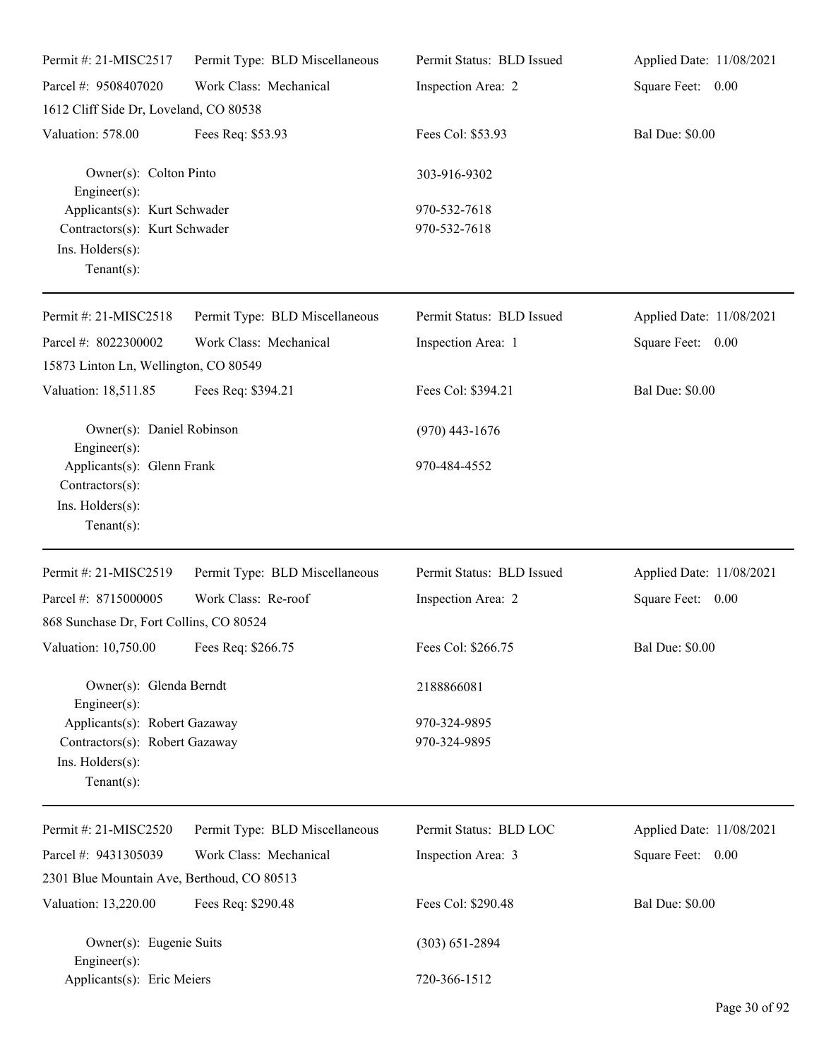Permit #: 21-MISC2517 Permit Type: BLD Miscellaneous Permit Status: BLD Issued Applied Date: 11/08/2021
Parcel #: 9508407020 Work Class: Mechanical Inspection Area: 2 Square Feet: 0.00
1612 Cliff Side Dr, Loveland, CO 80538
Valuation: 578.00 Fees Req: $53.93 Fees Col: $53.93 Bal Due: $0.00

Owner(s): Colton Pinto 303-916-9302
Engineer(s):
Applicants(s): Kurt Schwader 970-532-7618
Contractors(s): Kurt Schwader 970-532-7618
Ins. Holders(s):
Tenant(s):

---

Permit #: 21-MISC2518 Permit Type: BLD Miscellaneous Permit Status: BLD Issued Applied Date: 11/08/2021
Parcel #: 8022300002 Work Class: Mechanical Inspection Area: 1 Square Feet: 0.00
15873 Linton Ln, Wellington, CO 80549
Valuation: 18,511.85 Fees Req: $394.21 Fees Col: $394.21 Bal Due: $0.00

Owner(s): Daniel Robinson (970) 443-1676
Engineer(s):
Applicants(s): Glenn Frank 970-484-4552
Contractors(s):
Ins. Holders(s):
Tenant(s):

---

Permit #: 21-MISC2519 Permit Type: BLD Miscellaneous Permit Status: BLD Issued Applied Date: 11/08/2021
Parcel #: 8715000005 Work Class: Re-roof Inspection Area: 2 Square Feet: 0.00
868 Sunchase Dr, Fort Collins, CO 80524
Valuation: 10,750.00 Fees Req: $266.75 Fees Col: $266.75 Bal Due: $0.00

Owner(s): Glenda Berndt 2188866081
Engineer(s):
Applicants(s): Robert Gazaway 970-324-9895
Contractors(s): Robert Gazaway 970-324-9895
Ins. Holders(s):
Tenant(s):

---

Permit #: 21-MISC2520 Permit Type: BLD Miscellaneous Permit Status: BLD LOC Applied Date: 11/08/2021
Parcel #: 9431305039 Work Class: Mechanical Inspection Area: 3 Square Feet: 0.00
2301 Blue Mountain Ave, Berthoud, CO 80513
Valuation: 13,220.00 Fees Req: $290.48 Fees Col: $290.48 Bal Due: $0.00

Owner(s): Eugenie Suits (303) 651-2894
Engineer(s):
Applicants(s): Eric Meiers 720-366-1512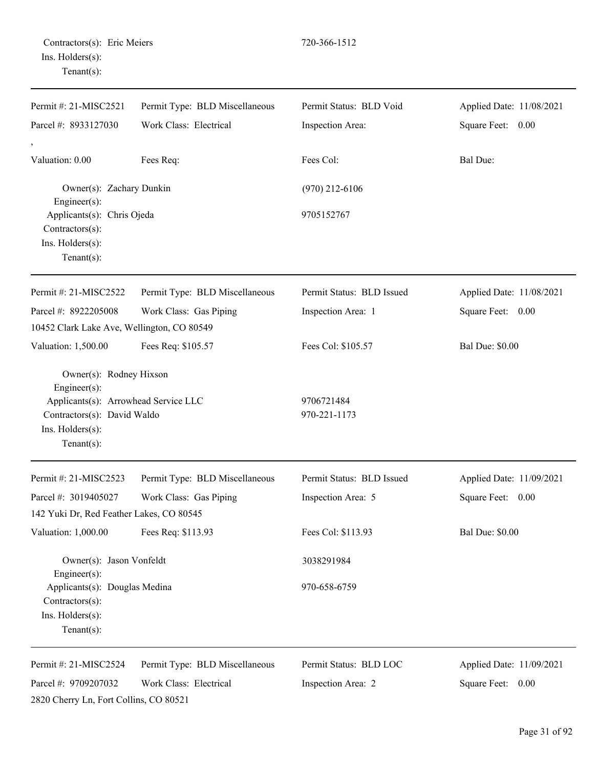Contractors(s): Eric Meiers 720-366-1512
Ins. Holders(s):
Tenant(s):

---

| Permit #: 21-MISC2521 | Permit Type: BLD Miscellaneous | Permit Status: BLD Void | Applied Date: 11/08/2021 |
|---|---|---|---|
| Parcel #: 8933127030 | Work Class: Electrical | Inspection Area: | Square Feet: 0.00 |
| , | | | |
| Valuation: 0.00 | Fees Req: | Fees Col: | Bal Due: |

Owner(s): Zachary Dunkin (970) 212-6106
Engineer(s):
Applicants(s): Chris Ojeda 9705152767
Contractors(s):
Ins. Holders(s):
Tenant(s):

---

| Permit #: 21-MISC2522 | Permit Type: BLD Miscellaneous | Permit Status: BLD Issued | Applied Date: 11/08/2021 |
|---|---|---|---|
| Parcel #: 8922205008 | Work Class: Gas Piping | Inspection Area: 1 | Square Feet: 0.00 |
| 10452 Clark Lake Ave, Wellington, CO 80549 | | | |
| Valuation: 1,500.00 | Fees Req: $105.57 | Fees Col: $105.57 | Bal Due: $0.00 |

Owner(s): Rodney Hixson
Engineer(s):
Applicants(s): Arrowhead Service LLC 9706721484
Contractors(s): David Waldo 970-221-1173
Ins. Holders(s):
Tenant(s):

---

| Permit #: 21-MISC2523 | Permit Type: BLD Miscellaneous | Permit Status: BLD Issued | Applied Date: 11/09/2021 |
|---|---|---|---|
| Parcel #: 3019405027 | Work Class: Gas Piping | Inspection Area: 5 | Square Feet: 0.00 |
| 142 Yuki Dr, Red Feather Lakes, CO 80545 | | | |
| Valuation: 1,000.00 | Fees Req: $113.93 | Fees Col: $113.93 | Bal Due: $0.00 |

Owner(s): Jason Vonfeldt 3038291984
Engineer(s):
Applicants(s): Douglas Medina 970-658-6759
Contractors(s):
Ins. Holders(s):
Tenant(s):

---

| Permit #: 21-MISC2524 | Permit Type: BLD Miscellaneous | Permit Status: BLD LOC | Applied Date: 11/09/2021 |
|---|---|---|---|
| Parcel #: 9709207032 | Work Class: Electrical | Inspection Area: 2 | Square Feet: 0.00 |
| 2820 Cherry Ln, Fort Collins, CO 80521 | | | |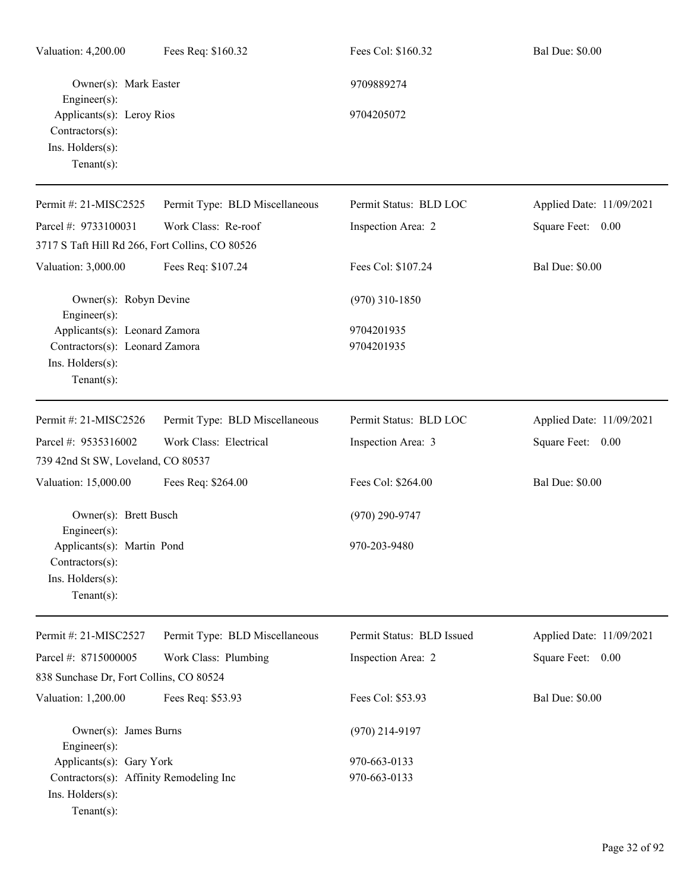Valuation: 4,200.00 Fees Req: $160.32 Fees Col: $160.32 Bal Due: $0.00

Owner(s): Mark Easter 9709889274
Engineer(s):
Applicants(s): Leroy Rios 9704205072
Contractors(s):
Ins. Holders(s):
Tenant(s):

---

Permit #: 21-MISC2525 Permit Type: BLD Miscellaneous Permit Status: BLD LOC Applied Date: 11/09/2021
Parcel #: 9733100031 Work Class: Re-roof Inspection Area: 2 Square Feet: 0.00
3717 S Taft Hill Rd 266, Fort Collins, CO 80526
Valuation: 3,000.00 Fees Req: $107.24 Fees Col: $107.24 Bal Due: $0.00

Owner(s): Robyn Devine (970) 310-1850
Engineer(s):
Applicants(s): Leonard Zamora 9704201935
Contractors(s): Leonard Zamora 9704201935
Ins. Holders(s):
Tenant(s):

---

Permit #: 21-MISC2526 Permit Type: BLD Miscellaneous Permit Status: BLD LOC Applied Date: 11/09/2021
Parcel #: 9535316002 Work Class: Electrical Inspection Area: 3 Square Feet: 0.00
739 42nd St SW, Loveland, CO 80537
Valuation: 15,000.00 Fees Req: $264.00 Fees Col: $264.00 Bal Due: $0.00

Owner(s): Brett Busch (970) 290-9747
Engineer(s):
Applicants(s): Martin Pond 970-203-9480
Contractors(s):
Ins. Holders(s):
Tenant(s):

---

Permit #: 21-MISC2527 Permit Type: BLD Miscellaneous Permit Status: BLD Issued Applied Date: 11/09/2021
Parcel #: 8715000005 Work Class: Plumbing Inspection Area: 2 Square Feet: 0.00
838 Sunchase Dr, Fort Collins, CO 80524
Valuation: 1,200.00 Fees Req: $53.93 Fees Col: $53.93 Bal Due: $0.00

Owner(s): James Burns (970) 214-9197
Engineer(s):
Applicants(s): Gary York 970-663-0133
Contractors(s): Affinity Remodeling Inc 970-663-0133
Ins. Holders(s):
Tenant(s):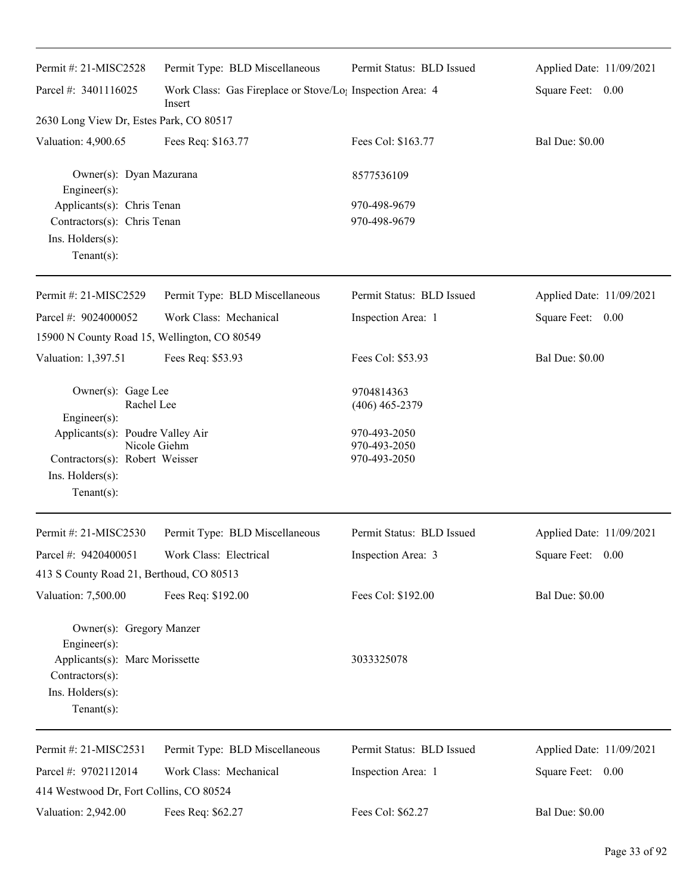Permit #: 21-MISC2528 | Permit Type: BLD Miscellaneous | Permit Status: BLD Issued | Applied Date: 11/09/2021

Parcel #: 3401116025 | Work Class: Gas Fireplace or Stove/Log Insert | Inspection Area: 4 | Square Feet: 0.00

2630 Long View Dr, Estes Park, CO 80517

Valuation: 4,900.65 | Fees Req: $163.77 | Fees Col: $163.77 | Bal Due: $0.00

Owner(s): Dyan Mazurana — 8577536109
Engineer(s):
Applicants(s): Chris Tenan — 970-498-9679
Contractors(s): Chris Tenan — 970-498-9679
Ins. Holders(s):
Tenant(s):

---

Permit #: 21-MISC2529 | Permit Type: BLD Miscellaneous | Permit Status: BLD Issued | Applied Date: 11/09/2021

Parcel #: 9024000052 | Work Class: Mechanical | Inspection Area: 1 | Square Feet: 0.00

15900 N County Road 15, Wellington, CO 80549

Valuation: 1,397.51 | Fees Req: $53.93 | Fees Col: $53.93 | Bal Due: $0.00

Owner(s): Gage Lee — 9704814363
Rachel Lee — (406) 465-2379
Engineer(s):
Applicants(s): Poudre Valley Air — 970-493-2050
Nicole Giehm — 970-493-2050
Contractors(s): Robert Weisser — 970-493-2050
Ins. Holders(s):
Tenant(s):

---

Permit #: 21-MISC2530 | Permit Type: BLD Miscellaneous | Permit Status: BLD Issued | Applied Date: 11/09/2021

Parcel #: 9420400051 | Work Class: Electrical | Inspection Area: 3 | Square Feet: 0.00

413 S County Road 21, Berthoud, CO 80513

Valuation: 7,500.00 | Fees Req: $192.00 | Fees Col: $192.00 | Bal Due: $0.00

Owner(s): Gregory Manzer
Engineer(s):
Applicants(s): Marc Morissette — 3033325078
Contractors(s):
Ins. Holders(s):
Tenant(s):

---

Permit #: 21-MISC2531 | Permit Type: BLD Miscellaneous | Permit Status: BLD Issued | Applied Date: 11/09/2021

Parcel #: 9702112014 | Work Class: Mechanical | Inspection Area: 1 | Square Feet: 0.00

414 Westwood Dr, Fort Collins, CO 80524

Valuation: 2,942.00 | Fees Req: $62.27 | Fees Col: $62.27 | Bal Due: $0.00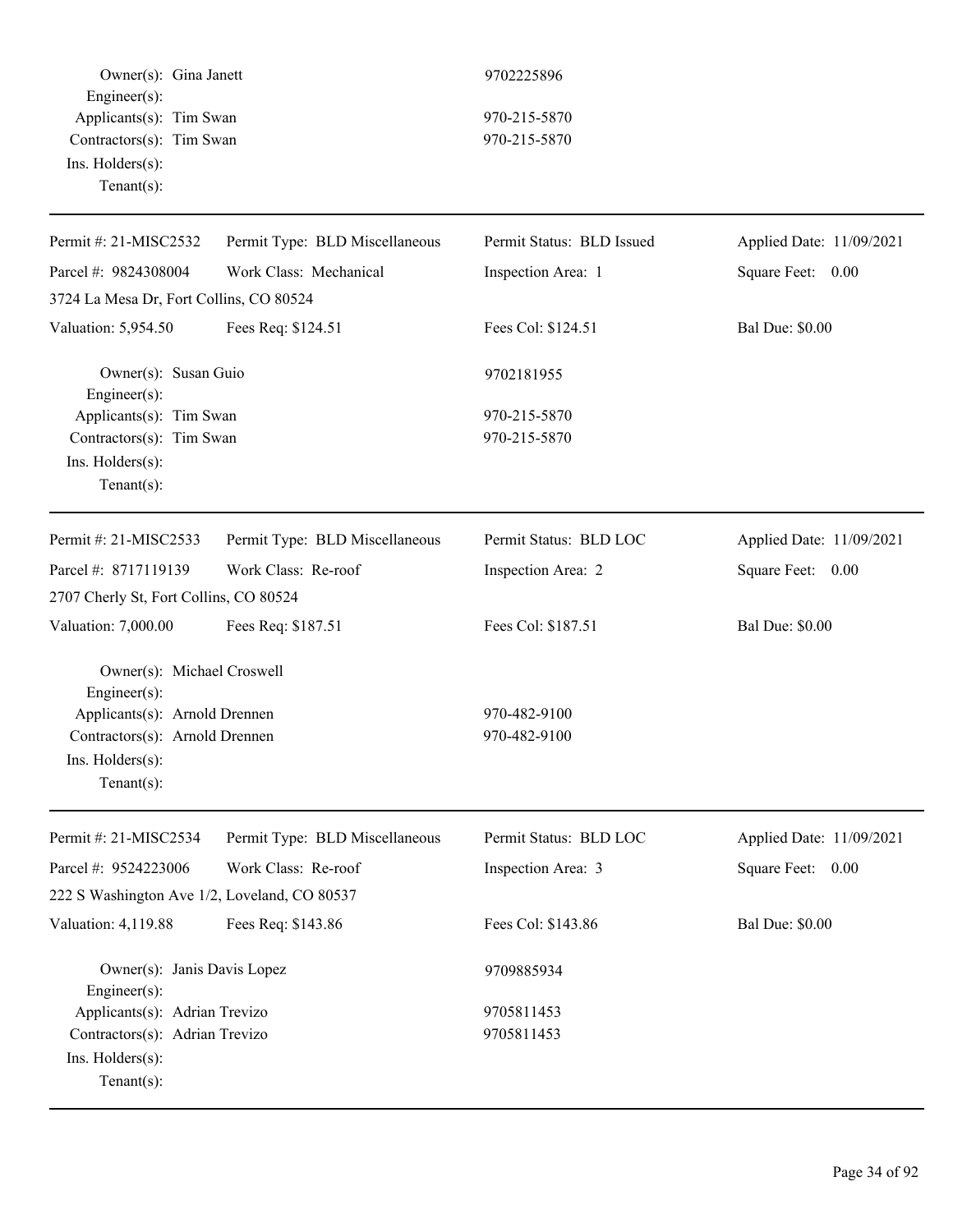Owner(s): Gina Janett 9702225896
Engineer(s):
Applicants(s): Tim Swan 970-215-5870
Contractors(s): Tim Swan 970-215-5870
Ins. Holders(s):
Tenant(s):

---

| Permit #: 21-MISC2532 | Permit Type: BLD Miscellaneous | Permit Status: BLD Issued | Applied Date: 11/09/2021 |
|---|---|---|---|
| Parcel #: 9824308004 | Work Class: Mechanical | Inspection Area: 1 | Square Feet: 0.00 |
| 3724 La Mesa Dr, Fort Collins, CO 80524 | | | |
| Valuation: 5,954.50 | Fees Req: $124.51 | Fees Col: $124.51 | Bal Due: $0.00 |

Owner(s): Susan Guio 9702181955
Engineer(s):
Applicants(s): Tim Swan 970-215-5870
Contractors(s): Tim Swan 970-215-5870
Ins. Holders(s):
Tenant(s):

---

| Permit #: 21-MISC2533 | Permit Type: BLD Miscellaneous | Permit Status: BLD LOC | Applied Date: 11/09/2021 |
|---|---|---|---|
| Parcel #: 8717119139 | Work Class: Re-roof | Inspection Area: 2 | Square Feet: 0.00 |
| 2707 Cherly St, Fort Collins, CO 80524 | | | |
| Valuation: 7,000.00 | Fees Req: $187.51 | Fees Col: $187.51 | Bal Due: $0.00 |

Owner(s): Michael Croswell
Engineer(s):
Applicants(s): Arnold Drennen 970-482-9100
Contractors(s): Arnold Drennen 970-482-9100
Ins. Holders(s):
Tenant(s):

---

| Permit #: 21-MISC2534 | Permit Type: BLD Miscellaneous | Permit Status: BLD LOC | Applied Date: 11/09/2021 |
|---|---|---|---|
| Parcel #: 9524223006 | Work Class: Re-roof | Inspection Area: 3 | Square Feet: 0.00 |
| 222 S Washington Ave 1/2, Loveland, CO 80537 | | | |
| Valuation: 4,119.88 | Fees Req: $143.86 | Fees Col: $143.86 | Bal Due: $0.00 |

Owner(s): Janis Davis Lopez 9709885934
Engineer(s):
Applicants(s): Adrian Trevizo 9705811453
Contractors(s): Adrian Trevizo 9705811453
Ins. Holders(s):
Tenant(s):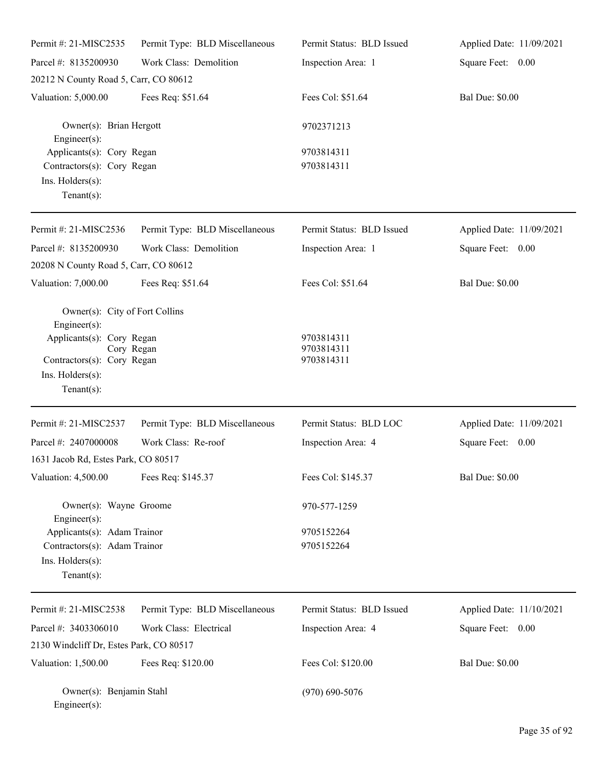| | | | |
|---|---|---|---|
| Permit #: 21-MISC2535 | Permit Type: BLD Miscellaneous | Permit Status: BLD Issued | Applied Date: 11/09/2021 |
| Parcel #: 8135200930 | Work Class: Demolition | Inspection Area: 1 | Square Feet: 0.00 |
| 20212 N County Road 5, Carr, CO 80612 | | | |
| Valuation: 5,000.00 | Fees Req: $51.64 | Fees Col: $51.64 | Bal Due: $0.00 |

Owner(s): Brian Hergott 9702371213
Engineer(s):
Applicants(s): Cory Regan 9703814311
Contractors(s): Cory Regan 9703814311
Ins. Holders(s):
Tenant(s):

---

| | | | |
|---|---|---|---|
| Permit #: 21-MISC2536 | Permit Type: BLD Miscellaneous | Permit Status: BLD Issued | Applied Date: 11/09/2021 |
| Parcel #: 8135200930 | Work Class: Demolition | Inspection Area: 1 | Square Feet: 0.00 |
| 20208 N County Road 5, Carr, CO 80612 | | | |
| Valuation: 7,000.00 | Fees Req: $51.64 | Fees Col: $51.64 | Bal Due: $0.00 |

Owner(s): City of Fort Collins
Engineer(s):
Applicants(s): Cory Regan 9703814311
Cory Regan 9703814311
Contractors(s): Cory Regan 9703814311
Ins. Holders(s):
Tenant(s):

---

| | | | |
|---|---|---|---|
| Permit #: 21-MISC2537 | Permit Type: BLD Miscellaneous | Permit Status: BLD LOC | Applied Date: 11/09/2021 |
| Parcel #: 2407000008 | Work Class: Re-roof | Inspection Area: 4 | Square Feet: 0.00 |
| 1631 Jacob Rd, Estes Park, CO 80517 | | | |
| Valuation: 4,500.00 | Fees Req: $145.37 | Fees Col: $145.37 | Bal Due: $0.00 |

Owner(s): Wayne Groome 970-577-1259
Engineer(s):
Applicants(s): Adam Trainor 9705152264
Contractors(s): Adam Trainor 9705152264
Ins. Holders(s):
Tenant(s):

---

| | | | |
|---|---|---|---|
| Permit #: 21-MISC2538 | Permit Type: BLD Miscellaneous | Permit Status: BLD Issued | Applied Date: 11/10/2021 |
| Parcel #: 3403306010 | Work Class: Electrical | Inspection Area: 4 | Square Feet: 0.00 |
| 2130 Windcliff Dr, Estes Park, CO 80517 | | | |
| Valuation: 1,500.00 | Fees Req: $120.00 | Fees Col: $120.00 | Bal Due: $0.00 |

Owner(s): Benjamin Stahl (970) 690-5076
Engineer(s):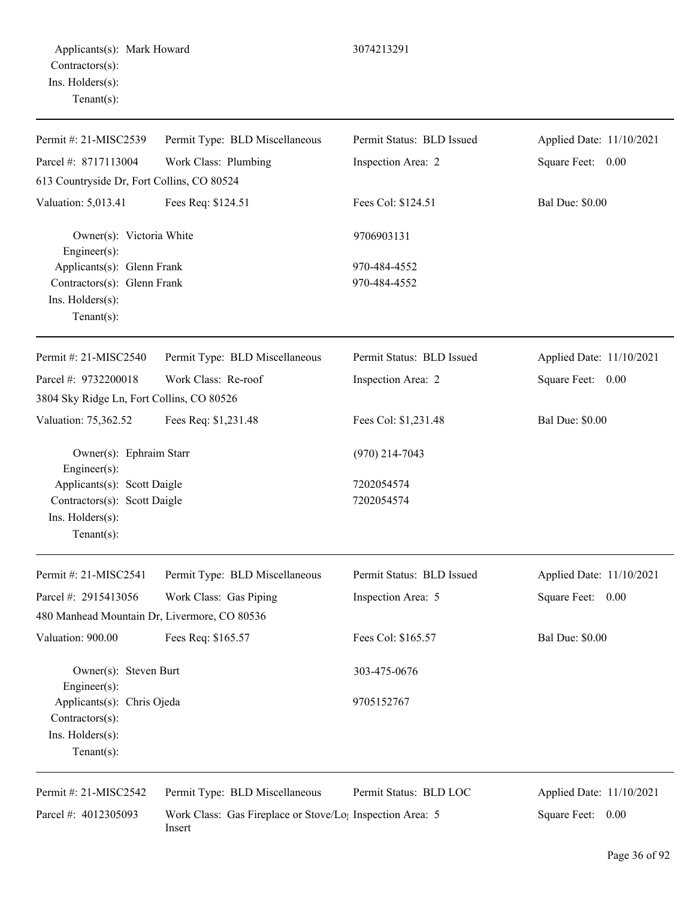Applicants(s): Mark Howard 3074213291
Contractors(s):
Ins. Holders(s):
Tenant(s):

---

| | | | |
|---|---|---|---|
| Permit #: 21-MISC2539 | Permit Type: BLD Miscellaneous | Permit Status: BLD Issued | Applied Date: 11/10/2021 |
| Parcel #: 8717113004 | Work Class: Plumbing | Inspection Area: 2 | Square Feet: 0.00 |
| 613 Countryside Dr, Fort Collins, CO 80524 | | | |
| Valuation: 5,013.41 | Fees Req: $124.51 | Fees Col: $124.51 | Bal Due: $0.00 |

Owner(s): Victoria White 9706903131
Engineer(s):
Applicants(s): Glenn Frank 970-484-4552
Contractors(s): Glenn Frank 970-484-4552
Ins. Holders(s):
Tenant(s):

---

| | | | |
|---|---|---|---|
| Permit #: 21-MISC2540 | Permit Type: BLD Miscellaneous | Permit Status: BLD Issued | Applied Date: 11/10/2021 |
| Parcel #: 9732200018 | Work Class: Re-roof | Inspection Area: 2 | Square Feet: 0.00 |
| 3804 Sky Ridge Ln, Fort Collins, CO 80526 | | | |
| Valuation: 75,362.52 | Fees Req: $1,231.48 | Fees Col: $1,231.48 | Bal Due: $0.00 |

Owner(s): Ephraim Starr (970) 214-7043
Engineer(s):
Applicants(s): Scott Daigle 7202054574
Contractors(s): Scott Daigle 7202054574
Ins. Holders(s):
Tenant(s):

---

| | | | |
|---|---|---|---|
| Permit #: 21-MISC2541 | Permit Type: BLD Miscellaneous | Permit Status: BLD Issued | Applied Date: 11/10/2021 |
| Parcel #: 2915413056 | Work Class: Gas Piping | Inspection Area: 5 | Square Feet: 0.00 |
| 480 Manhead Mountain Dr, Livermore, CO 80536 | | | |
| Valuation: 900.00 | Fees Req: $165.57 | Fees Col: $165.57 | Bal Due: $0.00 |

Owner(s): Steven Burt 303-475-0676
Engineer(s):
Applicants(s): Chris Ojeda 9705152767
Contractors(s):
Ins. Holders(s):
Tenant(s):

---

| | | | |
|---|---|---|---|
| Permit #: 21-MISC2542 | Permit Type: BLD Miscellaneous | Permit Status: BLD LOC | Applied Date: 11/10/2021 |
| Parcel #: 4012305093 | Work Class: Gas Fireplace or Stove/Log Insert | Inspection Area: 5 | Square Feet: 0.00 |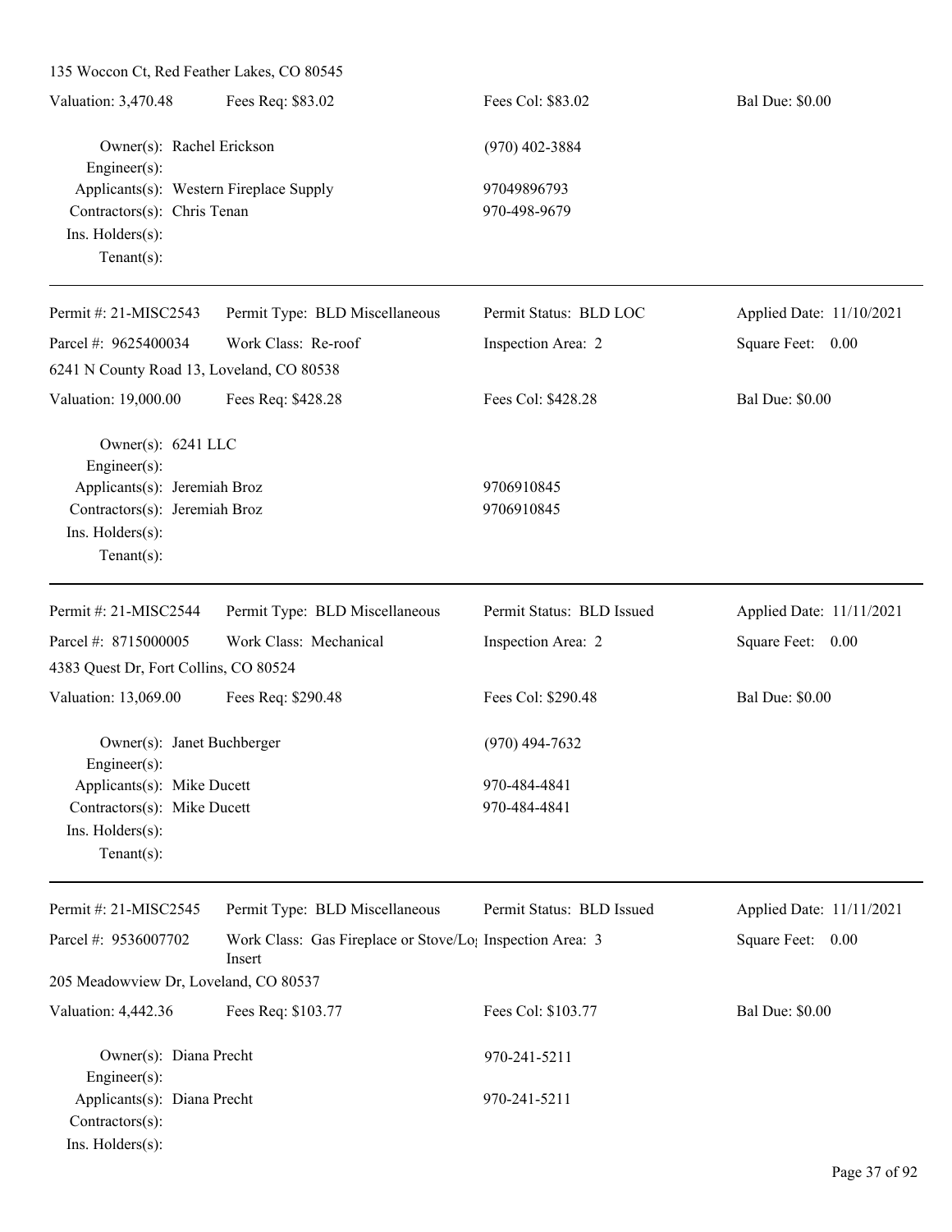135 Woccon Ct, Red Feather Lakes, CO 80545

Valuation: 3,470.48 | Fees Req: $83.02 | Fees Col: $83.02 | Bal Due: $0.00

Owner(s): Rachel Erickson (970) 402-3884
Engineer(s):
Applicants(s): Western Fireplace Supply 97049896793
Contractors(s): Chris Tenan 970-498-9679
Ins. Holders(s):
Tenant(s):

---

Permit #: 21-MISC2543 | Permit Type: BLD Miscellaneous | Permit Status: BLD LOC | Applied Date: 11/10/2021
Parcel #: 9625400034 | Work Class: Re-roof | Inspection Area: 2 | Square Feet: 0.00
6241 N County Road 13, Loveland, CO 80538

Valuation: 19,000.00 | Fees Req: $428.28 | Fees Col: $428.28 | Bal Due: $0.00

Owner(s): 6241 LLC
Engineer(s):
Applicants(s): Jeremiah Broz 9706910845
Contractors(s): Jeremiah Broz 9706910845
Ins. Holders(s):
Tenant(s):

---

Permit #: 21-MISC2544 | Permit Type: BLD Miscellaneous | Permit Status: BLD Issued | Applied Date: 11/11/2021
Parcel #: 8715000005 | Work Class: Mechanical | Inspection Area: 2 | Square Feet: 0.00
4383 Quest Dr, Fort Collins, CO 80524

Valuation: 13,069.00 | Fees Req: $290.48 | Fees Col: $290.48 | Bal Due: $0.00

Owner(s): Janet Buchberger (970) 494-7632
Engineer(s):
Applicants(s): Mike Ducett 970-484-4841
Contractors(s): Mike Ducett 970-484-4841
Ins. Holders(s):
Tenant(s):

---

Permit #: 21-MISC2545 | Permit Type: BLD Miscellaneous | Permit Status: BLD Issued | Applied Date: 11/11/2021
Parcel #: 9536007702 | Work Class: Gas Fireplace or Stove/Log Insert | Inspection Area: 3 | Square Feet: 0.00
205 Meadowview Dr, Loveland, CO 80537

Valuation: 4,442.36 | Fees Req: $103.77 | Fees Col: $103.77 | Bal Due: $0.00

Owner(s): Diana Precht 970-241-5211
Engineer(s):
Applicants(s): Diana Precht 970-241-5211
Contractors(s):
Ins. Holders(s):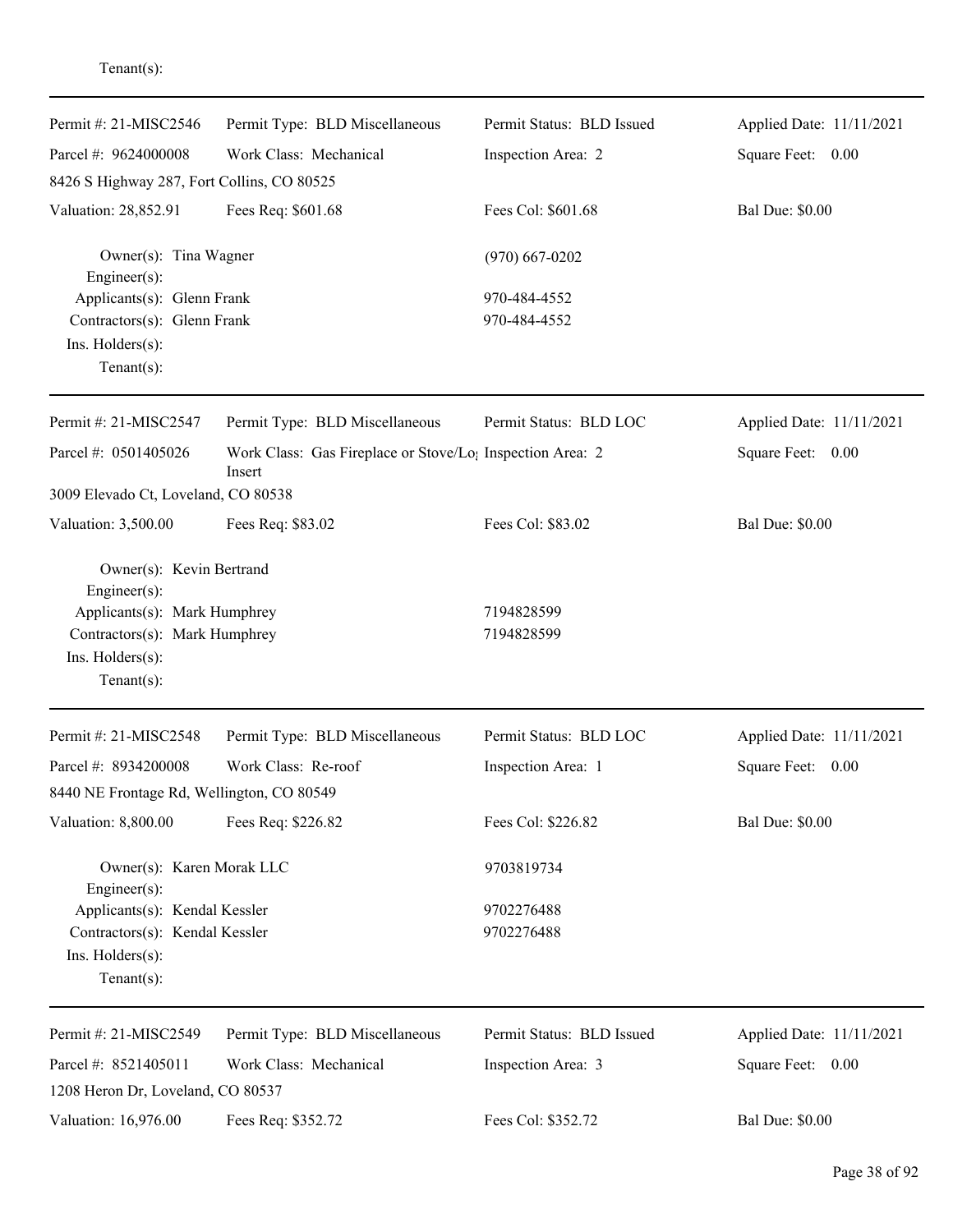Tenant(s):

---

| Permit #: 21-MISC2546 | Permit Type: BLD Miscellaneous | Permit Status: BLD Issued | Applied Date: 11/11/2021 |
|---|---|---|---|
| Parcel #: 9624000008 | Work Class: Mechanical | Inspection Area: 2 | Square Feet: 0.00 |
| 8426 S Highway 287, Fort Collins, CO 80525 | | | |
| Valuation: 28,852.91 | Fees Req: $601.68 | Fees Col: $601.68 | Bal Due: $0.00 |

Owner(s): Tina Wagner — (970) 667-0202
Engineer(s):
Applicants(s): Glenn Frank — 970-484-4552
Contractors(s): Glenn Frank — 970-484-4552
Ins. Holders(s):
Tenant(s):

---

| Permit #: 21-MISC2547 | Permit Type: BLD Miscellaneous | Permit Status: BLD LOC | Applied Date: 11/11/2021 |
|---|---|---|---|
| Parcel #: 0501405026 | Work Class: Gas Fireplace or Stove/Log Insert | Inspection Area: 2 | Square Feet: 0.00 |
| 3009 Elevado Ct, Loveland, CO 80538 | | | |
| Valuation: 3,500.00 | Fees Req: $83.02 | Fees Col: $83.02 | Bal Due: $0.00 |

Owner(s): Kevin Bertrand
Engineer(s):
Applicants(s): Mark Humphrey — 7194828599
Contractors(s): Mark Humphrey — 7194828599
Ins. Holders(s):
Tenant(s):

---

| Permit #: 21-MISC2548 | Permit Type: BLD Miscellaneous | Permit Status: BLD LOC | Applied Date: 11/11/2021 |
|---|---|---|---|
| Parcel #: 8934200008 | Work Class: Re-roof | Inspection Area: 1 | Square Feet: 0.00 |
| 8440 NE Frontage Rd, Wellington, CO 80549 | | | |
| Valuation: 8,800.00 | Fees Req: $226.82 | Fees Col: $226.82 | Bal Due: $0.00 |

Owner(s): Karen Morak LLC — 9703819734
Engineer(s):
Applicants(s): Kendal Kessler — 9702276488
Contractors(s): Kendal Kessler — 9702276488
Ins. Holders(s):
Tenant(s):

---

| Permit #: 21-MISC2549 | Permit Type: BLD Miscellaneous | Permit Status: BLD Issued | Applied Date: 11/11/2021 |
|---|---|---|---|
| Parcel #: 8521405011 | Work Class: Mechanical | Inspection Area: 3 | Square Feet: 0.00 |
| 1208 Heron Dr, Loveland, CO 80537 | | | |
| Valuation: 16,976.00 | Fees Req: $352.72 | Fees Col: $352.72 | Bal Due: $0.00 |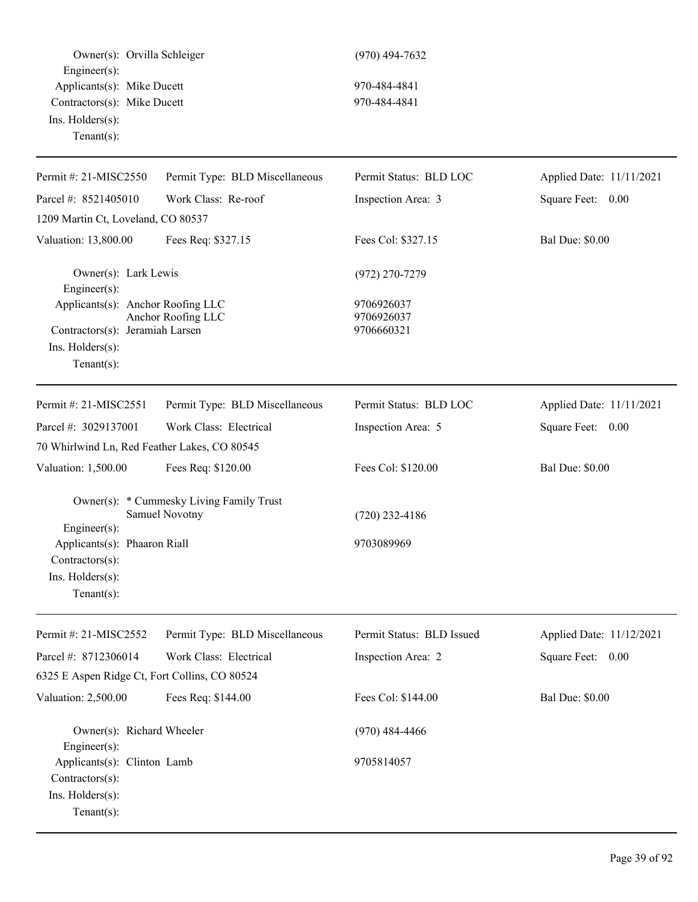Owner(s): Orvilla Schleiger (970) 494-7632
Engineer(s):
Applicants(s): Mike Ducett 970-484-4841
Contractors(s): Mike Ducett 970-484-4841
Ins. Holders(s):
Tenant(s):

---

| Permit #: 21-MISC2550 | Permit Type: BLD Miscellaneous | Permit Status: BLD LOC | Applied Date: 11/11/2021 |
|---|---|---|---|
| Parcel #: 8521405010 | Work Class: Re-roof | Inspection Area: 3 | Square Feet: 0.00 |
| 1209 Martin Ct, Loveland, CO 80537 | | | |
| Valuation: 13,800.00 | Fees Req: $327.15 | Fees Col: $327.15 | Bal Due: $0.00 |

Owner(s): Lark Lewis (972) 270-7279
Engineer(s):
Applicants(s): Anchor Roofing LLC 9706926037
Anchor Roofing LLC 9706926037
Contractors(s): Jeramiah Larsen 9706660321
Ins. Holders(s):
Tenant(s):

---

| Permit #: 21-MISC2551 | Permit Type: BLD Miscellaneous | Permit Status: BLD LOC | Applied Date: 11/11/2021 |
|---|---|---|---|
| Parcel #: 3029137001 | Work Class: Electrical | Inspection Area: 5 | Square Feet: 0.00 |
| 70 Whirlwind Ln, Red Feather Lakes, CO 80545 | | | |
| Valuation: 1,500.00 | Fees Req: $120.00 | Fees Col: $120.00 | Bal Due: $0.00 |

Owner(s): * Cummesky Living Family Trust
Samuel Novotny (720) 232-4186
Engineer(s):
Applicants(s): Phaaron Riall 9703089969
Contractors(s):
Ins. Holders(s):
Tenant(s):

---

| Permit #: 21-MISC2552 | Permit Type: BLD Miscellaneous | Permit Status: BLD Issued | Applied Date: 11/12/2021 |
|---|---|---|---|
| Parcel #: 8712306014 | Work Class: Electrical | Inspection Area: 2 | Square Feet: 0.00 |
| 6325 E Aspen Ridge Ct, Fort Collins, CO 80524 | | | |
| Valuation: 2,500.00 | Fees Req: $144.00 | Fees Col: $144.00 | Bal Due: $0.00 |

Owner(s): Richard Wheeler (970) 484-4466
Engineer(s):
Applicants(s): Clinton Lamb 9705814057
Contractors(s):
Ins. Holders(s):
Tenant(s):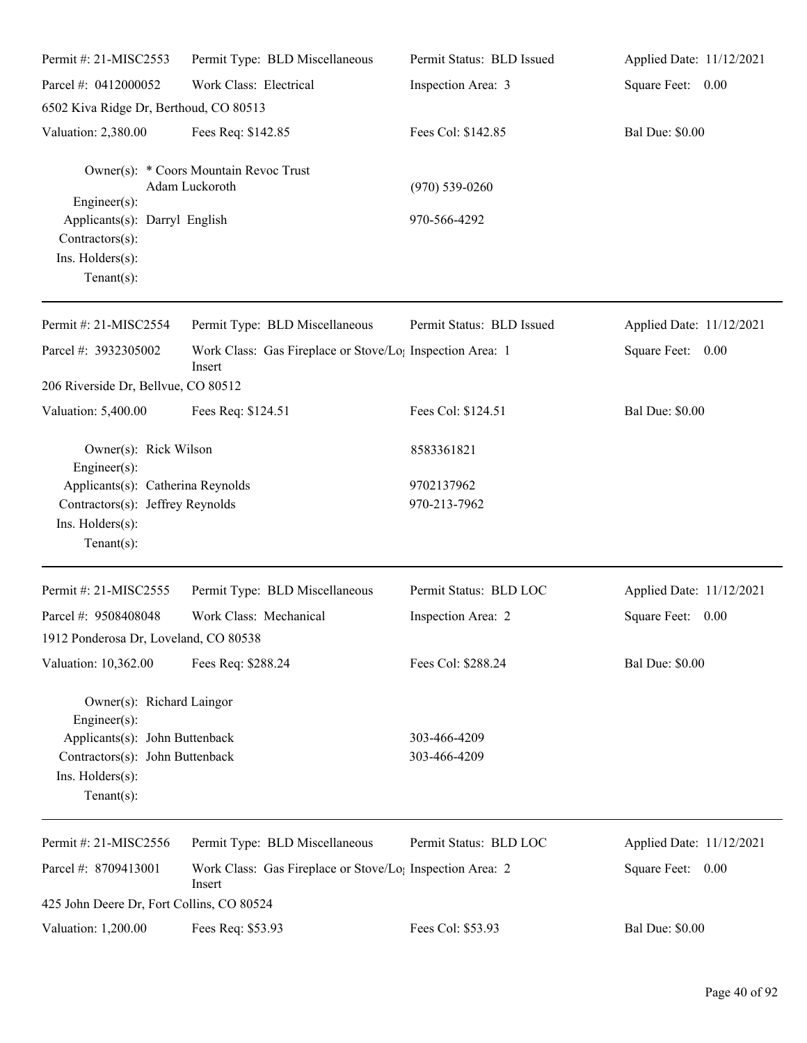Permit #: 21-MISC2553 | Permit Type: BLD Miscellaneous | Permit Status: BLD Issued | Applied Date: 11/12/2021

Parcel #: 0412000052 | Work Class: Electrical | Inspection Area: 3 | Square Feet: 0.00

6502 Kiva Ridge Dr, Berthoud, CO 80513

Valuation: 2,380.00 | Fees Req: $142.85 | Fees Col: $142.85 | Bal Due: $0.00

Owner(s): * Coors Mountain Revoc Trust
Adam Luckoroth (970) 539-0260
Engineer(s):
Applicants(s): Darryl English 970-566-4292
Contractors(s):
Ins. Holders(s):
Tenant(s):

---

Permit #: 21-MISC2554 | Permit Type: BLD Miscellaneous | Permit Status: BLD Issued | Applied Date: 11/12/2021

Parcel #: 3932305002 | Work Class: Gas Fireplace or Stove/Log Insert | Inspection Area: 1 | Square Feet: 0.00

206 Riverside Dr, Bellvue, CO 80512

Valuation: 5,400.00 | Fees Req: $124.51 | Fees Col: $124.51 | Bal Due: $0.00

Owner(s): Rick Wilson 8583361821
Engineer(s):
Applicants(s): Catherina Reynolds 9702137962
Contractors(s): Jeffrey Reynolds 970-213-7962
Ins. Holders(s):
Tenant(s):

---

Permit #: 21-MISC2555 | Permit Type: BLD Miscellaneous | Permit Status: BLD LOC | Applied Date: 11/12/2021

Parcel #: 9508408048 | Work Class: Mechanical | Inspection Area: 2 | Square Feet: 0.00

1912 Ponderosa Dr, Loveland, CO 80538

Valuation: 10,362.00 | Fees Req: $288.24 | Fees Col: $288.24 | Bal Due: $0.00

Owner(s): Richard Laingor
Engineer(s):
Applicants(s): John Buttenback 303-466-4209
Contractors(s): John Buttenback 303-466-4209
Ins. Holders(s):
Tenant(s):

---

Permit #: 21-MISC2556 | Permit Type: BLD Miscellaneous | Permit Status: BLD LOC | Applied Date: 11/12/2021

Parcel #: 8709413001 | Work Class: Gas Fireplace or Stove/Log Insert | Inspection Area: 2 | Square Feet: 0.00

425 John Deere Dr, Fort Collins, CO 80524

Valuation: 1,200.00 | Fees Req: $53.93 | Fees Col: $53.93 | Bal Due: $0.00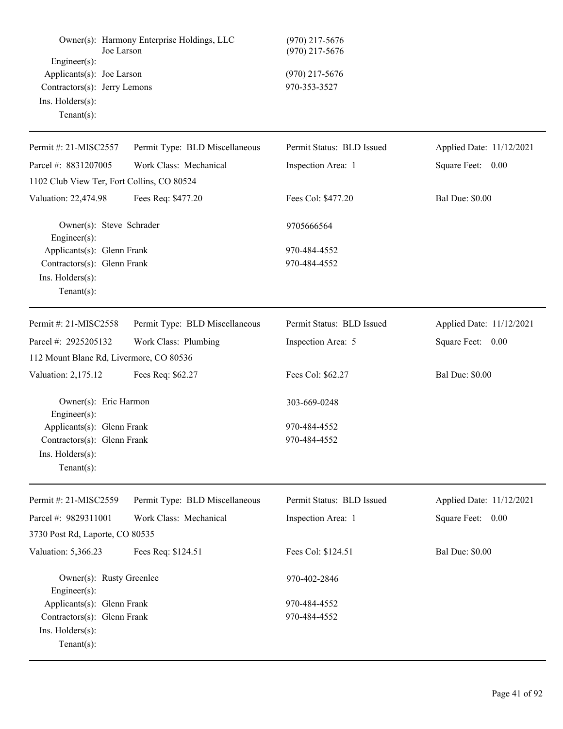Owner(s): Harmony Enterprise Holdings, LLC (970) 217-5676
Joe Larson (970) 217-5676
Engineer(s):
Applicants(s): Joe Larson (970) 217-5676
Contractors(s): Jerry Lemons 970-353-3527
Ins. Holders(s):
Tenant(s):

---

| Permit #: 21-MISC2557 | Permit Type: BLD Miscellaneous | Permit Status: BLD Issued | Applied Date: 11/12/2021 |
|---|---|---|---|
| Parcel #: 8831207005 | Work Class: Mechanical | Inspection Area: 1 | Square Feet: 0.00 |
| 1102 Club View Ter, Fort Collins, CO 80524 | | | |
| Valuation: 22,474.98 | Fees Req: $477.20 | Fees Col: $477.20 | Bal Due: $0.00 |

Owner(s): Steve Schrader 9705666564
Engineer(s):
Applicants(s): Glenn Frank 970-484-4552
Contractors(s): Glenn Frank 970-484-4552
Ins. Holders(s):
Tenant(s):

---

| Permit #: 21-MISC2558 | Permit Type: BLD Miscellaneous | Permit Status: BLD Issued | Applied Date: 11/12/2021 |
|---|---|---|---|
| Parcel #: 2925205132 | Work Class: Plumbing | Inspection Area: 5 | Square Feet: 0.00 |
| 112 Mount Blanc Rd, Livermore, CO 80536 | | | |
| Valuation: 2,175.12 | Fees Req: $62.27 | Fees Col: $62.27 | Bal Due: $0.00 |

Owner(s): Eric Harmon 303-669-0248
Engineer(s):
Applicants(s): Glenn Frank 970-484-4552
Contractors(s): Glenn Frank 970-484-4552
Ins. Holders(s):
Tenant(s):

---

| Permit #: 21-MISC2559 | Permit Type: BLD Miscellaneous | Permit Status: BLD Issued | Applied Date: 11/12/2021 |
|---|---|---|---|
| Parcel #: 9829311001 | Work Class: Mechanical | Inspection Area: 1 | Square Feet: 0.00 |
| 3730 Post Rd, Laporte, CO 80535 | | | |
| Valuation: 5,366.23 | Fees Req: $124.51 | Fees Col: $124.51 | Bal Due: $0.00 |

Owner(s): Rusty Greenlee 970-402-2846
Engineer(s):
Applicants(s): Glenn Frank 970-484-4552
Contractors(s): Glenn Frank 970-484-4552
Ins. Holders(s):
Tenant(s):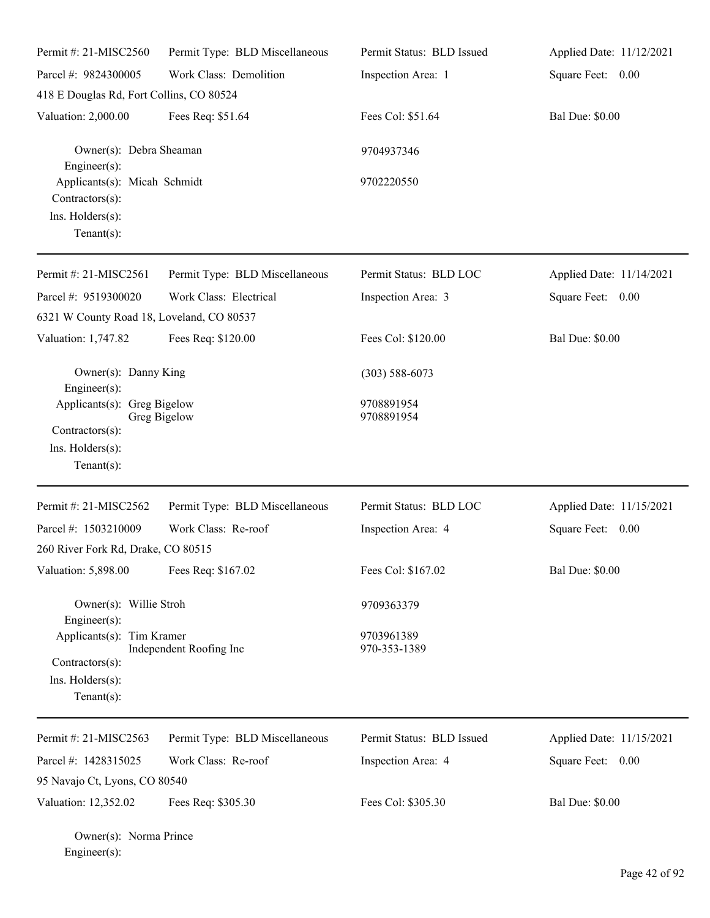Permit #: 21-MISC2560 | Permit Type: BLD Miscellaneous | Permit Status: BLD Issued | Applied Date: 11/12/2021

Parcel #: 9824300005 | Work Class: Demolition | Inspection Area: 1 | Square Feet: 0.00

418 E Douglas Rd, Fort Collins, CO 80524

Valuation: 2,000.00 | Fees Req: $51.64 | Fees Col: $51.64 | Bal Due: $0.00

Owner(s): Debra Sheaman 9704937346
Engineer(s):
Applicants(s): Micah Schmidt 9702220550
Contractors(s):
Ins. Holders(s):
Tenant(s):

---

Permit #: 21-MISC2561 | Permit Type: BLD Miscellaneous | Permit Status: BLD LOC | Applied Date: 11/14/2021

Parcel #: 9519300020 | Work Class: Electrical | Inspection Area: 3 | Square Feet: 0.00

6321 W County Road 18, Loveland, CO 80537

Valuation: 1,747.82 | Fees Req: $120.00 | Fees Col: $120.00 | Bal Due: $0.00

Owner(s): Danny King (303) 588-6073
Engineer(s):
Applicants(s): Greg Bigelow 9708891954
Greg Bigelow 9708891954
Contractors(s):
Ins. Holders(s):
Tenant(s):

---

Permit #: 21-MISC2562 | Permit Type: BLD Miscellaneous | Permit Status: BLD LOC | Applied Date: 11/15/2021

Parcel #: 1503210009 | Work Class: Re-roof | Inspection Area: 4 | Square Feet: 0.00

260 River Fork Rd, Drake, CO 80515

Valuation: 5,898.00 | Fees Req: $167.02 | Fees Col: $167.02 | Bal Due: $0.00

Owner(s): Willie Stroh 9709363379
Engineer(s):
Applicants(s): Tim Kramer 9703961389
Independent Roofing Inc 970-353-1389
Contractors(s):
Ins. Holders(s):
Tenant(s):

---

Permit #: 21-MISC2563 | Permit Type: BLD Miscellaneous | Permit Status: BLD Issued | Applied Date: 11/15/2021

Parcel #: 1428315025 | Work Class: Re-roof | Inspection Area: 4 | Square Feet: 0.00

95 Navajo Ct, Lyons, CO 80540

Valuation: 12,352.02 | Fees Req: $305.30 | Fees Col: $305.30 | Bal Due: $0.00

Owner(s): Norma Prince
Engineer(s):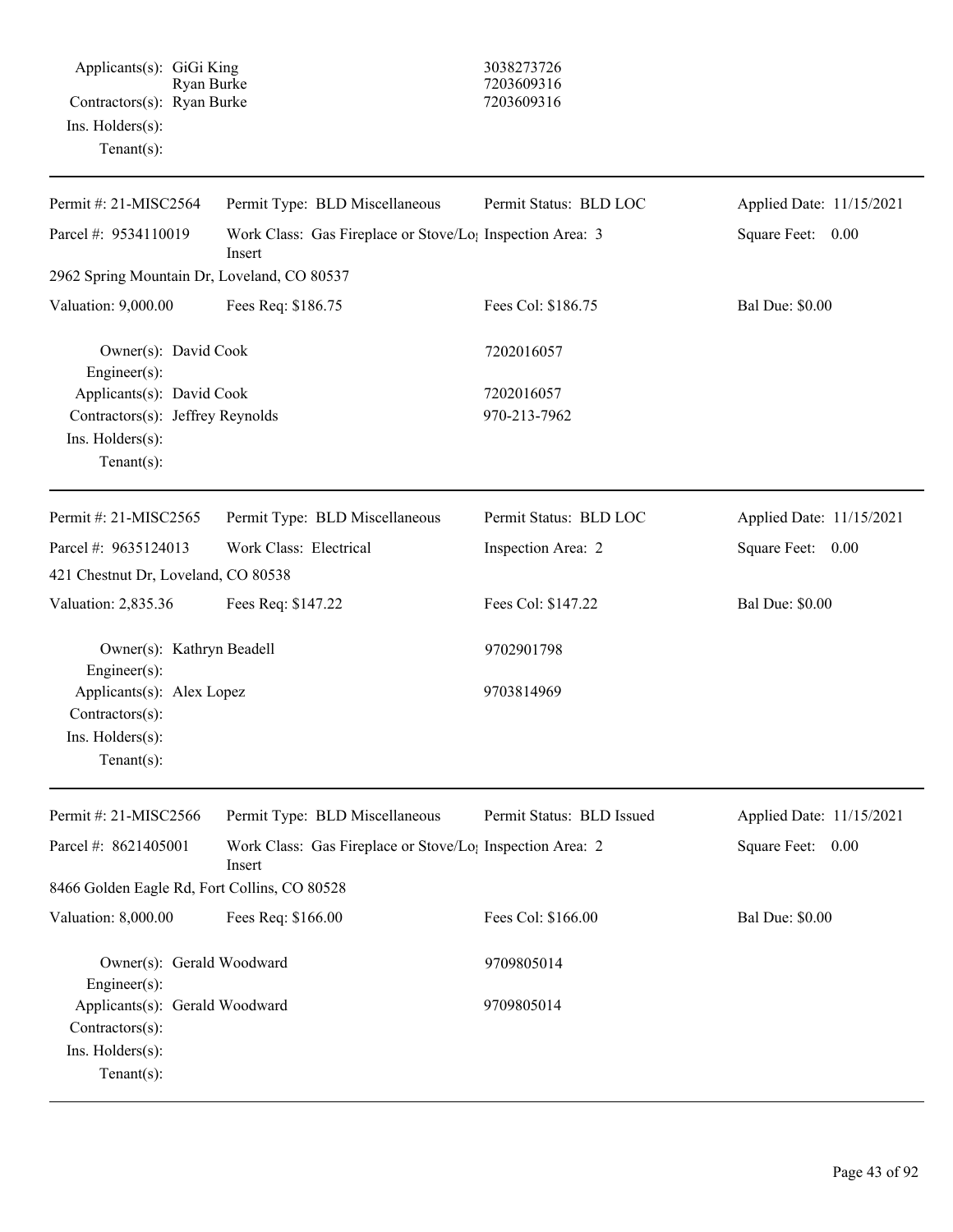Applicants(s): GiGi King 3038273726
Ryan Burke 7203609316
Contractors(s): Ryan Burke 7203609316
Ins. Holders(s):
Tenant(s):

---

| Permit #: 21-MISC2564 | Permit Type: BLD Miscellaneous | Permit Status: BLD LOC | Applied Date: 11/15/2021 |
|---|---|---|---|
| Parcel #: 9534110019 | Work Class: Gas Fireplace or Stove/Log Insert | Inspection Area: 3 | Square Feet: 0.00 |
| 2962 Spring Mountain Dr, Loveland, CO 80537 | | | |
| Valuation: 9,000.00 | Fees Req: $186.75 | Fees Col: $186.75 | Bal Due: $0.00 |

Owner(s): David Cook 7202016057
Engineer(s):
Applicants(s): David Cook 7202016057
Contractors(s): Jeffrey Reynolds 970-213-7962
Ins. Holders(s):
Tenant(s):

---

| Permit #: 21-MISC2565 | Permit Type: BLD Miscellaneous | Permit Status: BLD LOC | Applied Date: 11/15/2021 |
|---|---|---|---|
| Parcel #: 9635124013 | Work Class: Electrical | Inspection Area: 2 | Square Feet: 0.00 |
| 421 Chestnut Dr, Loveland, CO 80538 | | | |
| Valuation: 2,835.36 | Fees Req: $147.22 | Fees Col: $147.22 | Bal Due: $0.00 |

Owner(s): Kathryn Beadell 9702901798
Engineer(s):
Applicants(s): Alex Lopez 9703814969
Contractors(s):
Ins. Holders(s):
Tenant(s):

---

| Permit #: 21-MISC2566 | Permit Type: BLD Miscellaneous | Permit Status: BLD Issued | Applied Date: 11/15/2021 |
|---|---|---|---|
| Parcel #: 8621405001 | Work Class: Gas Fireplace or Stove/Log Insert | Inspection Area: 2 | Square Feet: 0.00 |
| 8466 Golden Eagle Rd, Fort Collins, CO 80528 | | | |
| Valuation: 8,000.00 | Fees Req: $166.00 | Fees Col: $166.00 | Bal Due: $0.00 |

Owner(s): Gerald Woodward 9709805014
Engineer(s):
Applicants(s): Gerald Woodward 9709805014
Contractors(s):
Ins. Holders(s):
Tenant(s):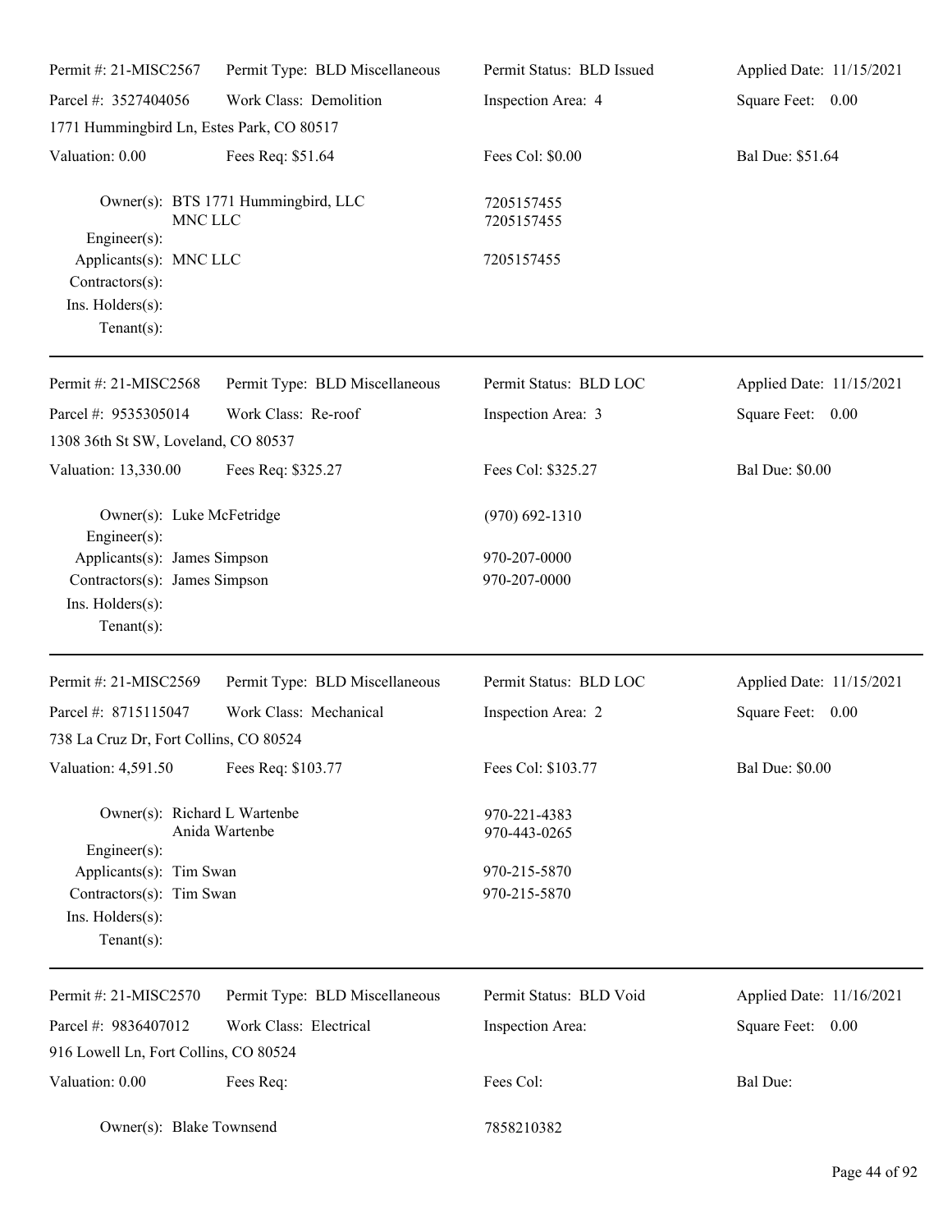Permit #: 21-MISC2567 | Permit Type: BLD Miscellaneous | Permit Status: BLD Issued | Applied Date: 11/15/2021

Parcel #: 3527404056 | Work Class: Demolition | Inspection Area: 4 | Square Feet: 0.00

1771 Hummingbird Ln, Estes Park, CO 80517

Valuation: 0.00 | Fees Req: $51.64 | Fees Col: $0.00 | Bal Due: $51.64

Owner(s): BTS 1771 Hummingbird, LLC — 7205157455
MNC LLC — 7205157455
Engineer(s):
Applicants(s): MNC LLC — 7205157455
Contractors(s):
Ins. Holders(s):
Tenant(s):

---

Permit #: 21-MISC2568 | Permit Type: BLD Miscellaneous | Permit Status: BLD LOC | Applied Date: 11/15/2021

Parcel #: 9535305014 | Work Class: Re-roof | Inspection Area: 3 | Square Feet: 0.00

1308 36th St SW, Loveland, CO 80537

Valuation: 13,330.00 | Fees Req: $325.27 | Fees Col: $325.27 | Bal Due: $0.00

Owner(s): Luke McFetridge — (970) 692-1310
Engineer(s):
Applicants(s): James Simpson — 970-207-0000
Contractors(s): James Simpson — 970-207-0000
Ins. Holders(s):
Tenant(s):

---

Permit #: 21-MISC2569 | Permit Type: BLD Miscellaneous | Permit Status: BLD LOC | Applied Date: 11/15/2021

Parcel #: 8715115047 | Work Class: Mechanical | Inspection Area: 2 | Square Feet: 0.00

738 La Cruz Dr, Fort Collins, CO 80524

Valuation: 4,591.50 | Fees Req: $103.77 | Fees Col: $103.77 | Bal Due: $0.00

Owner(s): Richard L Wartenbe — 970-221-4383
Anida Wartenbe — 970-443-0265
Engineer(s):
Applicants(s): Tim Swan — 970-215-5870
Contractors(s): Tim Swan — 970-215-5870
Ins. Holders(s):
Tenant(s):

---

Permit #: 21-MISC2570 | Permit Type: BLD Miscellaneous | Permit Status: BLD Void | Applied Date: 11/16/2021

Parcel #: 9836407012 | Work Class: Electrical | Inspection Area: | Square Feet: 0.00

916 Lowell Ln, Fort Collins, CO 80524

Valuation: 0.00 | Fees Req: | Fees Col: | Bal Due:

Owner(s): Blake Townsend — 7858210382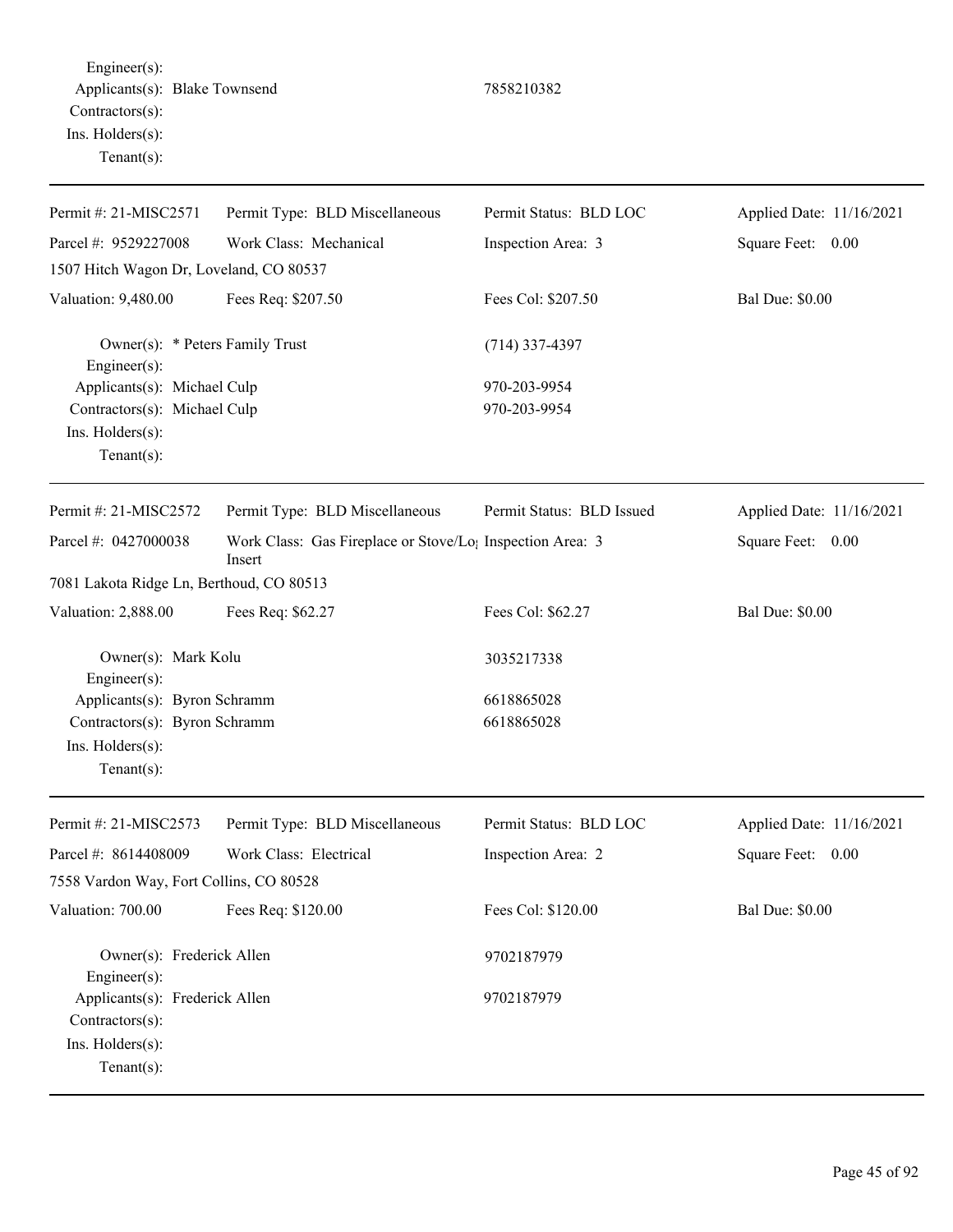Engineer(s):
Applicants(s): Blake Townsend 7858210382
Contractors(s):
Ins. Holders(s):
Tenant(s):

---

| Permit #: 21-MISC2571 | Permit Type: BLD Miscellaneous | Permit Status: BLD LOC | Applied Date: 11/16/2021 |
|---|---|---|---|
| Parcel #: 9529227008 | Work Class: Mechanical | Inspection Area: 3 | Square Feet: 0.00 |
| 1507 Hitch Wagon Dr, Loveland, CO 80537 | | | |
| Valuation: 9,480.00 | Fees Req: $207.50 | Fees Col: $207.50 | Bal Due: $0.00 |

Owner(s): * Peters Family Trust (714) 337-4397
Engineer(s):
Applicants(s): Michael Culp 970-203-9954
Contractors(s): Michael Culp 970-203-9954
Ins. Holders(s):
Tenant(s):

---

| Permit #: 21-MISC2572 | Permit Type: BLD Miscellaneous | Permit Status: BLD Issued | Applied Date: 11/16/2021 |
|---|---|---|---|
| Parcel #: 0427000038 | Work Class: Gas Fireplace or Stove/Log Insert | Inspection Area: 3 | Square Feet: 0.00 |
| 7081 Lakota Ridge Ln, Berthoud, CO 80513 | | | |
| Valuation: 2,888.00 | Fees Req: $62.27 | Fees Col: $62.27 | Bal Due: $0.00 |

Owner(s): Mark Kolu 3035217338
Engineer(s):
Applicants(s): Byron Schramm 6618865028
Contractors(s): Byron Schramm 6618865028
Ins. Holders(s):
Tenant(s):

---

| Permit #: 21-MISC2573 | Permit Type: BLD Miscellaneous | Permit Status: BLD LOC | Applied Date: 11/16/2021 |
|---|---|---|---|
| Parcel #: 8614408009 | Work Class: Electrical | Inspection Area: 2 | Square Feet: 0.00 |
| 7558 Vardon Way, Fort Collins, CO 80528 | | | |
| Valuation: 700.00 | Fees Req: $120.00 | Fees Col: $120.00 | Bal Due: $0.00 |

Owner(s): Frederick Allen 9702187979
Engineer(s):
Applicants(s): Frederick Allen 9702187979
Contractors(s):
Ins. Holders(s):
Tenant(s):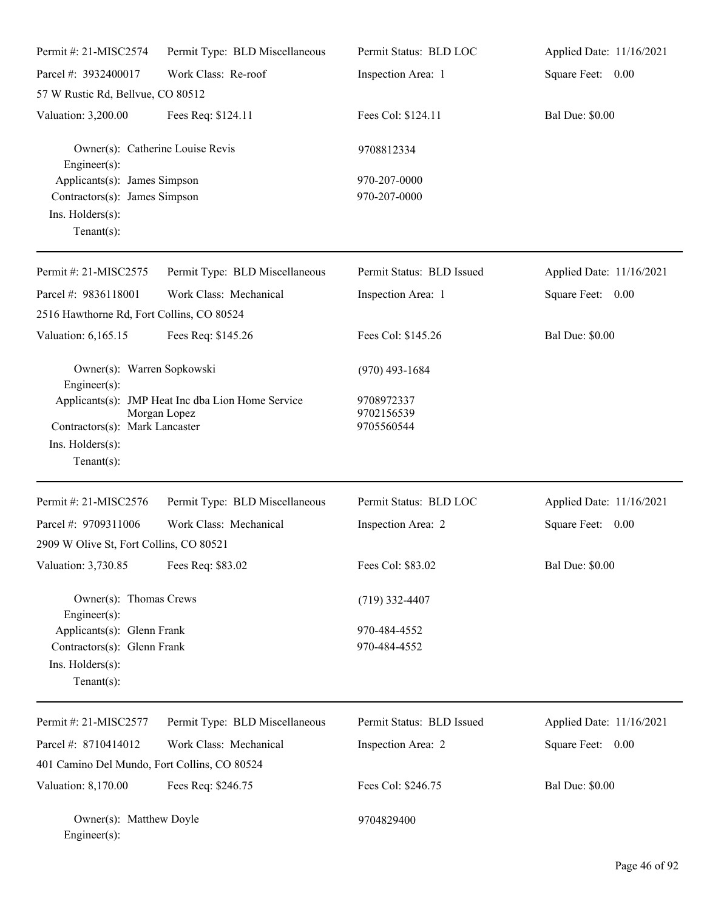| Permit #: 21-MISC2574 | Permit Type: BLD Miscellaneous | Permit Status: BLD LOC | Applied Date: 11/16/2021 |
|---|---|---|---|
| Parcel #: 3932400017 | Work Class: Re-roof | Inspection Area: 1 | Square Feet: 0.00 |
| 57 W Rustic Rd, Bellvue, CO 80512 | | | |
| Valuation: 3,200.00 | Fees Req: $124.11 | Fees Col: $124.11 | Bal Due: $0.00 |

Owner(s): Catherine Louise Revis — 9708812334
Engineer(s):
Applicants(s): James Simpson — 970-207-0000
Contractors(s): James Simpson — 970-207-0000
Ins. Holders(s):
Tenant(s):

---

| Permit #: 21-MISC2575 | Permit Type: BLD Miscellaneous | Permit Status: BLD Issued | Applied Date: 11/16/2021 |
|---|---|---|---|
| Parcel #: 9836118001 | Work Class: Mechanical | Inspection Area: 1 | Square Feet: 0.00 |
| 2516 Hawthorne Rd, Fort Collins, CO 80524 | | | |
| Valuation: 6,165.15 | Fees Req: $145.26 | Fees Col: $145.26 | Bal Due: $0.00 |

Owner(s): Warren Sopkowski — (970) 493-1684
Engineer(s):
Applicants(s): JMP Heat Inc dba Lion Home Service — 9708972337
Morgan Lopez — 9702156539
Contractors(s): Mark Lancaster — 9705560544
Ins. Holders(s):
Tenant(s):

---

| Permit #: 21-MISC2576 | Permit Type: BLD Miscellaneous | Permit Status: BLD LOC | Applied Date: 11/16/2021 |
|---|---|---|---|
| Parcel #: 9709311006 | Work Class: Mechanical | Inspection Area: 2 | Square Feet: 0.00 |
| 2909 W Olive St, Fort Collins, CO 80521 | | | |
| Valuation: 3,730.85 | Fees Req: $83.02 | Fees Col: $83.02 | Bal Due: $0.00 |

Owner(s): Thomas Crews — (719) 332-4407
Engineer(s):
Applicants(s): Glenn Frank — 970-484-4552
Contractors(s): Glenn Frank — 970-484-4552
Ins. Holders(s):
Tenant(s):

---

| Permit #: 21-MISC2577 | Permit Type: BLD Miscellaneous | Permit Status: BLD Issued | Applied Date: 11/16/2021 |
|---|---|---|---|
| Parcel #: 8710414012 | Work Class: Mechanical | Inspection Area: 2 | Square Feet: 0.00 |
| 401 Camino Del Mundo, Fort Collins, CO 80524 | | | |
| Valuation: 8,170.00 | Fees Req: $246.75 | Fees Col: $246.75 | Bal Due: $0.00 |

Owner(s): Matthew Doyle — 9704829400
Engineer(s):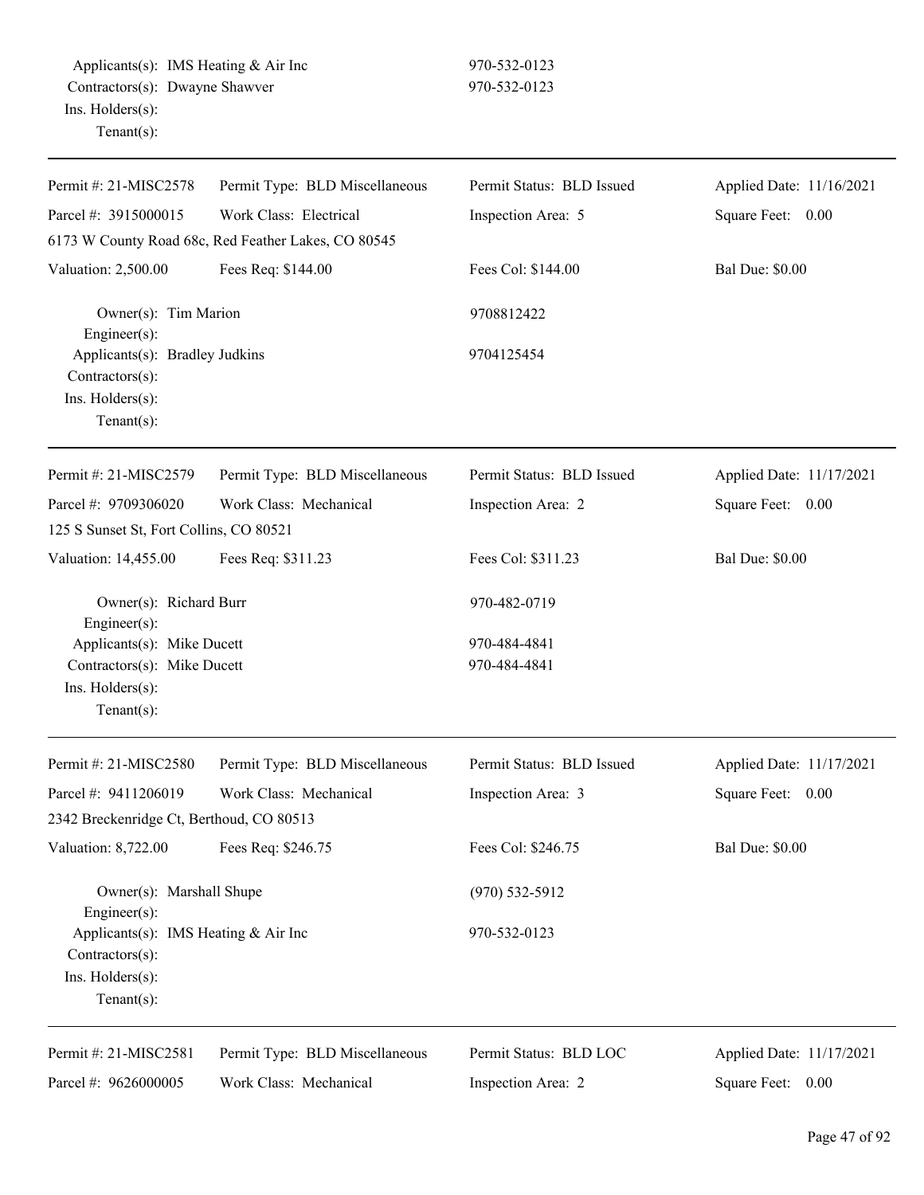Applicants(s): IMS Heating & Air Inc 970-532-0123
Contractors(s): Dwayne Shawver 970-532-0123
Ins. Holders(s):
Tenant(s):

---

| Permit #: 21-MISC2578 | Permit Type: BLD Miscellaneous | Permit Status: BLD Issued | Applied Date: 11/16/2021 |
|---|---|---|---|
| Parcel #: 3915000015 | Work Class: Electrical | Inspection Area: 5 | Square Feet: 0.00 |
| 6173 W County Road 68c, Red Feather Lakes, CO 80545 | | | |
| Valuation: 2,500.00 | Fees Req: $144.00 | Fees Col: $144.00 | Bal Due: $0.00 |

Owner(s): Tim Marion 9708812422
Engineer(s):
Applicants(s): Bradley Judkins 9704125454
Contractors(s):
Ins. Holders(s):
Tenant(s):

---

| Permit #: 21-MISC2579 | Permit Type: BLD Miscellaneous | Permit Status: BLD Issued | Applied Date: 11/17/2021 |
|---|---|---|---|
| Parcel #: 9709306020 | Work Class: Mechanical | Inspection Area: 2 | Square Feet: 0.00 |
| 125 S Sunset St, Fort Collins, CO 80521 | | | |
| Valuation: 14,455.00 | Fees Req: $311.23 | Fees Col: $311.23 | Bal Due: $0.00 |

Owner(s): Richard Burr 970-482-0719
Engineer(s):
Applicants(s): Mike Ducett 970-484-4841
Contractors(s): Mike Ducett 970-484-4841
Ins. Holders(s):
Tenant(s):

---

| Permit #: 21-MISC2580 | Permit Type: BLD Miscellaneous | Permit Status: BLD Issued | Applied Date: 11/17/2021 |
|---|---|---|---|
| Parcel #: 9411206019 | Work Class: Mechanical | Inspection Area: 3 | Square Feet: 0.00 |
| 2342 Breckenridge Ct, Berthoud, CO 80513 | | | |
| Valuation: 8,722.00 | Fees Req: $246.75 | Fees Col: $246.75 | Bal Due: $0.00 |

Owner(s): Marshall Shupe (970) 532-5912
Engineer(s):
Applicants(s): IMS Heating & Air Inc 970-532-0123
Contractors(s):
Ins. Holders(s):
Tenant(s):

---

| Permit #: 21-MISC2581 | Permit Type: BLD Miscellaneous | Permit Status: BLD LOC | Applied Date: 11/17/2021 |
|---|---|---|---|
| Parcel #: 9626000005 | Work Class: Mechanical | Inspection Area: 2 | Square Feet: 0.00 |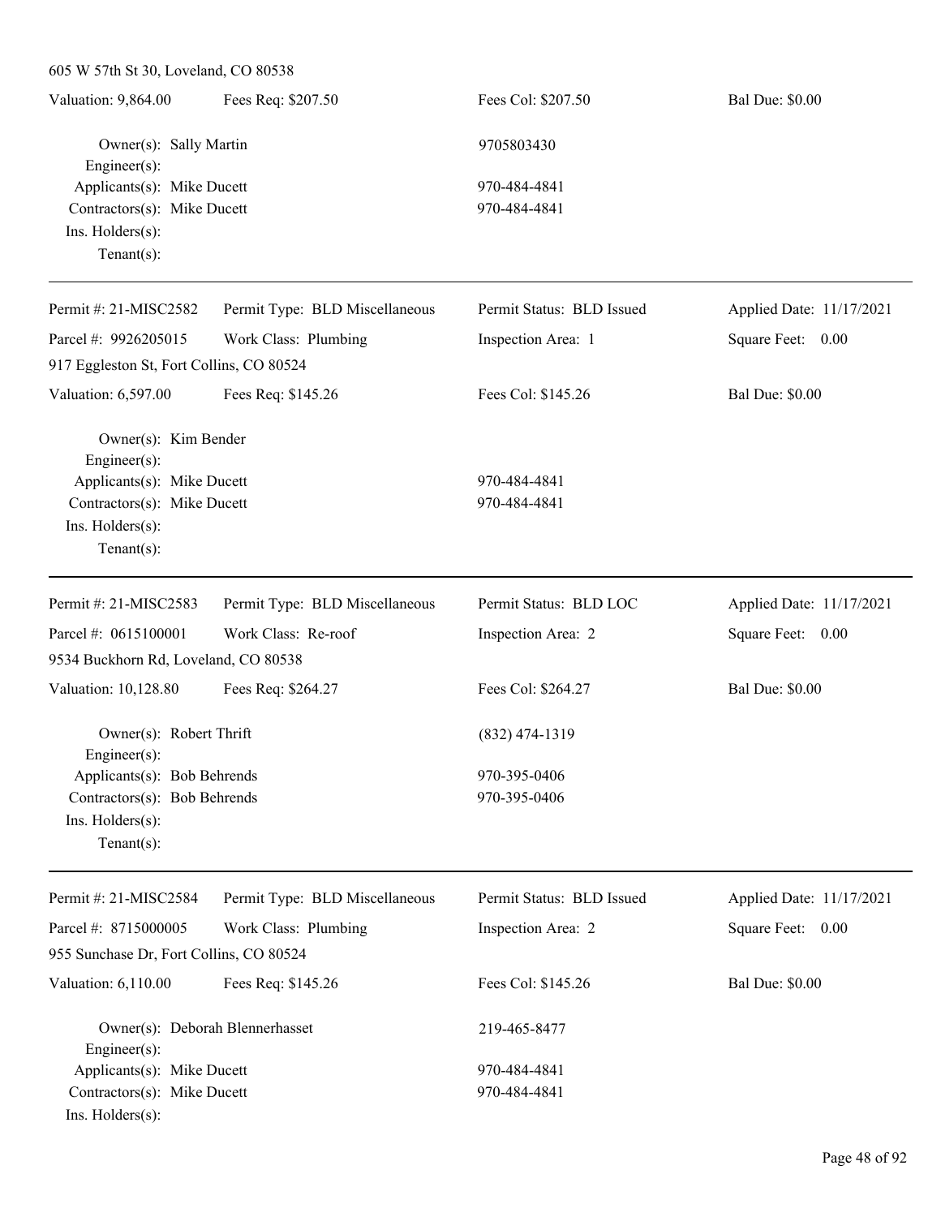605 W 57th St 30, Loveland, CO 80538

Valuation: 9,864.00 | Fees Req: $207.50 | Fees Col: $207.50 | Bal Due: $0.00

Owner(s): Sally Martin | 9705803430
Engineer(s):
Applicants(s): Mike Ducett | 970-484-4841
Contractors(s): Mike Ducett | 970-484-4841
Ins. Holders(s):
Tenant(s):

---

Permit #: 21-MISC2582 | Permit Type: BLD Miscellaneous | Permit Status: BLD Issued | Applied Date: 11/17/2021
Parcel #: 9926205015 | Work Class: Plumbing | Inspection Area: 1 | Square Feet: 0.00
917 Eggleston St, Fort Collins, CO 80524

Valuation: 6,597.00 | Fees Req: $145.26 | Fees Col: $145.26 | Bal Due: $0.00

Owner(s): Kim Bender
Engineer(s):
Applicants(s): Mike Ducett | 970-484-4841
Contractors(s): Mike Ducett | 970-484-4841
Ins. Holders(s):
Tenant(s):

---

Permit #: 21-MISC2583 | Permit Type: BLD Miscellaneous | Permit Status: BLD LOC | Applied Date: 11/17/2021
Parcel #: 0615100001 | Work Class: Re-roof | Inspection Area: 2 | Square Feet: 0.00
9534 Buckhorn Rd, Loveland, CO 80538

Valuation: 10,128.80 | Fees Req: $264.27 | Fees Col: $264.27 | Bal Due: $0.00

Owner(s): Robert Thrift | (832) 474-1319
Engineer(s):
Applicants(s): Bob Behrends | 970-395-0406
Contractors(s): Bob Behrends | 970-395-0406
Ins. Holders(s):
Tenant(s):

---

Permit #: 21-MISC2584 | Permit Type: BLD Miscellaneous | Permit Status: BLD Issued | Applied Date: 11/17/2021
Parcel #: 8715000005 | Work Class: Plumbing | Inspection Area: 2 | Square Feet: 0.00
955 Sunchase Dr, Fort Collins, CO 80524

Valuation: 6,110.00 | Fees Req: $145.26 | Fees Col: $145.26 | Bal Due: $0.00

Owner(s): Deborah Blennerhasset | 219-465-8477
Engineer(s):
Applicants(s): Mike Ducett | 970-484-4841
Contractors(s): Mike Ducett | 970-484-4841
Ins. Holders(s):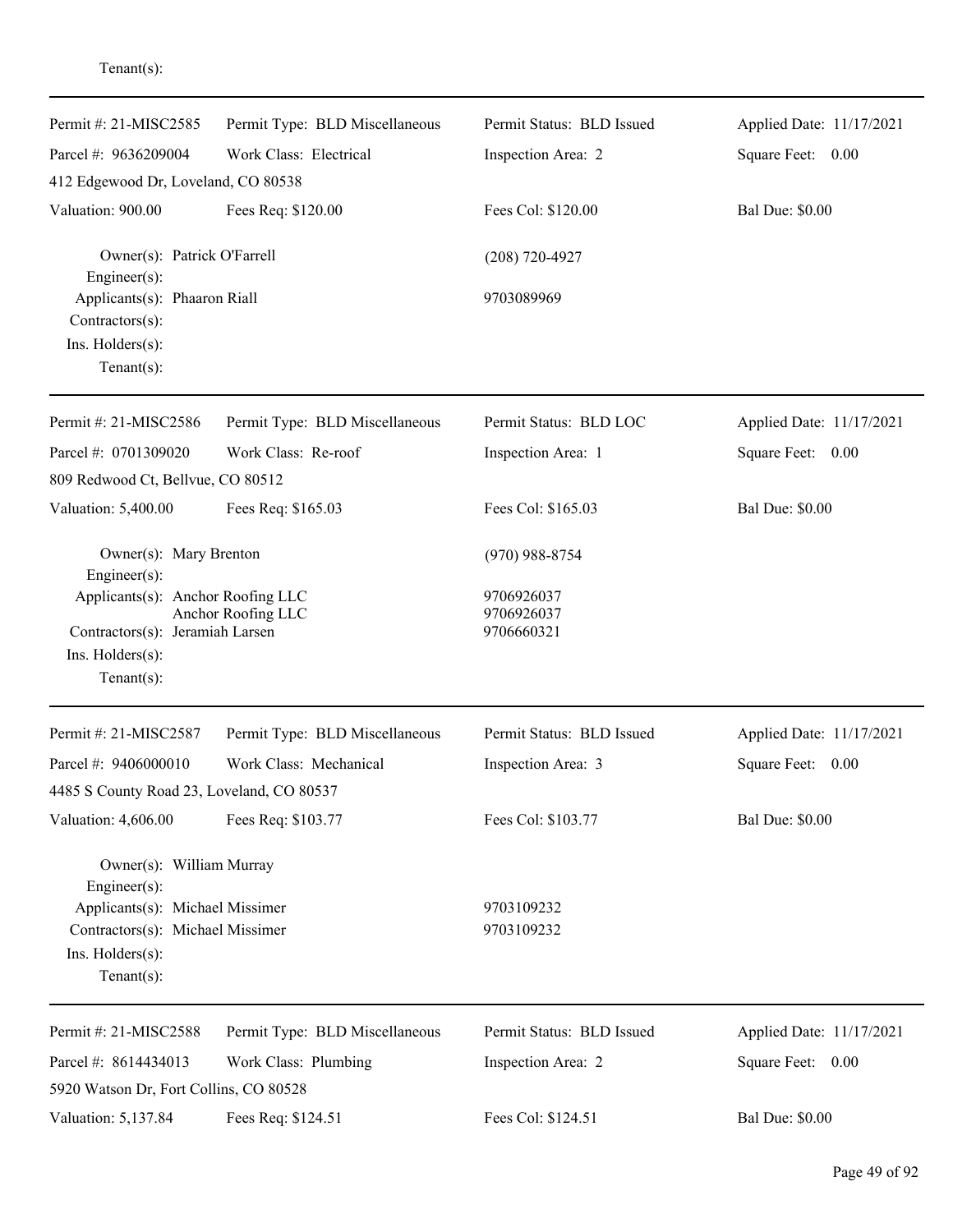Tenant(s):

---

| Permit #: 21-MISC2585 | Permit Type: BLD Miscellaneous | Permit Status: BLD Issued | Applied Date: 11/17/2021 |
|---|---|---|---|
| Parcel #: 9636209004 | Work Class: Electrical | Inspection Area: 2 | Square Feet: 0.00 |
| 412 Edgewood Dr, Loveland, CO 80538 | | | |
| Valuation: 900.00 | Fees Req: $120.00 | Fees Col: $120.00 | Bal Due: $0.00 |

Owner(s): Patrick O'Farrell — (208) 720-4927
Engineer(s):
Applicants(s): Phaaron Riall — 9703089969
Contractors(s):
Ins. Holders(s):
Tenant(s):

---

| Permit #: 21-MISC2586 | Permit Type: BLD Miscellaneous | Permit Status: BLD LOC | Applied Date: 11/17/2021 |
|---|---|---|---|
| Parcel #: 0701309020 | Work Class: Re-roof | Inspection Area: 1 | Square Feet: 0.00 |
| 809 Redwood Ct, Bellvue, CO 80512 | | | |
| Valuation: 5,400.00 | Fees Req: $165.03 | Fees Col: $165.03 | Bal Due: $0.00 |

Owner(s): Mary Brenton — (970) 988-8754
Engineer(s):
Applicants(s): Anchor Roofing LLC — 9706926037
Anchor Roofing LLC — 9706926037
Contractors(s): Jeramiah Larsen — 9706660321
Ins. Holders(s):
Tenant(s):

---

| Permit #: 21-MISC2587 | Permit Type: BLD Miscellaneous | Permit Status: BLD Issued | Applied Date: 11/17/2021 |
|---|---|---|---|
| Parcel #: 9406000010 | Work Class: Mechanical | Inspection Area: 3 | Square Feet: 0.00 |
| 4485 S County Road 23, Loveland, CO 80537 | | | |
| Valuation: 4,606.00 | Fees Req: $103.77 | Fees Col: $103.77 | Bal Due: $0.00 |

Owner(s): William Murray
Engineer(s):
Applicants(s): Michael Missimer — 9703109232
Contractors(s): Michael Missimer — 9703109232
Ins. Holders(s):
Tenant(s):

---

| Permit #: 21-MISC2588 | Permit Type: BLD Miscellaneous | Permit Status: BLD Issued | Applied Date: 11/17/2021 |
|---|---|---|---|
| Parcel #: 8614434013 | Work Class: Plumbing | Inspection Area: 2 | Square Feet: 0.00 |
| 5920 Watson Dr, Fort Collins, CO 80528 | | | |
| Valuation: 5,137.84 | Fees Req: $124.51 | Fees Col: $124.51 | Bal Due: $0.00 |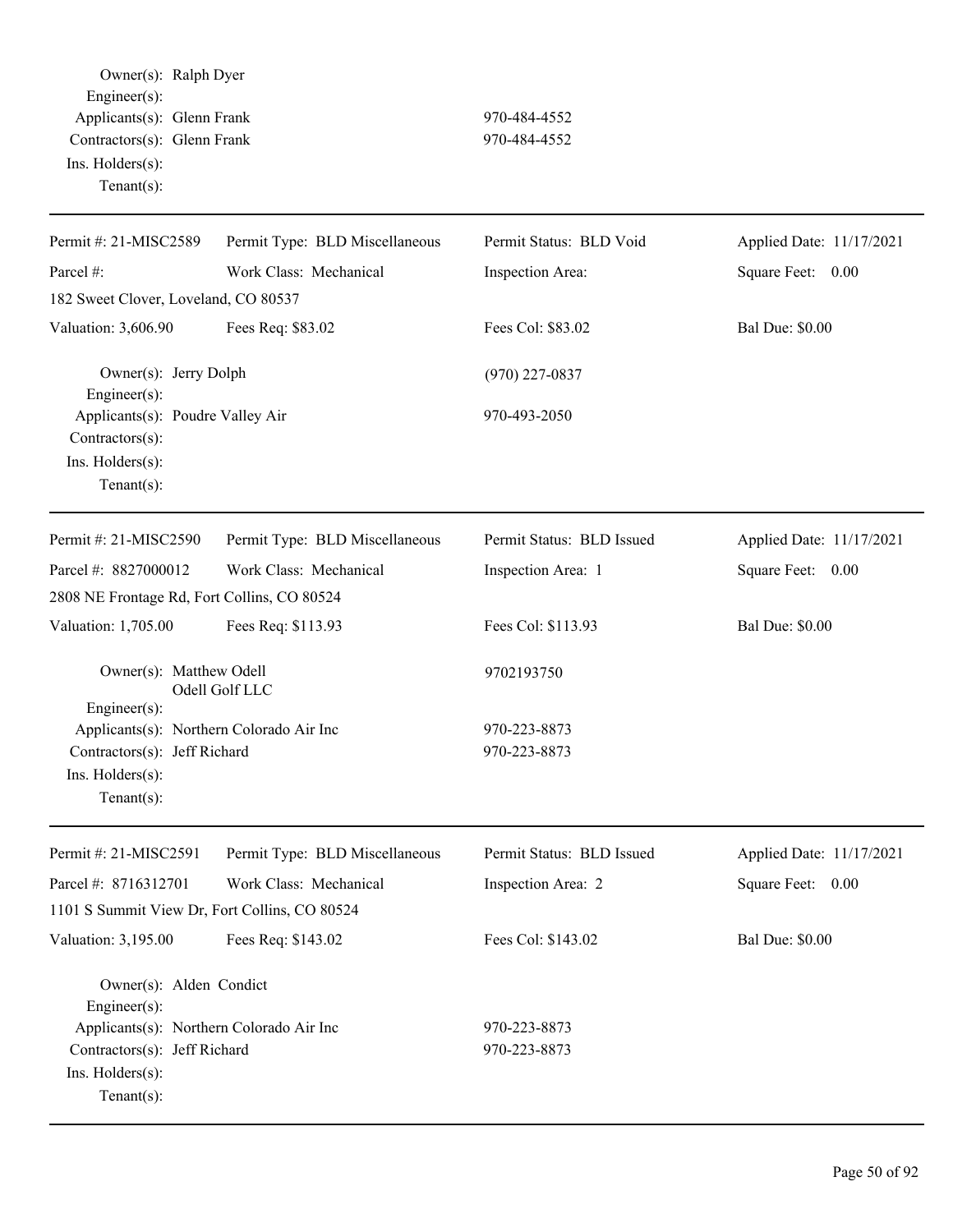Owner(s): Ralph Dyer
Engineer(s):
Applicants(s): Glenn Frank 970-484-4552
Contractors(s): Glenn Frank 970-484-4552
Ins. Holders(s):
Tenant(s):

---

| Permit #: 21-MISC2589 | Permit Type: BLD Miscellaneous | Permit Status: BLD Void | Applied Date: 11/17/2021 |
|---|---|---|---|
| Parcel #: | Work Class: Mechanical | Inspection Area: | Square Feet: 0.00 |
| 182 Sweet Clover, Loveland, CO 80537 | | | |
| Valuation: 3,606.90 | Fees Req: $83.02 | Fees Col: $83.02 | Bal Due: $0.00 |

Owner(s): Jerry Dolph (970) 227-0837
Engineer(s):
Applicants(s): Poudre Valley Air 970-493-2050
Contractors(s):
Ins. Holders(s):
Tenant(s):

---

| Permit #: 21-MISC2590 | Permit Type: BLD Miscellaneous | Permit Status: BLD Issued | Applied Date: 11/17/2021 |
|---|---|---|---|
| Parcel #: 8827000012 | Work Class: Mechanical | Inspection Area: 1 | Square Feet: 0.00 |
| 2808 NE Frontage Rd, Fort Collins, CO 80524 | | | |
| Valuation: 1,705.00 | Fees Req: $113.93 | Fees Col: $113.93 | Bal Due: $0.00 |

Owner(s): Matthew Odell 9702193750
Odell Golf LLC
Engineer(s):
Applicants(s): Northern Colorado Air Inc 970-223-8873
Contractors(s): Jeff Richard 970-223-8873
Ins. Holders(s):
Tenant(s):

---

| Permit #: 21-MISC2591 | Permit Type: BLD Miscellaneous | Permit Status: BLD Issued | Applied Date: 11/17/2021 |
|---|---|---|---|
| Parcel #: 8716312701 | Work Class: Mechanical | Inspection Area: 2 | Square Feet: 0.00 |
| 1101 S Summit View Dr, Fort Collins, CO 80524 | | | |
| Valuation: 3,195.00 | Fees Req: $143.02 | Fees Col: $143.02 | Bal Due: $0.00 |

Owner(s): Alden Condict
Engineer(s):
Applicants(s): Northern Colorado Air Inc 970-223-8873
Contractors(s): Jeff Richard 970-223-8873
Ins. Holders(s):
Tenant(s):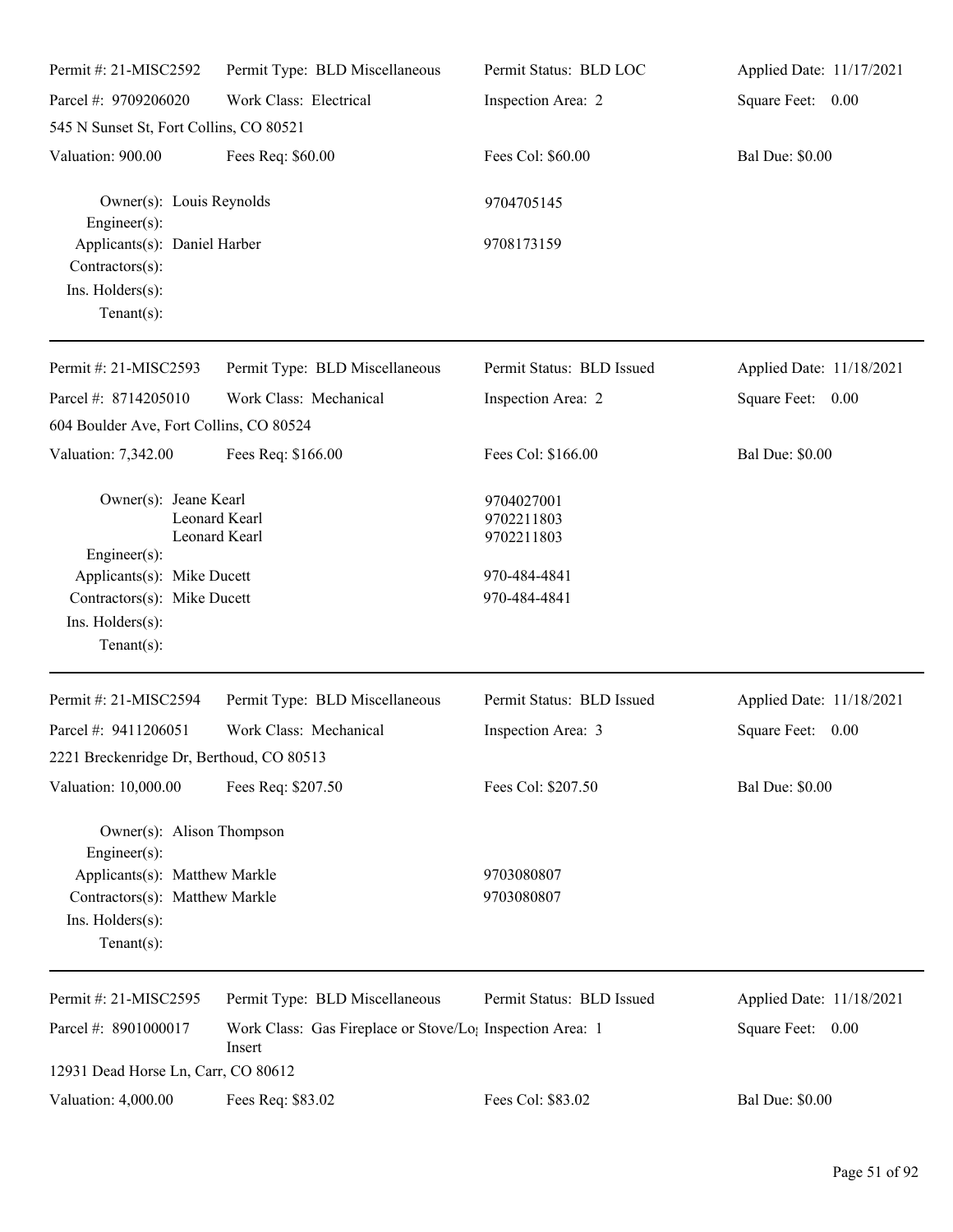| Permit #: 21-MISC2592 | Permit Type: BLD Miscellaneous | Permit Status: BLD LOC | Applied Date: 11/17/2021 |
|---|---|---|---|
| Parcel #: 9709206020 | Work Class: Electrical | Inspection Area: 2 | Square Feet: 0.00 |
| 545 N Sunset St, Fort Collins, CO 80521 | | | |
| Valuation: 900.00 | Fees Req: $60.00 | Fees Col: $60.00 | Bal Due: $0.00 |

Owner(s): Louis Reynolds — 9704705145
Engineer(s):
Applicants(s): Daniel Harber — 9708173159
Contractors(s):
Ins. Holders(s):
Tenant(s):

---

| Permit #: 21-MISC2593 | Permit Type: BLD Miscellaneous | Permit Status: BLD Issued | Applied Date: 11/18/2021 |
|---|---|---|---|
| Parcel #: 8714205010 | Work Class: Mechanical | Inspection Area: 2 | Square Feet: 0.00 |
| 604 Boulder Ave, Fort Collins, CO 80524 | | | |
| Valuation: 7,342.00 | Fees Req: $166.00 | Fees Col: $166.00 | Bal Due: $0.00 |

Owner(s): Jeane Kearl — 9704027001
Leonard Kearl — 9702211803
Leonard Kearl — 9702211803
Engineer(s):
Applicants(s): Mike Ducett — 970-484-4841
Contractors(s): Mike Ducett — 970-484-4841
Ins. Holders(s):
Tenant(s):

---

| Permit #: 21-MISC2594 | Permit Type: BLD Miscellaneous | Permit Status: BLD Issued | Applied Date: 11/18/2021 |
|---|---|---|---|
| Parcel #: 9411206051 | Work Class: Mechanical | Inspection Area: 3 | Square Feet: 0.00 |
| 2221 Breckenridge Dr, Berthoud, CO 80513 | | | |
| Valuation: 10,000.00 | Fees Req: $207.50 | Fees Col: $207.50 | Bal Due: $0.00 |

Owner(s): Alison Thompson
Engineer(s):
Applicants(s): Matthew Markle — 9703080807
Contractors(s): Matthew Markle — 9703080807
Ins. Holders(s):
Tenant(s):

---

| Permit #: 21-MISC2595 | Permit Type: BLD Miscellaneous | Permit Status: BLD Issued | Applied Date: 11/18/2021 |
|---|---|---|---|
| Parcel #: 8901000017 | Work Class: Gas Fireplace or Stove/Log Insert | Inspection Area: 1 | Square Feet: 0.00 |
| 12931 Dead Horse Ln, Carr, CO 80612 | | | |
| Valuation: 4,000.00 | Fees Req: $83.02 | Fees Col: $83.02 | Bal Due: $0.00 |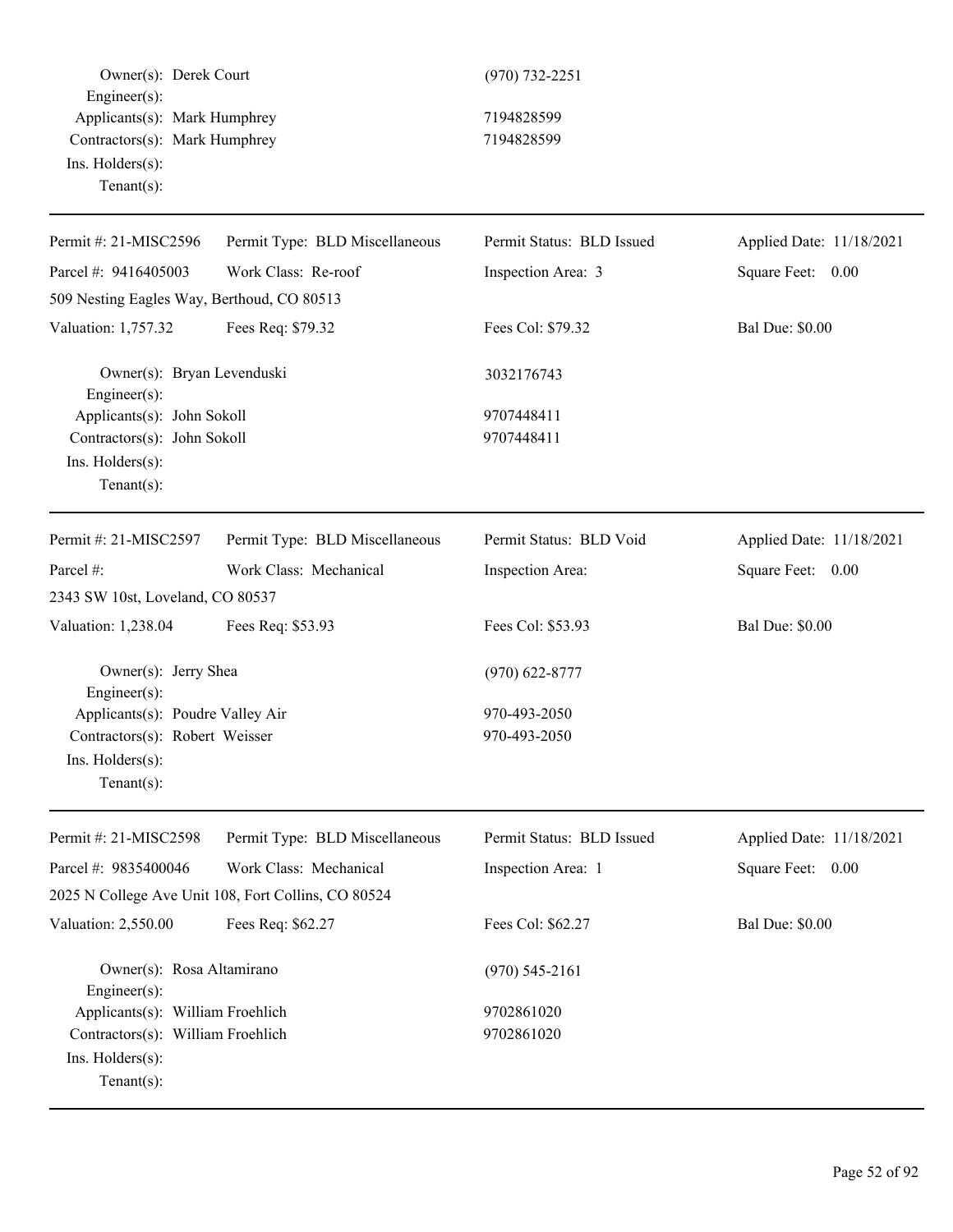Owner(s): Derek Court (970) 732-2251
Engineer(s):
Applicants(s): Mark Humphrey 7194828599
Contractors(s): Mark Humphrey 7194828599
Ins. Holders(s):
Tenant(s):

---

| Permit #: 21-MISC2596 | Permit Type: BLD Miscellaneous | Permit Status: BLD Issued | Applied Date: 11/18/2021 |
|---|---|---|---|
| Parcel #: 9416405003 | Work Class: Re-roof | Inspection Area: 3 | Square Feet: 0.00 |
| 509 Nesting Eagles Way, Berthoud, CO 80513 | | | |
| Valuation: 1,757.32 | Fees Req: $79.32 | Fees Col: $79.32 | Bal Due: $0.00 |

Owner(s): Bryan Levenduski 3032176743
Engineer(s):
Applicants(s): John Sokoll 9707448411
Contractors(s): John Sokoll 9707448411
Ins. Holders(s):
Tenant(s):

---

| Permit #: 21-MISC2597 | Permit Type: BLD Miscellaneous | Permit Status: BLD Void | Applied Date: 11/18/2021 |
|---|---|---|---|
| Parcel #: | Work Class: Mechanical | Inspection Area: | Square Feet: 0.00 |
| 2343 SW 10st, Loveland, CO 80537 | | | |
| Valuation: 1,238.04 | Fees Req: $53.93 | Fees Col: $53.93 | Bal Due: $0.00 |

Owner(s): Jerry Shea (970) 622-8777
Engineer(s):
Applicants(s): Poudre Valley Air 970-493-2050
Contractors(s): Robert Weisser 970-493-2050
Ins. Holders(s):
Tenant(s):

---

| Permit #: 21-MISC2598 | Permit Type: BLD Miscellaneous | Permit Status: BLD Issued | Applied Date: 11/18/2021 |
|---|---|---|---|
| Parcel #: 9835400046 | Work Class: Mechanical | Inspection Area: 1 | Square Feet: 0.00 |
| 2025 N College Ave Unit 108, Fort Collins, CO 80524 | | | |
| Valuation: 2,550.00 | Fees Req: $62.27 | Fees Col: $62.27 | Bal Due: $0.00 |

Owner(s): Rosa Altamirano (970) 545-2161
Engineer(s):
Applicants(s): William Froehlich 9702861020
Contractors(s): William Froehlich 9702861020
Ins. Holders(s):
Tenant(s):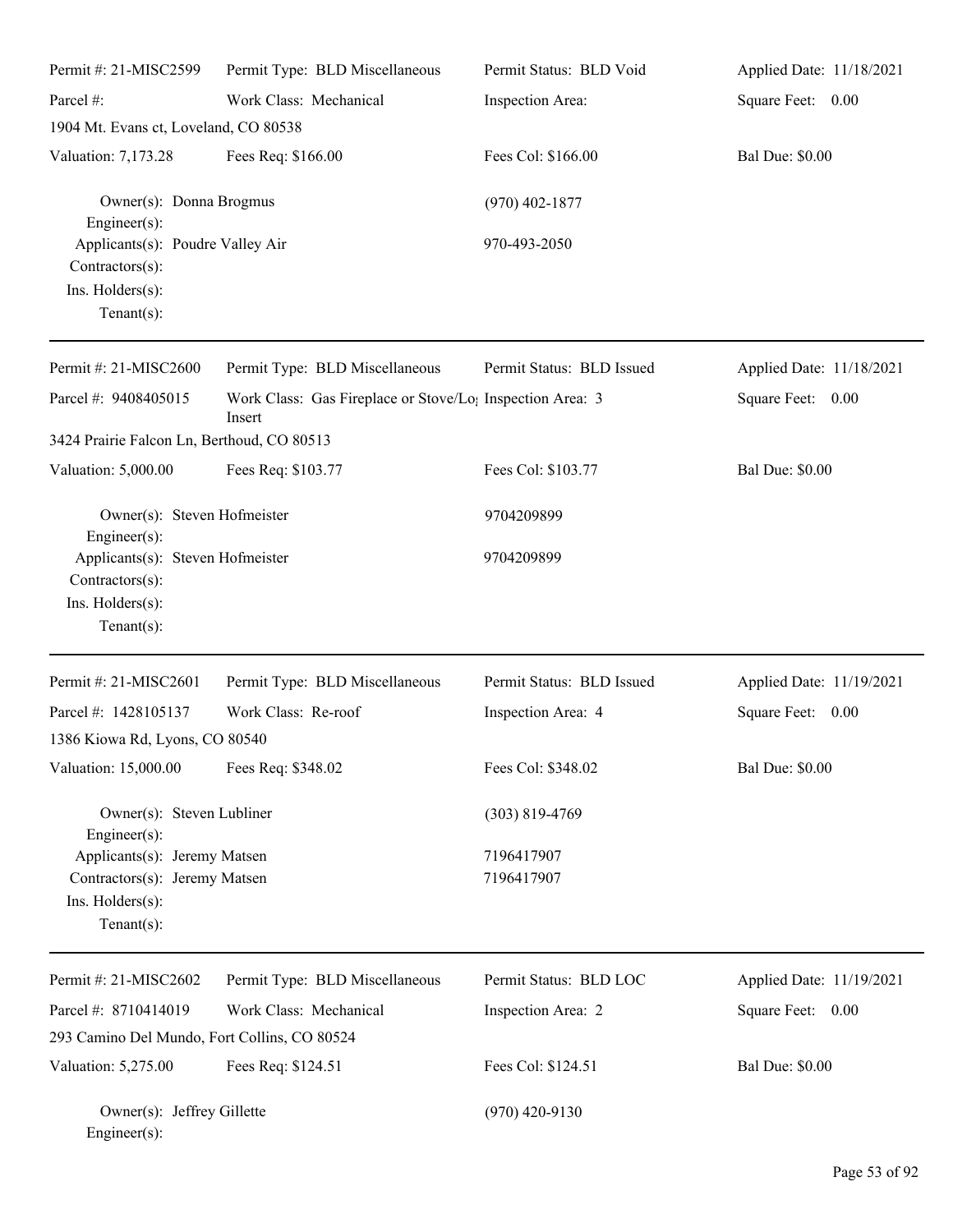Permit #: 21-MISC2599 | Permit Type: BLD Miscellaneous | Permit Status: BLD Void | Applied Date: 11/18/2021

Parcel #: | Work Class: Mechanical | Inspection Area: | Square Feet: 0.00

1904 Mt. Evans ct, Loveland, CO 80538

Valuation: 7,173.28 | Fees Req: $166.00 | Fees Col: $166.00 | Bal Due: $0.00

Owner(s): Donna Brogmus (970) 402-1877
Engineer(s):
Applicants(s): Poudre Valley Air 970-493-2050
Contractors(s):
Ins. Holders(s):
Tenant(s):

---

Permit #: 21-MISC2600 | Permit Type: BLD Miscellaneous | Permit Status: BLD Issued | Applied Date: 11/18/2021

Parcel #: 9408405015 | Work Class: Gas Fireplace or Stove/Log Insert | Inspection Area: 3 | Square Feet: 0.00

3424 Prairie Falcon Ln, Berthoud, CO 80513

Valuation: 5,000.00 | Fees Req: $103.77 | Fees Col: $103.77 | Bal Due: $0.00

Owner(s): Steven Hofmeister 9704209899
Engineer(s):
Applicants(s): Steven Hofmeister 9704209899
Contractors(s):
Ins. Holders(s):
Tenant(s):

---

Permit #: 21-MISC2601 | Permit Type: BLD Miscellaneous | Permit Status: BLD Issued | Applied Date: 11/19/2021

Parcel #: 1428105137 | Work Class: Re-roof | Inspection Area: 4 | Square Feet: 0.00

1386 Kiowa Rd, Lyons, CO 80540

Valuation: 15,000.00 | Fees Req: $348.02 | Fees Col: $348.02 | Bal Due: $0.00

Owner(s): Steven Lubliner (303) 819-4769
Engineer(s):
Applicants(s): Jeremy Matsen 7196417907
Contractors(s): Jeremy Matsen 7196417907
Ins. Holders(s):
Tenant(s):

---

Permit #: 21-MISC2602 | Permit Type: BLD Miscellaneous | Permit Status: BLD LOC | Applied Date: 11/19/2021

Parcel #: 8710414019 | Work Class: Mechanical | Inspection Area: 2 | Square Feet: 0.00

293 Camino Del Mundo, Fort Collins, CO 80524

Valuation: 5,275.00 | Fees Req: $124.51 | Fees Col: $124.51 | Bal Due: $0.00

Owner(s): Jeffrey Gillette (970) 420-9130
Engineer(s):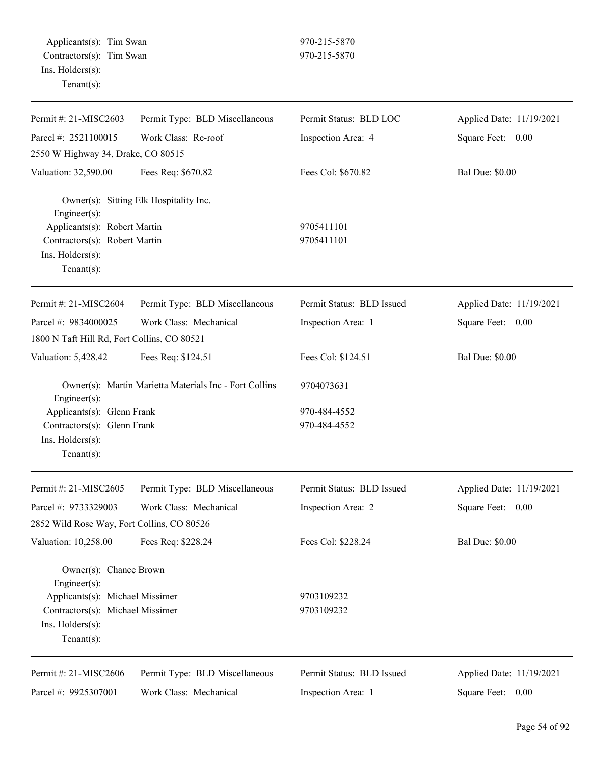Applicants(s): Tim Swan 970-215-5870
Contractors(s): Tim Swan 970-215-5870
Ins. Holders(s):
Tenant(s):

---

| Permit #: 21-MISC2603 | Permit Type: BLD Miscellaneous | Permit Status: BLD LOC | Applied Date: 11/19/2021 |
|---|---|---|---|
| Parcel #: 2521100015 | Work Class: Re-roof | Inspection Area: 4 | Square Feet: 0.00 |
| 2550 W Highway 34, Drake, CO 80515 | | | |
| Valuation: 32,590.00 | Fees Req: $670.82 | Fees Col: $670.82 | Bal Due: $0.00 |

Owner(s): Sitting Elk Hospitality Inc.
Engineer(s):
Applicants(s): Robert Martin 9705411101
Contractors(s): Robert Martin 9705411101
Ins. Holders(s):
Tenant(s):

---

| Permit #: 21-MISC2604 | Permit Type: BLD Miscellaneous | Permit Status: BLD Issued | Applied Date: 11/19/2021 |
|---|---|---|---|
| Parcel #: 9834000025 | Work Class: Mechanical | Inspection Area: 1 | Square Feet: 0.00 |
| 1800 N Taft Hill Rd, Fort Collins, CO 80521 | | | |
| Valuation: 5,428.42 | Fees Req: $124.51 | Fees Col: $124.51 | Bal Due: $0.00 |

Owner(s): Martin Marietta Materials Inc - Fort Collins 9704073631
Engineer(s):
Applicants(s): Glenn Frank 970-484-4552
Contractors(s): Glenn Frank 970-484-4552
Ins. Holders(s):
Tenant(s):

---

| Permit #: 21-MISC2605 | Permit Type: BLD Miscellaneous | Permit Status: BLD Issued | Applied Date: 11/19/2021 |
|---|---|---|---|
| Parcel #: 9733329003 | Work Class: Mechanical | Inspection Area: 2 | Square Feet: 0.00 |
| 2852 Wild Rose Way, Fort Collins, CO 80526 | | | |
| Valuation: 10,258.00 | Fees Req: $228.24 | Fees Col: $228.24 | Bal Due: $0.00 |

Owner(s): Chance Brown
Engineer(s):
Applicants(s): Michael Missimer 9703109232
Contractors(s): Michael Missimer 9703109232
Ins. Holders(s):
Tenant(s):

---

| Permit #: 21-MISC2606 | Permit Type: BLD Miscellaneous | Permit Status: BLD Issued | Applied Date: 11/19/2021 |
|---|---|---|---|
| Parcel #: 9925307001 | Work Class: Mechanical | Inspection Area: 1 | Square Feet: 0.00 |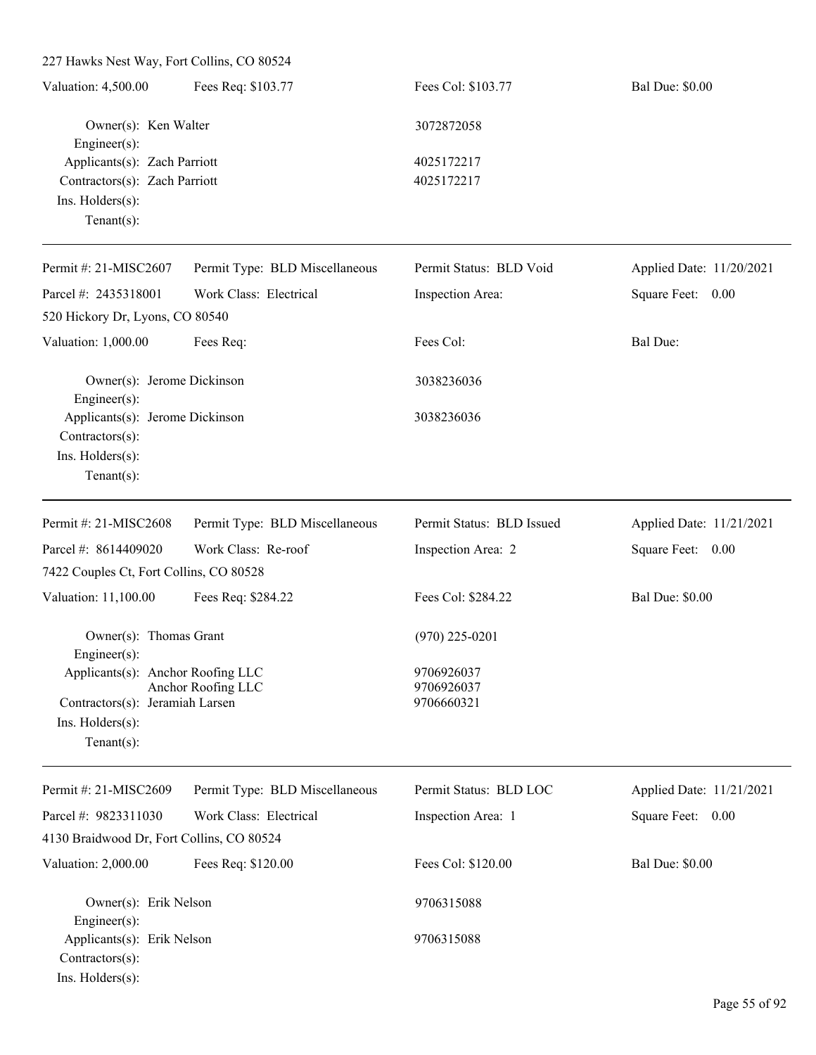227 Hawks Nest Way, Fort Collins, CO 80524

Valuation: 4,500.00 | Fees Req: $103.77 | Fees Col: $103.77 | Bal Due: $0.00

Owner(s): Ken Walter 3072872058
Engineer(s):
Applicants(s): Zach Parriott 4025172217
Contractors(s): Zach Parriott 4025172217
Ins. Holders(s):
Tenant(s):

---

Permit #: 21-MISC2607 | Permit Type: BLD Miscellaneous | Permit Status: BLD Void | Applied Date: 11/20/2021
Parcel #: 2435318001 | Work Class: Electrical | Inspection Area: | Square Feet: 0.00
520 Hickory Dr, Lyons, CO 80540

Valuation: 1,000.00 | Fees Req: | Fees Col: | Bal Due:

Owner(s): Jerome Dickinson 3038236036
Engineer(s):
Applicants(s): Jerome Dickinson 3038236036
Contractors(s):
Ins. Holders(s):
Tenant(s):

---

Permit #: 21-MISC2608 | Permit Type: BLD Miscellaneous | Permit Status: BLD Issued | Applied Date: 11/21/2021
Parcel #: 8614409020 | Work Class: Re-roof | Inspection Area: 2 | Square Feet: 0.00
7422 Couples Ct, Fort Collins, CO 80528

Valuation: 11,100.00 | Fees Req: $284.22 | Fees Col: $284.22 | Bal Due: $0.00

Owner(s): Thomas Grant (970) 225-0201
Engineer(s):
Applicants(s): Anchor Roofing LLC 9706926037
Anchor Roofing LLC 9706926037
Contractors(s): Jeramiah Larsen 9706660321
Ins. Holders(s):
Tenant(s):

---

Permit #: 21-MISC2609 | Permit Type: BLD Miscellaneous | Permit Status: BLD LOC | Applied Date: 11/21/2021
Parcel #: 9823311030 | Work Class: Electrical | Inspection Area: 1 | Square Feet: 0.00
4130 Braidwood Dr, Fort Collins, CO 80524

Valuation: 2,000.00 | Fees Req: $120.00 | Fees Col: $120.00 | Bal Due: $0.00

Owner(s): Erik Nelson 9706315088
Engineer(s):
Applicants(s): Erik Nelson 9706315088
Contractors(s):
Ins. Holders(s):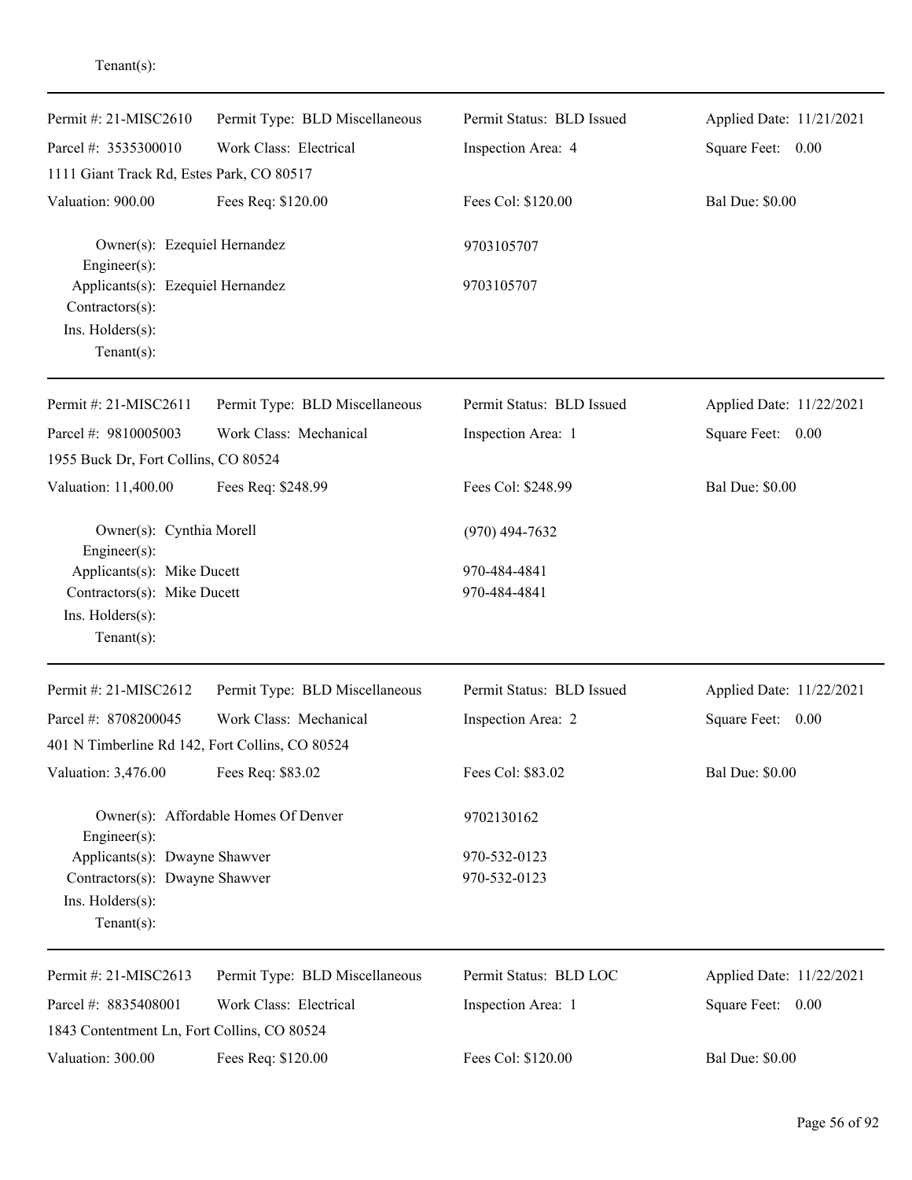Tenant(s):

---

Permit #: 21-MISC2610 Permit Type: BLD Miscellaneous Permit Status: BLD Issued Applied Date: 11/21/2021
Parcel #: 3535300010 Work Class: Electrical Inspection Area: 4 Square Feet: 0.00
1111 Giant Track Rd, Estes Park, CO 80517
Valuation: 900.00 Fees Req: $120.00 Fees Col: $120.00 Bal Due: $0.00

Owner(s): Ezequiel Hernandez 9703105707
Engineer(s):
Applicants(s): Ezequiel Hernandez 9703105707
Contractors(s):
Ins. Holders(s):
Tenant(s):

---

Permit #: 21-MISC2611 Permit Type: BLD Miscellaneous Permit Status: BLD Issued Applied Date: 11/22/2021
Parcel #: 9810005003 Work Class: Mechanical Inspection Area: 1 Square Feet: 0.00
1955 Buck Dr, Fort Collins, CO 80524
Valuation: 11,400.00 Fees Req: $248.99 Fees Col: $248.99 Bal Due: $0.00

Owner(s): Cynthia Morell (970) 494-7632
Engineer(s):
Applicants(s): Mike Ducett 970-484-4841
Contractors(s): Mike Ducett 970-484-4841
Ins. Holders(s):
Tenant(s):

---

Permit #: 21-MISC2612 Permit Type: BLD Miscellaneous Permit Status: BLD Issued Applied Date: 11/22/2021
Parcel #: 8708200045 Work Class: Mechanical Inspection Area: 2 Square Feet: 0.00
401 N Timberline Rd 142, Fort Collins, CO 80524
Valuation: 3,476.00 Fees Req: $83.02 Fees Col: $83.02 Bal Due: $0.00

Owner(s): Affordable Homes Of Denver 9702130162
Engineer(s):
Applicants(s): Dwayne Shawver 970-532-0123
Contractors(s): Dwayne Shawver 970-532-0123
Ins. Holders(s):
Tenant(s):

---

Permit #: 21-MISC2613 Permit Type: BLD Miscellaneous Permit Status: BLD LOC Applied Date: 11/22/2021
Parcel #: 8835408001 Work Class: Electrical Inspection Area: 1 Square Feet: 0.00
1843 Contentment Ln, Fort Collins, CO 80524
Valuation: 300.00 Fees Req: $120.00 Fees Col: $120.00 Bal Due: $0.00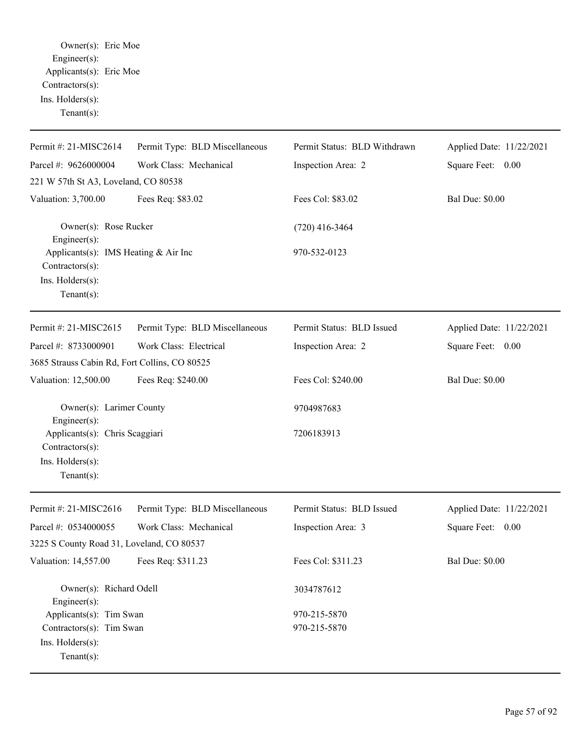Owner(s): Eric Moe
Engineer(s):
Applicants(s): Eric Moe
Contractors(s):
Ins. Holders(s):
Tenant(s):

---

| Permit #: 21-MISC2614 | Permit Type: BLD Miscellaneous | Permit Status: BLD Withdrawn | Applied Date: 11/22/2021 |
|---|---|---|---|
| Parcel #: 9626000004 | Work Class: Mechanical | Inspection Area: 2 | Square Feet: 0.00 |
| 221 W 57th St A3, Loveland, CO 80538 | | | |
| Valuation: 3,700.00 | Fees Req: $83.02 | Fees Col: $83.02 | Bal Due: $0.00 |

Owner(s): Rose Rucker (720) 416-3464
Engineer(s):
Applicants(s): IMS Heating & Air Inc 970-532-0123
Contractors(s):
Ins. Holders(s):
Tenant(s):

---

| Permit #: 21-MISC2615 | Permit Type: BLD Miscellaneous | Permit Status: BLD Issued | Applied Date: 11/22/2021 |
|---|---|---|---|
| Parcel #: 8733000901 | Work Class: Electrical | Inspection Area: 2 | Square Feet: 0.00 |
| 3685 Strauss Cabin Rd, Fort Collins, CO 80525 | | | |
| Valuation: 12,500.00 | Fees Req: $240.00 | Fees Col: $240.00 | Bal Due: $0.00 |

Owner(s): Larimer County 9704987683
Engineer(s):
Applicants(s): Chris Scaggiari 7206183913
Contractors(s):
Ins. Holders(s):
Tenant(s):

---

| Permit #: 21-MISC2616 | Permit Type: BLD Miscellaneous | Permit Status: BLD Issued | Applied Date: 11/22/2021 |
|---|---|---|---|
| Parcel #: 0534000055 | Work Class: Mechanical | Inspection Area: 3 | Square Feet: 0.00 |
| 3225 S County Road 31, Loveland, CO 80537 | | | |
| Valuation: 14,557.00 | Fees Req: $311.23 | Fees Col: $311.23 | Bal Due: $0.00 |

Owner(s): Richard Odell 3034787612
Engineer(s):
Applicants(s): Tim Swan 970-215-5870
Contractors(s): Tim Swan 970-215-5870
Ins. Holders(s):
Tenant(s):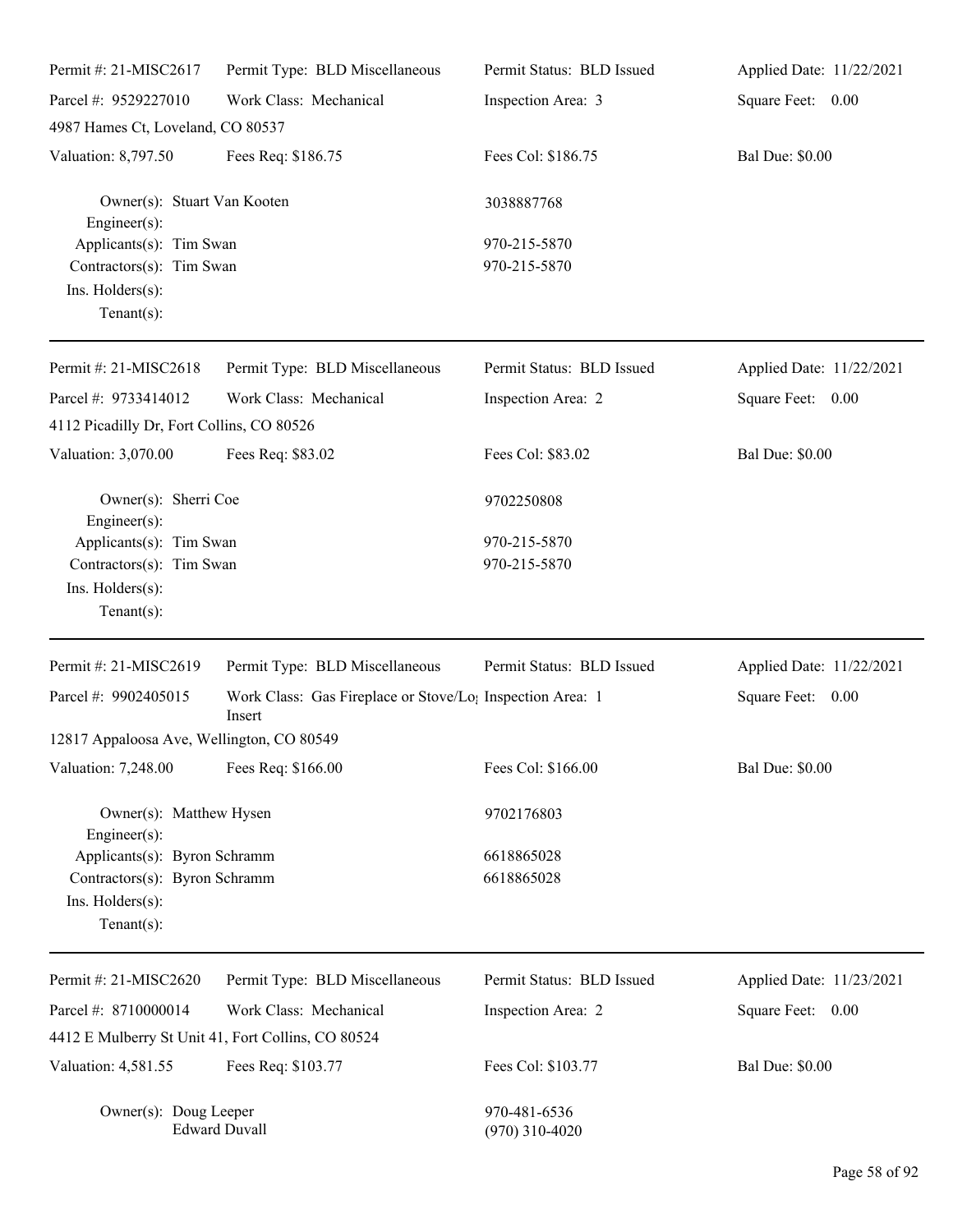| Permit #: 21-MISC2617 | Permit Type: BLD Miscellaneous | Permit Status: BLD Issued | Applied Date: 11/22/2021 |
|---|---|---|---|
| Parcel #: 9529227010 | Work Class: Mechanical | Inspection Area: 3 | Square Feet: 0.00 |
| 4987 Hames Ct, Loveland, CO 80537 | | | |
| Valuation: 8,797.50 | Fees Req: $186.75 | Fees Col: $186.75 | Bal Due: $0.00 |
| Owner(s): Stuart Van Kooten | | 3038887768 | |
| Engineer(s): | | | |
| Applicants(s): Tim Swan | | 970-215-5870 | |
| Contractors(s): Tim Swan | | 970-215-5870 | |
| Ins. Holders(s): | | | |
| Tenant(s): | | | |

| Permit #: 21-MISC2618 | Permit Type: BLD Miscellaneous | Permit Status: BLD Issued | Applied Date: 11/22/2021 |
|---|---|---|---|
| Parcel #: 9733414012 | Work Class: Mechanical | Inspection Area: 2 | Square Feet: 0.00 |
| 4112 Picadilly Dr, Fort Collins, CO 80526 | | | |
| Valuation: 3,070.00 | Fees Req: $83.02 | Fees Col: $83.02 | Bal Due: $0.00 |
| Owner(s): Sherri Coe | | 9702250808 | |
| Engineer(s): | | | |
| Applicants(s): Tim Swan | | 970-215-5870 | |
| Contractors(s): Tim Swan | | 970-215-5870 | |
| Ins. Holders(s): | | | |
| Tenant(s): | | | |

| Permit #: 21-MISC2619 | Permit Type: BLD Miscellaneous | Permit Status: BLD Issued | Applied Date: 11/22/2021 |
|---|---|---|---|
| Parcel #: 9902405015 | Work Class: Gas Fireplace or Stove/Log Insert | Inspection Area: 1 | Square Feet: 0.00 |
| 12817 Appaloosa Ave, Wellington, CO 80549 | | | |
| Valuation: 7,248.00 | Fees Req: $166.00 | Fees Col: $166.00 | Bal Due: $0.00 |
| Owner(s): Matthew Hysen | | 9702176803 | |
| Engineer(s): | | | |
| Applicants(s): Byron Schramm | | 6618865028 | |
| Contractors(s): Byron Schramm | | 6618865028 | |
| Ins. Holders(s): | | | |
| Tenant(s): | | | |

| Permit #: 21-MISC2620 | Permit Type: BLD Miscellaneous | Permit Status: BLD Issued | Applied Date: 11/23/2021 |
|---|---|---|---|
| Parcel #: 8710000014 | Work Class: Mechanical | Inspection Area: 2 | Square Feet: 0.00 |
| 4412 E Mulberry St Unit 41, Fort Collins, CO 80524 | | | |
| Valuation: 4,581.55 | Fees Req: $103.77 | Fees Col: $103.77 | Bal Due: $0.00 |
| Owner(s): Doug Leeper | | 970-481-6536 | |
| Edward Duvall | | (970) 310-4020 | |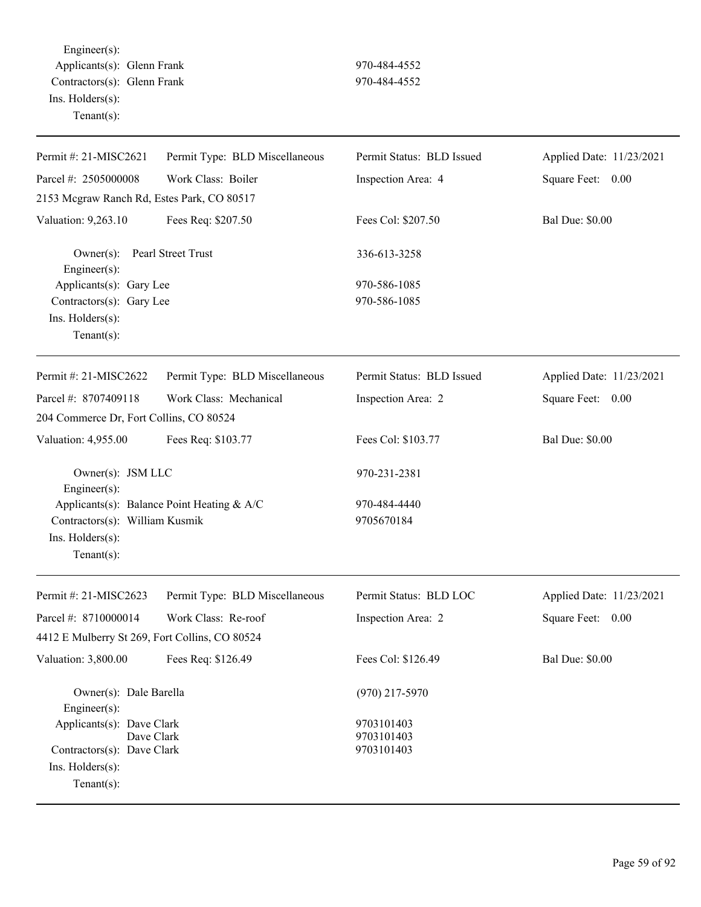Engineer(s):
Applicants(s): Glenn Frank 970-484-4552
Contractors(s): Glenn Frank 970-484-4552
Ins. Holders(s):
Tenant(s):

---

| Permit #: 21-MISC2621 | Permit Type: BLD Miscellaneous | Permit Status: BLD Issued | Applied Date: 11/23/2021 |
|---|---|---|---|
| Parcel #: 2505000008 | Work Class: Boiler | Inspection Area: 4 | Square Feet: 0.00 |
| 2153 Mcgraw Ranch Rd, Estes Park, CO 80517 | | | |
| Valuation: 9,263.10 | Fees Req: $207.50 | Fees Col: $207.50 | Bal Due: $0.00 |

Owner(s): Pearl Street Trust 336-613-3258
Engineer(s):
Applicants(s): Gary Lee 970-586-1085
Contractors(s): Gary Lee 970-586-1085
Ins. Holders(s):
Tenant(s):

---

| Permit #: 21-MISC2622 | Permit Type: BLD Miscellaneous | Permit Status: BLD Issued | Applied Date: 11/23/2021 |
|---|---|---|---|
| Parcel #: 8707409118 | Work Class: Mechanical | Inspection Area: 2 | Square Feet: 0.00 |
| 204 Commerce Dr, Fort Collins, CO 80524 | | | |
| Valuation: 4,955.00 | Fees Req: $103.77 | Fees Col: $103.77 | Bal Due: $0.00 |

Owner(s): JSM LLC 970-231-2381
Engineer(s):
Applicants(s): Balance Point Heating & A/C 970-484-4440
Contractors(s): William Kusmik 9705670184
Ins. Holders(s):
Tenant(s):

---

| Permit #: 21-MISC2623 | Permit Type: BLD Miscellaneous | Permit Status: BLD LOC | Applied Date: 11/23/2021 |
|---|---|---|---|
| Parcel #: 8710000014 | Work Class: Re-roof | Inspection Area: 2 | Square Feet: 0.00 |
| 4412 E Mulberry St 269, Fort Collins, CO 80524 | | | |
| Valuation: 3,800.00 | Fees Req: $126.49 | Fees Col: $126.49 | Bal Due: $0.00 |

Owner(s): Dale Barella (970) 217-5970
Engineer(s):
Applicants(s): Dave Clark 9703101403
Dave Clark 9703101403
Contractors(s): Dave Clark 9703101403
Ins. Holders(s):
Tenant(s):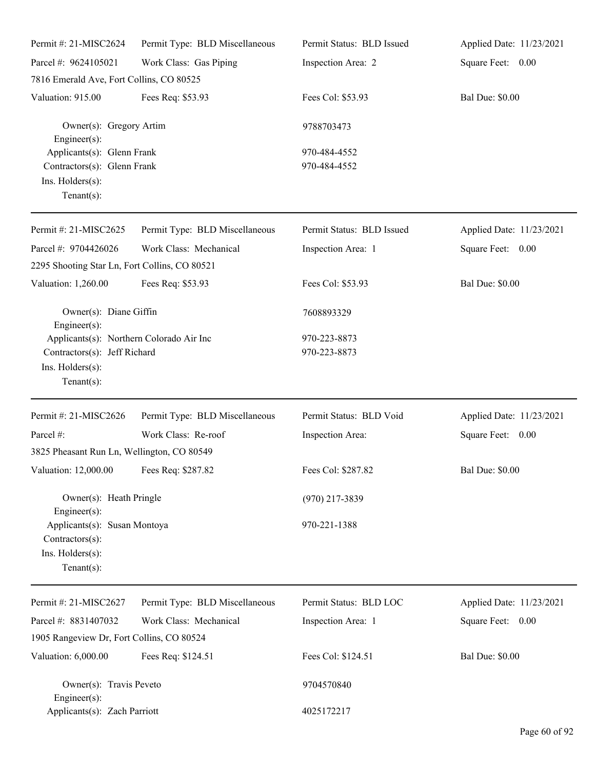| Permit #: 21-MISC2624 | Permit Type: BLD Miscellaneous | Permit Status: BLD Issued | Applied Date: 11/23/2021 |
|---|---|---|---|
| Parcel #: 9624105021 | Work Class: Gas Piping | Inspection Area: 2 | Square Feet: 0.00 |
| 7816 Emerald Ave, Fort Collins, CO 80525 | | | |
| Valuation: 915.00 | Fees Req: $53.93 | Fees Col: $53.93 | Bal Due: $0.00 |

Owner(s): Gregory Artim — 9788703473
Engineer(s):
Applicants(s): Glenn Frank — 970-484-4552
Contractors(s): Glenn Frank — 970-484-4552
Ins. Holders(s):
Tenant(s):

---

| Permit #: 21-MISC2625 | Permit Type: BLD Miscellaneous | Permit Status: BLD Issued | Applied Date: 11/23/2021 |
|---|---|---|---|
| Parcel #: 9704426026 | Work Class: Mechanical | Inspection Area: 1 | Square Feet: 0.00 |
| 2295 Shooting Star Ln, Fort Collins, CO 80521 | | | |
| Valuation: 1,260.00 | Fees Req: $53.93 | Fees Col: $53.93 | Bal Due: $0.00 |

Owner(s): Diane Giffin — 7608893329
Engineer(s):
Applicants(s): Northern Colorado Air Inc — 970-223-8873
Contractors(s): Jeff Richard — 970-223-8873
Ins. Holders(s):
Tenant(s):

---

| Permit #: 21-MISC2626 | Permit Type: BLD Miscellaneous | Permit Status: BLD Void | Applied Date: 11/23/2021 |
|---|---|---|---|
| Parcel #: | Work Class: Re-roof | Inspection Area: | Square Feet: 0.00 |
| 3825 Pheasant Run Ln, Wellington, CO 80549 | | | |
| Valuation: 12,000.00 | Fees Req: $287.82 | Fees Col: $287.82 | Bal Due: $0.00 |

Owner(s): Heath Pringle — (970) 217-3839
Engineer(s):
Applicants(s): Susan Montoya — 970-221-1388
Contractors(s):
Ins. Holders(s):
Tenant(s):

---

| Permit #: 21-MISC2627 | Permit Type: BLD Miscellaneous | Permit Status: BLD LOC | Applied Date: 11/23/2021 |
|---|---|---|---|
| Parcel #: 8831407032 | Work Class: Mechanical | Inspection Area: 1 | Square Feet: 0.00 |
| 1905 Rangeview Dr, Fort Collins, CO 80524 | | | |
| Valuation: 6,000.00 | Fees Req: $124.51 | Fees Col: $124.51 | Bal Due: $0.00 |

Owner(s): Travis Peveto — 9704570840
Engineer(s):
Applicants(s): Zach Parriott — 4025172217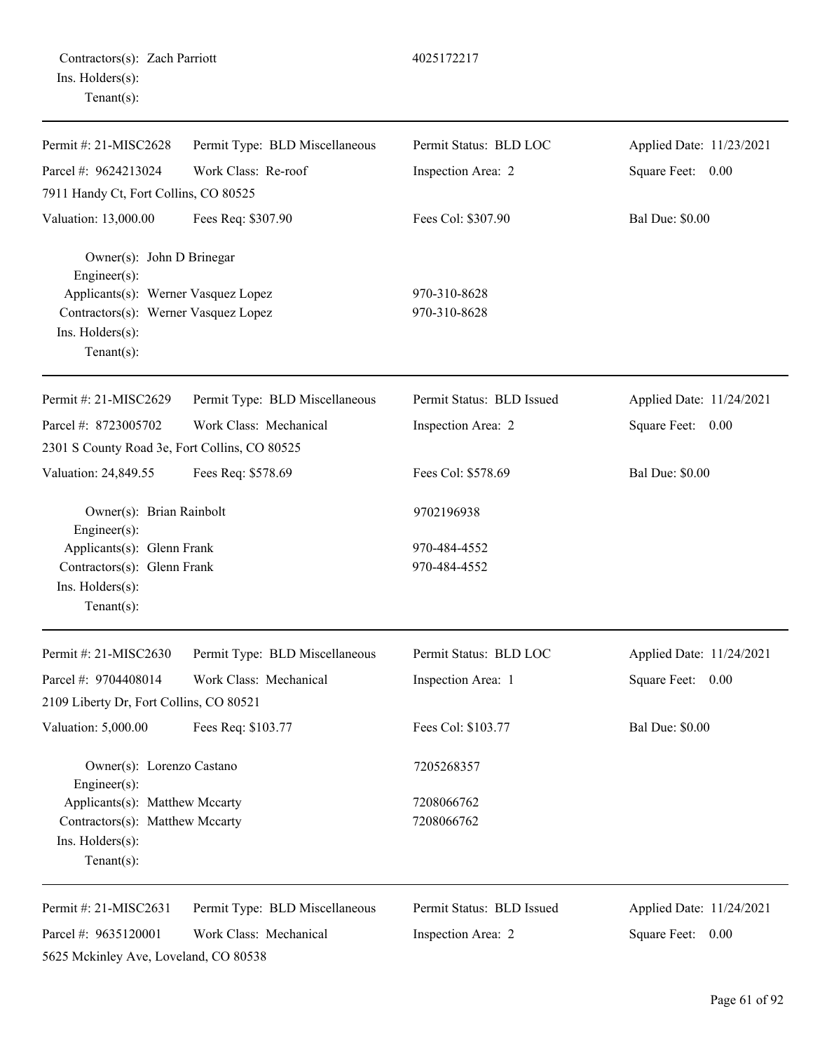Contractors(s): Zach Parriott 4025172217
Ins. Holders(s):
Tenant(s):

---

Permit #: 21-MISC2628 | Permit Type: BLD Miscellaneous | Permit Status: BLD LOC | Applied Date: 11/23/2021
Parcel #: 9624213024 | Work Class: Re-roof | Inspection Area: 2 | Square Feet: 0.00
7911 Handy Ct, Fort Collins, CO 80525
Valuation: 13,000.00 | Fees Req: $307.90 | Fees Col: $307.90 | Bal Due: $0.00

Owner(s): John D Brinegar
Engineer(s):
Applicants(s): Werner Vasquez Lopez 970-310-8628
Contractors(s): Werner Vasquez Lopez 970-310-8628
Ins. Holders(s):
Tenant(s):

---

Permit #: 21-MISC2629 | Permit Type: BLD Miscellaneous | Permit Status: BLD Issued | Applied Date: 11/24/2021
Parcel #: 8723005702 | Work Class: Mechanical | Inspection Area: 2 | Square Feet: 0.00
2301 S County Road 3e, Fort Collins, CO 80525
Valuation: 24,849.55 | Fees Req: $578.69 | Fees Col: $578.69 | Bal Due: $0.00

Owner(s): Brian Rainbolt 9702196938
Engineer(s):
Applicants(s): Glenn Frank 970-484-4552
Contractors(s): Glenn Frank 970-484-4552
Ins. Holders(s):
Tenant(s):

---

Permit #: 21-MISC2630 | Permit Type: BLD Miscellaneous | Permit Status: BLD LOC | Applied Date: 11/24/2021
Parcel #: 9704408014 | Work Class: Mechanical | Inspection Area: 1 | Square Feet: 0.00
2109 Liberty Dr, Fort Collins, CO 80521
Valuation: 5,000.00 | Fees Req: $103.77 | Fees Col: $103.77 | Bal Due: $0.00

Owner(s): Lorenzo Castano 7205268357
Engineer(s):
Applicants(s): Matthew Mccarty 7208066762
Contractors(s): Matthew Mccarty 7208066762
Ins. Holders(s):
Tenant(s):

---

Permit #: 21-MISC2631 | Permit Type: BLD Miscellaneous | Permit Status: BLD Issued | Applied Date: 11/24/2021
Parcel #: 9635120001 | Work Class: Mechanical | Inspection Area: 2 | Square Feet: 0.00
5625 Mckinley Ave, Loveland, CO 80538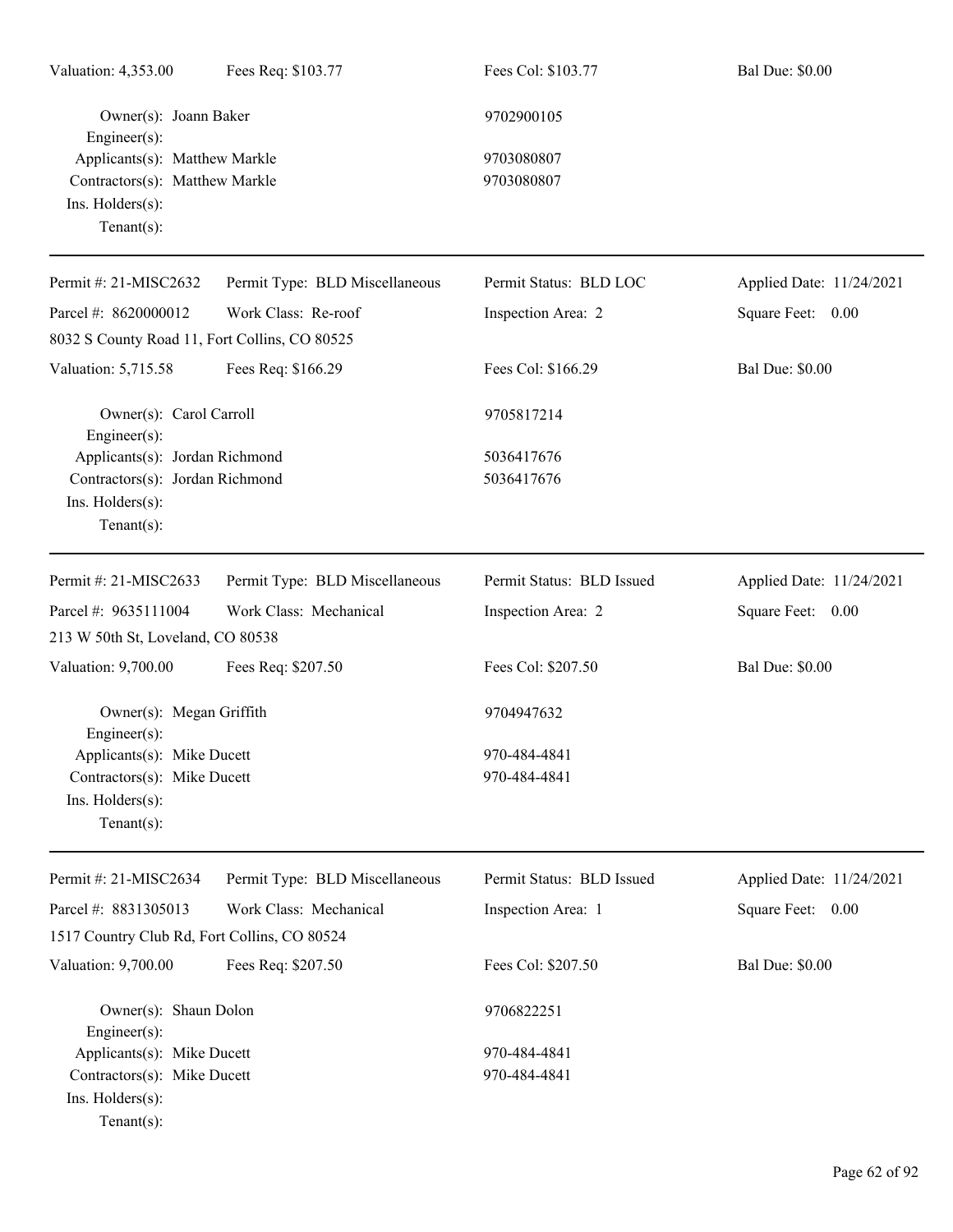Valuation: 4,353.00 Fees Req: $103.77 Fees Col: $103.77 Bal Due: $0.00

Owner(s): Joann Baker 9702900105
Engineer(s):
Applicants(s): Matthew Markle 9703080807
Contractors(s): Matthew Markle 9703080807
Ins. Holders(s):
Tenant(s):

---

Permit #: 21-MISC2632 Permit Type: BLD Miscellaneous Permit Status: BLD LOC Applied Date: 11/24/2021
Parcel #: 8620000012 Work Class: Re-roof Inspection Area: 2 Square Feet: 0.00
8032 S County Road 11, Fort Collins, CO 80525
Valuation: 5,715.58 Fees Req: $166.29 Fees Col: $166.29 Bal Due: $0.00

Owner(s): Carol Carroll 9705817214
Engineer(s):
Applicants(s): Jordan Richmond 5036417676
Contractors(s): Jordan Richmond 5036417676
Ins. Holders(s):
Tenant(s):

---

Permit #: 21-MISC2633 Permit Type: BLD Miscellaneous Permit Status: BLD Issued Applied Date: 11/24/2021
Parcel #: 9635111004 Work Class: Mechanical Inspection Area: 2 Square Feet: 0.00
213 W 50th St, Loveland, CO 80538
Valuation: 9,700.00 Fees Req: $207.50 Fees Col: $207.50 Bal Due: $0.00

Owner(s): Megan Griffith 9704947632
Engineer(s):
Applicants(s): Mike Ducett 970-484-4841
Contractors(s): Mike Ducett 970-484-4841
Ins. Holders(s):
Tenant(s):

---

Permit #: 21-MISC2634 Permit Type: BLD Miscellaneous Permit Status: BLD Issued Applied Date: 11/24/2021
Parcel #: 8831305013 Work Class: Mechanical Inspection Area: 1 Square Feet: 0.00
1517 Country Club Rd, Fort Collins, CO 80524
Valuation: 9,700.00 Fees Req: $207.50 Fees Col: $207.50 Bal Due: $0.00

Owner(s): Shaun Dolon 9706822251
Engineer(s):
Applicants(s): Mike Ducett 970-484-4841
Contractors(s): Mike Ducett 970-484-4841
Ins. Holders(s):
Tenant(s):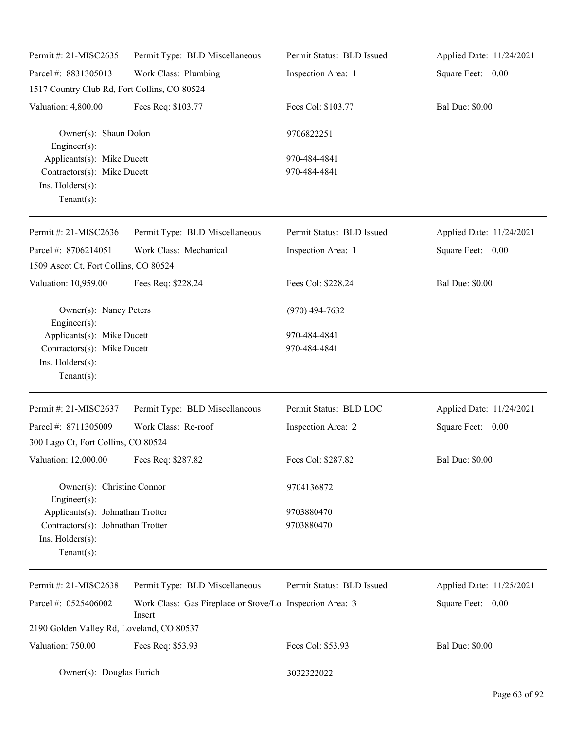| Permit #: 21-MISC2635 | Permit Type: BLD Miscellaneous | Permit Status: BLD Issued | Applied Date: 11/24/2021 |
|---|---|---|---|
| Parcel #: 8831305013 | Work Class: Plumbing | Inspection Area: 1 | Square Feet: 0.00 |
| 1517 Country Club Rd, Fort Collins, CO 80524 | | | |
| Valuation: 4,800.00 | Fees Req: $103.77 | Fees Col: $103.77 | Bal Due: $0.00 |

Owner(s): Shaun Dolon 9706822251
Engineer(s):
Applicants(s): Mike Ducett 970-484-4841
Contractors(s): Mike Ducett 970-484-4841
Ins. Holders(s):
Tenant(s):

| Permit #: 21-MISC2636 | Permit Type: BLD Miscellaneous | Permit Status: BLD Issued | Applied Date: 11/24/2021 |
|---|---|---|---|
| Parcel #: 8706214051 | Work Class: Mechanical | Inspection Area: 1 | Square Feet: 0.00 |
| 1509 Ascot Ct, Fort Collins, CO 80524 | | | |
| Valuation: 10,959.00 | Fees Req: $228.24 | Fees Col: $228.24 | Bal Due: $0.00 |

Owner(s): Nancy Peters (970) 494-7632
Engineer(s):
Applicants(s): Mike Ducett 970-484-4841
Contractors(s): Mike Ducett 970-484-4841
Ins. Holders(s):
Tenant(s):

| Permit #: 21-MISC2637 | Permit Type: BLD Miscellaneous | Permit Status: BLD LOC | Applied Date: 11/24/2021 |
|---|---|---|---|
| Parcel #: 8711305009 | Work Class: Re-roof | Inspection Area: 2 | Square Feet: 0.00 |
| 300 Lago Ct, Fort Collins, CO 80524 | | | |
| Valuation: 12,000.00 | Fees Req: $287.82 | Fees Col: $287.82 | Bal Due: $0.00 |

Owner(s): Christine Connor 9704136872
Engineer(s):
Applicants(s): Johnathan Trotter 9703880470
Contractors(s): Johnathan Trotter 9703880470
Ins. Holders(s):
Tenant(s):

| Permit #: 21-MISC2638 | Permit Type: BLD Miscellaneous | Permit Status: BLD Issued | Applied Date: 11/25/2021 |
|---|---|---|---|
| Parcel #: 0525406002 | Work Class: Gas Fireplace or Stove/Log Insert | Inspection Area: 3 | Square Feet: 0.00 |
| 2190 Golden Valley Rd, Loveland, CO 80537 | | | |
| Valuation: 750.00 | Fees Req: $53.93 | Fees Col: $53.93 | Bal Due: $0.00 |

Owner(s): Douglas Eurich 3032322022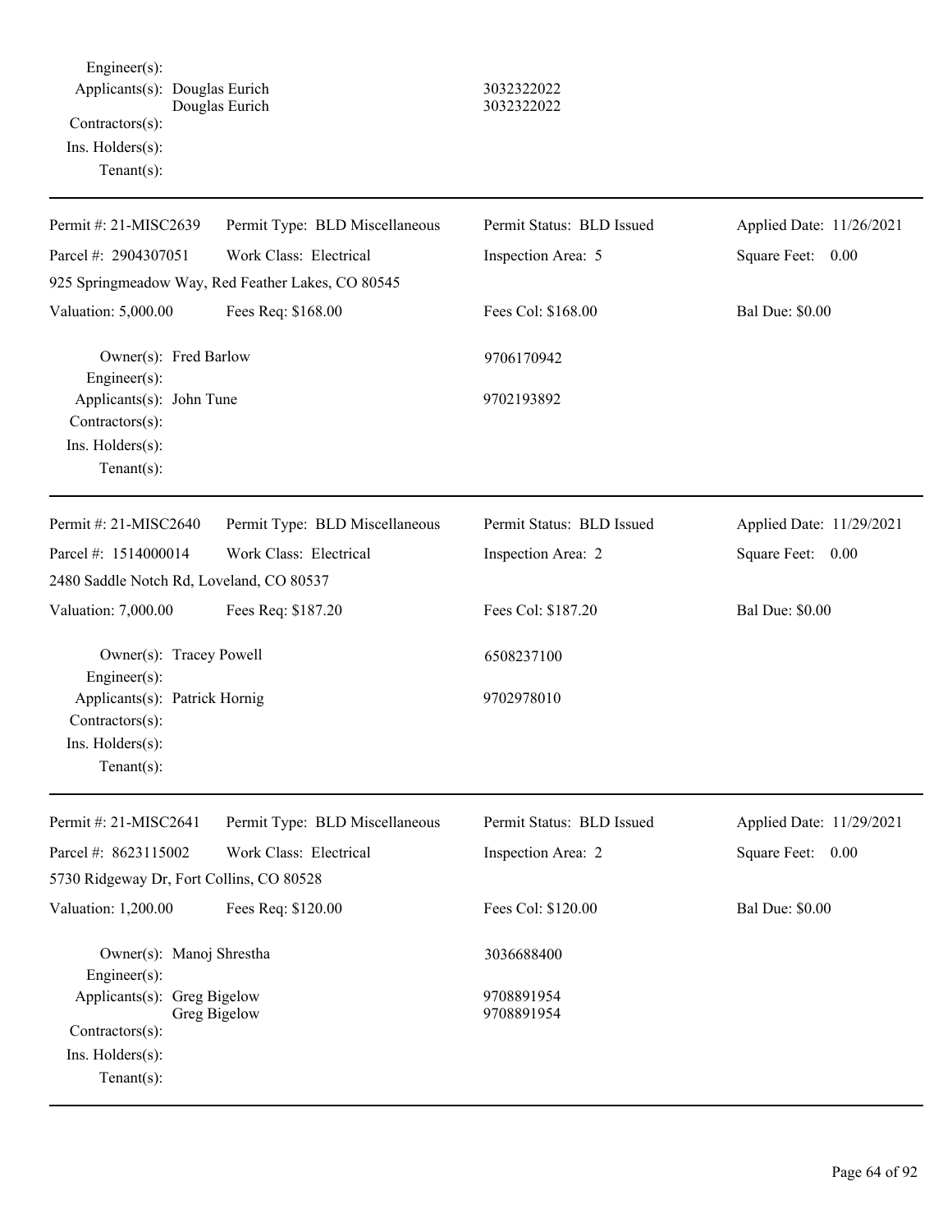Engineer(s):
Applicants(s): Douglas Eurich 3032322022
Douglas Eurich 3032322022
Contractors(s):
Ins. Holders(s):
Tenant(s):

---

| Permit #: 21-MISC2639 | Permit Type: BLD Miscellaneous | Permit Status: BLD Issued | Applied Date: 11/26/2021 |
|---|---|---|---|
| Parcel #: 2904307051 | Work Class: Electrical | Inspection Area: 5 | Square Feet: 0.00 |
| 925 Springmeadow Way, Red Feather Lakes, CO 80545 | | | |
| Valuation: 5,000.00 | Fees Req: $168.00 | Fees Col: $168.00 | Bal Due: $0.00 |

Owner(s): Fred Barlow 9706170942
Engineer(s):
Applicants(s): John Tune 9702193892
Contractors(s):
Ins. Holders(s):
Tenant(s):

---

| Permit #: 21-MISC2640 | Permit Type: BLD Miscellaneous | Permit Status: BLD Issued | Applied Date: 11/29/2021 |
|---|---|---|---|
| Parcel #: 1514000014 | Work Class: Electrical | Inspection Area: 2 | Square Feet: 0.00 |
| 2480 Saddle Notch Rd, Loveland, CO 80537 | | | |
| Valuation: 7,000.00 | Fees Req: $187.20 | Fees Col: $187.20 | Bal Due: $0.00 |

Owner(s): Tracey Powell 6508237100
Engineer(s):
Applicants(s): Patrick Hornig 9702978010
Contractors(s):
Ins. Holders(s):
Tenant(s):

---

| Permit #: 21-MISC2641 | Permit Type: BLD Miscellaneous | Permit Status: BLD Issued | Applied Date: 11/29/2021 |
|---|---|---|---|
| Parcel #: 8623115002 | Work Class: Electrical | Inspection Area: 2 | Square Feet: 0.00 |
| 5730 Ridgeway Dr, Fort Collins, CO 80528 | | | |
| Valuation: 1,200.00 | Fees Req: $120.00 | Fees Col: $120.00 | Bal Due: $0.00 |

Owner(s): Manoj Shrestha 3036688400
Engineer(s):
Applicants(s): Greg Bigelow 9708891954
Greg Bigelow 9708891954
Contractors(s):
Ins. Holders(s):
Tenant(s):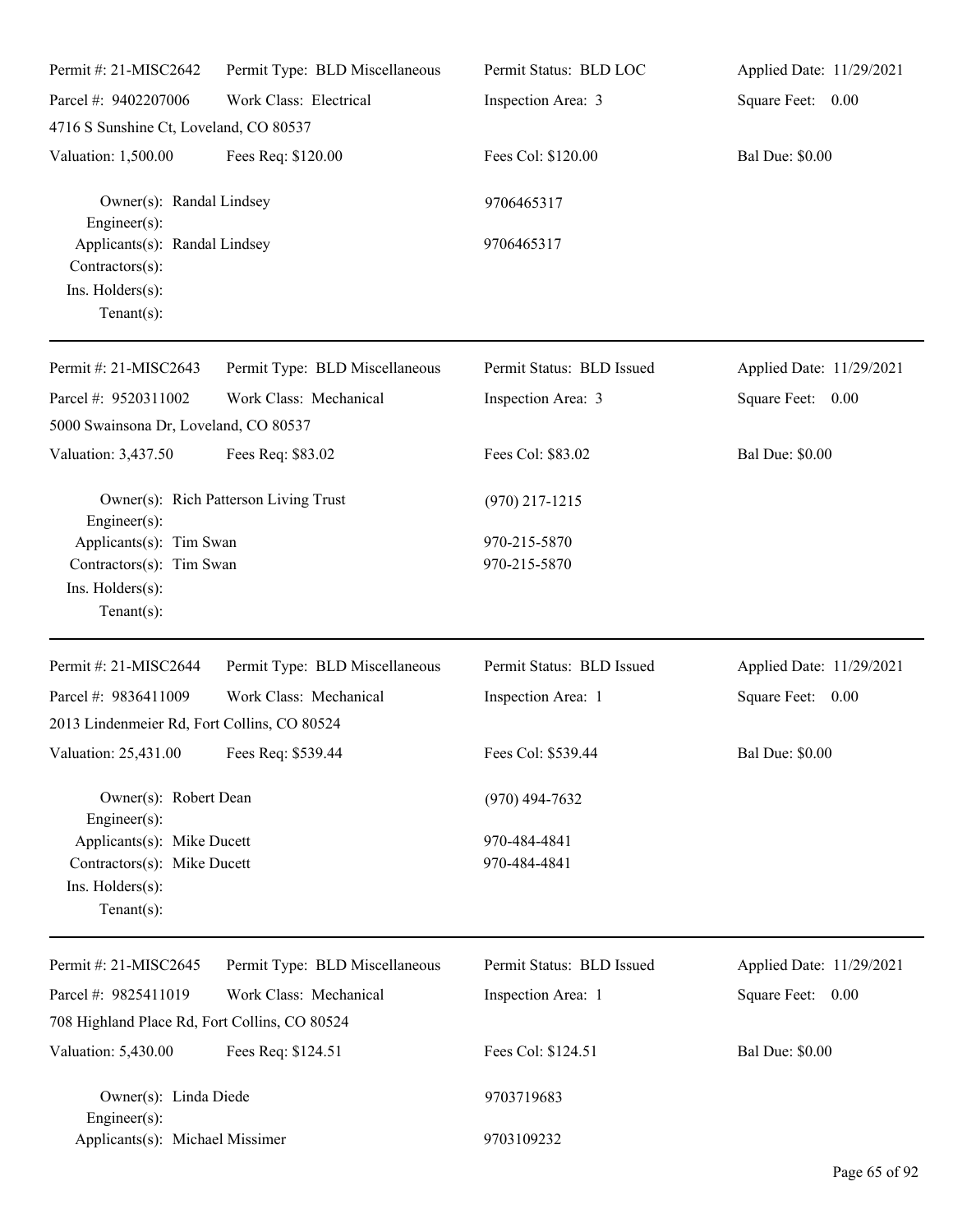Permit #: 21-MISC2642 | Permit Type: BLD Miscellaneous | Permit Status: BLD LOC | Applied Date: 11/29/2021
Parcel #: 9402207006 | Work Class: Electrical | Inspection Area: 3 | Square Feet: 0.00
4716 S Sunshine Ct, Loveland, CO 80537
Valuation: 1,500.00 | Fees Req: $120.00 | Fees Col: $120.00 | Bal Due: $0.00

Owner(s): Randal Lindsey 9706465317
Engineer(s):
Applicants(s): Randal Lindsey 9706465317
Contractors(s):
Ins. Holders(s):
Tenant(s):

---

Permit #: 21-MISC2643 | Permit Type: BLD Miscellaneous | Permit Status: BLD Issued | Applied Date: 11/29/2021
Parcel #: 9520311002 | Work Class: Mechanical | Inspection Area: 3 | Square Feet: 0.00
5000 Swainsona Dr, Loveland, CO 80537
Valuation: 3,437.50 | Fees Req: $83.02 | Fees Col: $83.02 | Bal Due: $0.00

Owner(s): Rich Patterson Living Trust (970) 217-1215
Engineer(s):
Applicants(s): Tim Swan 970-215-5870
Contractors(s): Tim Swan 970-215-5870
Ins. Holders(s):
Tenant(s):

---

Permit #: 21-MISC2644 | Permit Type: BLD Miscellaneous | Permit Status: BLD Issued | Applied Date: 11/29/2021
Parcel #: 9836411009 | Work Class: Mechanical | Inspection Area: 1 | Square Feet: 0.00
2013 Lindenmeier Rd, Fort Collins, CO 80524
Valuation: 25,431.00 | Fees Req: $539.44 | Fees Col: $539.44 | Bal Due: $0.00

Owner(s): Robert Dean (970) 494-7632
Engineer(s):
Applicants(s): Mike Ducett 970-484-4841
Contractors(s): Mike Ducett 970-484-4841
Ins. Holders(s):
Tenant(s):

---

Permit #: 21-MISC2645 | Permit Type: BLD Miscellaneous | Permit Status: BLD Issued | Applied Date: 11/29/2021
Parcel #: 9825411019 | Work Class: Mechanical | Inspection Area: 1 | Square Feet: 0.00
708 Highland Place Rd, Fort Collins, CO 80524
Valuation: 5,430.00 | Fees Req: $124.51 | Fees Col: $124.51 | Bal Due: $0.00

Owner(s): Linda Diede 9703719683
Engineer(s):
Applicants(s): Michael Missimer 9703109232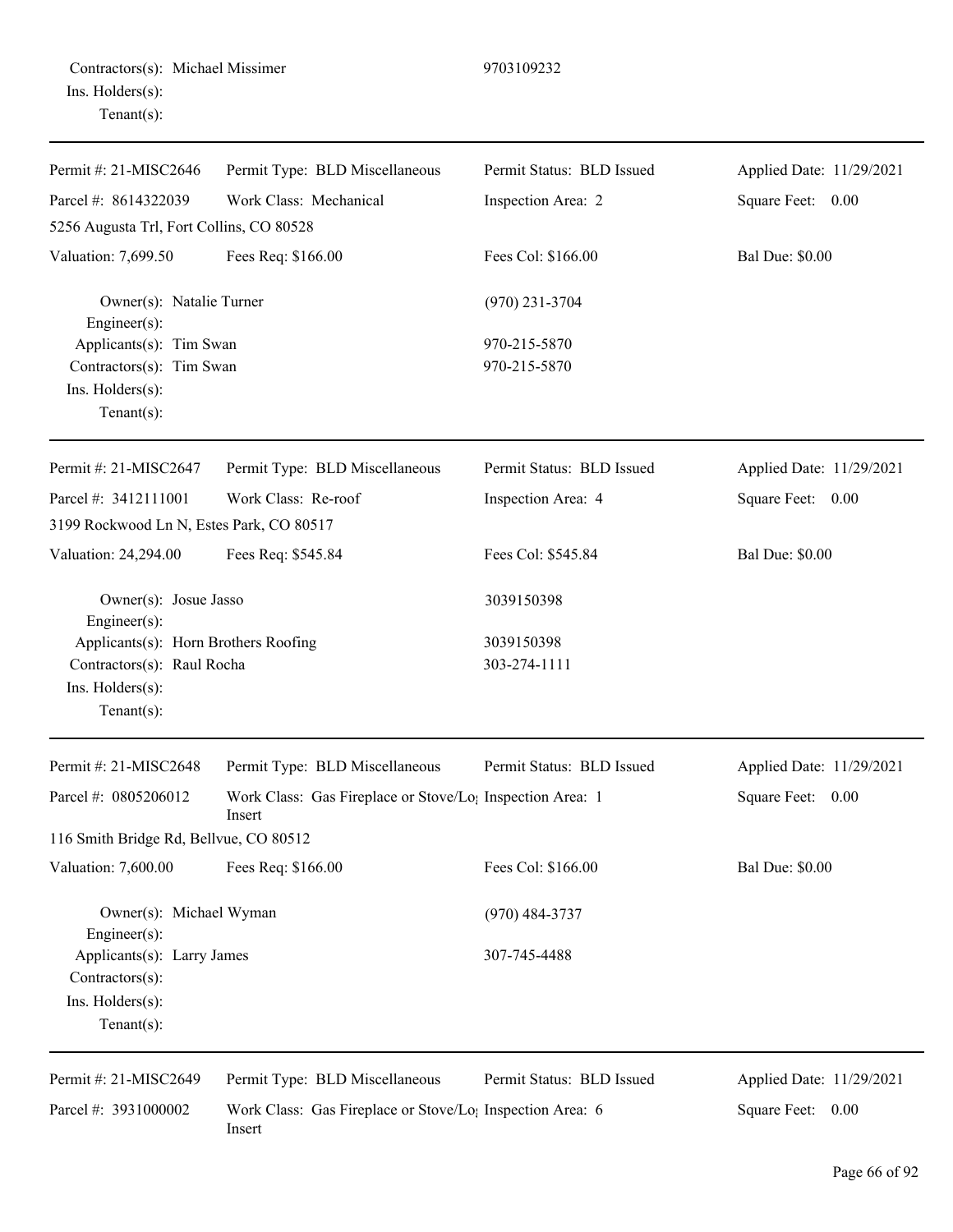Contractors(s): Michael Missimer 9703109232
Ins. Holders(s):
Tenant(s):

---

| Permit #: 21-MISC2646 | Permit Type: BLD Miscellaneous | Permit Status: BLD Issued | Applied Date: 11/29/2021 |
|---|---|---|---|
| Parcel #: 8614322039 | Work Class: Mechanical | Inspection Area: 2 | Square Feet: 0.00 |
| 5256 Augusta Trl, Fort Collins, CO 80528 | | | |
| Valuation: 7,699.50 | Fees Req: $166.00 | Fees Col: $166.00 | Bal Due: $0.00 |

Owner(s): Natalie Turner (970) 231-3704
Engineer(s):
Applicants(s): Tim Swan 970-215-5870
Contractors(s): Tim Swan 970-215-5870
Ins. Holders(s):
Tenant(s):

---

| Permit #: 21-MISC2647 | Permit Type: BLD Miscellaneous | Permit Status: BLD Issued | Applied Date: 11/29/2021 |
|---|---|---|---|
| Parcel #: 3412111001 | Work Class: Re-roof | Inspection Area: 4 | Square Feet: 0.00 |
| 3199 Rockwood Ln N, Estes Park, CO 80517 | | | |
| Valuation: 24,294.00 | Fees Req: $545.84 | Fees Col: $545.84 | Bal Due: $0.00 |

Owner(s): Josue Jasso 3039150398
Engineer(s):
Applicants(s): Horn Brothers Roofing 3039150398
Contractors(s): Raul Rocha 303-274-1111
Ins. Holders(s):
Tenant(s):

---

| Permit #: 21-MISC2648 | Permit Type: BLD Miscellaneous | Permit Status: BLD Issued | Applied Date: 11/29/2021 |
|---|---|---|---|
| Parcel #: 0805206012 | Work Class: Gas Fireplace or Stove/Log Insert | Inspection Area: 1 | Square Feet: 0.00 |
| 116 Smith Bridge Rd, Bellvue, CO 80512 | | | |
| Valuation: 7,600.00 | Fees Req: $166.00 | Fees Col: $166.00 | Bal Due: $0.00 |

Owner(s): Michael Wyman (970) 484-3737
Engineer(s):
Applicants(s): Larry James 307-745-4488
Contractors(s):
Ins. Holders(s):
Tenant(s):

---

| Permit #: 21-MISC2649 | Permit Type: BLD Miscellaneous | Permit Status: BLD Issued | Applied Date: 11/29/2021 |
|---|---|---|---|
| Parcel #: 3931000002 | Work Class: Gas Fireplace or Stove/Log Insert | Inspection Area: 6 | Square Feet: 0.00 |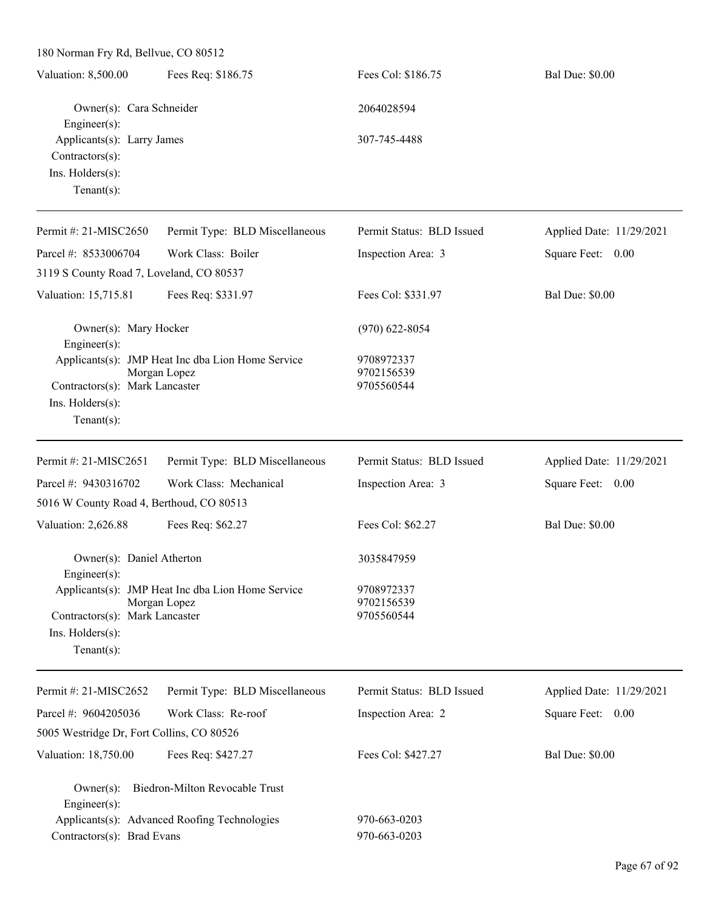180 Norman Fry Rd, Bellvue, CO 80512

| Valuation: 8,500.00 | Fees Req: $186.75 | Fees Col: $186.75 | Bal Due: $0.00 |
|---|---|---|---|

Owner(s): Cara Schneider — 2064028594
Engineer(s):
Applicants(s): Larry James — 307-745-4488
Contractors(s):
Ins. Holders(s):
Tenant(s):

---

| Permit #: 21-MISC2650 | Permit Type: BLD Miscellaneous | Permit Status: BLD Issued | Applied Date: 11/29/2021 |
|---|---|---|---|
| Parcel #: 8533006704 | Work Class: Boiler | Inspection Area: 3 | Square Feet: 0.00 |

3119 S County Road 7, Loveland, CO 80537

| Valuation: 15,715.81 | Fees Req: $331.97 | Fees Col: $331.97 | Bal Due: $0.00 |
|---|---|---|---|

Owner(s): Mary Hocker — (970) 622-8054
Engineer(s):
Applicants(s): JMP Heat Inc dba Lion Home Service — 9708972337
Morgan Lopez — 9702156539
Contractors(s): Mark Lancaster — 9705560544
Ins. Holders(s):
Tenant(s):

---

| Permit #: 21-MISC2651 | Permit Type: BLD Miscellaneous | Permit Status: BLD Issued | Applied Date: 11/29/2021 |
|---|---|---|---|
| Parcel #: 9430316702 | Work Class: Mechanical | Inspection Area: 3 | Square Feet: 0.00 |

5016 W County Road 4, Berthoud, CO 80513

| Valuation: 2,626.88 | Fees Req: $62.27 | Fees Col: $62.27 | Bal Due: $0.00 |
|---|---|---|---|

Owner(s): Daniel Atherton — 3035847959
Engineer(s):
Applicants(s): JMP Heat Inc dba Lion Home Service — 9708972337
Morgan Lopez — 9702156539
Contractors(s): Mark Lancaster — 9705560544
Ins. Holders(s):
Tenant(s):

---

| Permit #: 21-MISC2652 | Permit Type: BLD Miscellaneous | Permit Status: BLD Issued | Applied Date: 11/29/2021 |
|---|---|---|---|
| Parcel #: 9604205036 | Work Class: Re-roof | Inspection Area: 2 | Square Feet: 0.00 |

5005 Westridge Dr, Fort Collins, CO 80526

| Valuation: 18,750.00 | Fees Req: $427.27 | Fees Col: $427.27 | Bal Due: $0.00 |
|---|---|---|---|

Owner(s): Biedron-Milton Revocable Trust
Engineer(s):
Applicants(s): Advanced Roofing Technologies — 970-663-0203
Contractors(s): Brad Evans — 970-663-0203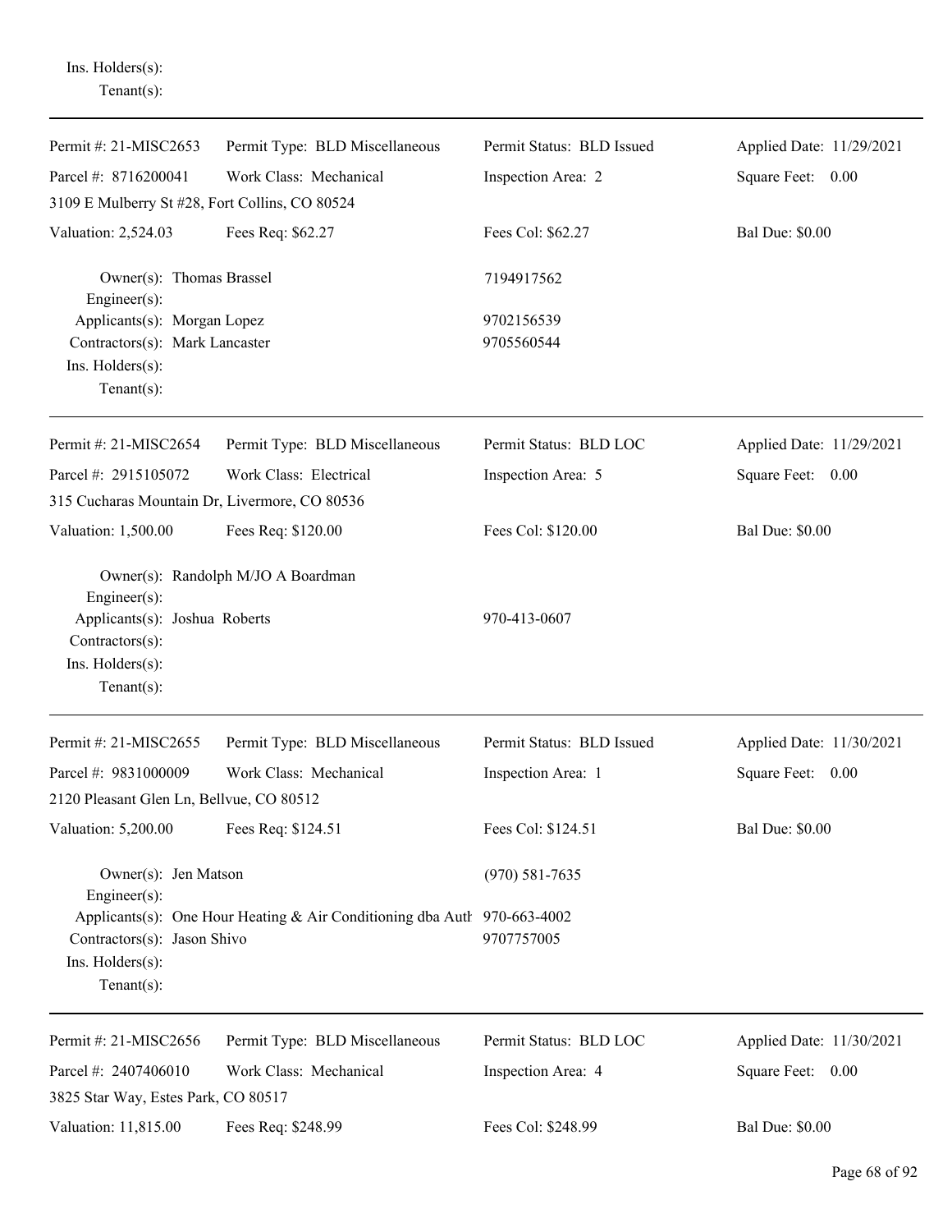Ins. Holders(s):
Tenant(s):

---

| Permit #: 21-MISC2653 | Permit Type: BLD Miscellaneous | Permit Status: BLD Issued | Applied Date: 11/29/2021 |
|---|---|---|---|
| Parcel #: 8716200041 | Work Class: Mechanical | Inspection Area: 2 | Square Feet: 0.00 |
| 3109 E Mulberry St #28, Fort Collins, CO 80524 | | | |
| Valuation: 2,524.03 | Fees Req: $62.27 | Fees Col: $62.27 | Bal Due: $0.00 |

Owner(s): Thomas Brassel — 7194917562
Engineer(s):
Applicants(s): Morgan Lopez — 9702156539
Contractors(s): Mark Lancaster — 9705560544
Ins. Holders(s):
Tenant(s):

---

| Permit #: 21-MISC2654 | Permit Type: BLD Miscellaneous | Permit Status: BLD LOC | Applied Date: 11/29/2021 |
|---|---|---|---|
| Parcel #: 2915105072 | Work Class: Electrical | Inspection Area: 5 | Square Feet: 0.00 |
| 315 Cucharas Mountain Dr, Livermore, CO 80536 | | | |
| Valuation: 1,500.00 | Fees Req: $120.00 | Fees Col: $120.00 | Bal Due: $0.00 |

Owner(s): Randolph M/JO A Boardman
Engineer(s):
Applicants(s): Joshua Roberts — 970-413-0607
Contractors(s):
Ins. Holders(s):
Tenant(s):

---

| Permit #: 21-MISC2655 | Permit Type: BLD Miscellaneous | Permit Status: BLD Issued | Applied Date: 11/30/2021 |
|---|---|---|---|
| Parcel #: 9831000009 | Work Class: Mechanical | Inspection Area: 1 | Square Feet: 0.00 |
| 2120 Pleasant Glen Ln, Bellvue, CO 80512 | | | |
| Valuation: 5,200.00 | Fees Req: $124.51 | Fees Col: $124.51 | Bal Due: $0.00 |

Owner(s): Jen Matson — (970) 581-7635
Engineer(s):
Applicants(s): One Hour Heating & Air Conditioning dba Auth — 970-663-4002
Contractors(s): Jason Shivo — 9707757005
Ins. Holders(s):
Tenant(s):

---

| Permit #: 21-MISC2656 | Permit Type: BLD Miscellaneous | Permit Status: BLD LOC | Applied Date: 11/30/2021 |
|---|---|---|---|
| Parcel #: 2407406010 | Work Class: Mechanical | Inspection Area: 4 | Square Feet: 0.00 |
| 3825 Star Way, Estes Park, CO 80517 | | | |
| Valuation: 11,815.00 | Fees Req: $248.99 | Fees Col: $248.99 | Bal Due: $0.00 |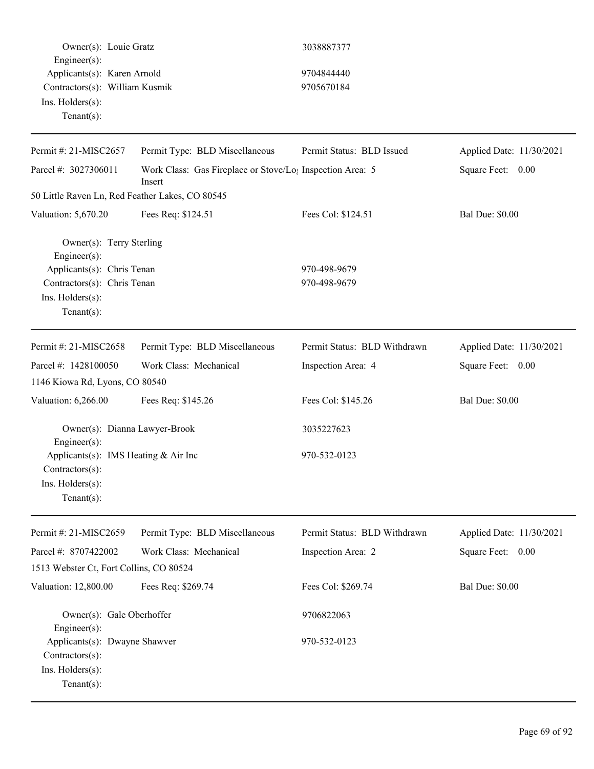Owner(s): Louie Gratz 3038887377
Engineer(s):
Applicants(s): Karen Arnold 9704844440
Contractors(s): William Kusmik 9705670184
Ins. Holders(s):
Tenant(s):

---

Permit #: 21-MISC2657 Permit Type: BLD Miscellaneous Permit Status: BLD Issued Applied Date: 11/30/2021
Parcel #: 3027306011 Work Class: Gas Fireplace or Stove/Log Insert Inspection Area: 5 Square Feet: 0.00
50 Little Raven Ln, Red Feather Lakes, CO 80545
Valuation: 5,670.20 Fees Req: $124.51 Fees Col: $124.51 Bal Due: $0.00

Owner(s): Terry Sterling
Engineer(s):
Applicants(s): Chris Tenan 970-498-9679
Contractors(s): Chris Tenan 970-498-9679
Ins. Holders(s):
Tenant(s):

---

Permit #: 21-MISC2658 Permit Type: BLD Miscellaneous Permit Status: BLD Withdrawn Applied Date: 11/30/2021
Parcel #: 1428100050 Work Class: Mechanical Inspection Area: 4 Square Feet: 0.00
1146 Kiowa Rd, Lyons, CO 80540
Valuation: 6,266.00 Fees Req: $145.26 Fees Col: $145.26 Bal Due: $0.00

Owner(s): Dianna Lawyer-Brook 3035227623
Engineer(s):
Applicants(s): IMS Heating & Air Inc 970-532-0123
Contractors(s):
Ins. Holders(s):
Tenant(s):

---

Permit #: 21-MISC2659 Permit Type: BLD Miscellaneous Permit Status: BLD Withdrawn Applied Date: 11/30/2021
Parcel #: 8707422002 Work Class: Mechanical Inspection Area: 2 Square Feet: 0.00
1513 Webster Ct, Fort Collins, CO 80524
Valuation: 12,800.00 Fees Req: $269.74 Fees Col: $269.74 Bal Due: $0.00

Owner(s): Gale Oberhoffer 9706822063
Engineer(s):
Applicants(s): Dwayne Shawver 970-532-0123
Contractors(s):
Ins. Holders(s):
Tenant(s):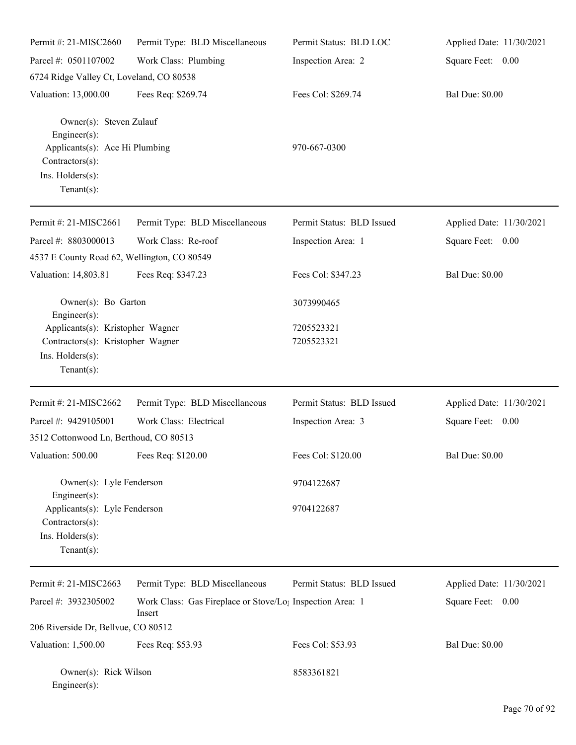Permit #: 21-MISC2660 | Permit Type: BLD Miscellaneous | Permit Status: BLD LOC | Applied Date: 11/30/2021

Parcel #: 0501107002 | Work Class: Plumbing | Inspection Area: 2 | Square Feet: 0.00

6724 Ridge Valley Ct, Loveland, CO 80538

Valuation: 13,000.00 | Fees Req: $269.74 | Fees Col: $269.74 | Bal Due: $0.00

Owner(s): Steven Zulauf
Engineer(s):
Applicants(s): Ace Hi Plumbing 970-667-0300
Contractors(s):
Ins. Holders(s):
Tenant(s):

---

Permit #: 21-MISC2661 | Permit Type: BLD Miscellaneous | Permit Status: BLD Issued | Applied Date: 11/30/2021

Parcel #: 8803000013 | Work Class: Re-roof | Inspection Area: 1 | Square Feet: 0.00

4537 E County Road 62, Wellington, CO 80549

Valuation: 14,803.81 | Fees Req: $347.23 | Fees Col: $347.23 | Bal Due: $0.00

Owner(s): Bo Garton 3073990465
Engineer(s):
Applicants(s): Kristopher Wagner 7205523321
Contractors(s): Kristopher Wagner 7205523321
Ins. Holders(s):
Tenant(s):

---

Permit #: 21-MISC2662 | Permit Type: BLD Miscellaneous | Permit Status: BLD Issued | Applied Date: 11/30/2021

Parcel #: 9429105001 | Work Class: Electrical | Inspection Area: 3 | Square Feet: 0.00

3512 Cottonwood Ln, Berthoud, CO 80513

Valuation: 500.00 | Fees Req: $120.00 | Fees Col: $120.00 | Bal Due: $0.00

Owner(s): Lyle Fenderson 9704122687
Engineer(s):
Applicants(s): Lyle Fenderson 9704122687
Contractors(s):
Ins. Holders(s):
Tenant(s):

---

Permit #: 21-MISC2663 | Permit Type: BLD Miscellaneous | Permit Status: BLD Issued | Applied Date: 11/30/2021

Parcel #: 3932305002 | Work Class: Gas Fireplace or Stove/Log Insert | Inspection Area: 1 | Square Feet: 0.00

206 Riverside Dr, Bellvue, CO 80512

Valuation: 1,500.00 | Fees Req: $53.93 | Fees Col: $53.93 | Bal Due: $0.00

Owner(s): Rick Wilson 8583361821
Engineer(s):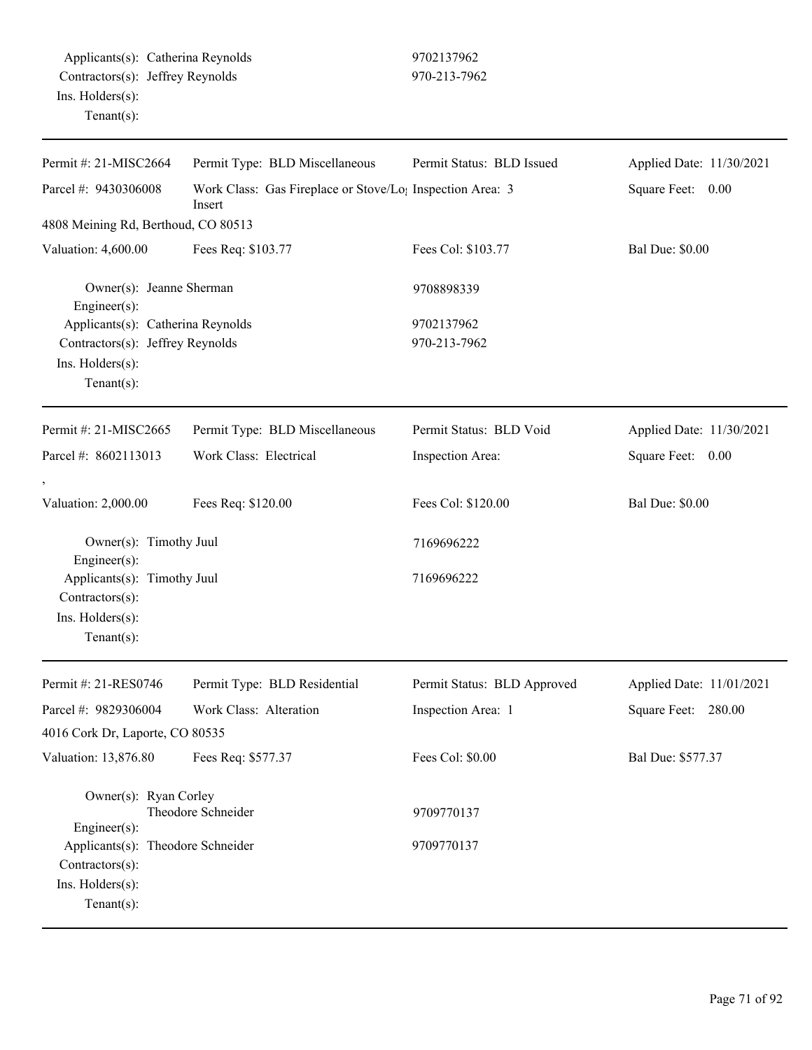| | | | |
|---|---|---|---|
| Applicants(s): Catherina Reynolds | | 9702137962 | |
| Contractors(s): Jeffrey Reynolds | | 970-213-7962 | |
| Ins. Holders(s): | | | |
| Tenant(s): | | | |

---

| | | | |
|---|---|---|---|
| Permit #: 21-MISC2664 | Permit Type: BLD Miscellaneous | Permit Status: BLD Issued | Applied Date: 11/30/2021 |
| Parcel #: 9430306008 | Work Class: Gas Fireplace or Stove/Log Insert | Inspection Area: 3 | Square Feet: 0.00 |
| 4808 Meining Rd, Berthoud, CO 80513 | | | |
| Valuation: 4,600.00 | Fees Req: $103.77 | Fees Col: $103.77 | Bal Due: $0.00 |
| Owner(s): Jeanne Sherman | | 9708898339 | |
| Engineer(s): | | | |
| Applicants(s): Catherina Reynolds | | 9702137962 | |
| Contractors(s): Jeffrey Reynolds | | 970-213-7962 | |
| Ins. Holders(s): | | | |
| Tenant(s): | | | |

---

| | | | |
|---|---|---|---|
| Permit #: 21-MISC2665 | Permit Type: BLD Miscellaneous | Permit Status: BLD Void | Applied Date: 11/30/2021 |
| Parcel #: 8602113013 | Work Class: Electrical | Inspection Area: | Square Feet: 0.00 |
| , | | | |
| Valuation: 2,000.00 | Fees Req: $120.00 | Fees Col: $120.00 | Bal Due: $0.00 |
| Owner(s): Timothy Juul | | 7169696222 | |
| Engineer(s): | | | |
| Applicants(s): Timothy Juul | | 7169696222 | |
| Contractors(s): | | | |
| Ins. Holders(s): | | | |
| Tenant(s): | | | |

---

| | | | |
|---|---|---|---|
| Permit #: 21-RES0746 | Permit Type: BLD Residential | Permit Status: BLD Approved | Applied Date: 11/01/2021 |
| Parcel #: 9829306004 | Work Class: Alteration | Inspection Area: 1 | Square Feet: 280.00 |
| 4016 Cork Dr, Laporte, CO 80535 | | | |
| Valuation: 13,876.80 | Fees Req: $577.37 | Fees Col: $0.00 | Bal Due: $577.37 |
| Owner(s): Ryan Corley | | | |
| Theodore Schneider | | 9709770137 | |
| Engineer(s): | | | |
| Applicants(s): Theodore Schneider | | 9709770137 | |
| Contractors(s): | | | |
| Ins. Holders(s): | | | |
| Tenant(s): | | | |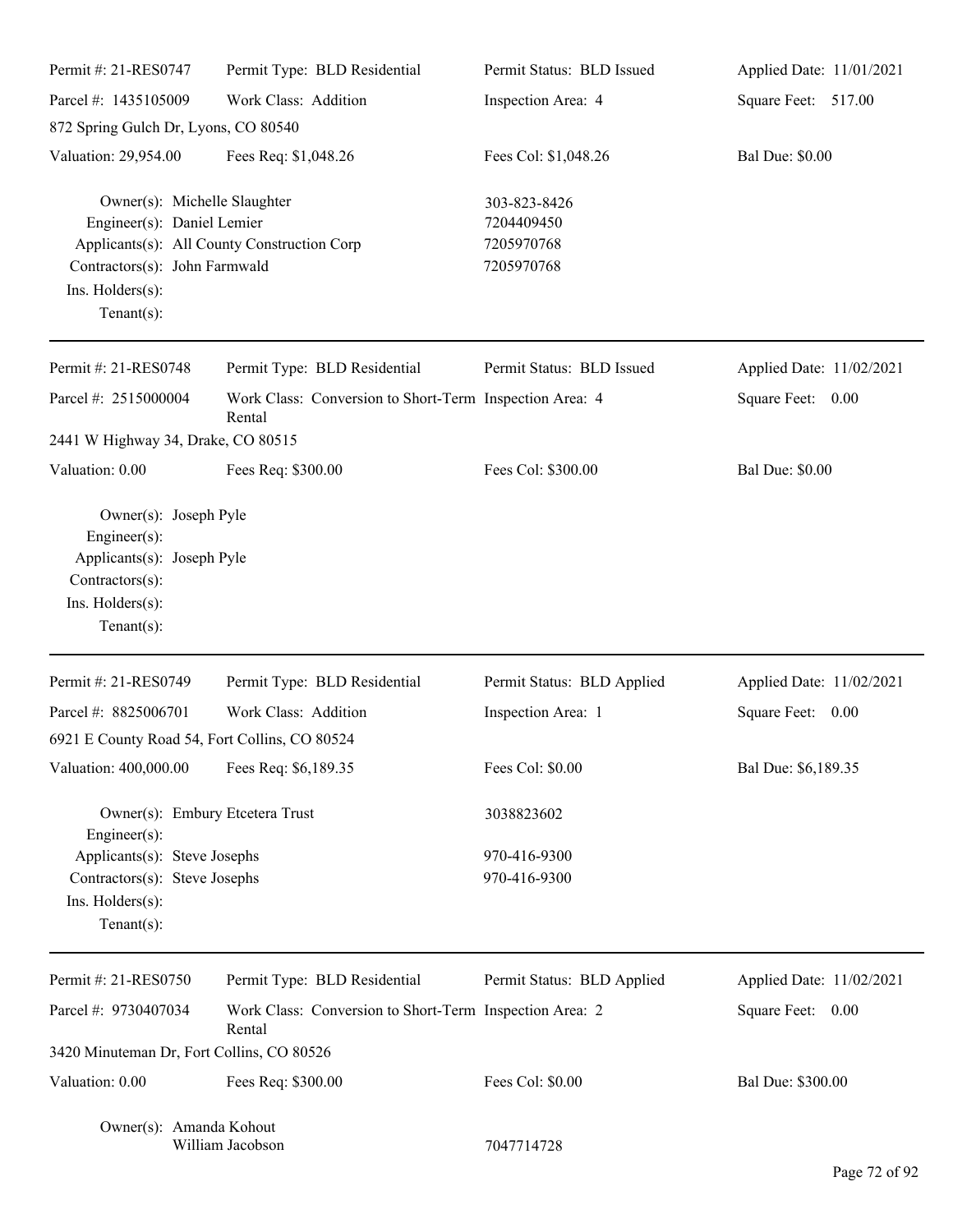Permit #: 21-RES0747 | Permit Type: BLD Residential | Permit Status: BLD Issued | Applied Date: 11/01/2021
Parcel #: 1435105009 | Work Class: Addition | Inspection Area: 4 | Square Feet: 517.00
872 Spring Gulch Dr, Lyons, CO 80540
Valuation: 29,954.00 | Fees Req: $1,048.26 | Fees Col: $1,048.26 | Bal Due: $0.00

Owner(s): Michelle Slaughter — 303-823-8426
Engineer(s): Daniel Lemier — 7204409450
Applicants(s): All County Construction Corp — 7205970768
Contractors(s): John Farmwald — 7205970768
Ins. Holders(s):
Tenant(s):

---

Permit #: 21-RES0748 | Permit Type: BLD Residential | Permit Status: BLD Issued | Applied Date: 11/02/2021
Parcel #: 2515000004 | Work Class: Conversion to Short-Term Rental | Inspection Area: 4 | Square Feet: 0.00
2441 W Highway 34, Drake, CO 80515
Valuation: 0.00 | Fees Req: $300.00 | Fees Col: $300.00 | Bal Due: $0.00

Owner(s): Joseph Pyle
Engineer(s):
Applicants(s): Joseph Pyle
Contractors(s):
Ins. Holders(s):
Tenant(s):

---

Permit #: 21-RES0749 | Permit Type: BLD Residential | Permit Status: BLD Applied | Applied Date: 11/02/2021
Parcel #: 8825006701 | Work Class: Addition | Inspection Area: 1 | Square Feet: 0.00
6921 E County Road 54, Fort Collins, CO 80524
Valuation: 400,000.00 | Fees Req: $6,189.35 | Fees Col: $0.00 | Bal Due: $6,189.35

Owner(s): Embury Etcetera Trust — 3038823602
Engineer(s):
Applicants(s): Steve Josephs — 970-416-9300
Contractors(s): Steve Josephs — 970-416-9300
Ins. Holders(s):
Tenant(s):

---

Permit #: 21-RES0750 | Permit Type: BLD Residential | Permit Status: BLD Applied | Applied Date: 11/02/2021
Parcel #: 9730407034 | Work Class: Conversion to Short-Term Rental | Inspection Area: 2 | Square Feet: 0.00
3420 Minuteman Dr, Fort Collins, CO 80526
Valuation: 0.00 | Fees Req: $300.00 | Fees Col: $0.00 | Bal Due: $300.00

Owner(s): Amanda Kohout
William Jacobson — 7047714728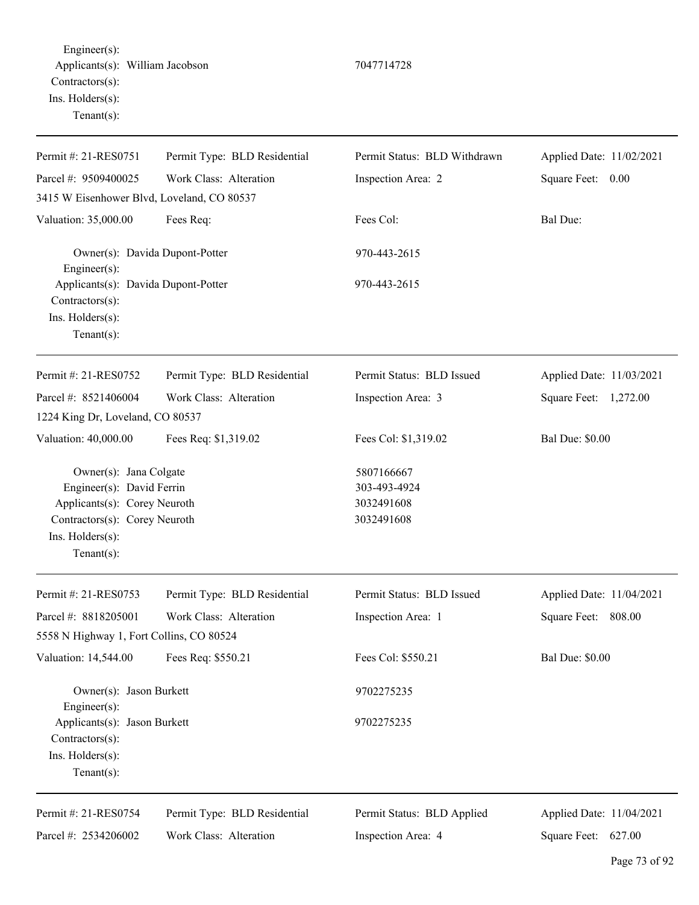Engineer(s):
Applicants(s): William Jacobson 7047714728
Contractors(s):
Ins. Holders(s):
Tenant(s):

---

| Permit #: 21-RES0751 | Permit Type: BLD Residential | Permit Status: BLD Withdrawn | Applied Date: 11/02/2021 |
|---|---|---|---|
| Parcel #: 9509400025 | Work Class: Alteration | Inspection Area: 2 | Square Feet: 0.00 |
| 3415 W Eisenhower Blvd, Loveland, CO 80537 | | | |
| Valuation: 35,000.00 | Fees Req: | Fees Col: | Bal Due: |

Owner(s): Davida Dupont-Potter 970-443-2615
Engineer(s):
Applicants(s): Davida Dupont-Potter 970-443-2615
Contractors(s):
Ins. Holders(s):
Tenant(s):

---

| Permit #: 21-RES0752 | Permit Type: BLD Residential | Permit Status: BLD Issued | Applied Date: 11/03/2021 |
|---|---|---|---|
| Parcel #: 8521406004 | Work Class: Alteration | Inspection Area: 3 | Square Feet: 1,272.00 |
| 1224 King Dr, Loveland, CO 80537 | | | |
| Valuation: 40,000.00 | Fees Req: $1,319.02 | Fees Col: $1,319.02 | Bal Due: $0.00 |

Owner(s): Jana Colgate 5807166667
Engineer(s): David Ferrin 303-493-4924
Applicants(s): Corey Neuroth 3032491608
Contractors(s): Corey Neuroth 3032491608
Ins. Holders(s):
Tenant(s):

---

| Permit #: 21-RES0753 | Permit Type: BLD Residential | Permit Status: BLD Issued | Applied Date: 11/04/2021 |
|---|---|---|---|
| Parcel #: 8818205001 | Work Class: Alteration | Inspection Area: 1 | Square Feet: 808.00 |
| 5558 N Highway 1, Fort Collins, CO 80524 | | | |
| Valuation: 14,544.00 | Fees Req: $550.21 | Fees Col: $550.21 | Bal Due: $0.00 |

Owner(s): Jason Burkett 9702275235
Engineer(s):
Applicants(s): Jason Burkett 9702275235
Contractors(s):
Ins. Holders(s):
Tenant(s):

---

| Permit #: 21-RES0754 | Permit Type: BLD Residential | Permit Status: BLD Applied | Applied Date: 11/04/2021 |
|---|---|---|---|
| Parcel #: 2534206002 | Work Class: Alteration | Inspection Area: 4 | Square Feet: 627.00 |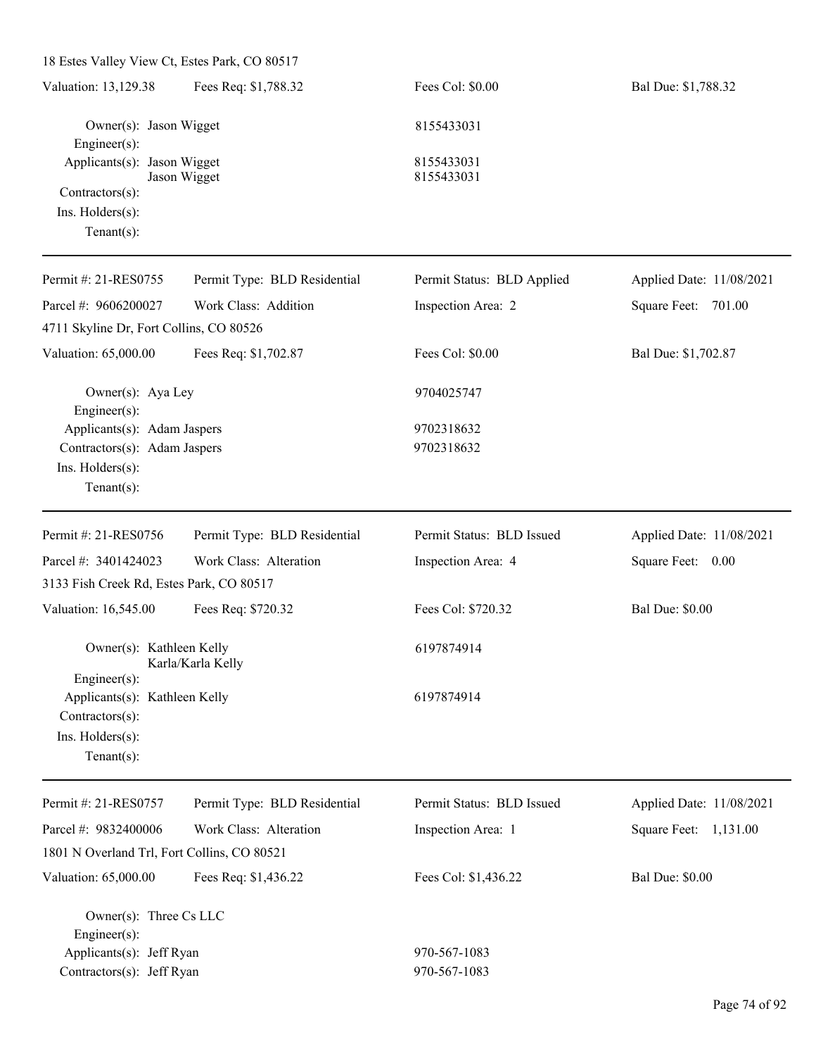18 Estes Valley View Ct, Estes Park, CO 80517

Valuation: 13,129.38 | Fees Req: $1,788.32 | Fees Col: $0.00 | Bal Due: $1,788.32

Owner(s): Jason Wigget 8155433031
Engineer(s):
Applicants(s): Jason Wigget 8155433031
Jason Wigget 8155433031
Contractors(s):
Ins. Holders(s):
Tenant(s):

---

Permit #: 21-RES0755 | Permit Type: BLD Residential | Permit Status: BLD Applied | Applied Date: 11/08/2021
Parcel #: 9606200027 | Work Class: Addition | Inspection Area: 2 | Square Feet: 701.00
4711 Skyline Dr, Fort Collins, CO 80526
Valuation: 65,000.00 | Fees Req: $1,702.87 | Fees Col: $0.00 | Bal Due: $1,702.87

Owner(s): Aya Ley 9704025747
Engineer(s):
Applicants(s): Adam Jaspers 9702318632
Contractors(s): Adam Jaspers 9702318632
Ins. Holders(s):
Tenant(s):

---

Permit #: 21-RES0756 | Permit Type: BLD Residential | Permit Status: BLD Issued | Applied Date: 11/08/2021
Parcel #: 3401424023 | Work Class: Alteration | Inspection Area: 4 | Square Feet: 0.00
3133 Fish Creek Rd, Estes Park, CO 80517
Valuation: 16,545.00 | Fees Req: $720.32 | Fees Col: $720.32 | Bal Due: $0.00

Owner(s): Kathleen Kelly 6197874914
Karla/Karla Kelly
Engineer(s):
Applicants(s): Kathleen Kelly 6197874914
Contractors(s):
Ins. Holders(s):
Tenant(s):

---

Permit #: 21-RES0757 | Permit Type: BLD Residential | Permit Status: BLD Issued | Applied Date: 11/08/2021
Parcel #: 9832400006 | Work Class: Alteration | Inspection Area: 1 | Square Feet: 1,131.00
1801 N Overland Trl, Fort Collins, CO 80521
Valuation: 65,000.00 | Fees Req: $1,436.22 | Fees Col: $1,436.22 | Bal Due: $0.00

Owner(s): Three Cs LLC
Engineer(s):
Applicants(s): Jeff Ryan 970-567-1083
Contractors(s): Jeff Ryan 970-567-1083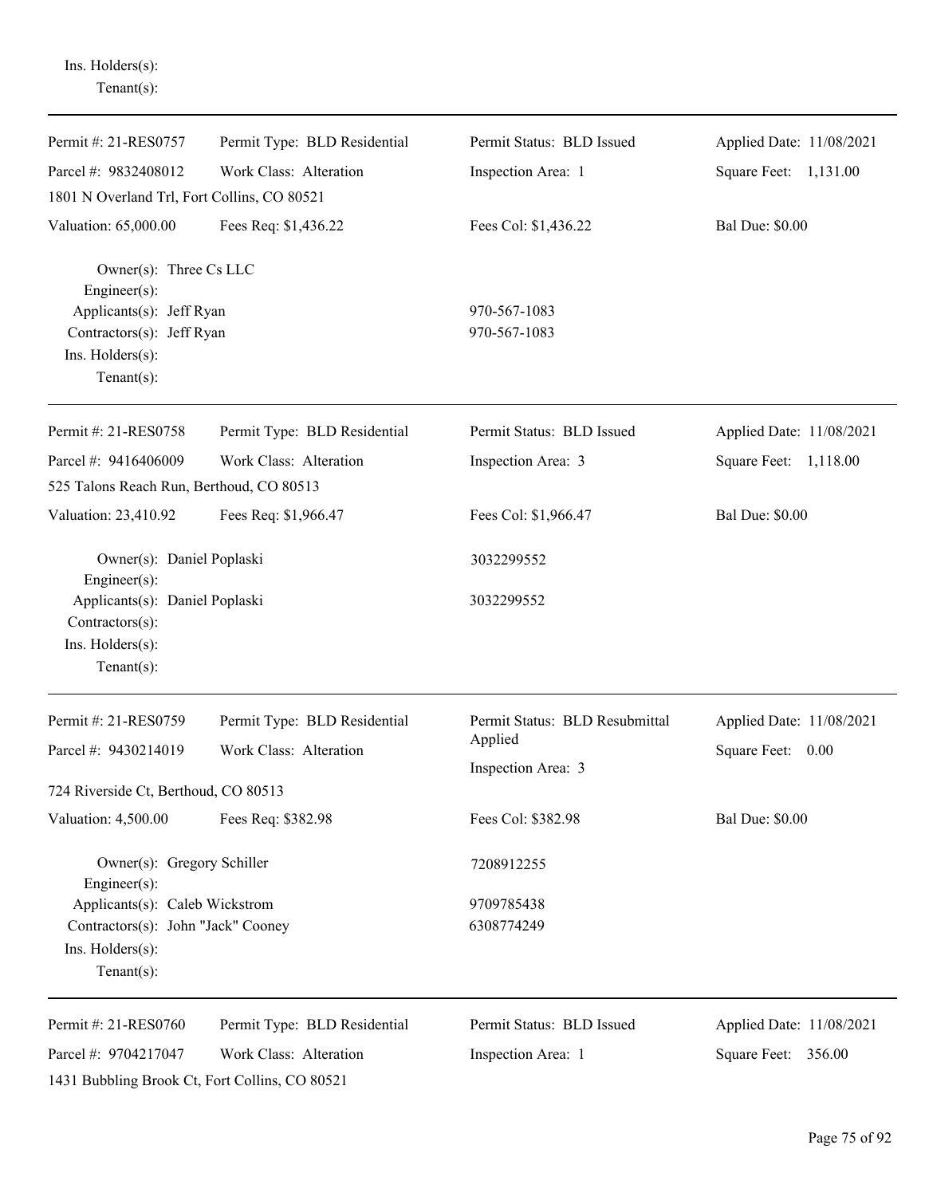Ins. Holders(s):
Tenant(s):

---

Permit #: 21-RES0757 | Permit Type: BLD Residential | Permit Status: BLD Issued | Applied Date: 11/08/2021
Parcel #: 9832408012 | Work Class: Alteration | Inspection Area: 1 | Square Feet: 1,131.00
1801 N Overland Trl, Fort Collins, CO 80521
Valuation: 65,000.00 | Fees Req: $1,436.22 | Fees Col: $1,436.22 | Bal Due: $0.00

Owner(s): Three Cs LLC
Engineer(s):
Applicants(s): Jeff Ryan 970-567-1083
Contractors(s): Jeff Ryan 970-567-1083
Ins. Holders(s):
Tenant(s):

---

Permit #: 21-RES0758 | Permit Type: BLD Residential | Permit Status: BLD Issued | Applied Date: 11/08/2021
Parcel #: 9416406009 | Work Class: Alteration | Inspection Area: 3 | Square Feet: 1,118.00
525 Talons Reach Run, Berthoud, CO 80513
Valuation: 23,410.92 | Fees Req: $1,966.47 | Fees Col: $1,966.47 | Bal Due: $0.00

Owner(s): Daniel Poplaski 3032299552
Engineer(s):
Applicants(s): Daniel Poplaski 3032299552
Contractors(s):
Ins. Holders(s):
Tenant(s):

---

Permit #: 21-RES0759 | Permit Type: BLD Residential | Permit Status: BLD Resubmittal Applied | Applied Date: 11/08/2021
Parcel #: 9430214019 | Work Class: Alteration | Inspection Area: 3 | Square Feet: 0.00
724 Riverside Ct, Berthoud, CO 80513
Valuation: 4,500.00 | Fees Req: $382.98 | Fees Col: $382.98 | Bal Due: $0.00

Owner(s): Gregory Schiller 7208912255
Engineer(s):
Applicants(s): Caleb Wickstrom 9709785438
Contractors(s): John "Jack" Cooney 6308774249
Ins. Holders(s):
Tenant(s):

---

Permit #: 21-RES0760 | Permit Type: BLD Residential | Permit Status: BLD Issued | Applied Date: 11/08/2021
Parcel #: 9704217047 | Work Class: Alteration | Inspection Area: 1 | Square Feet: 356.00
1431 Bubbling Brook Ct, Fort Collins, CO 80521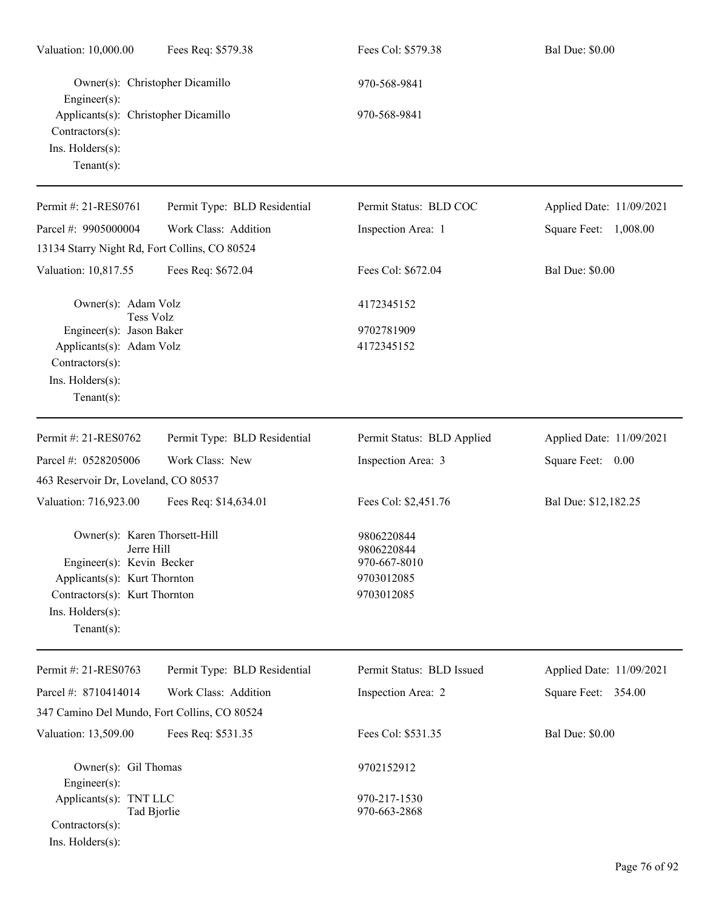Valuation: 10,000.00 | Fees Req: $579.38 | Fees Col: $579.38 | Bal Due: $0.00

Owner(s): Christopher Dicamillo 970-568-9841
Engineer(s):
Applicants(s): Christopher Dicamillo 970-568-9841
Contractors(s):
Ins. Holders(s):
Tenant(s):

---

Permit #: 21-RES0761 | Permit Type: BLD Residential | Permit Status: BLD COC | Applied Date: 11/09/2021
Parcel #: 9905000004 | Work Class: Addition | Inspection Area: 1 | Square Feet: 1,008.00
13134 Starry Night Rd, Fort Collins, CO 80524
Valuation: 10,817.55 | Fees Req: $672.04 | Fees Col: $672.04 | Bal Due: $0.00

Owner(s): Adam Volz 4172345152
Tess Volz
Engineer(s): Jason Baker 9702781909
Applicants(s): Adam Volz 4172345152
Contractors(s):
Ins. Holders(s):
Tenant(s):

---

Permit #: 21-RES0762 | Permit Type: BLD Residential | Permit Status: BLD Applied | Applied Date: 11/09/2021
Parcel #: 0528205006 | Work Class: New | Inspection Area: 3 | Square Feet: 0.00
463 Reservoir Dr, Loveland, CO 80537
Valuation: 716,923.00 | Fees Req: $14,634.01 | Fees Col: $2,451.76 | Bal Due: $12,182.25

Owner(s): Karen Thorsett-Hill 9806220844
Jerre Hill 9806220844
Engineer(s): Kevin Becker 970-667-8010
Applicants(s): Kurt Thornton 9703012085
Contractors(s): Kurt Thornton 9703012085
Ins. Holders(s):
Tenant(s):

---

Permit #: 21-RES0763 | Permit Type: BLD Residential | Permit Status: BLD Issued | Applied Date: 11/09/2021
Parcel #: 8710414014 | Work Class: Addition | Inspection Area: 2 | Square Feet: 354.00
347 Camino Del Mundo, Fort Collins, CO 80524
Valuation: 13,509.00 | Fees Req: $531.35 | Fees Col: $531.35 | Bal Due: $0.00

Owner(s): Gil Thomas 9702152912
Engineer(s):
Applicants(s): TNT LLC 970-217-1530
Tad Bjorlie 970-663-2868
Contractors(s):
Ins. Holders(s):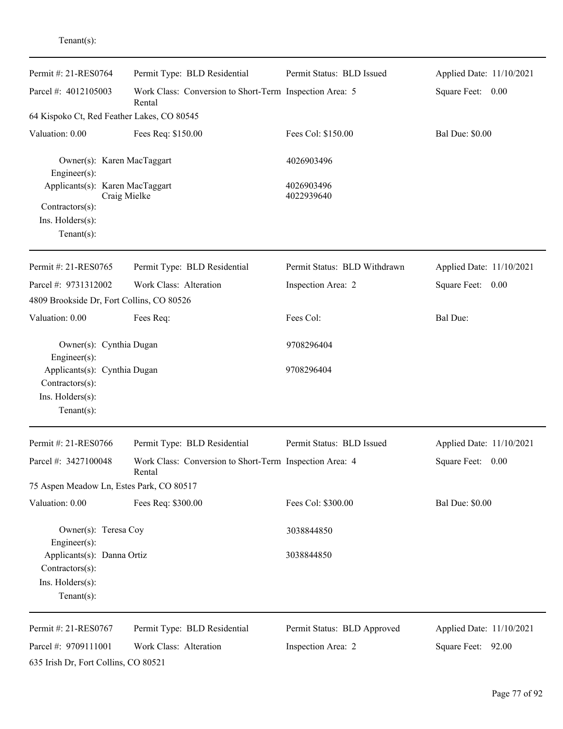Tenant(s):

---

| Permit #: 21-RES0764 | Permit Type: BLD Residential | Permit Status: BLD Issued | Applied Date: 11/10/2021 |
|---|---|---|---|
| Parcel #: 4012105003 | Work Class: Conversion to Short-Term Rental | Inspection Area: 5 | Square Feet: 0.00 |
| 64 Kispoko Ct, Red Feather Lakes, CO 80545 | | | |
| Valuation: 0.00 | Fees Req: $150.00 | Fees Col: $150.00 | Bal Due: $0.00 |

Owner(s): Karen MacTaggart — 4026903496
Engineer(s):
Applicants(s): Karen MacTaggart — 4026903496
Craig Mielke — 4022939640
Contractors(s):
Ins. Holders(s):
Tenant(s):

---

| Permit #: 21-RES0765 | Permit Type: BLD Residential | Permit Status: BLD Withdrawn | Applied Date: 11/10/2021 |
|---|---|---|---|
| Parcel #: 9731312002 | Work Class: Alteration | Inspection Area: 2 | Square Feet: 0.00 |
| 4809 Brookside Dr, Fort Collins, CO 80526 | | | |
| Valuation: 0.00 | Fees Req: | Fees Col: | Bal Due: |

Owner(s): Cynthia Dugan — 9708296404
Engineer(s):
Applicants(s): Cynthia Dugan — 9708296404
Contractors(s):
Ins. Holders(s):
Tenant(s):

---

| Permit #: 21-RES0766 | Permit Type: BLD Residential | Permit Status: BLD Issued | Applied Date: 11/10/2021 |
|---|---|---|---|
| Parcel #: 3427100048 | Work Class: Conversion to Short-Term Rental | Inspection Area: 4 | Square Feet: 0.00 |
| 75 Aspen Meadow Ln, Estes Park, CO 80517 | | | |
| Valuation: 0.00 | Fees Req: $300.00 | Fees Col: $300.00 | Bal Due: $0.00 |

Owner(s): Teresa Coy — 3038844850
Engineer(s):
Applicants(s): Danna Ortiz — 3038844850
Contractors(s):
Ins. Holders(s):
Tenant(s):

---

| Permit #: 21-RES0767 | Permit Type: BLD Residential | Permit Status: BLD Approved | Applied Date: 11/10/2021 |
|---|---|---|---|
| Parcel #: 9709111001 | Work Class: Alteration | Inspection Area: 2 | Square Feet: 92.00 |
| 635 Irish Dr, Fort Collins, CO 80521 | | | |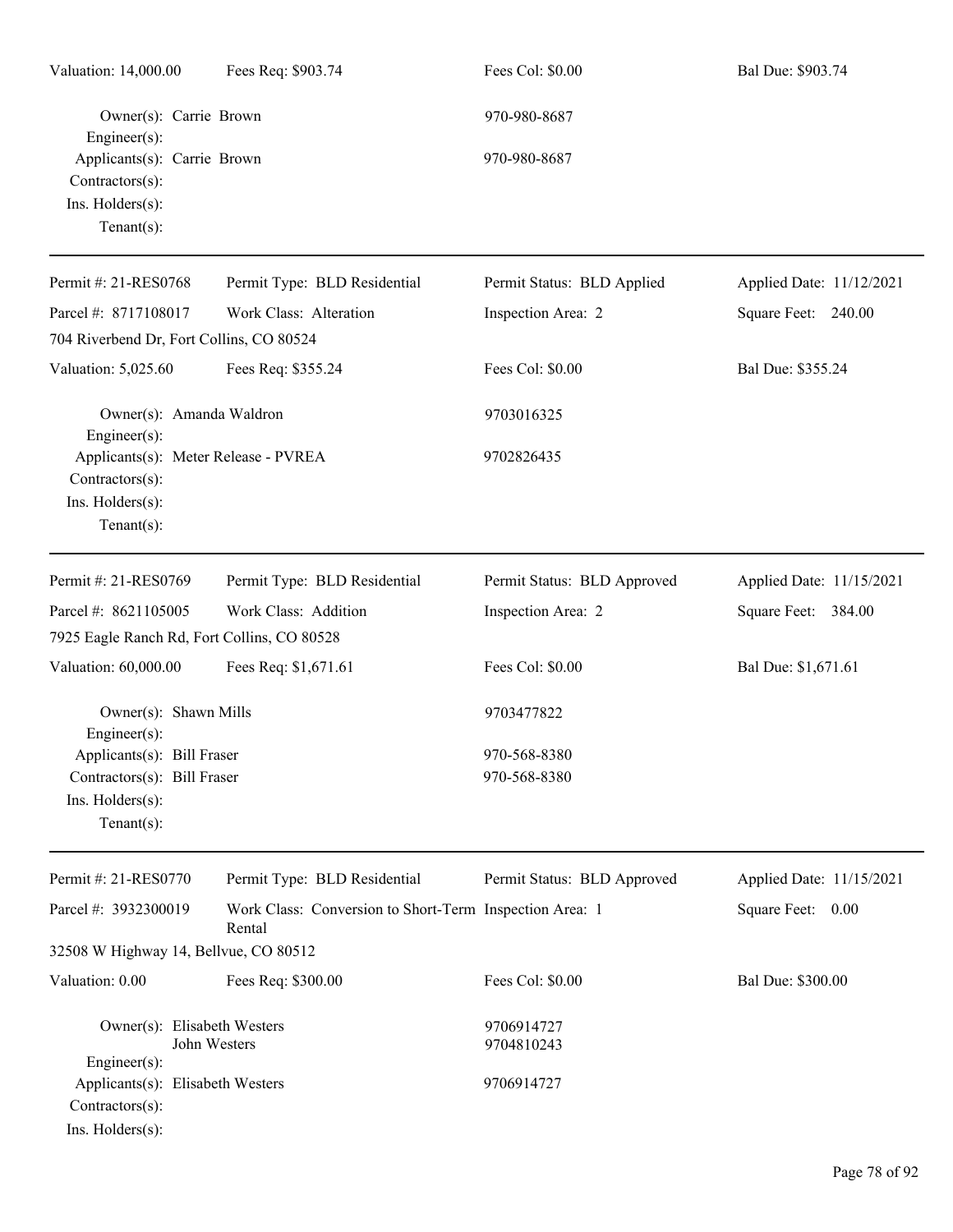| Valuation: 14,000.00 | Fees Req: $903.74 | Fees Col: $0.00 | Bal Due: $903.74 |
|---|---|---|---|

Owner(s): Carrie Brown — 970-980-8687
Engineer(s):
Applicants(s): Carrie Brown — 970-980-8687
Contractors(s):
Ins. Holders(s):
Tenant(s):

---

| Permit #: 21-RES0768 | Permit Type: BLD Residential | Permit Status: BLD Applied | Applied Date: 11/12/2021 |
|---|---|---|---|
| Parcel #: 8717108017 | Work Class: Alteration | Inspection Area: 2 | Square Feet: 240.00 |
| 704 Riverbend Dr, Fort Collins, CO 80524 | | | |
| Valuation: 5,025.60 | Fees Req: $355.24 | Fees Col: $0.00 | Bal Due: $355.24 |

Owner(s): Amanda Waldron — 9703016325
Engineer(s):
Applicants(s): Meter Release - PVREA — 9702826435
Contractors(s):
Ins. Holders(s):
Tenant(s):

---

| Permit #: 21-RES0769 | Permit Type: BLD Residential | Permit Status: BLD Approved | Applied Date: 11/15/2021 |
|---|---|---|---|
| Parcel #: 8621105005 | Work Class: Addition | Inspection Area: 2 | Square Feet: 384.00 |
| 7925 Eagle Ranch Rd, Fort Collins, CO 80528 | | | |
| Valuation: 60,000.00 | Fees Req: $1,671.61 | Fees Col: $0.00 | Bal Due: $1,671.61 |

Owner(s): Shawn Mills — 9703477822
Engineer(s):
Applicants(s): Bill Fraser — 970-568-8380
Contractors(s): Bill Fraser — 970-568-8380
Ins. Holders(s):
Tenant(s):

---

| Permit #: 21-RES0770 | Permit Type: BLD Residential | Permit Status: BLD Approved | Applied Date: 11/15/2021 |
|---|---|---|---|
| Parcel #: 3932300019 | Work Class: Conversion to Short-Term Rental | Inspection Area: 1 | Square Feet: 0.00 |
| 32508 W Highway 14, Bellvue, CO 80512 | | | |
| Valuation: 0.00 | Fees Req: $300.00 | Fees Col: $0.00 | Bal Due: $300.00 |

Owner(s): Elisabeth Westers — 9706914727
John Westers — 9704810243
Engineer(s):
Applicants(s): Elisabeth Westers — 9706914727
Contractors(s):
Ins. Holders(s):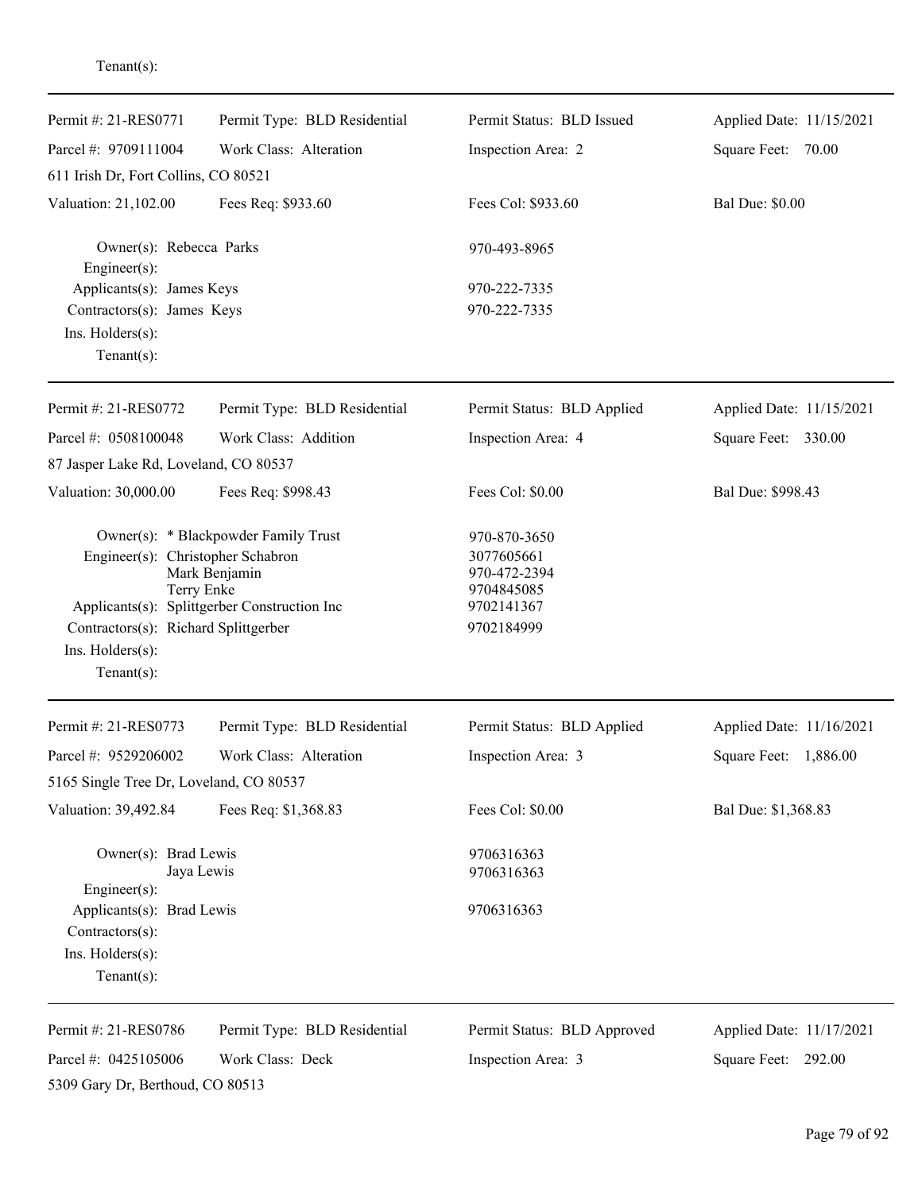Tenant(s):

---

| Permit #: 21-RES0771 | Permit Type: BLD Residential | Permit Status: BLD Issued | Applied Date: 11/15/2021 |
|---|---|---|---|
| Parcel #: 9709111004 | Work Class: Alteration | Inspection Area: 2 | Square Feet: 70.00 |
| 611 Irish Dr, Fort Collins, CO 80521 | | | |
| Valuation: 21,102.00 | Fees Req: $933.60 | Fees Col: $933.60 | Bal Due: $0.00 |

Owner(s): Rebecca Parks — 970-493-8965
Engineer(s):
Applicants(s): James Keys — 970-222-7335
Contractors(s): James Keys — 970-222-7335
Ins. Holders(s):
Tenant(s):

---

| Permit #: 21-RES0772 | Permit Type: BLD Residential | Permit Status: BLD Applied | Applied Date: 11/15/2021 |
|---|---|---|---|
| Parcel #: 0508100048 | Work Class: Addition | Inspection Area: 4 | Square Feet: 330.00 |
| 87 Jasper Lake Rd, Loveland, CO 80537 | | | |
| Valuation: 30,000.00 | Fees Req: $998.43 | Fees Col: $0.00 | Bal Due: $998.43 |

Owner(s): * Blackpowder Family Trust — 970-870-3650
Engineer(s): Christopher Schabron — 3077605661
Mark Benjamin — 970-472-2394
Terry Enke — 9704845085
Applicants(s): Splittgerber Construction Inc — 9702141367
Contractors(s): Richard Splittgerber — 9702184999
Ins. Holders(s):
Tenant(s):

---

| Permit #: 21-RES0773 | Permit Type: BLD Residential | Permit Status: BLD Applied | Applied Date: 11/16/2021 |
|---|---|---|---|
| Parcel #: 9529206002 | Work Class: Alteration | Inspection Area: 3 | Square Feet: 1,886.00 |
| 5165 Single Tree Dr, Loveland, CO 80537 | | | |
| Valuation: 39,492.84 | Fees Req: $1,368.83 | Fees Col: $0.00 | Bal Due: $1,368.83 |

Owner(s): Brad Lewis — 9706316363
Jaya Lewis — 9706316363
Engineer(s):
Applicants(s): Brad Lewis — 9706316363
Contractors(s):
Ins. Holders(s):
Tenant(s):

---

| Permit #: 21-RES0786 | Permit Type: BLD Residential | Permit Status: BLD Approved | Applied Date: 11/17/2021 |
|---|---|---|---|
| Parcel #: 0425105006 | Work Class: Deck | Inspection Area: 3 | Square Feet: 292.00 |
| 5309 Gary Dr, Berthoud, CO 80513 | | | |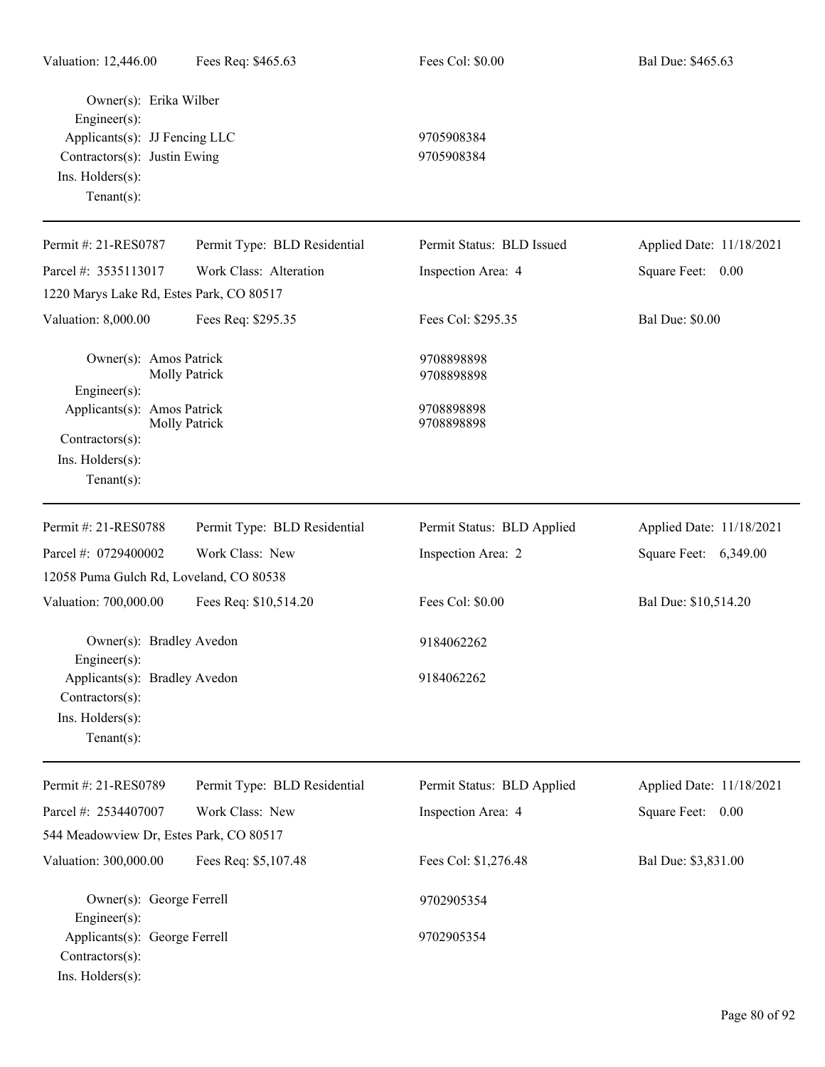Valuation: 12,446.00 | Fees Req: $465.63 | Fees Col: $0.00 | Bal Due: $465.63

Owner(s): Erika Wilber
Engineer(s):
Applicants(s): JJ Fencing LLC 9705908384
Contractors(s): Justin Ewing 9705908384
Ins. Holders(s):
Tenant(s):

---

| Permit #: 21-RES0787 | Permit Type: BLD Residential | Permit Status: BLD Issued | Applied Date: 11/18/2021 |
|---|---|---|---|
| Parcel #: 3535113017 | Work Class: Alteration | Inspection Area: 4 | Square Feet: 0.00 |
| 1220 Marys Lake Rd, Estes Park, CO 80517 | | | |
| Valuation: 8,000.00 | Fees Req: $295.35 | Fees Col: $295.35 | Bal Due: $0.00 |

Owner(s): Amos Patrick 9708898898
Molly Patrick 9708898898
Engineer(s):
Applicants(s): Amos Patrick 9708898898
Molly Patrick 9708898898
Contractors(s):
Ins. Holders(s):
Tenant(s):

---

| Permit #: 21-RES0788 | Permit Type: BLD Residential | Permit Status: BLD Applied | Applied Date: 11/18/2021 |
|---|---|---|---|
| Parcel #: 0729400002 | Work Class: New | Inspection Area: 2 | Square Feet: 6,349.00 |
| 12058 Puma Gulch Rd, Loveland, CO 80538 | | | |
| Valuation: 700,000.00 | Fees Req: $10,514.20 | Fees Col: $0.00 | Bal Due: $10,514.20 |

Owner(s): Bradley Avedon 9184062262
Engineer(s):
Applicants(s): Bradley Avedon 9184062262
Contractors(s):
Ins. Holders(s):
Tenant(s):

---

| Permit #: 21-RES0789 | Permit Type: BLD Residential | Permit Status: BLD Applied | Applied Date: 11/18/2021 |
|---|---|---|---|
| Parcel #: 2534407007 | Work Class: New | Inspection Area: 4 | Square Feet: 0.00 |
| 544 Meadowview Dr, Estes Park, CO 80517 | | | |
| Valuation: 300,000.00 | Fees Req: $5,107.48 | Fees Col: $1,276.48 | Bal Due: $3,831.00 |

Owner(s): George Ferrell 9702905354
Engineer(s):
Applicants(s): George Ferrell 9702905354
Contractors(s):
Ins. Holders(s):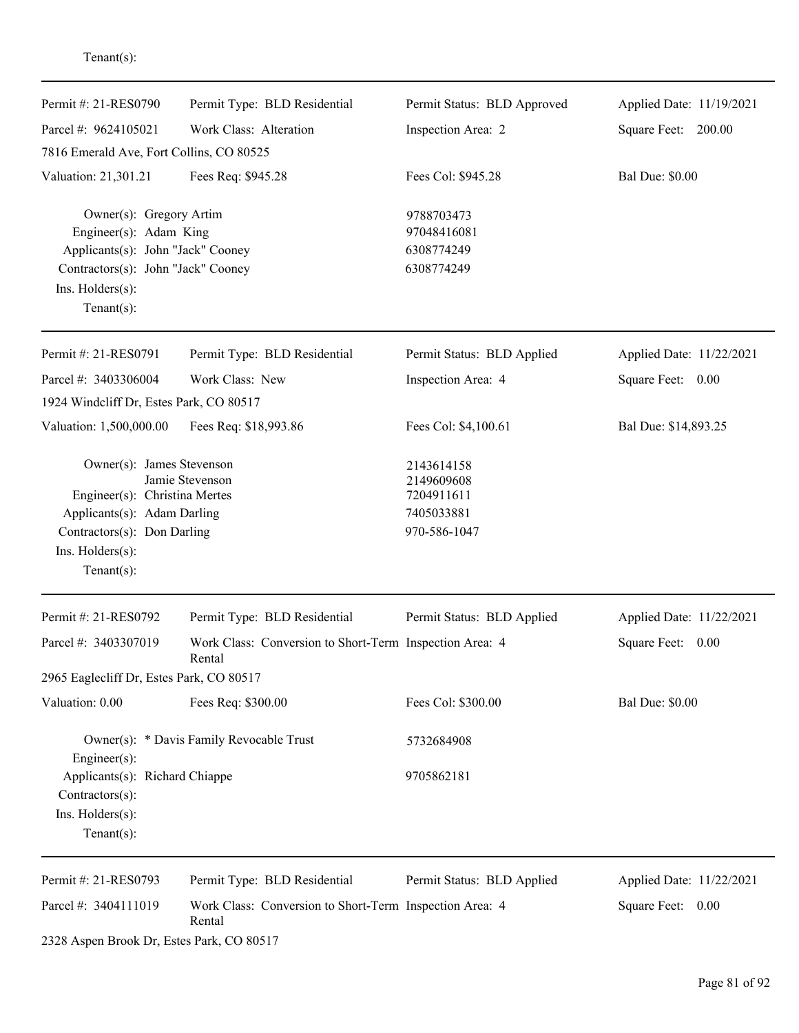Tenant(s):

---

| Permit #: 21-RES0790 | Permit Type: BLD Residential | Permit Status: BLD Approved | Applied Date: 11/19/2021 |
|---|---|---|---|
| Parcel #: 9624105021 | Work Class: Alteration | Inspection Area: 2 | Square Feet: 200.00 |
| 7816 Emerald Ave, Fort Collins, CO 80525 | | | |
| Valuation: 21,301.21 | Fees Req: $945.28 | Fees Col: $945.28 | Bal Due: $0.00 |

Owner(s): Gregory Artim — 9788703473
Engineer(s): Adam King — 97048416081
Applicants(s): John "Jack" Cooney — 6308774249
Contractors(s): John "Jack" Cooney — 6308774249
Ins. Holders(s):
Tenant(s):

---

| Permit #: 21-RES0791 | Permit Type: BLD Residential | Permit Status: BLD Applied | Applied Date: 11/22/2021 |
|---|---|---|---|
| Parcel #: 3403306004 | Work Class: New | Inspection Area: 4 | Square Feet: 0.00 |
| 1924 Windcliff Dr, Estes Park, CO 80517 | | | |
| Valuation: 1,500,000.00 | Fees Req: $18,993.86 | Fees Col: $4,100.61 | Bal Due: $14,893.25 |

Owner(s): James Stevenson — 2143614158
Jamie Stevenson — 2149609608
Engineer(s): Christina Mertes — 7204911611
Applicants(s): Adam Darling — 7405033881
Contractors(s): Don Darling — 970-586-1047
Ins. Holders(s):
Tenant(s):

---

| Permit #: 21-RES0792 | Permit Type: BLD Residential | Permit Status: BLD Applied | Applied Date: 11/22/2021 |
|---|---|---|---|
| Parcel #: 3403307019 | Work Class: Conversion to Short-Term Rental | Inspection Area: 4 | Square Feet: 0.00 |
| 2965 Eaglecliff Dr, Estes Park, CO 80517 | | | |
| Valuation: 0.00 | Fees Req: $300.00 | Fees Col: $300.00 | Bal Due: $0.00 |

Owner(s): * Davis Family Revocable Trust — 5732684908
Engineer(s):
Applicants(s): Richard Chiappe — 9705862181
Contractors(s):
Ins. Holders(s):
Tenant(s):

---

| Permit #: 21-RES0793 | Permit Type: BLD Residential | Permit Status: BLD Applied | Applied Date: 11/22/2021 |
|---|---|---|---|
| Parcel #: 3404111019 | Work Class: Conversion to Short-Term Rental | Inspection Area: 4 | Square Feet: 0.00 |
| 2328 Aspen Brook Dr, Estes Park, CO 80517 | | | |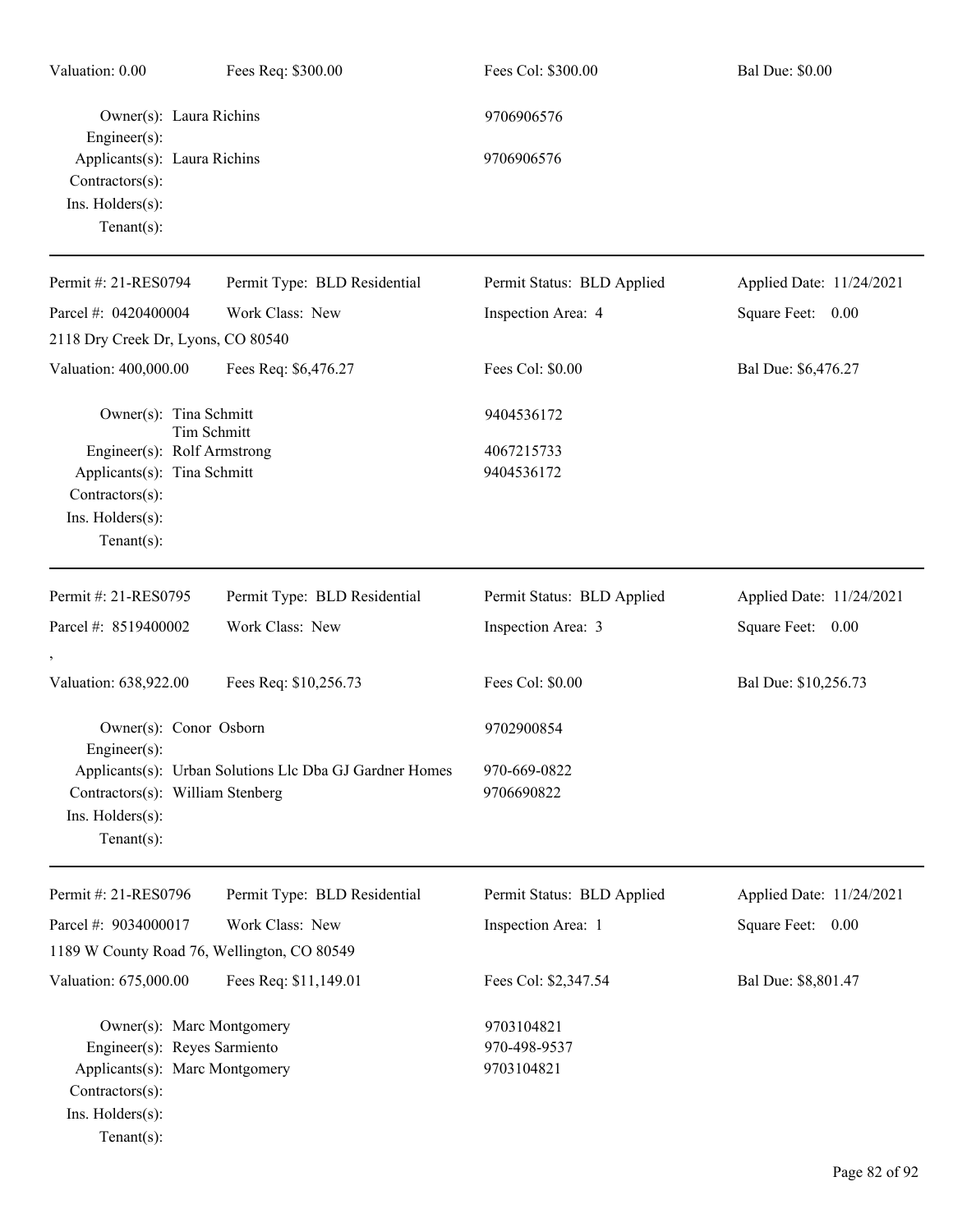| Valuation: 0.00 | Fees Req: $300.00 | Fees Col: $300.00 | Bal Due: $0.00 |
|---|---|---|---|

Owner(s): Laura Richins — 9706906576
Engineer(s):
Applicants(s): Laura Richins — 9706906576
Contractors(s):
Ins. Holders(s):
Tenant(s):

---

| Permit #: 21-RES0794 | Permit Type: BLD Residential | Permit Status: BLD Applied | Applied Date: 11/24/2021 |
|---|---|---|---|
| Parcel #: 0420400004 | Work Class: New | Inspection Area: 4 | Square Feet: 0.00 |
| 2118 Dry Creek Dr, Lyons, CO 80540 | | | |
| Valuation: 400,000.00 | Fees Req: $6,476.27 | Fees Col: $0.00 | Bal Due: $6,476.27 |

Owner(s): Tina Schmitt — 9404536172
Tim Schmitt
Engineer(s): Rolf Armstrong — 4067215733
Applicants(s): Tina Schmitt — 9404536172
Contractors(s):
Ins. Holders(s):
Tenant(s):

---

| Permit #: 21-RES0795 | Permit Type: BLD Residential | Permit Status: BLD Applied | Applied Date: 11/24/2021 |
|---|---|---|---|
| Parcel #: 8519400002 | Work Class: New | Inspection Area: 3 | Square Feet: 0.00 |
| , | | | |
| Valuation: 638,922.00 | Fees Req: $10,256.73 | Fees Col: $0.00 | Bal Due: $10,256.73 |

Owner(s): Conor Osborn — 9702900854
Engineer(s):
Applicants(s): Urban Solutions Llc Dba GJ Gardner Homes — 970-669-0822
Contractors(s): William Stenberg — 9706690822
Ins. Holders(s):
Tenant(s):

---

| Permit #: 21-RES0796 | Permit Type: BLD Residential | Permit Status: BLD Applied | Applied Date: 11/24/2021 |
|---|---|---|---|
| Parcel #: 9034000017 | Work Class: New | Inspection Area: 1 | Square Feet: 0.00 |
| 1189 W County Road 76, Wellington, CO 80549 | | | |
| Valuation: 675,000.00 | Fees Req: $11,149.01 | Fees Col: $2,347.54 | Bal Due: $8,801.47 |

Owner(s): Marc Montgomery — 9703104821
Engineer(s): Reyes Sarmiento — 970-498-9537
Applicants(s): Marc Montgomery — 9703104821
Contractors(s):
Ins. Holders(s):
Tenant(s):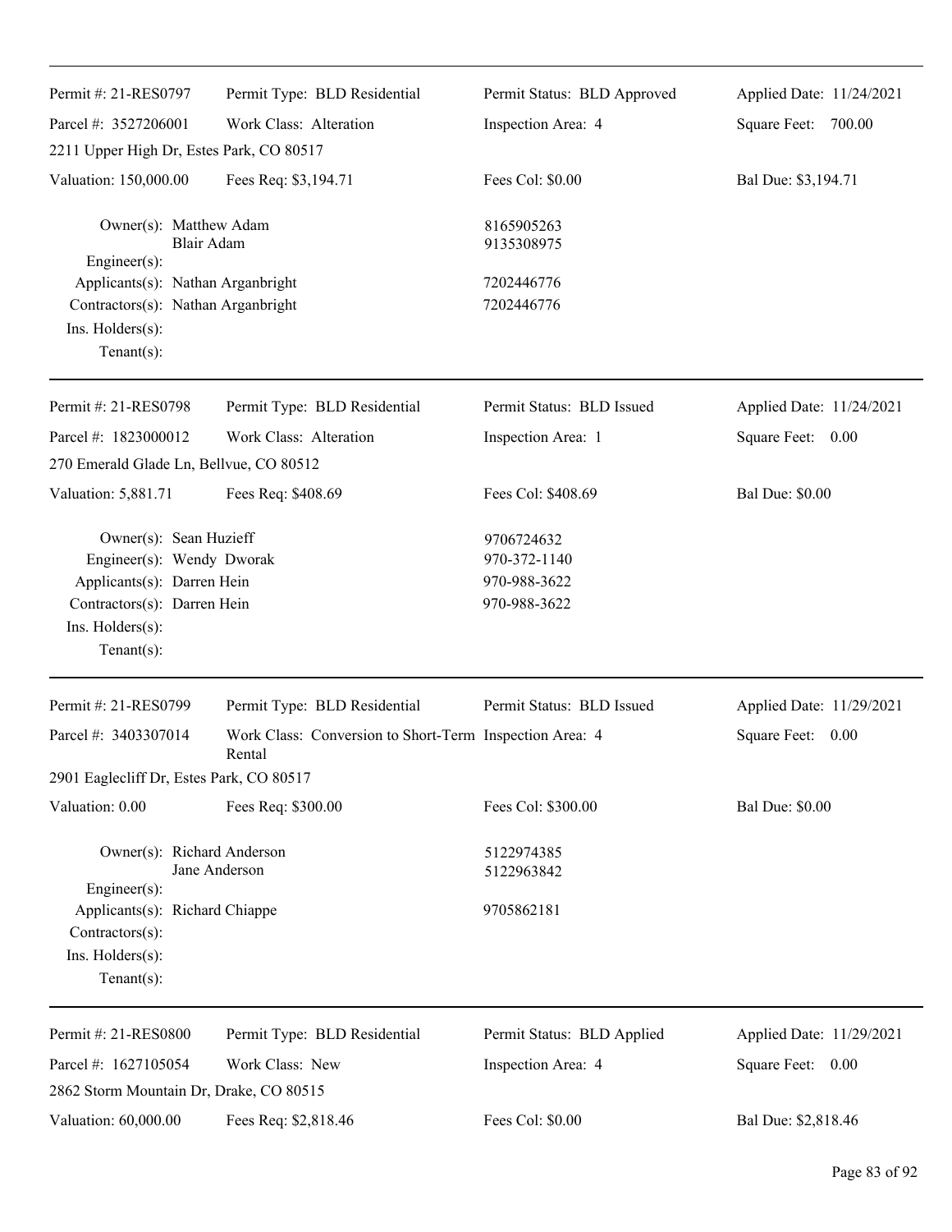| Permit #: 21-RES0797 | Permit Type: BLD Residential | Permit Status: BLD Approved | Applied Date: 11/24/2021 |
|---|---|---|---|
| Parcel #: 3527206001 | Work Class: Alteration | Inspection Area: 4 | Square Feet: 700.00 |
| 2211 Upper High Dr, Estes Park, CO 80517 | | | |
| Valuation: 150,000.00 | Fees Req: $3,194.71 | Fees Col: $0.00 | Bal Due: $3,194.71 |

Owner(s): Matthew Adam — 8165905263
Blair Adam — 9135308975
Engineer(s):
Applicants(s): Nathan Arganbright — 7202446776
Contractors(s): Nathan Arganbright — 7202446776
Ins. Holders(s):
Tenant(s):

---

| Permit #: 21-RES0798 | Permit Type: BLD Residential | Permit Status: BLD Issued | Applied Date: 11/24/2021 |
|---|---|---|---|
| Parcel #: 1823000012 | Work Class: Alteration | Inspection Area: 1 | Square Feet: 0.00 |
| 270 Emerald Glade Ln, Bellvue, CO 80512 | | | |
| Valuation: 5,881.71 | Fees Req: $408.69 | Fees Col: $408.69 | Bal Due: $0.00 |

Owner(s): Sean Huzieff — 9706724632
Engineer(s): Wendy Dworak — 970-372-1140
Applicants(s): Darren Hein — 970-988-3622
Contractors(s): Darren Hein — 970-988-3622
Ins. Holders(s):
Tenant(s):

---

| Permit #: 21-RES0799 | Permit Type: BLD Residential | Permit Status: BLD Issued | Applied Date: 11/29/2021 |
|---|---|---|---|
| Parcel #: 3403307014 | Work Class: Conversion to Short-Term Rental | Inspection Area: 4 | Square Feet: 0.00 |
| 2901 Eaglecliff Dr, Estes Park, CO 80517 | | | |
| Valuation: 0.00 | Fees Req: $300.00 | Fees Col: $300.00 | Bal Due: $0.00 |

Owner(s): Richard Anderson — 5122974385
Jane Anderson — 5122963842
Engineer(s):
Applicants(s): Richard Chiappe — 9705862181
Contractors(s):
Ins. Holders(s):
Tenant(s):

---

| Permit #: 21-RES0800 | Permit Type: BLD Residential | Permit Status: BLD Applied | Applied Date: 11/29/2021 |
|---|---|---|---|
| Parcel #: 1627105054 | Work Class: New | Inspection Area: 4 | Square Feet: 0.00 |
| 2862 Storm Mountain Dr, Drake, CO 80515 | | | |
| Valuation: 60,000.00 | Fees Req: $2,818.46 | Fees Col: $0.00 | Bal Due: $2,818.46 |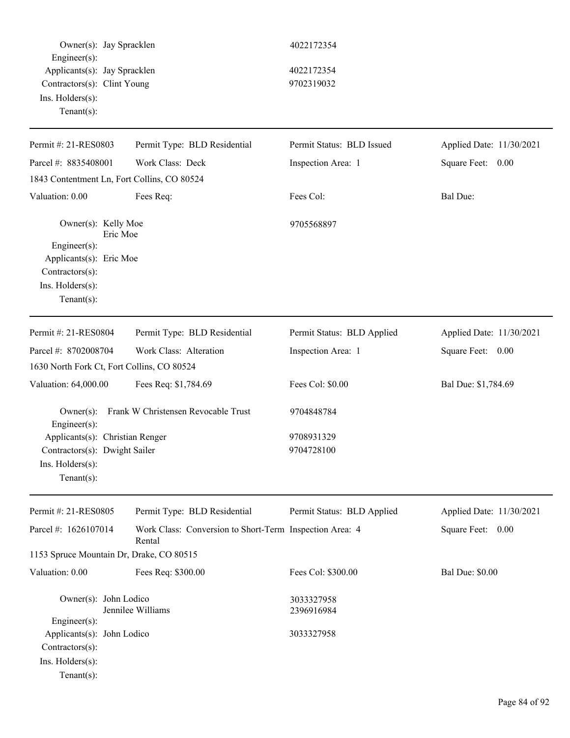Owner(s): Jay Spracklen 4022172354
Engineer(s):
Applicants(s): Jay Spracklen 4022172354
Contractors(s): Clint Young 9702319032
Ins. Holders(s):
Tenant(s):

---

| Permit #: 21-RES0803 | Permit Type: BLD Residential | Permit Status: BLD Issued | Applied Date: 11/30/2021 |
|---|---|---|---|
| Parcel #: 8835408001 | Work Class: Deck | Inspection Area: 1 | Square Feet: 0.00 |
| 1843 Contentment Ln, Fort Collins, CO 80524 | | | |
| Valuation: 0.00 | Fees Req: | Fees Col: | Bal Due: |

Owner(s): Kelly Moe, Eric Moe 9705568897
Engineer(s):
Applicants(s): Eric Moe
Contractors(s):
Ins. Holders(s):
Tenant(s):

---

| Permit #: 21-RES0804 | Permit Type: BLD Residential | Permit Status: BLD Applied | Applied Date: 11/30/2021 |
|---|---|---|---|
| Parcel #: 8702008704 | Work Class: Alteration | Inspection Area: 1 | Square Feet: 0.00 |
| 1630 North Fork Ct, Fort Collins, CO 80524 | | | |
| Valuation: 64,000.00 | Fees Req: $1,784.69 | Fees Col: $0.00 | Bal Due: $1,784.69 |

Owner(s): Frank W Christensen Revocable Trust 9704848784
Engineer(s):
Applicants(s): Christian Renger 9708931329
Contractors(s): Dwight Sailer 9704728100
Ins. Holders(s):
Tenant(s):

---

| Permit #: 21-RES0805 | Permit Type: BLD Residential | Permit Status: BLD Applied | Applied Date: 11/30/2021 |
|---|---|---|---|
| Parcel #: 1626107014 | Work Class: Conversion to Short-Term Rental | Inspection Area: 4 | Square Feet: 0.00 |
| 1153 Spruce Mountain Dr, Drake, CO 80515 | | | |
| Valuation: 0.00 | Fees Req: $300.00 | Fees Col: $300.00 | Bal Due: $0.00 |

Owner(s): John Lodico 3033327958
Jennilee Williams 2396916984
Engineer(s):
Applicants(s): John Lodico 3033327958
Contractors(s):
Ins. Holders(s):
Tenant(s):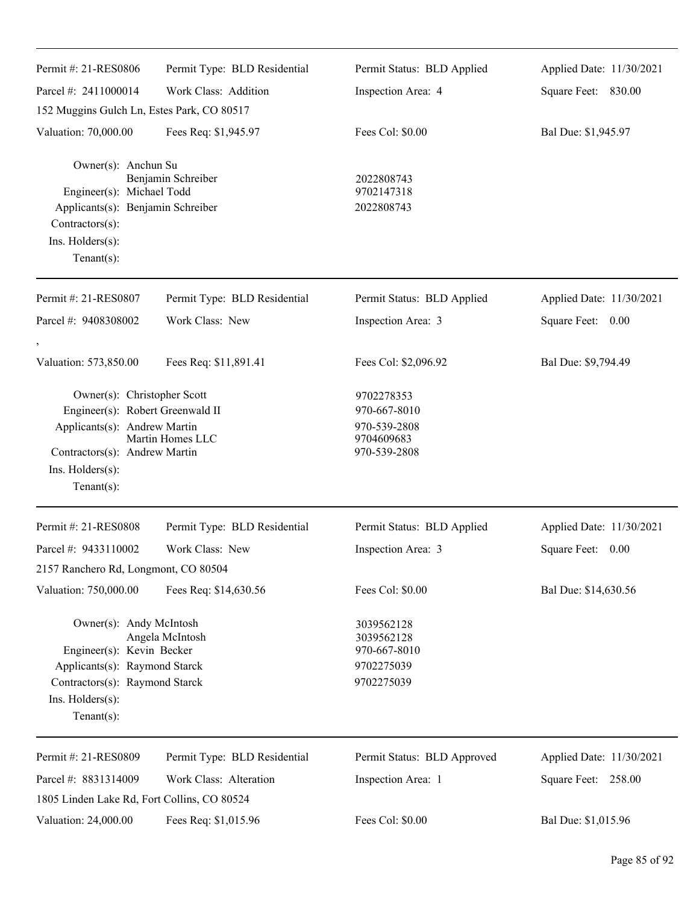Permit #: 21-RES0806 | Permit Type: BLD Residential | Permit Status: BLD Applied | Applied Date: 11/30/2021
Parcel #: 2411000014 | Work Class: Addition | Inspection Area: 4 | Square Feet: 830.00

152 Muggins Gulch Ln, Estes Park, CO 80517

Valuation: 70,000.00 | Fees Req: $1,945.97 | Fees Col: $0.00 | Bal Due: $1,945.97

Owner(s): Anchun Su
Benjamin Schreiber — 2022808743
Engineer(s): Michael Todd — 9702147318
Applicants(s): Benjamin Schreiber — 2022808743
Contractors(s):
Ins. Holders(s):
Tenant(s):

---

Permit #: 21-RES0807 | Permit Type: BLD Residential | Permit Status: BLD Applied | Applied Date: 11/30/2021
Parcel #: 9408308002 | Work Class: New | Inspection Area: 3 | Square Feet: 0.00

,

Valuation: 573,850.00 | Fees Req: $11,891.41 | Fees Col: $2,096.92 | Bal Due: $9,794.49

Owner(s): Christopher Scott — 9702278353
Engineer(s): Robert Greenwald II — 970-667-8010
Applicants(s): Andrew Martin — 970-539-2808
Martin Homes LLC — 9704609683
Contractors(s): Andrew Martin — 970-539-2808
Ins. Holders(s):
Tenant(s):

---

Permit #: 21-RES0808 | Permit Type: BLD Residential | Permit Status: BLD Applied | Applied Date: 11/30/2021
Parcel #: 9433110002 | Work Class: New | Inspection Area: 3 | Square Feet: 0.00

2157 Ranchero Rd, Longmont, CO 80504

Valuation: 750,000.00 | Fees Req: $14,630.56 | Fees Col: $0.00 | Bal Due: $14,630.56

Owner(s): Andy McIntosh — 3039562128
Angela McIntosh — 3039562128
Engineer(s): Kevin Becker — 970-667-8010
Applicants(s): Raymond Starck — 9702275039
Contractors(s): Raymond Starck — 9702275039
Ins. Holders(s):
Tenant(s):

---

Permit #: 21-RES0809 | Permit Type: BLD Residential | Permit Status: BLD Approved | Applied Date: 11/30/2021
Parcel #: 8831314009 | Work Class: Alteration | Inspection Area: 1 | Square Feet: 258.00

1805 Linden Lake Rd, Fort Collins, CO 80524

Valuation: 24,000.00 | Fees Req: $1,015.96 | Fees Col: $0.00 | Bal Due: $1,015.96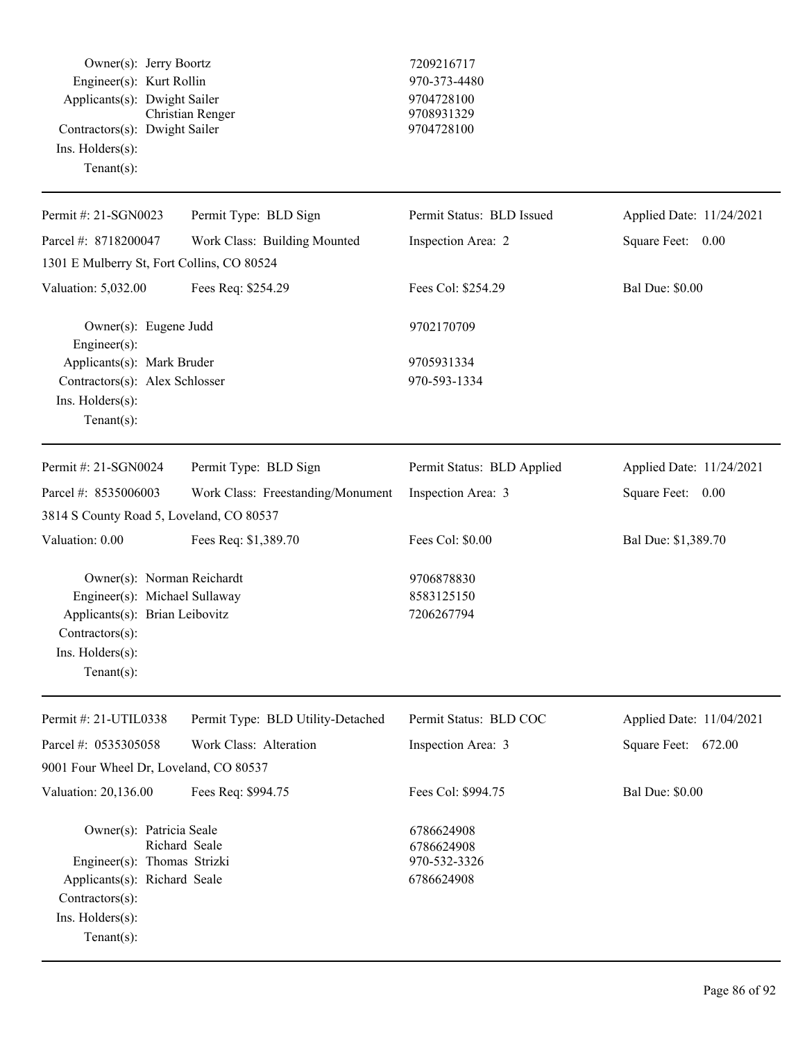Owner(s): Jerry Boortz 7209216717
Engineer(s): Kurt Rollin 970-373-4480
Applicants(s): Dwight Sailer 9704728100
Christian Renger 9708931329
Contractors(s): Dwight Sailer 9704728100
Ins. Holders(s):
Tenant(s):

---

| Permit #: 21-SGN0023 | Permit Type: BLD Sign | Permit Status: BLD Issued | Applied Date: 11/24/2021 |
|---|---|---|---|
| Parcel #: 8718200047 | Work Class: Building Mounted | Inspection Area: 2 | Square Feet: 0.00 |
| 1301 E Mulberry St, Fort Collins, CO 80524 | | | |
| Valuation: 5,032.00 | Fees Req: $254.29 | Fees Col: $254.29 | Bal Due: $0.00 |

Owner(s): Eugene Judd 9702170709
Engineer(s):
Applicants(s): Mark Bruder 9705931334
Contractors(s): Alex Schlosser 970-593-1334
Ins. Holders(s):
Tenant(s):

---

| Permit #: 21-SGN0024 | Permit Type: BLD Sign | Permit Status: BLD Applied | Applied Date: 11/24/2021 |
|---|---|---|---|
| Parcel #: 8535006003 | Work Class: Freestanding/Monument | Inspection Area: 3 | Square Feet: 0.00 |
| 3814 S County Road 5, Loveland, CO 80537 | | | |
| Valuation: 0.00 | Fees Req: $1,389.70 | Fees Col: $0.00 | Bal Due: $1,389.70 |

Owner(s): Norman Reichardt 9706878830
Engineer(s): Michael Sullaway 8583125150
Applicants(s): Brian Leibovitz 7206267794
Contractors(s):
Ins. Holders(s):
Tenant(s):

---

| Permit #: 21-UTIL0338 | Permit Type: BLD Utility-Detached | Permit Status: BLD COC | Applied Date: 11/04/2021 |
|---|---|---|---|
| Parcel #: 0535305058 | Work Class: Alteration | Inspection Area: 3 | Square Feet: 672.00 |
| 9001 Four Wheel Dr, Loveland, CO 80537 | | | |
| Valuation: 20,136.00 | Fees Req: $994.75 | Fees Col: $994.75 | Bal Due: $0.00 |

Owner(s): Patricia Seale 6786624908
Richard Seale 6786624908
Engineer(s): Thomas Strizki 970-532-3326
Applicants(s): Richard Seale 6786624908
Contractors(s):
Ins. Holders(s):
Tenant(s):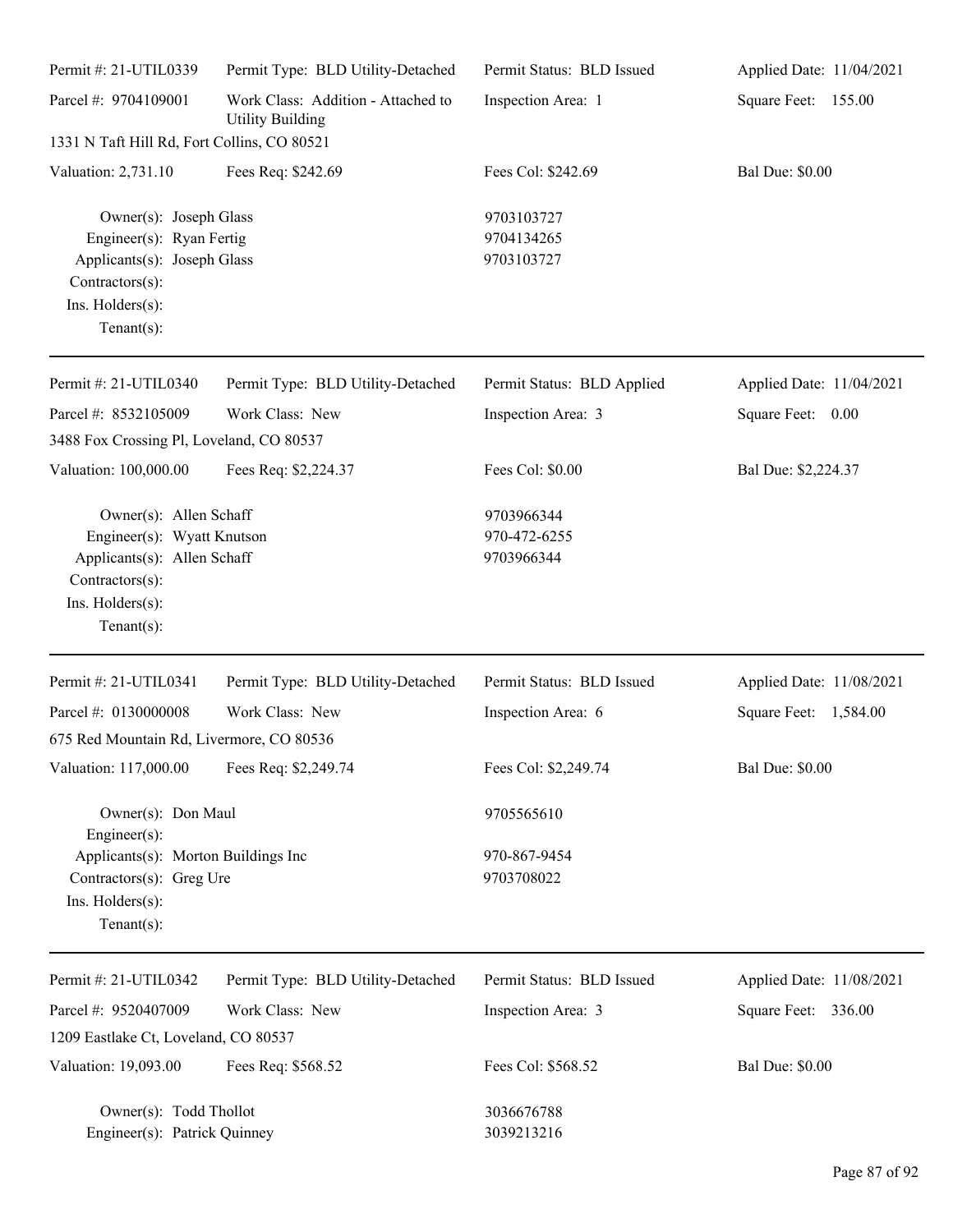Permit #: 21-UTIL0339 | Permit Type: BLD Utility-Detached | Permit Status: BLD Issued | Applied Date: 11/04/2021
Parcel #: 9704109001 | Work Class: Addition - Attached to Utility Building | Inspection Area: 1 | Square Feet: 155.00
1331 N Taft Hill Rd, Fort Collins, CO 80521
Valuation: 2,731.10 | Fees Req: $242.69 | Fees Col: $242.69 | Bal Due: $0.00

Owner(s): Joseph Glass 9703103727
Engineer(s): Ryan Fertig 9704134265
Applicants(s): Joseph Glass 9703103727
Contractors(s):
Ins. Holders(s):
Tenant(s):

---

Permit #: 21-UTIL0340 | Permit Type: BLD Utility-Detached | Permit Status: BLD Applied | Applied Date: 11/04/2021
Parcel #: 8532105009 | Work Class: New | Inspection Area: 3 | Square Feet: 0.00
3488 Fox Crossing Pl, Loveland, CO 80537
Valuation: 100,000.00 | Fees Req: $2,224.37 | Fees Col: $0.00 | Bal Due: $2,224.37

Owner(s): Allen Schaff 9703966344
Engineer(s): Wyatt Knutson 970-472-6255
Applicants(s): Allen Schaff 9703966344
Contractors(s):
Ins. Holders(s):
Tenant(s):

---

Permit #: 21-UTIL0341 | Permit Type: BLD Utility-Detached | Permit Status: BLD Issued | Applied Date: 11/08/2021
Parcel #: 0130000008 | Work Class: New | Inspection Area: 6 | Square Feet: 1,584.00
675 Red Mountain Rd, Livermore, CO 80536
Valuation: 117,000.00 | Fees Req: $2,249.74 | Fees Col: $2,249.74 | Bal Due: $0.00

Owner(s): Don Maul 9705565610
Engineer(s):
Applicants(s): Morton Buildings Inc 970-867-9454
Contractors(s): Greg Ure 9703708022
Ins. Holders(s):
Tenant(s):

---

Permit #: 21-UTIL0342 | Permit Type: BLD Utility-Detached | Permit Status: BLD Issued | Applied Date: 11/08/2021
Parcel #: 9520407009 | Work Class: New | Inspection Area: 3 | Square Feet: 336.00
1209 Eastlake Ct, Loveland, CO 80537
Valuation: 19,093.00 | Fees Req: $568.52 | Fees Col: $568.52 | Bal Due: $0.00

Owner(s): Todd Thollot 3036676788
Engineer(s): Patrick Quinney 3039213216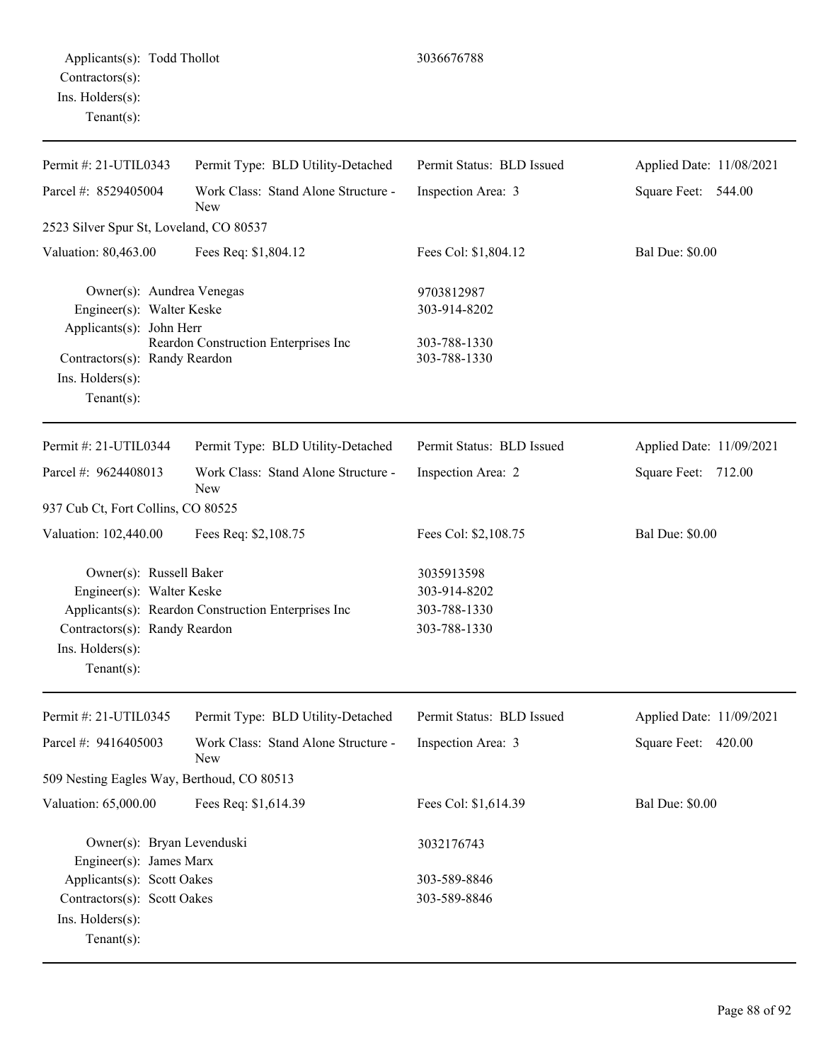Applicants(s): Todd Thollot 3036676788
Contractors(s):
Ins. Holders(s):
Tenant(s):

---

| Permit #: 21-UTIL0343 | Permit Type: BLD Utility-Detached | Permit Status: BLD Issued | Applied Date: 11/08/2021 |
|---|---|---|---|
| Parcel #: 8529405004 | Work Class: Stand Alone Structure - New | Inspection Area: 3 | Square Feet: 544.00 |
| 2523 Silver Spur St, Loveland, CO 80537 | | | |
| Valuation: 80,463.00 | Fees Req: $1,804.12 | Fees Col: $1,804.12 | Bal Due: $0.00 |

Owner(s): Aundrea Venegas 9703812987
Engineer(s): Walter Keske 303-914-8202
Applicants(s): John Herr
Reardon Construction Enterprises Inc 303-788-1330
Contractors(s): Randy Reardon 303-788-1330
Ins. Holders(s):
Tenant(s):

---

| Permit #: 21-UTIL0344 | Permit Type: BLD Utility-Detached | Permit Status: BLD Issued | Applied Date: 11/09/2021 |
|---|---|---|---|
| Parcel #: 9624408013 | Work Class: Stand Alone Structure - New | Inspection Area: 2 | Square Feet: 712.00 |
| 937 Cub Ct, Fort Collins, CO 80525 | | | |
| Valuation: 102,440.00 | Fees Req: $2,108.75 | Fees Col: $2,108.75 | Bal Due: $0.00 |

Owner(s): Russell Baker 3035913598
Engineer(s): Walter Keske 303-914-8202
Applicants(s): Reardon Construction Enterprises Inc 303-788-1330
Contractors(s): Randy Reardon 303-788-1330
Ins. Holders(s):
Tenant(s):

---

| Permit #: 21-UTIL0345 | Permit Type: BLD Utility-Detached | Permit Status: BLD Issued | Applied Date: 11/09/2021 |
|---|---|---|---|
| Parcel #: 9416405003 | Work Class: Stand Alone Structure - New | Inspection Area: 3 | Square Feet: 420.00 |
| 509 Nesting Eagles Way, Berthoud, CO 80513 | | | |
| Valuation: 65,000.00 | Fees Req: $1,614.39 | Fees Col: $1,614.39 | Bal Due: $0.00 |

Owner(s): Bryan Levenduski 3032176743
Engineer(s): James Marx
Applicants(s): Scott Oakes 303-589-8846
Contractors(s): Scott Oakes 303-589-8846
Ins. Holders(s):
Tenant(s):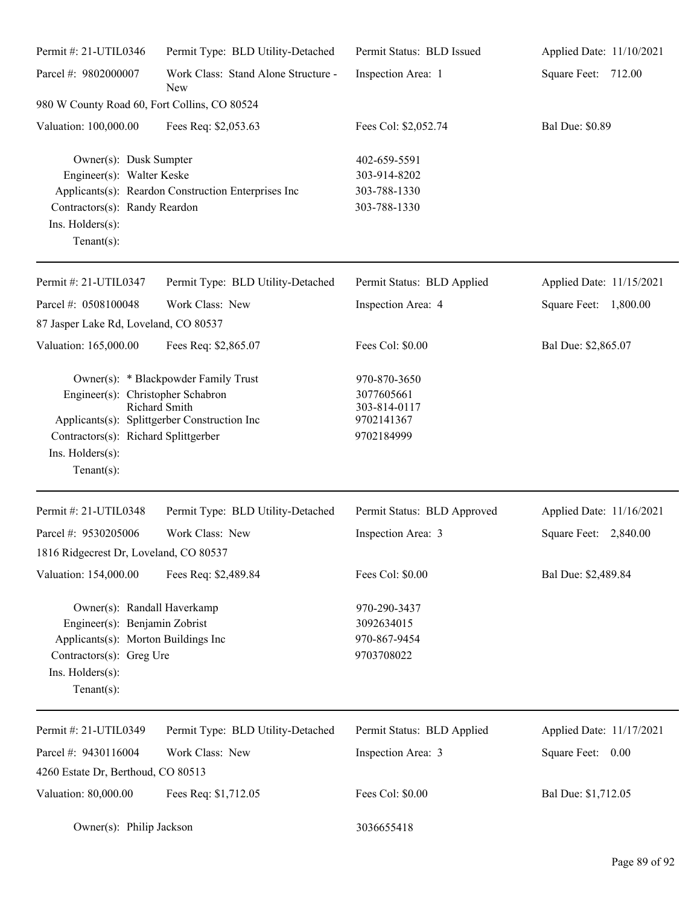Permit #: 21-UTIL0346 | Permit Type: BLD Utility-Detached | Permit Status: BLD Issued | Applied Date: 11/10/2021

Parcel #: 9802000007 | Work Class: Stand Alone Structure - New | Inspection Area: 1 | Square Feet: 712.00

980 W County Road 60, Fort Collins, CO 80524

Valuation: 100,000.00 | Fees Req: $2,053.63 | Fees Col: $2,052.74 | Bal Due: $0.89

Owner(s): Dusk Sumpter 402-659-5591
Engineer(s): Walter Keske 303-914-8202
Applicants(s): Reardon Construction Enterprises Inc 303-788-1330
Contractors(s): Randy Reardon 303-788-1330
Ins. Holders(s):
Tenant(s):

---

Permit #: 21-UTIL0347 | Permit Type: BLD Utility-Detached | Permit Status: BLD Applied | Applied Date: 11/15/2021

Parcel #: 0508100048 | Work Class: New | Inspection Area: 4 | Square Feet: 1,800.00

87 Jasper Lake Rd, Loveland, CO 80537

Valuation: 165,000.00 | Fees Req: $2,865.07 | Fees Col: $0.00 | Bal Due: $2,865.07

Owner(s): * Blackpowder Family Trust 970-870-3650
Engineer(s): Christopher Schabron 3077605661
Richard Smith 303-814-0117
Applicants(s): Splittgerber Construction Inc 9702141367
Contractors(s): Richard Splittgerber 9702184999
Ins. Holders(s):
Tenant(s):

---

Permit #: 21-UTIL0348 | Permit Type: BLD Utility-Detached | Permit Status: BLD Approved | Applied Date: 11/16/2021

Parcel #: 9530205006 | Work Class: New | Inspection Area: 3 | Square Feet: 2,840.00

1816 Ridgecrest Dr, Loveland, CO 80537

Valuation: 154,000.00 | Fees Req: $2,489.84 | Fees Col: $0.00 | Bal Due: $2,489.84

Owner(s): Randall Haverkamp 970-290-3437
Engineer(s): Benjamin Zobrist 3092634015
Applicants(s): Morton Buildings Inc 970-867-9454
Contractors(s): Greg Ure 9703708022
Ins. Holders(s):
Tenant(s):

---

Permit #: 21-UTIL0349 | Permit Type: BLD Utility-Detached | Permit Status: BLD Applied | Applied Date: 11/17/2021

Parcel #: 9430116004 | Work Class: New | Inspection Area: 3 | Square Feet: 0.00

4260 Estate Dr, Berthoud, CO 80513

Valuation: 80,000.00 | Fees Req: $1,712.05 | Fees Col: $0.00 | Bal Due: $1,712.05

Owner(s): Philip Jackson 3036655418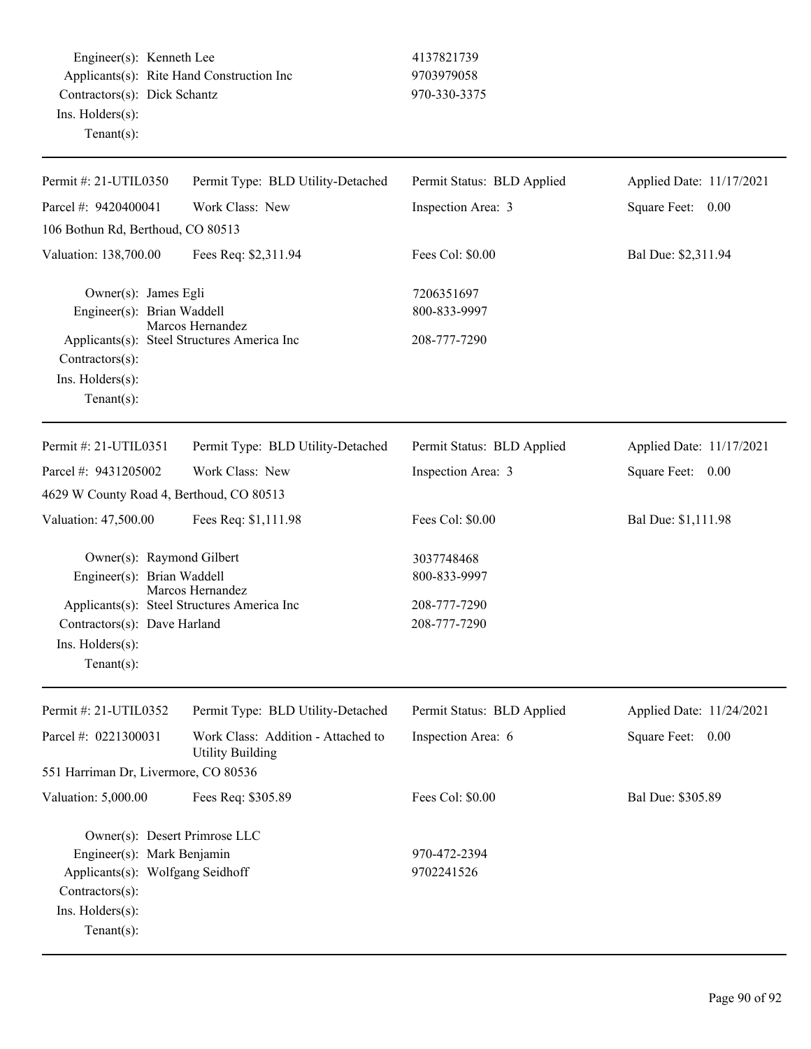Engineer(s): Kenneth Lee 4137821739
Applicants(s): Rite Hand Construction Inc 9703979058
Contractors(s): Dick Schantz 970-330-3375
Ins. Holders(s):
Tenant(s):

---

| Permit #: 21-UTIL0350 | Permit Type: BLD Utility-Detached | Permit Status: BLD Applied | Applied Date: 11/17/2021 |
|---|---|---|---|
| Parcel #: 9420400041 | Work Class: New | Inspection Area: 3 | Square Feet: 0.00 |
| 106 Bothun Rd, Berthoud, CO 80513 | | | |
| Valuation: 138,700.00 | Fees Req: $2,311.94 | Fees Col: $0.00 | Bal Due: $2,311.94 |

Owner(s): James Egli 7206351697
Engineer(s): Brian Waddell 800-833-9997
Marcos Hernandez
Applicants(s): Steel Structures America Inc 208-777-7290
Contractors(s):
Ins. Holders(s):
Tenant(s):

---

| Permit #: 21-UTIL0351 | Permit Type: BLD Utility-Detached | Permit Status: BLD Applied | Applied Date: 11/17/2021 |
|---|---|---|---|
| Parcel #: 9431205002 | Work Class: New | Inspection Area: 3 | Square Feet: 0.00 |
| 4629 W County Road 4, Berthoud, CO 80513 | | | |
| Valuation: 47,500.00 | Fees Req: $1,111.98 | Fees Col: $0.00 | Bal Due: $1,111.98 |

Owner(s): Raymond Gilbert 3037748468
Engineer(s): Brian Waddell 800-833-9997
Marcos Hernandez
Applicants(s): Steel Structures America Inc 208-777-7290
Contractors(s): Dave Harland 208-777-7290
Ins. Holders(s):
Tenant(s):

---

| Permit #: 21-UTIL0352 | Permit Type: BLD Utility-Detached | Permit Status: BLD Applied | Applied Date: 11/24/2021 |
|---|---|---|---|
| Parcel #: 0221300031 | Work Class: Addition - Attached to Utility Building | Inspection Area: 6 | Square Feet: 0.00 |
| 551 Harriman Dr, Livermore, CO 80536 | | | |
| Valuation: 5,000.00 | Fees Req: $305.89 | Fees Col: $0.00 | Bal Due: $305.89 |

Owner(s): Desert Primrose LLC
Engineer(s): Mark Benjamin 970-472-2394
Applicants(s): Wolfgang Seidhoff 9702241526
Contractors(s):
Ins. Holders(s):
Tenant(s):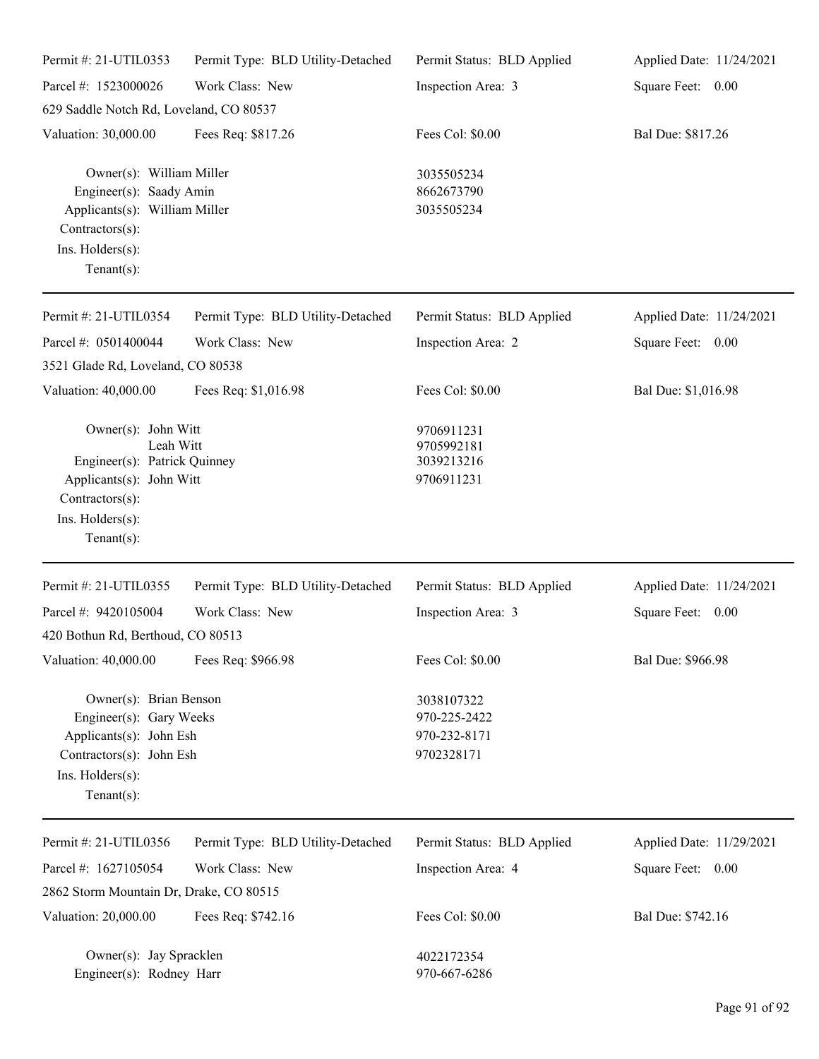Permit #: 21-UTIL0353 | Permit Type: BLD Utility-Detached | Permit Status: BLD Applied | Applied Date: 11/24/2021
Parcel #: 1523000026 | Work Class: New | Inspection Area: 3 | Square Feet: 0.00
629 Saddle Notch Rd, Loveland, CO 80537
Valuation: 30,000.00 | Fees Req: $817.26 | Fees Col: $0.00 | Bal Due: $817.26

Owner(s): William Miller — 3035505234
Engineer(s): Saady Amin — 8662673790
Applicants(s): William Miller — 3035505234
Contractors(s):
Ins. Holders(s):
Tenant(s):

---

Permit #: 21-UTIL0354 | Permit Type: BLD Utility-Detached | Permit Status: BLD Applied | Applied Date: 11/24/2021
Parcel #: 0501400044 | Work Class: New | Inspection Area: 2 | Square Feet: 0.00
3521 Glade Rd, Loveland, CO 80538
Valuation: 40,000.00 | Fees Req: $1,016.98 | Fees Col: $0.00 | Bal Due: $1,016.98

Owner(s): John Witt — 9706911231
Leah Witt — 9705992181
Engineer(s): Patrick Quinney — 3039213216
Applicants(s): John Witt — 9706911231
Contractors(s):
Ins. Holders(s):
Tenant(s):

---

Permit #: 21-UTIL0355 | Permit Type: BLD Utility-Detached | Permit Status: BLD Applied | Applied Date: 11/24/2021
Parcel #: 9420105004 | Work Class: New | Inspection Area: 3 | Square Feet: 0.00
420 Bothun Rd, Berthoud, CO 80513
Valuation: 40,000.00 | Fees Req: $966.98 | Fees Col: $0.00 | Bal Due: $966.98

Owner(s): Brian Benson — 3038107322
Engineer(s): Gary Weeks — 970-225-2422
Applicants(s): John Esh — 970-232-8171
Contractors(s): John Esh — 9702328171
Ins. Holders(s):
Tenant(s):

---

Permit #: 21-UTIL0356 | Permit Type: BLD Utility-Detached | Permit Status: BLD Applied | Applied Date: 11/29/2021
Parcel #: 1627105054 | Work Class: New | Inspection Area: 4 | Square Feet: 0.00
2862 Storm Mountain Dr, Drake, CO 80515
Valuation: 20,000.00 | Fees Req: $742.16 | Fees Col: $0.00 | Bal Due: $742.16

Owner(s): Jay Spracklen — 4022172354
Engineer(s): Rodney Harr — 970-667-6286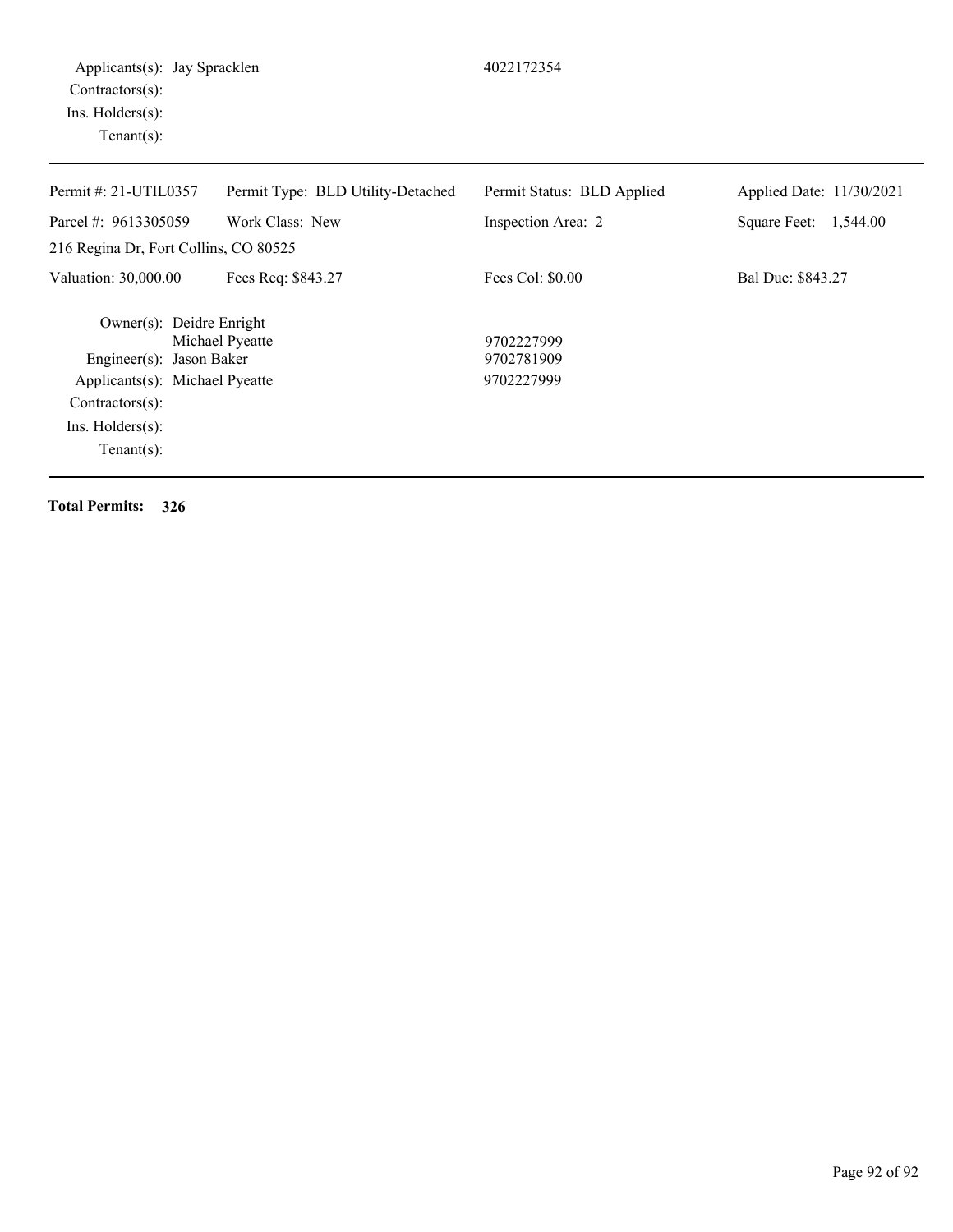Applicants(s): Jay Spracklen 4022172354
Contractors(s):
Ins. Holders(s):
Tenant(s):

---

| | | | |
|---|---|---|---|
| Permit #: 21-UTIL0357 | Permit Type: BLD Utility-Detached | Permit Status: BLD Applied | Applied Date: 11/30/2021 |
| Parcel #: 9613305059 | Work Class: New | Inspection Area: 2 | Square Feet: 1,544.00 |
| 216 Regina Dr, Fort Collins, CO 80525 | | | |
| Valuation: 30,000.00 | Fees Req: $843.27 | Fees Col: $0.00 | Bal Due: $843.27 |

Owner(s): Deidre Enright
Michael Pyeatte 9702227999
Engineer(s): Jason Baker 9702781909
Applicants(s): Michael Pyeatte 9702227999
Contractors(s):
Ins. Holders(s):
Tenant(s):

---

**Total Permits: 326**